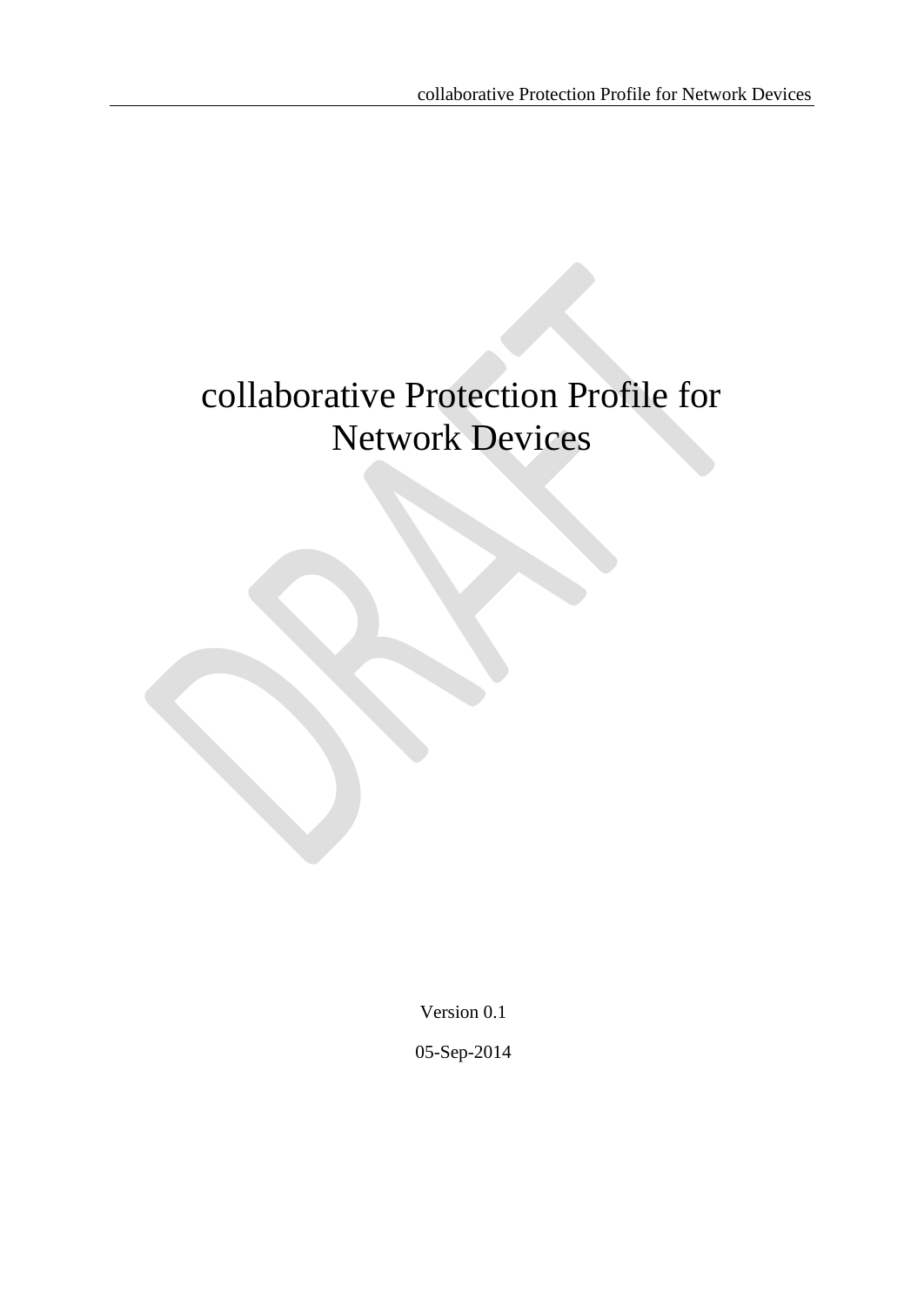# collaborative Protection Profile for Network Devices

Version 0.1

05-Sep-2014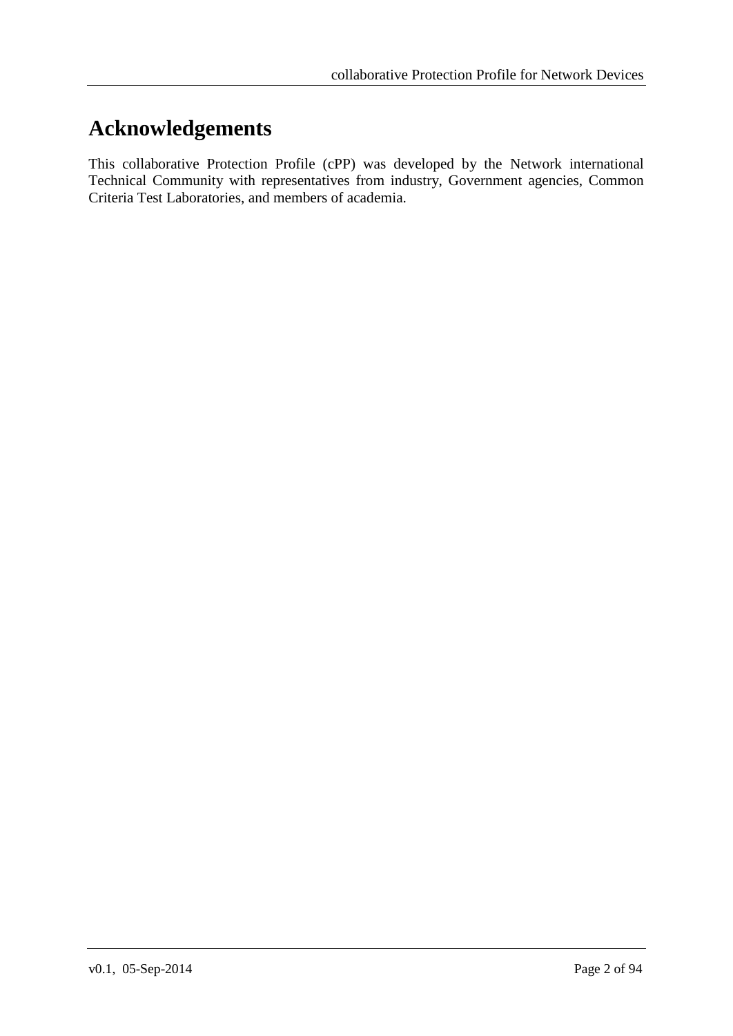# Acknowledgements

This collaborative Protection Profile (cPP) was developed by the Network international Technical Community with representatives from industry, Government agencies, Common Criteria Test Laboratories, and members of academia.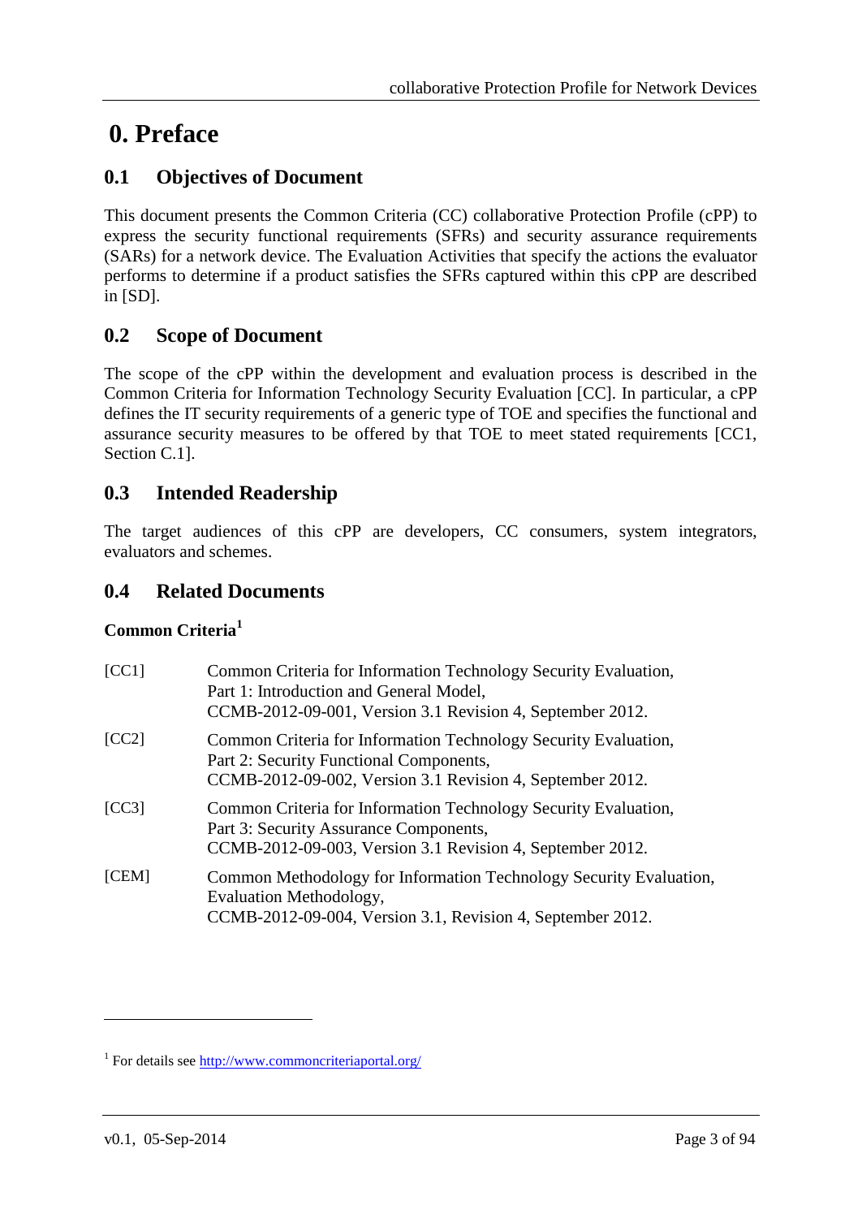# 0. Preface

## 0.1 Objectives of Document

This document presents the Common Criteria (CC) collaborative Protection Profile (cPP) to express the security functional requirements (SFRs) and security assurance requirements (SARs) for a network device. The Evaluation Activities that specify the actions the evaluator performs to determine if a product satisfies the SFRs captured within this cPP are described in [SD].

## 0.2 Scope of Document

The scope of the cPP within the development and evaluation process is described in the Common Criteria for Information Technology Security Evaluation [CC]. In particular, a cPP defines the IT security requirements of a generic type of TOE and specifies the functional and assurance security measures to be offered by that TOE to meet stated requirements [CC1, Section C.1].

## 0.3 Intended Readership

The target audiences of this cPP are developers, CC consumers, system integrators, evaluators and schemes.

## 0.4 Related Documents

**Common Criteria**[1]

| | |
|---|---|
| [CC1] | Common Criteria for Information Technology Security Evaluation, Part 1: Introduction and General Model, CCMB-2012-09-001, Version 3.1 Revision 4, September 2012. |
| [CC2] | Common Criteria for Information Technology Security Evaluation, Part 2: Security Functional Components, CCMB-2012-09-002, Version 3.1 Revision 4, September 2012. |
| [CC3] | Common Criteria for Information Technology Security Evaluation, Part 3: Security Assurance Components, CCMB-2012-09-003, Version 3.1 Revision 4, September 2012. |
| [CEM] | Common Methodology for Information Technology Security Evaluation, Evaluation Methodology, CCMB-2012-09-004, Version 3.1, Revision 4, September 2012. |

[1] For details see http://www.commoncriteriaportal.org/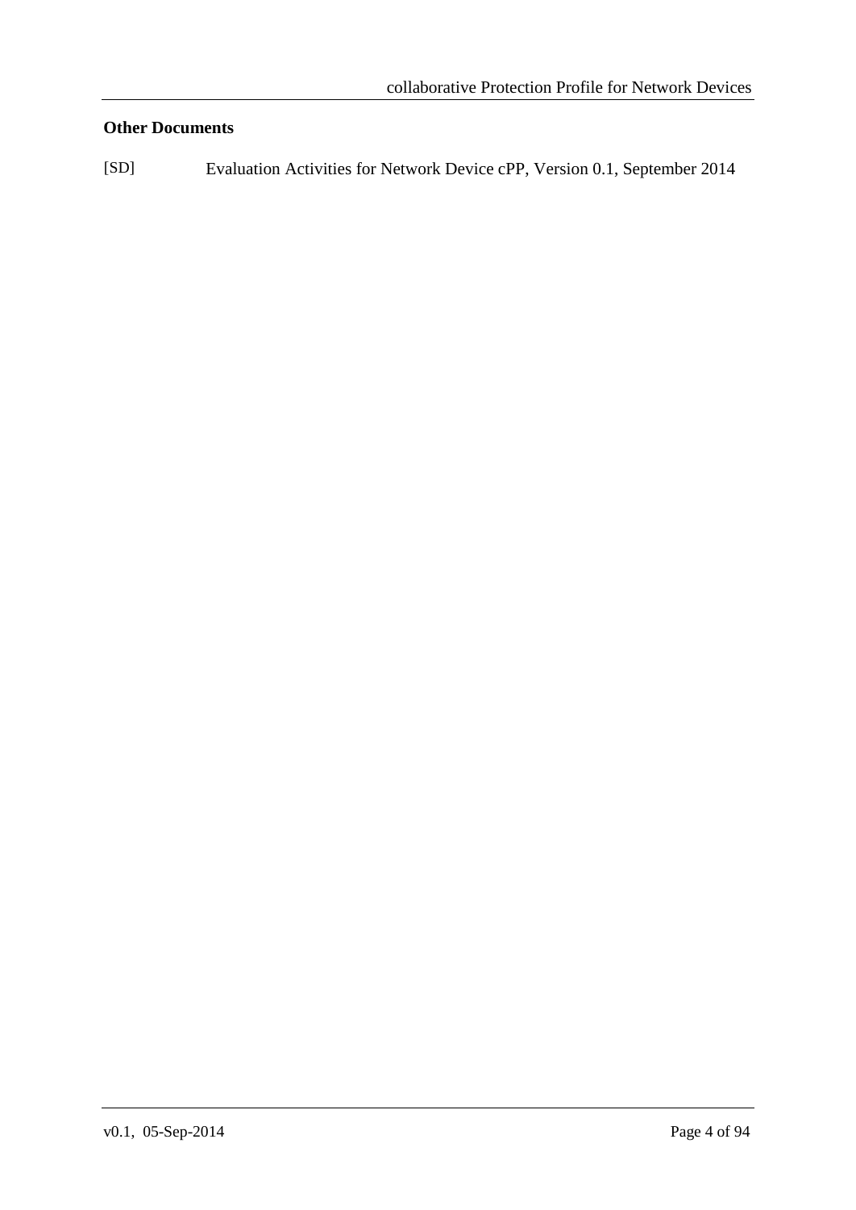**Other Documents**

[SD] Evaluation Activities for Network Device cPP, Version 0.1, September 2014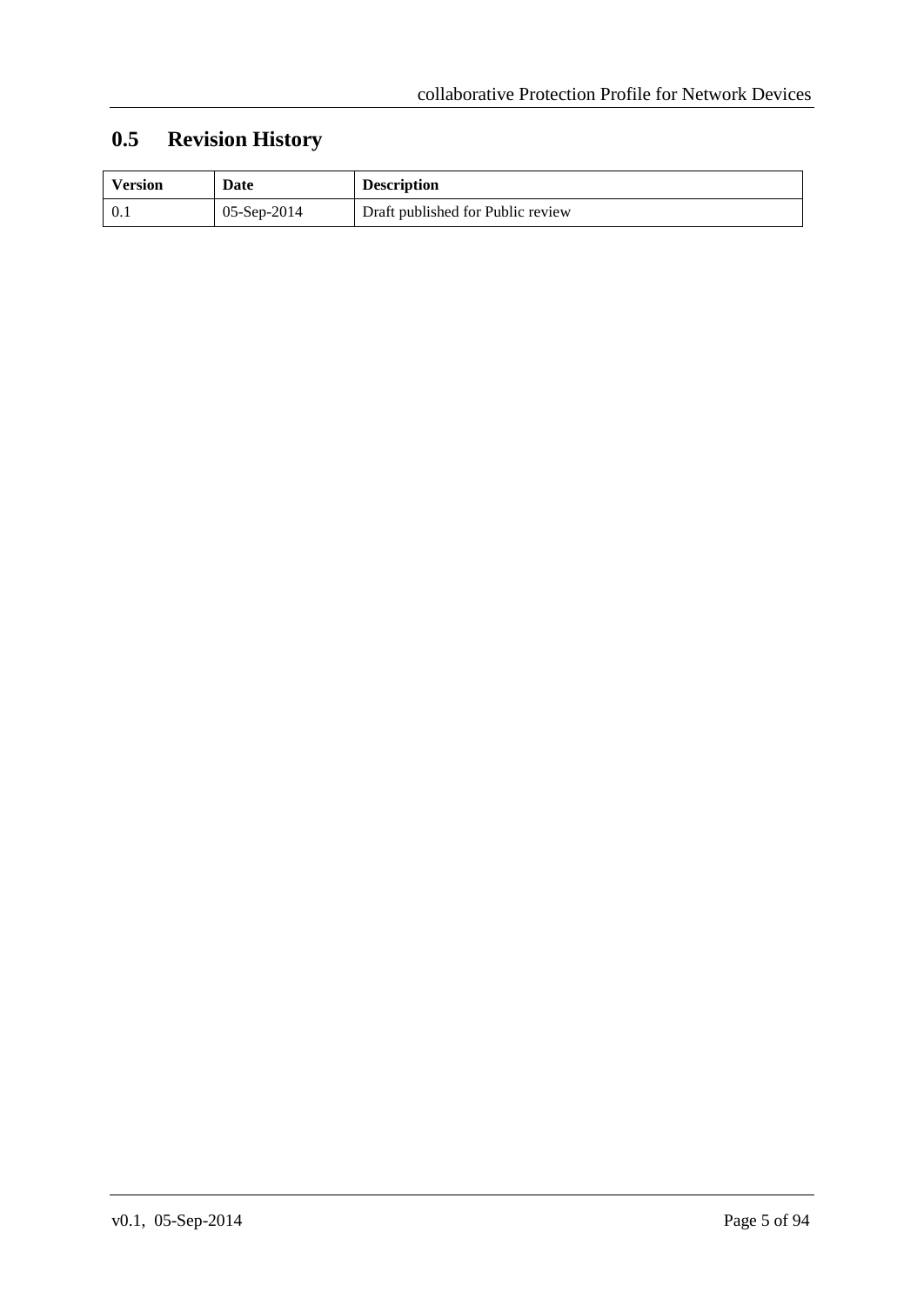## 0.5 Revision History

| Version | Date | Description |
|---|---|---|
| 0.1 | 05-Sep-2014 | Draft published for Public review |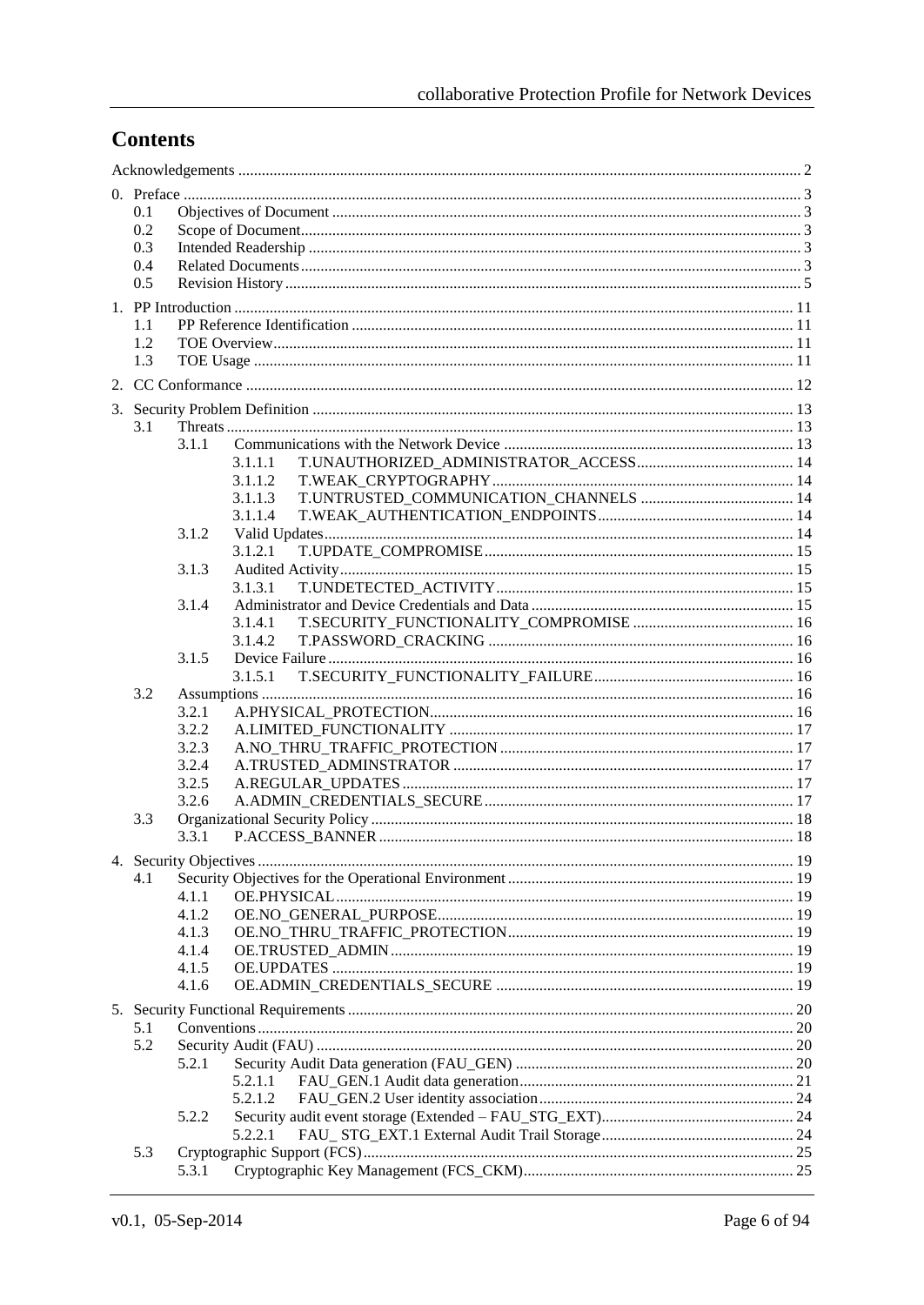# Contents

Acknowledgements ..... 2

0. Preface ..... 3
   - 0.1 Objectives of Document ..... 3
   - 0.2 Scope of Document ..... 3
   - 0.3 Intended Readership ..... 3
   - 0.4 Related Documents ..... 3
   - 0.5 Revision History ..... 5

1. PP Introduction ..... 11
   - 1.1 PP Reference Identification ..... 11
   - 1.2 TOE Overview ..... 11
   - 1.3 TOE Usage ..... 11

2. CC Conformance ..... 12

3. Security Problem Definition ..... 13
   - 3.1 Threats ..... 13
     - 3.1.1 Communications with the Network Device ..... 13
       - 3.1.1.1 T.UNAUTHORIZED_ADMINISTRATOR_ACCESS ..... 14
       - 3.1.1.2 T.WEAK_CRYPTOGRAPHY ..... 14
       - 3.1.1.3 T.UNTRUSTED_COMMUNICATION_CHANNELS ..... 14
       - 3.1.1.4 T.WEAK_AUTHENTICATION_ENDPOINTS ..... 14
     - 3.1.2 Valid Updates ..... 14
       - 3.1.2.1 T.UPDATE_COMPROMISE ..... 15
     - 3.1.3 Audited Activity ..... 15
       - 3.1.3.1 T.UNDETECTED_ACTIVITY ..... 15
     - 3.1.4 Administrator and Device Credentials and Data ..... 15
       - 3.1.4.1 T.SECURITY_FUNCTIONALITY_COMPROMISE ..... 16
       - 3.1.4.2 T.PASSWORD_CRACKING ..... 16
     - 3.1.5 Device Failure ..... 16
       - 3.1.5.1 T.SECURITY_FUNCTIONALITY_FAILURE ..... 16
   - 3.2 Assumptions ..... 16
     - 3.2.1 A.PHYSICAL_PROTECTION ..... 16
     - 3.2.2 A.LIMITED_FUNCTIONALITY ..... 17
     - 3.2.3 A.NO_THRU_TRAFFIC_PROTECTION ..... 17
     - 3.2.4 A.TRUSTED_ADMINSTRATOR ..... 17
     - 3.2.5 A.REGULAR_UPDATES ..... 17
     - 3.2.6 A.ADMIN_CREDENTIALS_SECURE ..... 17
   - 3.3 Organizational Security Policy ..... 18
     - 3.3.1 P.ACCESS_BANNER ..... 18

4. Security Objectives ..... 19
   - 4.1 Security Objectives for the Operational Environment ..... 19
     - 4.1.1 OE.PHYSICAL ..... 19
     - 4.1.2 OE.NO_GENERAL_PURPOSE ..... 19
     - 4.1.3 OE.NO_THRU_TRAFFIC_PROTECTION ..... 19
     - 4.1.4 OE.TRUSTED_ADMIN ..... 19
     - 4.1.5 OE.UPDATES ..... 19
     - 4.1.6 OE.ADMIN_CREDENTIALS_SECURE ..... 19

5. Security Functional Requirements ..... 20
   - 5.1 Conventions ..... 20
   - 5.2 Security Audit (FAU) ..... 20
     - 5.2.1 Security Audit Data generation (FAU_GEN) ..... 20
       - 5.2.1.1 FAU_GEN.1 Audit data generation ..... 21
       - 5.2.1.2 FAU_GEN.2 User identity association ..... 24
     - 5.2.2 Security audit event storage (Extended – FAU_STG_EXT) ..... 24
       - 5.2.2.1 FAU_ STG_EXT.1 External Audit Trail Storage ..... 24
   - 5.3 Cryptographic Support (FCS) ..... 25
     - 5.3.1 Cryptographic Key Management (FCS_CKM) ..... 25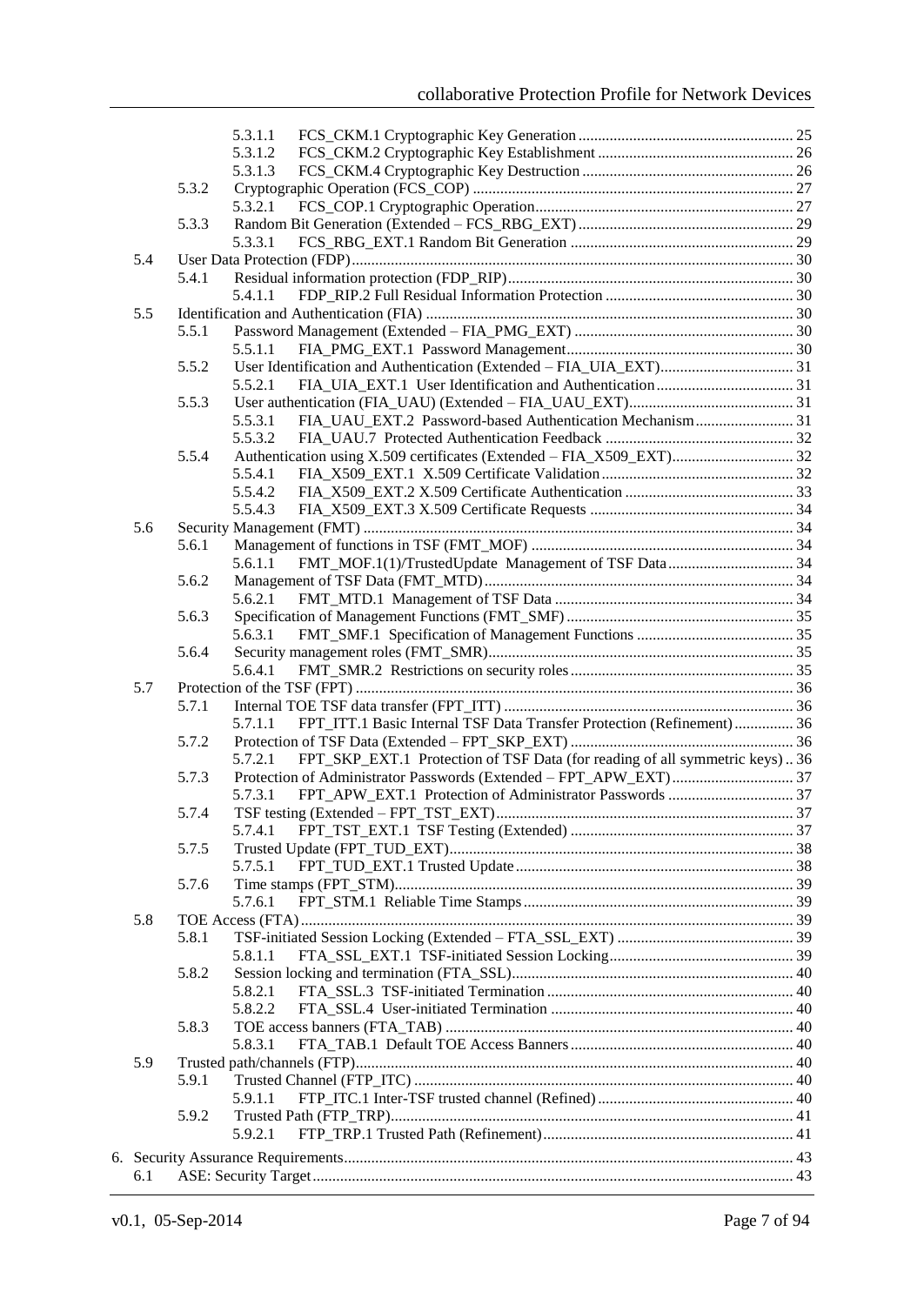- 5.3.1.1 FCS_CKM.1 Cryptographic Key Generation ... 25
- 5.3.1.2 FCS_CKM.2 Cryptographic Key Establishment ... 26
- 5.3.1.3 FCS_CKM.4 Cryptographic Key Destruction ... 26
- 5.3.2 Cryptographic Operation (FCS_COP) ... 27
  - 5.3.2.1 FCS_COP.1 Cryptographic Operation ... 27
- 5.3.3 Random Bit Generation (Extended – FCS_RBG_EXT) ... 29
  - 5.3.3.1 FCS_RBG_EXT.1 Random Bit Generation ... 29
- 5.4 User Data Protection (FDP) ... 30
  - 5.4.1 Residual information protection (FDP_RIP) ... 30
    - 5.4.1.1 FDP_RIP.2 Full Residual Information Protection ... 30
- 5.5 Identification and Authentication (FIA) ... 30
  - 5.5.1 Password Management (Extended – FIA_PMG_EXT) ... 30
    - 5.5.1.1 FIA_PMG_EXT.1 Password Management ... 30
  - 5.5.2 User Identification and Authentication (Extended – FIA_UIA_EXT) ... 31
    - 5.5.2.1 FIA_UIA_EXT.1 User Identification and Authentication ... 31
  - 5.5.3 User authentication (FIA_UAU) (Extended – FIA_UAU_EXT) ... 31
    - 5.5.3.1 FIA_UAU_EXT.2 Password-based Authentication Mechanism ... 31
    - 5.5.3.2 FIA_UAU.7 Protected Authentication Feedback ... 32
  - 5.5.4 Authentication using X.509 certificates (Extended – FIA_X509_EXT) ... 32
    - 5.5.4.1 FIA_X509_EXT.1 X.509 Certificate Validation ... 32
    - 5.5.4.2 FIA_X509_EXT.2 X.509 Certificate Authentication ... 33
    - 5.5.4.3 FIA_X509_EXT.3 X.509 Certificate Requests ... 34
- 5.6 Security Management (FMT) ... 34
  - 5.6.1 Management of functions in TSF (FMT_MOF) ... 34
    - 5.6.1.1 FMT_MOF.1(1)/TrustedUpdate Management of TSF Data ... 34
  - 5.6.2 Management of TSF Data (FMT_MTD) ... 34
    - 5.6.2.1 FMT_MTD.1 Management of TSF Data ... 34
  - 5.6.3 Specification of Management Functions (FMT_SMF) ... 35
    - 5.6.3.1 FMT_SMF.1 Specification of Management Functions ... 35
  - 5.6.4 Security management roles (FMT_SMR) ... 35
    - 5.6.4.1 FMT_SMR.2 Restrictions on security roles ... 35
- 5.7 Protection of the TSF (FPT) ... 36
  - 5.7.1 Internal TOE TSF data transfer (FPT_ITT) ... 36
    - 5.7.1.1 FPT_ITT.1 Basic Internal TSF Data Transfer Protection (Refinement) ... 36
  - 5.7.2 Protection of TSF Data (Extended – FPT_SKP_EXT) ... 36
    - 5.7.2.1 FPT_SKP_EXT.1 Protection of TSF Data (for reading of all symmetric keys) .. 36
  - 5.7.3 Protection of Administrator Passwords (Extended – FPT_APW_EXT) ... 37
    - 5.7.3.1 FPT_APW_EXT.1 Protection of Administrator Passwords ... 37
  - 5.7.4 TSF testing (Extended – FPT_TST_EXT) ... 37
    - 5.7.4.1 FPT_TST_EXT.1 TSF Testing (Extended) ... 37
  - 5.7.5 Trusted Update (FPT_TUD_EXT) ... 38
    - 5.7.5.1 FPT_TUD_EXT.1 Trusted Update ... 38
  - 5.7.6 Time stamps (FPT_STM) ... 39
    - 5.7.6.1 FPT_STM.1 Reliable Time Stamps ... 39
- 5.8 TOE Access (FTA) ... 39
  - 5.8.1 TSF-initiated Session Locking (Extended – FTA_SSL_EXT) ... 39
    - 5.8.1.1 FTA_SSL_EXT.1 TSF-initiated Session Locking ... 39
  - 5.8.2 Session locking and termination (FTA_SSL) ... 40
    - 5.8.2.1 FTA_SSL.3 TSF-initiated Termination ... 40
    - 5.8.2.2 FTA_SSL.4 User-initiated Termination ... 40
  - 5.8.3 TOE access banners (FTA_TAB) ... 40
    - 5.8.3.1 FTA_TAB.1 Default TOE Access Banners ... 40
- 5.9 Trusted path/channels (FTP) ... 40
  - 5.9.1 Trusted Channel (FTP_ITC) ... 40
    - 5.9.1.1 FTP_ITC.1 Inter-TSF trusted channel (Refined) ... 40
  - 5.9.2 Trusted Path (FTP_TRP) ... 41
    - 5.9.2.1 FTP_TRP.1 Trusted Path (Refinement) ... 41

6. Security Assurance Requirements ... 43
   - 6.1 ASE: Security Target ... 43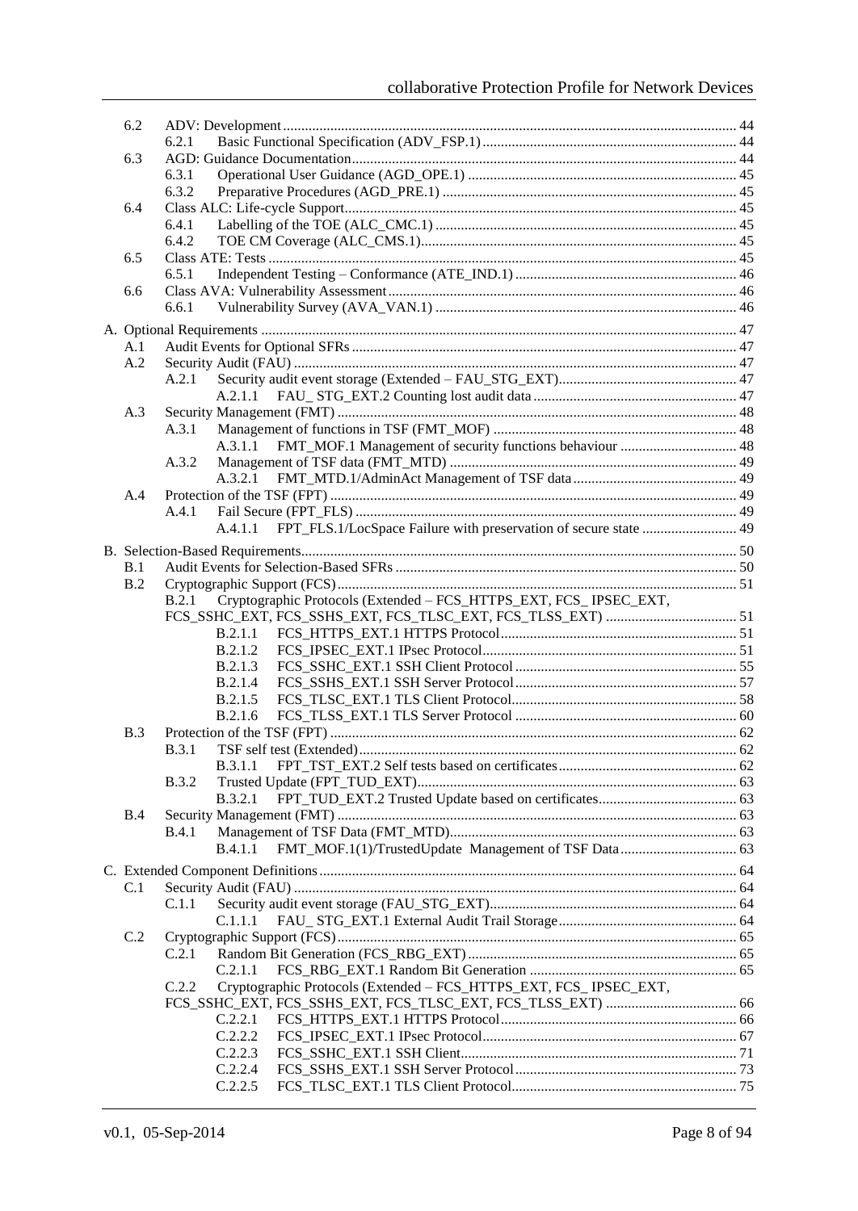6.2 ADV: Development ........................................................................................................................... 44
  6.2.1 Basic Functional Specification (ADV_FSP.1) ..................................................................... 44
6.3 AGD: Guidance Documentation ......................................................................................................... 44
  6.3.1 Operational User Guidance (AGD_OPE.1) .......................................................................... 45
  6.3.2 Preparative Procedures (AGD_PRE.1) ................................................................................ 45
6.4 Class ALC: Life-cycle Support ........................................................................................................... 45
  6.4.1 Labelling of the TOE (ALC_CMC.1) .................................................................................. 45
  6.4.2 TOE CM Coverage (ALC_CMS.1) ...................................................................................... 45
6.5 Class ATE: Tests ................................................................................................................................ 45
  6.5.1 Independent Testing – Conformance (ATE_IND.1) ............................................................ 46
6.6 Class AVA: Vulnerability Assessment ............................................................................................... 46
  6.6.1 Vulnerability Survey (AVA_VAN.1) .................................................................................. 46

A. Optional Requirements ................................................................................................................................. 47
  A.1 Audit Events for Optional SFRs ......................................................................................................... 47
  A.2 Security Audit (FAU) ......................................................................................................................... 47
    A.2.1 Security audit event storage (Extended – FAU_STG_EXT) ................................................ 47
      A.2.1.1 FAU_ STG_EXT.2 Counting lost audit data ....................................................... 47
  A.3 Security Management (FMT) ............................................................................................................. 48
    A.3.1 Management of functions in TSF (FMT_MOF) .................................................................. 48
      A.3.1.1 FMT_MOF.1 Management of security functions behaviour ................................ 48
    A.3.2 Management of TSF data (FMT_MTD) .............................................................................. 49
      A.3.2.1 FMT_MTD.1/AdminAct Management of TSF data ............................................ 49
  A.4 Protection of the TSF (FPT) ............................................................................................................... 49
    A.4.1 Fail Secure (FPT_FLS) ........................................................................................................ 49
      A.4.1.1 FPT_FLS.1/LocSpace Failure with preservation of secure state .......................... 49

B. Selection-Based Requirements ....................................................................................................................... 50
  B.1 Audit Events for Selection-Based SFRs ............................................................................................. 50
  B.2 Cryptographic Support (FCS) ............................................................................................................. 51
    B.2.1 Cryptographic Protocols (Extended – FCS_HTTPS_EXT, FCS_ IPSEC_EXT, FCS_SSHC_EXT, FCS_SSHS_EXT, FCS_TLSC_EXT, FCS_TLSS_EXT) .................................... 51
      B.2.1.1 FCS_HTTPS_EXT.1 HTTPS Protocol ................................................................ 51
      B.2.1.2 FCS_IPSEC_EXT.1 IPsec Protocol ...................................................................... 51
      B.2.1.3 FCS_SSHC_EXT.1 SSH Client Protocol ............................................................ 55
      B.2.1.4 FCS_SSHS_EXT.1 SSH Server Protocol ............................................................ 57
      B.2.1.5 FCS_TLSC_EXT.1 TLS Client Protocol ............................................................. 58
      B.2.1.6 FCS_TLSS_EXT.1 TLS Server Protocol ............................................................ 60
  B.3 Protection of the TSF (FPT) ............................................................................................................... 62
    B.3.1 TSF self test (Extended) ....................................................................................................... 62
      B.3.1.1 FPT_TST_EXT.2 Self tests based on certificates ................................................. 62
    B.3.2 Trusted Update (FPT_TUD_EXT) ....................................................................................... 63
      B.3.2.1 FPT_TUD_EXT.2 Trusted Update based on certificates ...................................... 63
  B.4 Security Management (FMT) ............................................................................................................. 63
    B.4.1 Management of TSF Data (FMT_MTD) .............................................................................. 63
      B.4.1.1 FMT_MOF.1(1)/TrustedUpdate Management of TSF Data ................................ 63

C. Extended Component Definitions ................................................................................................................. 64
  C.1 Security Audit (FAU) ......................................................................................................................... 64
    C.1.1 Security audit event storage (FAU_STG_EXT) ................................................................... 64
      C.1.1.1 FAU_ STG_EXT.1 External Audit Trail Storage ................................................. 64
  C.2 Cryptographic Support (FCS) ............................................................................................................. 65
    C.2.1 Random Bit Generation (FCS_RBG_EXT) .......................................................................... 65
      C.2.1.1 FCS_RBG_EXT.1 Random Bit Generation ......................................................... 65
    C.2.2 Cryptographic Protocols (Extended – FCS_HTTPS_EXT, FCS_ IPSEC_EXT, FCS_SSHC_EXT, FCS_SSHS_EXT, FCS_TLSC_EXT, FCS_TLSS_EXT) .................................... 66
      C.2.2.1 FCS_HTTPS_EXT.1 HTTPS Protocol ................................................................ 66
      C.2.2.2 FCS_IPSEC_EXT.1 IPsec Protocol ...................................................................... 67
      C.2.2.3 FCS_SSHC_EXT.1 SSH Client ............................................................................ 71
      C.2.2.4 FCS_SSHS_EXT.1 SSH Server Protocol ............................................................ 73
      C.2.2.5 FCS_TLSC_EXT.1 TLS Client Protocol ............................................................. 75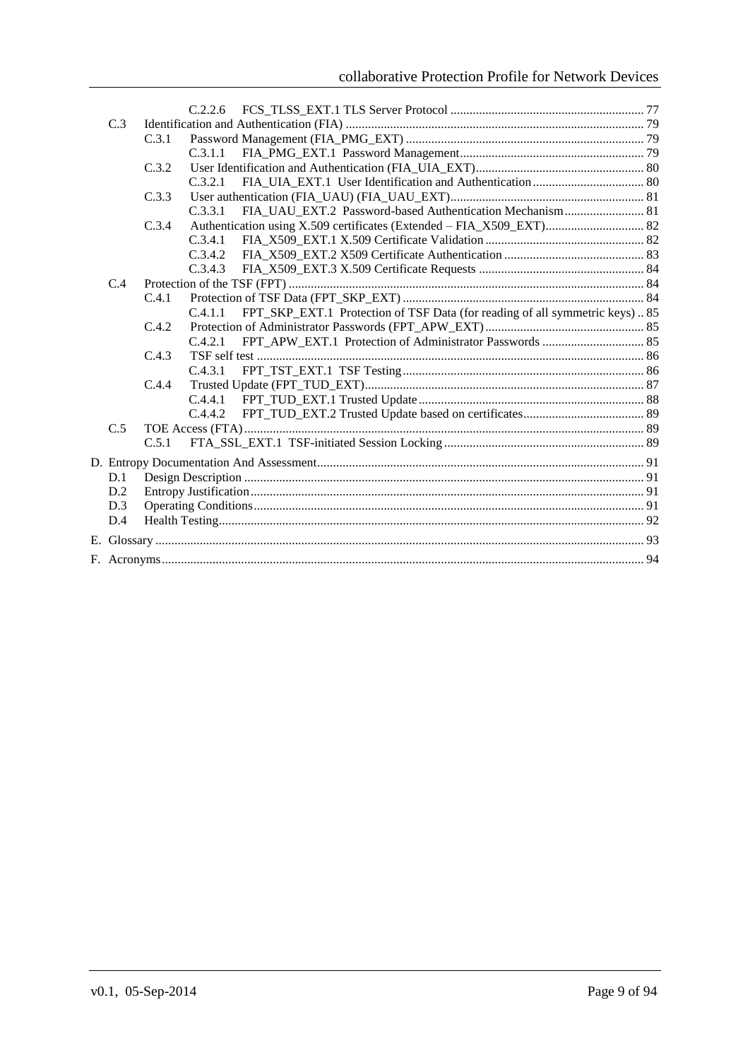C.2.2.6 FCS_TLSS_EXT.1 TLS Server Protocol ............................................................. 77

C.3 Identification and Authentication (FIA) ............................................................. 79

C.3.1 Password Management (FIA_PMG_EXT) ............................................................. 79

C.3.1.1 FIA_PMG_EXT.1 Password Management ............................................................. 79

C.3.2 User Identification and Authentication (FIA_UIA_EXT) ............................................................. 80

C.3.2.1 FIA_UIA_EXT.1 User Identification and Authentication ............................................................. 80

C.3.3 User authentication (FIA_UAU) (FIA_UAU_EXT) ............................................................. 81

C.3.3.1 FIA_UAU_EXT.2 Password-based Authentication Mechanism ............................................................. 81

C.3.4 Authentication using X.509 certificates (Extended – FIA_X509_EXT) ............................................................. 82

C.3.4.1 FIA_X509_EXT.1 X.509 Certificate Validation ............................................................. 82

C.3.4.2 FIA_X509_EXT.2 X509 Certificate Authentication ............................................................. 83

C.3.4.3 FIA_X509_EXT.3 X.509 Certificate Requests ............................................................. 84

C.4 Protection of the TSF (FPT) ............................................................. 84

C.4.1 Protection of TSF Data (FPT_SKP_EXT) ............................................................. 84

C.4.1.1 FPT_SKP_EXT.1 Protection of TSF Data (for reading of all symmetric keys) .. 85

C.4.2 Protection of Administrator Passwords (FPT_APW_EXT) ............................................................. 85

C.4.2.1 FPT_APW_EXT.1 Protection of Administrator Passwords ............................................................. 85

C.4.3 TSF self test ............................................................. 86

C.4.3.1 FPT_TST_EXT.1 TSF Testing ............................................................. 86

C.4.4 Trusted Update (FPT_TUD_EXT) ............................................................. 87

C.4.4.1 FPT_TUD_EXT.1 Trusted Update ............................................................. 88

C.4.4.2 FPT_TUD_EXT.2 Trusted Update based on certificates ............................................................. 89

C.5 TOE Access (FTA) ............................................................. 89

C.5.1 FTA_SSL_EXT.1 TSF-initiated Session Locking ............................................................. 89

D. Entropy Documentation And Assessment ............................................................. 91

D.1 Design Description ............................................................. 91

D.2 Entropy Justification ............................................................. 91

D.3 Operating Conditions ............................................................. 91

D.4 Health Testing ............................................................. 92

E. Glossary ............................................................. 93

F. Acronyms ............................................................. 94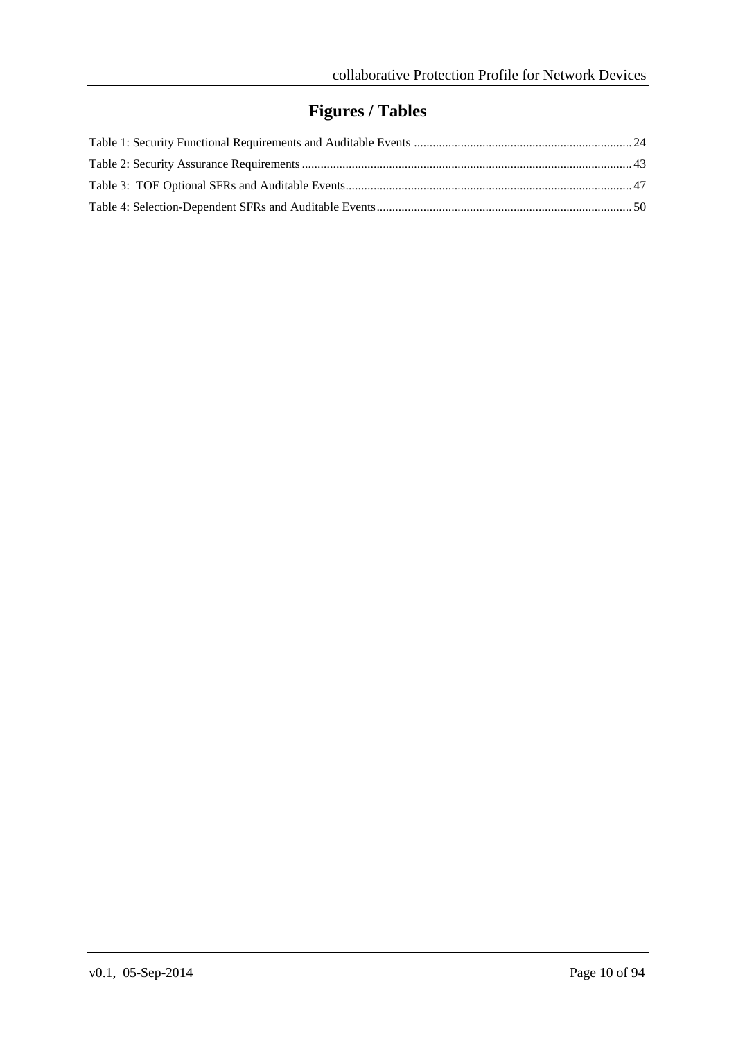# Figures / Tables

Table 1: Security Functional Requirements and Auditable Events ...................................................................... 24
Table 2: Security Assurance Requirements .......................................................................................................... 43
Table 3: TOE Optional SFRs and Auditable Events............................................................................................ 47
Table 4: Selection-Dependent SFRs and Auditable Events.................................................................................. 50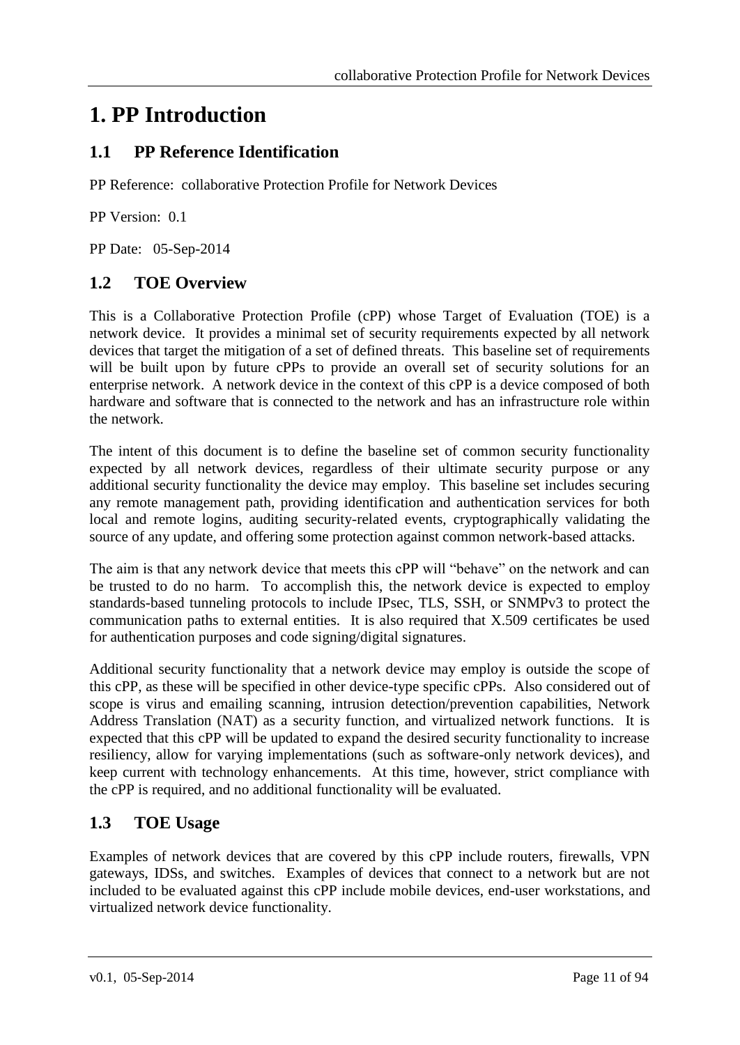# 1. PP Introduction

## 1.1 PP Reference Identification

PP Reference: collaborative Protection Profile for Network Devices

PP Version: 0.1

PP Date: 05-Sep-2014

## 1.2 TOE Overview

This is a Collaborative Protection Profile (cPP) whose Target of Evaluation (TOE) is a network device. It provides a minimal set of security requirements expected by all network devices that target the mitigation of a set of defined threats. This baseline set of requirements will be built upon by future cPPs to provide an overall set of security solutions for an enterprise network. A network device in the context of this cPP is a device composed of both hardware and software that is connected to the network and has an infrastructure role within the network.

The intent of this document is to define the baseline set of common security functionality expected by all network devices, regardless of their ultimate security purpose or any additional security functionality the device may employ. This baseline set includes securing any remote management path, providing identification and authentication services for both local and remote logins, auditing security-related events, cryptographically validating the source of any update, and offering some protection against common network-based attacks.

The aim is that any network device that meets this cPP will "behave" on the network and can be trusted to do no harm. To accomplish this, the network device is expected to employ standards-based tunneling protocols to include IPsec, TLS, SSH, or SNMPv3 to protect the communication paths to external entities. It is also required that X.509 certificates be used for authentication purposes and code signing/digital signatures.

Additional security functionality that a network device may employ is outside the scope of this cPP, as these will be specified in other device-type specific cPPs. Also considered out of scope is virus and emailing scanning, intrusion detection/prevention capabilities, Network Address Translation (NAT) as a security function, and virtualized network functions. It is expected that this cPP will be updated to expand the desired security functionality to increase resiliency, allow for varying implementations (such as software-only network devices), and keep current with technology enhancements. At this time, however, strict compliance with the cPP is required, and no additional functionality will be evaluated.

## 1.3 TOE Usage

Examples of network devices that are covered by this cPP include routers, firewalls, VPN gateways, IDSs, and switches. Examples of devices that connect to a network but are not included to be evaluated against this cPP include mobile devices, end-user workstations, and virtualized network device functionality.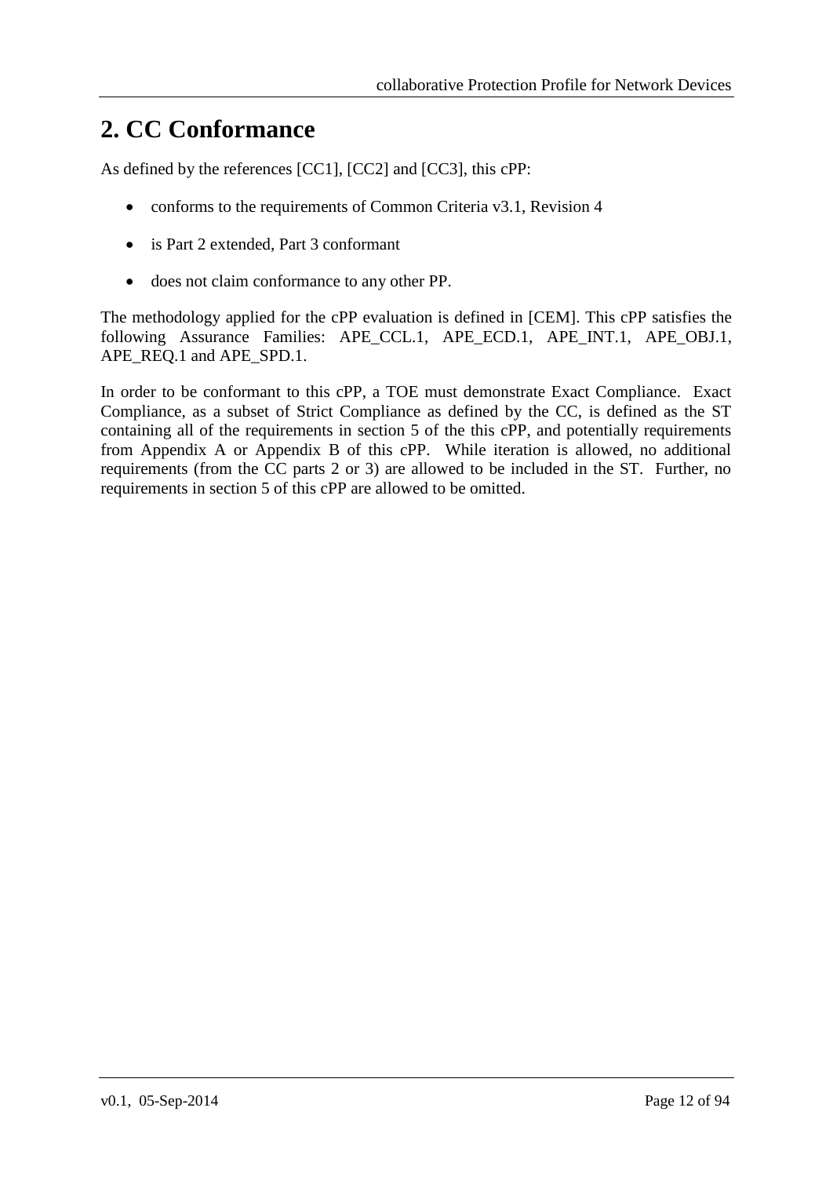# 2. CC Conformance

As defined by the references [CC1], [CC2] and [CC3], this cPP:

- conforms to the requirements of Common Criteria v3.1, Revision 4
- is Part 2 extended, Part 3 conformant
- does not claim conformance to any other PP.

The methodology applied for the cPP evaluation is defined in [CEM]. This cPP satisfies the following Assurance Families: APE_CCL.1, APE_ECD.1, APE_INT.1, APE_OBJ.1, APE_REQ.1 and APE_SPD.1.

In order to be conformant to this cPP, a TOE must demonstrate Exact Compliance. Exact Compliance, as a subset of Strict Compliance as defined by the CC, is defined as the ST containing all of the requirements in section 5 of the this cPP, and potentially requirements from Appendix A or Appendix B of this cPP. While iteration is allowed, no additional requirements (from the CC parts 2 or 3) are allowed to be included in the ST. Further, no requirements in section 5 of this cPP are allowed to be omitted.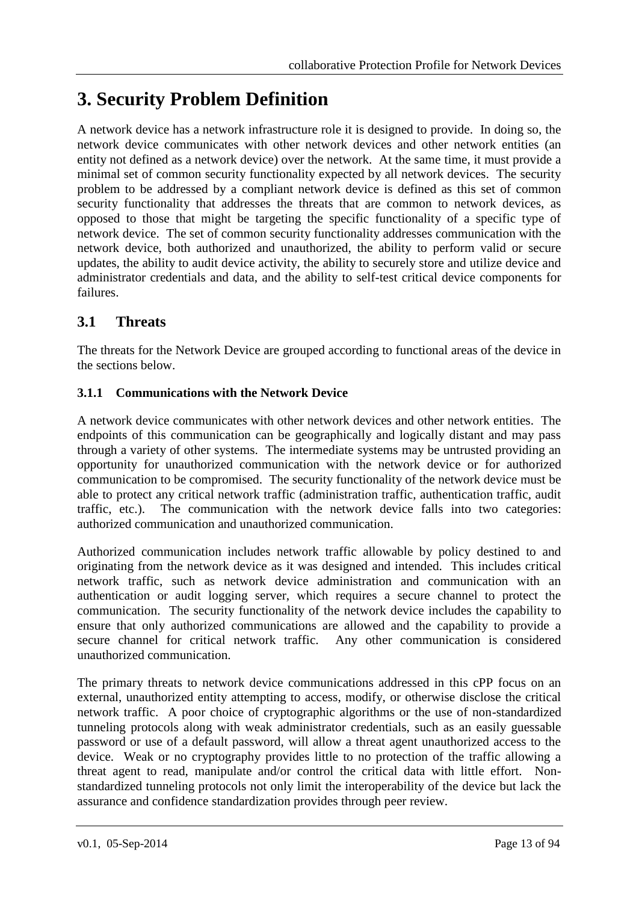# 3. Security Problem Definition

A network device has a network infrastructure role it is designed to provide. In doing so, the network device communicates with other network devices and other network entities (an entity not defined as a network device) over the network. At the same time, it must provide a minimal set of common security functionality expected by all network devices. The security problem to be addressed by a compliant network device is defined as this set of common security functionality that addresses the threats that are common to network devices, as opposed to those that might be targeting the specific functionality of a specific type of network device. The set of common security functionality addresses communication with the network device, both authorized and unauthorized, the ability to perform valid or secure updates, the ability to audit device activity, the ability to securely store and utilize device and administrator credentials and data, and the ability to self-test critical device components for failures.

## 3.1 Threats

The threats for the Network Device are grouped according to functional areas of the device in the sections below.

### 3.1.1 Communications with the Network Device

A network device communicates with other network devices and other network entities. The endpoints of this communication can be geographically and logically distant and may pass through a variety of other systems. The intermediate systems may be untrusted providing an opportunity for unauthorized communication with the network device or for authorized communication to be compromised. The security functionality of the network device must be able to protect any critical network traffic (administration traffic, authentication traffic, audit traffic, etc.). The communication with the network device falls into two categories: authorized communication and unauthorized communication.

Authorized communication includes network traffic allowable by policy destined to and originating from the network device as it was designed and intended. This includes critical network traffic, such as network device administration and communication with an authentication or audit logging server, which requires a secure channel to protect the communication. The security functionality of the network device includes the capability to ensure that only authorized communications are allowed and the capability to provide a secure channel for critical network traffic. Any other communication is considered unauthorized communication.

The primary threats to network device communications addressed in this cPP focus on an external, unauthorized entity attempting to access, modify, or otherwise disclose the critical network traffic. A poor choice of cryptographic algorithms or the use of non-standardized tunneling protocols along with weak administrator credentials, such as an easily guessable password or use of a default password, will allow a threat agent unauthorized access to the device. Weak or no cryptography provides little to no protection of the traffic allowing a threat agent to read, manipulate and/or control the critical data with little effort. Non-standardized tunneling protocols not only limit the interoperability of the device but lack the assurance and confidence standardization provides through peer review.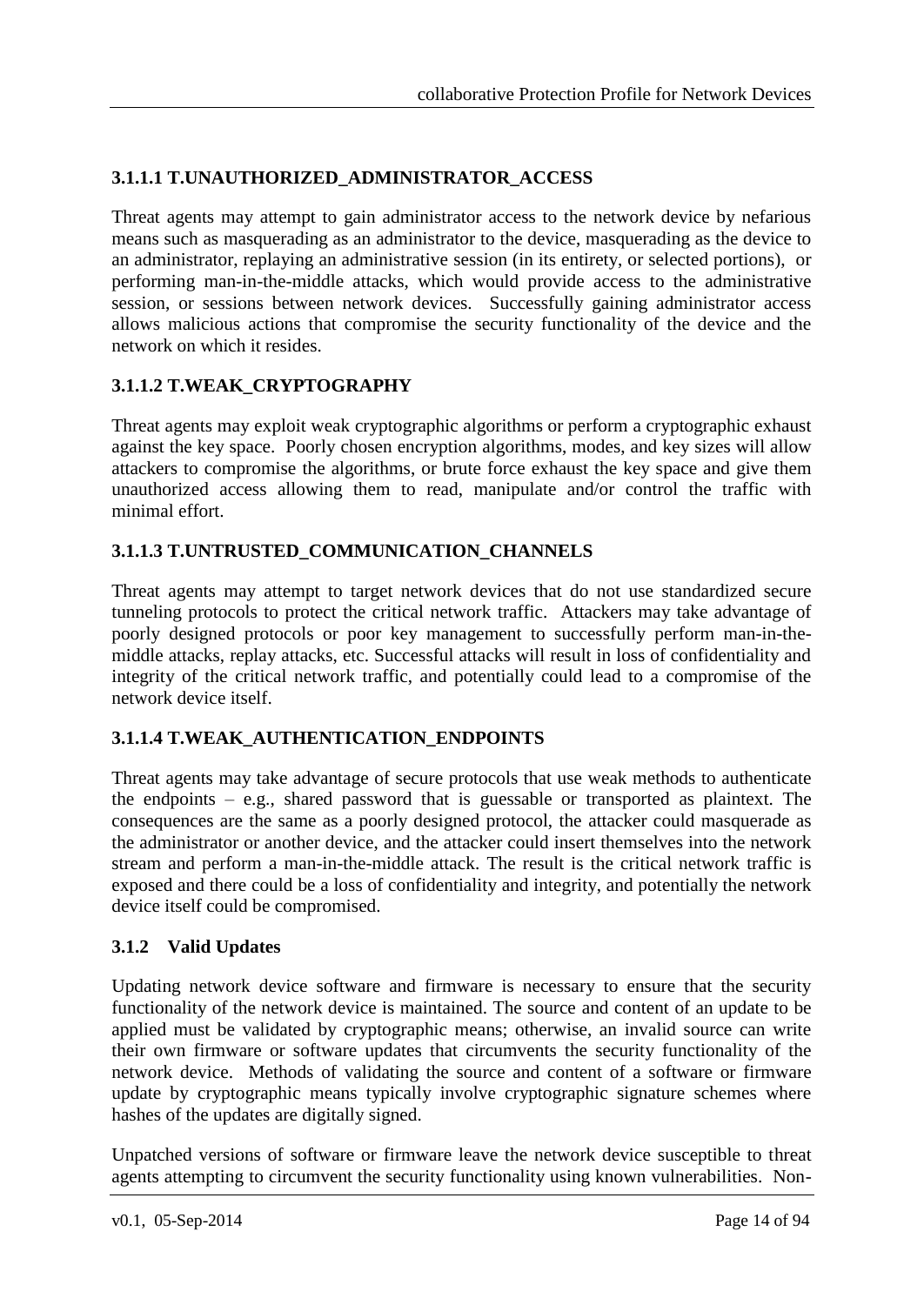#### 3.1.1.1 T.UNAUTHORIZED_ADMINISTRATOR_ACCESS

Threat agents may attempt to gain administrator access to the network device by nefarious means such as masquerading as an administrator to the device, masquerading as the device to an administrator, replaying an administrative session (in its entirety, or selected portions), or performing man-in-the-middle attacks, which would provide access to the administrative session, or sessions between network devices. Successfully gaining administrator access allows malicious actions that compromise the security functionality of the device and the network on which it resides.

#### 3.1.1.2 T.WEAK_CRYPTOGRAPHY

Threat agents may exploit weak cryptographic algorithms or perform a cryptographic exhaust against the key space. Poorly chosen encryption algorithms, modes, and key sizes will allow attackers to compromise the algorithms, or brute force exhaust the key space and give them unauthorized access allowing them to read, manipulate and/or control the traffic with minimal effort.

#### 3.1.1.3 T.UNTRUSTED_COMMUNICATION_CHANNELS

Threat agents may attempt to target network devices that do not use standardized secure tunneling protocols to protect the critical network traffic. Attackers may take advantage of poorly designed protocols or poor key management to successfully perform man-in-the-middle attacks, replay attacks, etc. Successful attacks will result in loss of confidentiality and integrity of the critical network traffic, and potentially could lead to a compromise of the network device itself.

#### 3.1.1.4 T.WEAK_AUTHENTICATION_ENDPOINTS

Threat agents may take advantage of secure protocols that use weak methods to authenticate the endpoints – e.g., shared password that is guessable or transported as plaintext. The consequences are the same as a poorly designed protocol, the attacker could masquerade as the administrator or another device, and the attacker could insert themselves into the network stream and perform a man-in-the-middle attack. The result is the critical network traffic is exposed and there could be a loss of confidentiality and integrity, and potentially the network device itself could be compromised.

### 3.1.2 Valid Updates

Updating network device software and firmware is necessary to ensure that the security functionality of the network device is maintained. The source and content of an update to be applied must be validated by cryptographic means; otherwise, an invalid source can write their own firmware or software updates that circumvents the security functionality of the network device. Methods of validating the source and content of a software or firmware update by cryptographic means typically involve cryptographic signature schemes where hashes of the updates are digitally signed.

Unpatched versions of software or firmware leave the network device susceptible to threat agents attempting to circumvent the security functionality using known vulnerabilities. Non-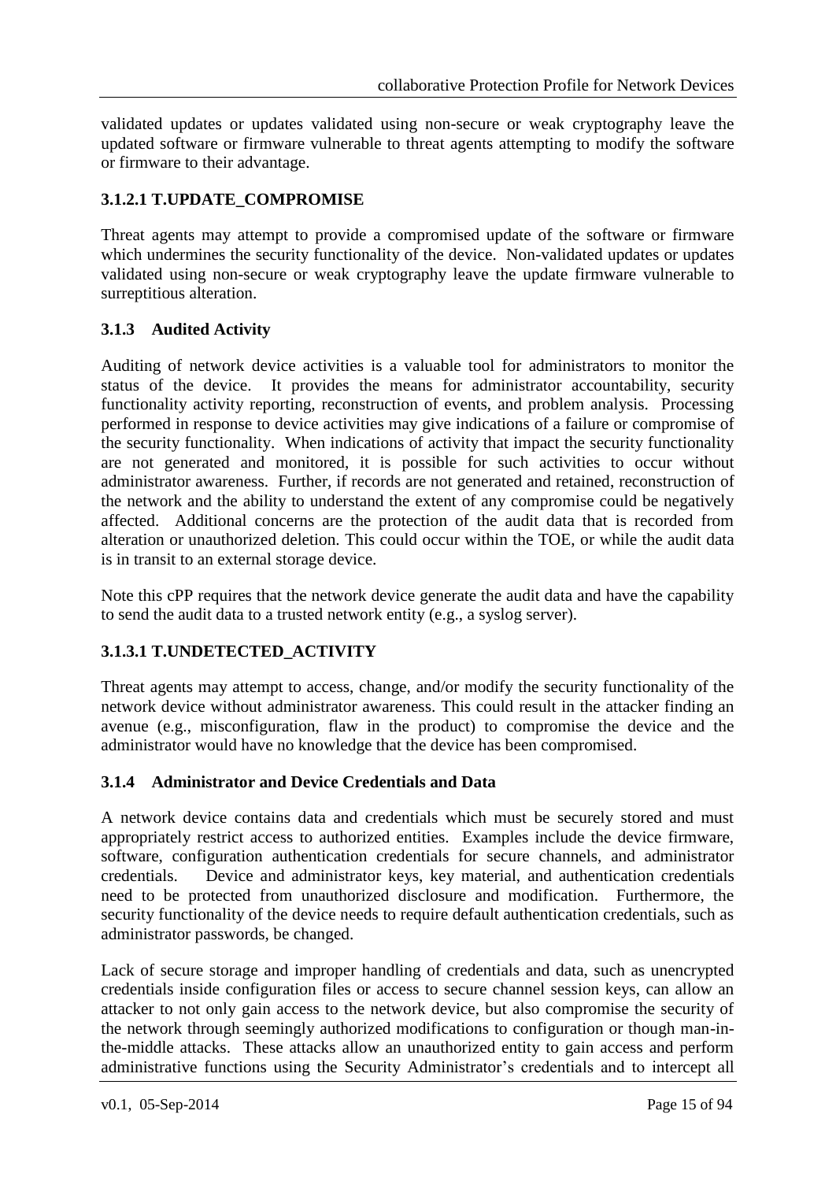validated updates or updates validated using non-secure or weak cryptography leave the updated software or firmware vulnerable to threat agents attempting to modify the software or firmware to their advantage.

#### 3.1.2.1 T.UPDATE_COMPROMISE

Threat agents may attempt to provide a compromised update of the software or firmware which undermines the security functionality of the device. Non-validated updates or updates validated using non-secure or weak cryptography leave the update firmware vulnerable to surreptitious alteration.

### 3.1.3 Audited Activity

Auditing of network device activities is a valuable tool for administrators to monitor the status of the device. It provides the means for administrator accountability, security functionality activity reporting, reconstruction of events, and problem analysis. Processing performed in response to device activities may give indications of a failure or compromise of the security functionality. When indications of activity that impact the security functionality are not generated and monitored, it is possible for such activities to occur without administrator awareness. Further, if records are not generated and retained, reconstruction of the network and the ability to understand the extent of any compromise could be negatively affected. Additional concerns are the protection of the audit data that is recorded from alteration or unauthorized deletion. This could occur within the TOE, or while the audit data is in transit to an external storage device.

Note this cPP requires that the network device generate the audit data and have the capability to send the audit data to a trusted network entity (e.g., a syslog server).

#### 3.1.3.1 T.UNDETECTED_ACTIVITY

Threat agents may attempt to access, change, and/or modify the security functionality of the network device without administrator awareness. This could result in the attacker finding an avenue (e.g., misconfiguration, flaw in the product) to compromise the device and the administrator would have no knowledge that the device has been compromised.

### 3.1.4 Administrator and Device Credentials and Data

A network device contains data and credentials which must be securely stored and must appropriately restrict access to authorized entities. Examples include the device firmware, software, configuration authentication credentials for secure channels, and administrator credentials. Device and administrator keys, key material, and authentication credentials need to be protected from unauthorized disclosure and modification. Furthermore, the security functionality of the device needs to require default authentication credentials, such as administrator passwords, be changed.

Lack of secure storage and improper handling of credentials and data, such as unencrypted credentials inside configuration files or access to secure channel session keys, can allow an attacker to not only gain access to the network device, but also compromise the security of the network through seemingly authorized modifications to configuration or though man-in-the-middle attacks. These attacks allow an unauthorized entity to gain access and perform administrative functions using the Security Administrator's credentials and to intercept all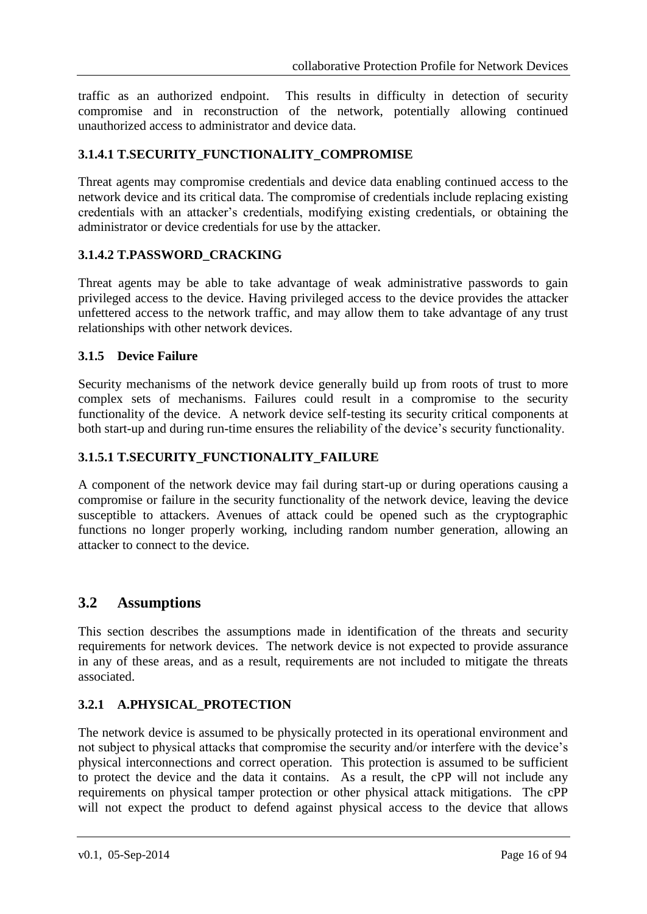traffic as an authorized endpoint. This results in difficulty in detection of security compromise and in reconstruction of the network, potentially allowing continued unauthorized access to administrator and device data.

#### 3.1.4.1 T.SECURITY_FUNCTIONALITY_COMPROMISE

Threat agents may compromise credentials and device data enabling continued access to the network device and its critical data. The compromise of credentials include replacing existing credentials with an attacker's credentials, modifying existing credentials, or obtaining the administrator or device credentials for use by the attacker.

#### 3.1.4.2 T.PASSWORD_CRACKING

Threat agents may be able to take advantage of weak administrative passwords to gain privileged access to the device. Having privileged access to the device provides the attacker unfettered access to the network traffic, and may allow them to take advantage of any trust relationships with other network devices.

### 3.1.5 Device Failure

Security mechanisms of the network device generally build up from roots of trust to more complex sets of mechanisms. Failures could result in a compromise to the security functionality of the device. A network device self-testing its security critical components at both start-up and during run-time ensures the reliability of the device's security functionality.

#### 3.1.5.1 T.SECURITY_FUNCTIONALITY_FAILURE

A component of the network device may fail during start-up or during operations causing a compromise or failure in the security functionality of the network device, leaving the device susceptible to attackers. Avenues of attack could be opened such as the cryptographic functions no longer properly working, including random number generation, allowing an attacker to connect to the device.

## 3.2 Assumptions

This section describes the assumptions made in identification of the threats and security requirements for network devices. The network device is not expected to provide assurance in any of these areas, and as a result, requirements are not included to mitigate the threats associated.

### 3.2.1 A.PHYSICAL_PROTECTION

The network device is assumed to be physically protected in its operational environment and not subject to physical attacks that compromise the security and/or interfere with the device's physical interconnections and correct operation. This protection is assumed to be sufficient to protect the device and the data it contains. As a result, the cPP will not include any requirements on physical tamper protection or other physical attack mitigations. The cPP will not expect the product to defend against physical access to the device that allows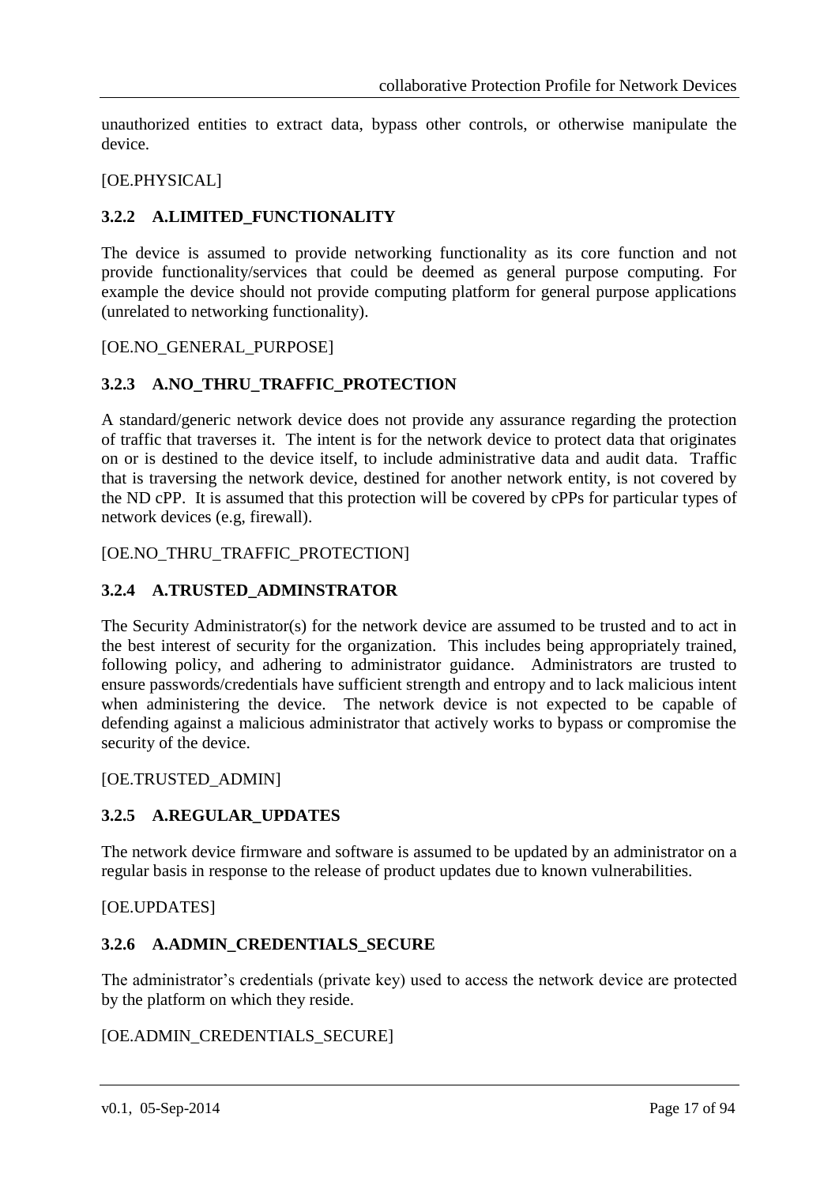unauthorized entities to extract data, bypass other controls, or otherwise manipulate the device.

[OE.PHYSICAL]

### 3.2.2 A.LIMITED_FUNCTIONALITY

The device is assumed to provide networking functionality as its core function and not provide functionality/services that could be deemed as general purpose computing. For example the device should not provide computing platform for general purpose applications (unrelated to networking functionality).

[OE.NO_GENERAL_PURPOSE]

### 3.2.3 A.NO_THRU_TRAFFIC_PROTECTION

A standard/generic network device does not provide any assurance regarding the protection of traffic that traverses it. The intent is for the network device to protect data that originates on or is destined to the device itself, to include administrative data and audit data. Traffic that is traversing the network device, destined for another network entity, is not covered by the ND cPP. It is assumed that this protection will be covered by cPPs for particular types of network devices (e.g, firewall).

[OE.NO_THRU_TRAFFIC_PROTECTION]

### 3.2.4 A.TRUSTED_ADMINSTRATOR

The Security Administrator(s) for the network device are assumed to be trusted and to act in the best interest of security for the organization. This includes being appropriately trained, following policy, and adhering to administrator guidance. Administrators are trusted to ensure passwords/credentials have sufficient strength and entropy and to lack malicious intent when administering the device. The network device is not expected to be capable of defending against a malicious administrator that actively works to bypass or compromise the security of the device.

[OE.TRUSTED_ADMIN]

### 3.2.5 A.REGULAR_UPDATES

The network device firmware and software is assumed to be updated by an administrator on a regular basis in response to the release of product updates due to known vulnerabilities.

[OE.UPDATES]

### 3.2.6 A.ADMIN_CREDENTIALS_SECURE

The administrator's credentials (private key) used to access the network device are protected by the platform on which they reside.

[OE.ADMIN_CREDENTIALS_SECURE]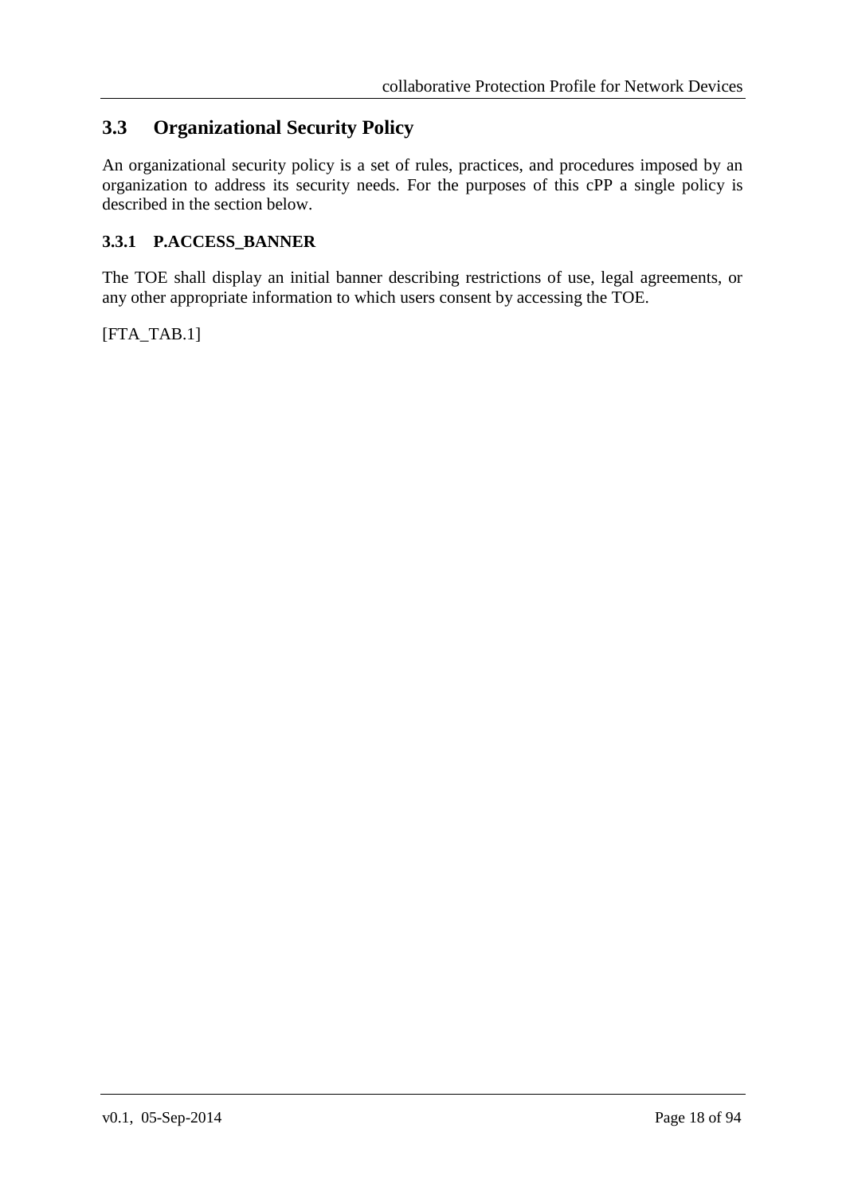## 3.3 Organizational Security Policy

An organizational security policy is a set of rules, practices, and procedures imposed by an organization to address its security needs. For the purposes of this cPP a single policy is described in the section below.

### 3.3.1 P.ACCESS_BANNER

The TOE shall display an initial banner describing restrictions of use, legal agreements, or any other appropriate information to which users consent by accessing the TOE.

[FTA_TAB.1]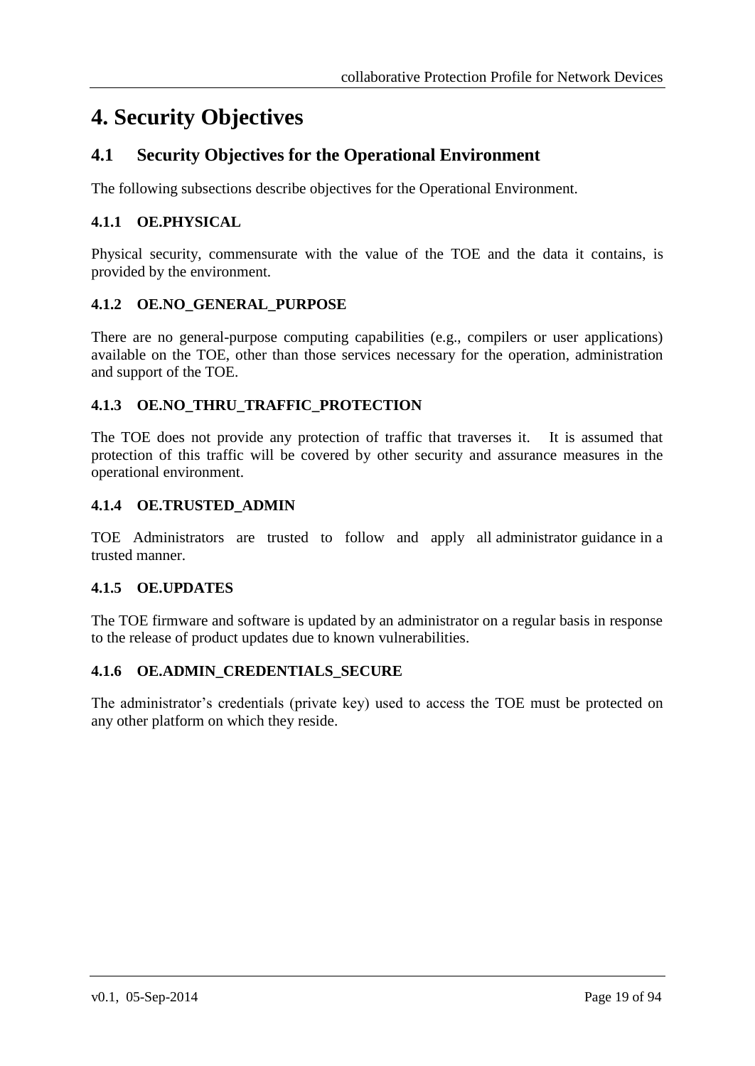# 4. Security Objectives

## 4.1 Security Objectives for the Operational Environment

The following subsections describe objectives for the Operational Environment.

### 4.1.1 OE.PHYSICAL

Physical security, commensurate with the value of the TOE and the data it contains, is provided by the environment.

### 4.1.2 OE.NO_GENERAL_PURPOSE

There are no general-purpose computing capabilities (e.g., compilers or user applications) available on the TOE, other than those services necessary for the operation, administration and support of the TOE.

### 4.1.3 OE.NO_THRU_TRAFFIC_PROTECTION

The TOE does not provide any protection of traffic that traverses it. It is assumed that protection of this traffic will be covered by other security and assurance measures in the operational environment.

### 4.1.4 OE.TRUSTED_ADMIN

TOE Administrators are trusted to follow and apply all administrator guidance in a trusted manner.

### 4.1.5 OE.UPDATES

The TOE firmware and software is updated by an administrator on a regular basis in response to the release of product updates due to known vulnerabilities.

### 4.1.6 OE.ADMIN_CREDENTIALS_SECURE

The administrator's credentials (private key) used to access the TOE must be protected on any other platform on which they reside.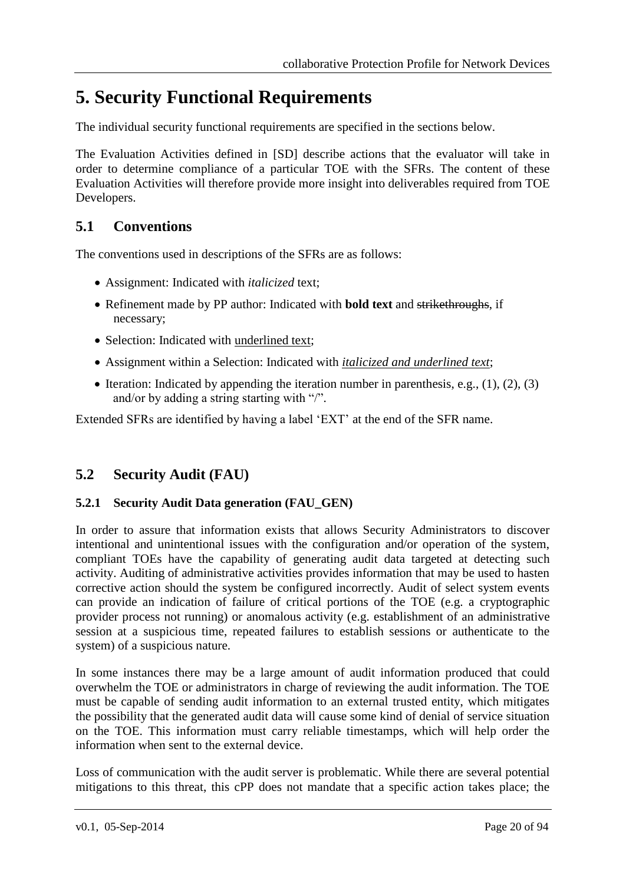# 5. Security Functional Requirements

The individual security functional requirements are specified in the sections below.

The Evaluation Activities defined in [SD] describe actions that the evaluator will take in order to determine compliance of a particular TOE with the SFRs. The content of these Evaluation Activities will therefore provide more insight into deliverables required from TOE Developers.

## 5.1 Conventions

The conventions used in descriptions of the SFRs are as follows:

- Assignment: Indicated with *italicized* text;
- Refinement made by PP author: Indicated with **bold text** and ~~strikethroughs~~, if necessary;
- Selection: Indicated with <u>underlined text</u>;
- Assignment within a Selection: Indicated with <u>*italicized and underlined text*</u>;
- Iteration: Indicated by appending the iteration number in parenthesis, e.g., (1), (2), (3) and/or by adding a string starting with "/".

Extended SFRs are identified by having a label 'EXT' at the end of the SFR name.

## 5.2 Security Audit (FAU)

### 5.2.1 Security Audit Data generation (FAU_GEN)

In order to assure that information exists that allows Security Administrators to discover intentional and unintentional issues with the configuration and/or operation of the system, compliant TOEs have the capability of generating audit data targeted at detecting such activity. Auditing of administrative activities provides information that may be used to hasten corrective action should the system be configured incorrectly. Audit of select system events can provide an indication of failure of critical portions of the TOE (e.g. a cryptographic provider process not running) or anomalous activity (e.g. establishment of an administrative session at a suspicious time, repeated failures to establish sessions or authenticate to the system) of a suspicious nature.

In some instances there may be a large amount of audit information produced that could overwhelm the TOE or administrators in charge of reviewing the audit information. The TOE must be capable of sending audit information to an external trusted entity, which mitigates the possibility that the generated audit data will cause some kind of denial of service situation on the TOE. This information must carry reliable timestamps, which will help order the information when sent to the external device.

Loss of communication with the audit server is problematic. While there are several potential mitigations to this threat, this cPP does not mandate that a specific action takes place; the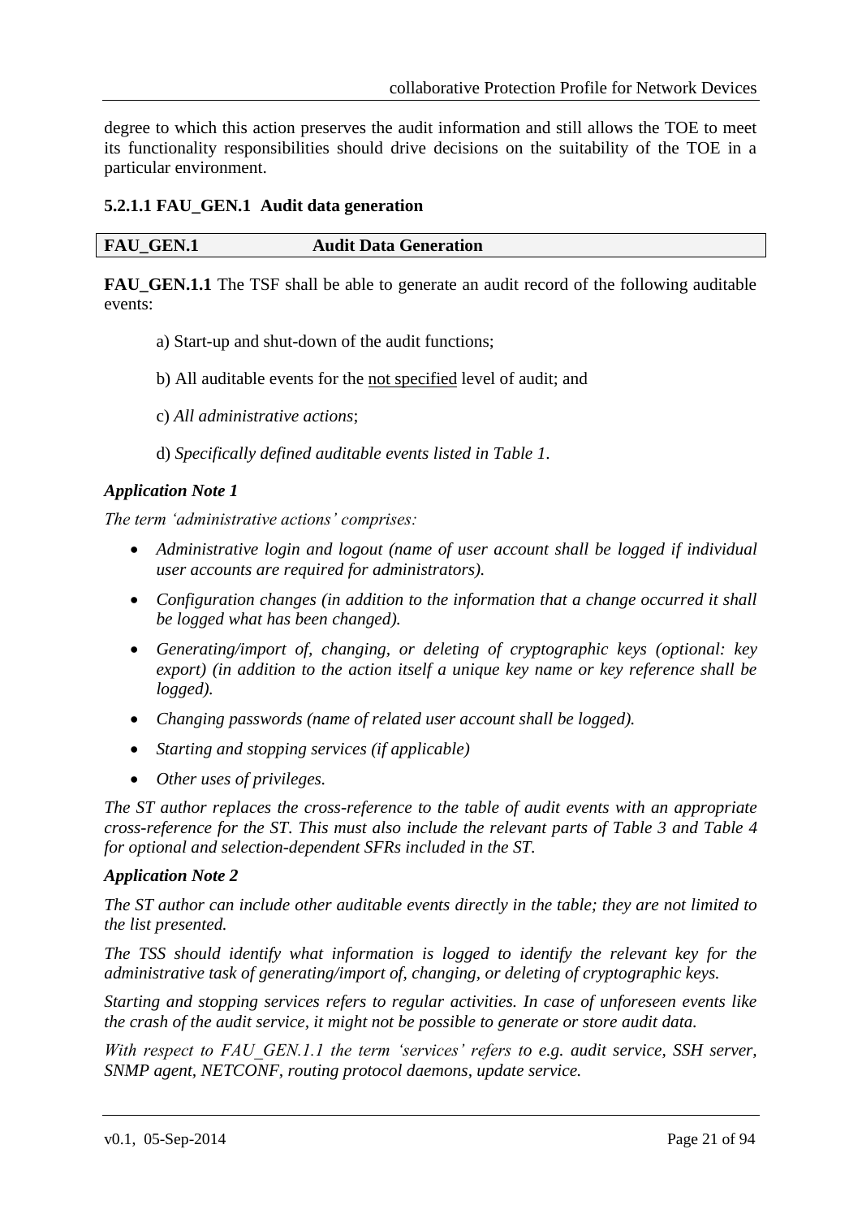degree to which this action preserves the audit information and still allows the TOE to meet its functionality responsibilities should drive decisions on the suitability of the TOE in a particular environment.

#### 5.2.1.1 FAU_GEN.1 Audit data generation

| FAU_GEN.1 | Audit Data Generation |
|---|---|

**FAU_GEN.1.1** The TSF shall be able to generate an audit record of the following auditable events:

a) Start-up and shut-down of the audit functions;

b) All auditable events for the <u>not specified</u> level of audit; and

c) *All administrative actions*;

d) *Specifically defined auditable events listed in Table 1*.

***Application Note 1***

*The term 'administrative actions' comprises:*

- *Administrative login and logout (name of user account shall be logged if individual user accounts are required for administrators).*
- *Configuration changes (in addition to the information that a change occurred it shall be logged what has been changed).*
- *Generating/import of, changing, or deleting of cryptographic keys (optional: key export) (in addition to the action itself a unique key name or key reference shall be logged).*
- *Changing passwords (name of related user account shall be logged).*
- *Starting and stopping services (if applicable)*
- *Other uses of privileges.*

*The ST author replaces the cross-reference to the table of audit events with an appropriate cross-reference for the ST. This must also include the relevant parts of Table 3 and Table 4 for optional and selection-dependent SFRs included in the ST.*

***Application Note 2***

*The ST author can include other auditable events directly in the table; they are not limited to the list presented.*

*The TSS should identify what information is logged to identify the relevant key for the administrative task of generating/import of, changing, or deleting of cryptographic keys.*

*Starting and stopping services refers to regular activities. In case of unforeseen events like the crash of the audit service, it might not be possible to generate or store audit data.*

*With respect to FAU_GEN.1.1 the term 'services' refers to e.g. audit service, SSH server, SNMP agent, NETCONF, routing protocol daemons, update service.*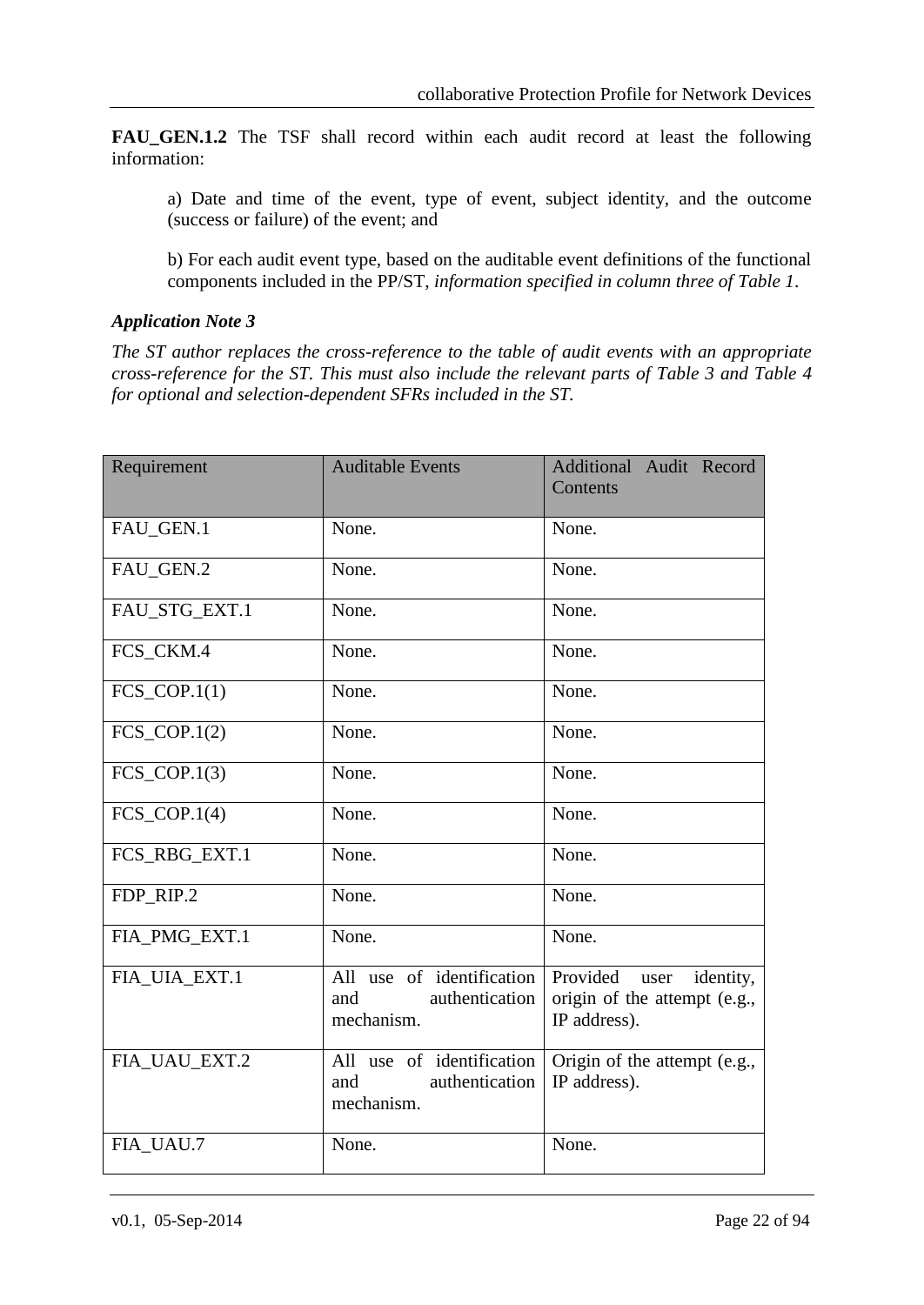**FAU_GEN.1.2** The TSF shall record within each audit record at least the following information:

a) Date and time of the event, type of event, subject identity, and the outcome (success or failure) of the event; and

b) For each audit event type, based on the auditable event definitions of the functional components included in the PP/ST, *information specified in column three of Table 1*.

***Application Note 3***

*The ST author replaces the cross-reference to the table of audit events with an appropriate cross-reference for the ST. This must also include the relevant parts of Table 3 and Table 4 for optional and selection-dependent SFRs included in the ST.*

| Requirement | Auditable Events | Additional Audit Record Contents |
|---|---|---|
| FAU_GEN.1 | None. | None. |
| FAU_GEN.2 | None. | None. |
| FAU_STG_EXT.1 | None. | None. |
| FCS_CKM.4 | None. | None. |
| FCS_COP.1(1) | None. | None. |
| FCS_COP.1(2) | None. | None. |
| FCS_COP.1(3) | None. | None. |
| FCS_COP.1(4) | None. | None. |
| FCS_RBG_EXT.1 | None. | None. |
| FDP_RIP.2 | None. | None. |
| FIA_PMG_EXT.1 | None. | None. |
| FIA_UIA_EXT.1 | All use of identification and authentication mechanism. | Provided user identity, origin of the attempt (e.g., IP address). |
| FIA_UAU_EXT.2 | All use of identification and authentication mechanism. | Origin of the attempt (e.g., IP address). |
| FIA_UAU.7 | None. | None. |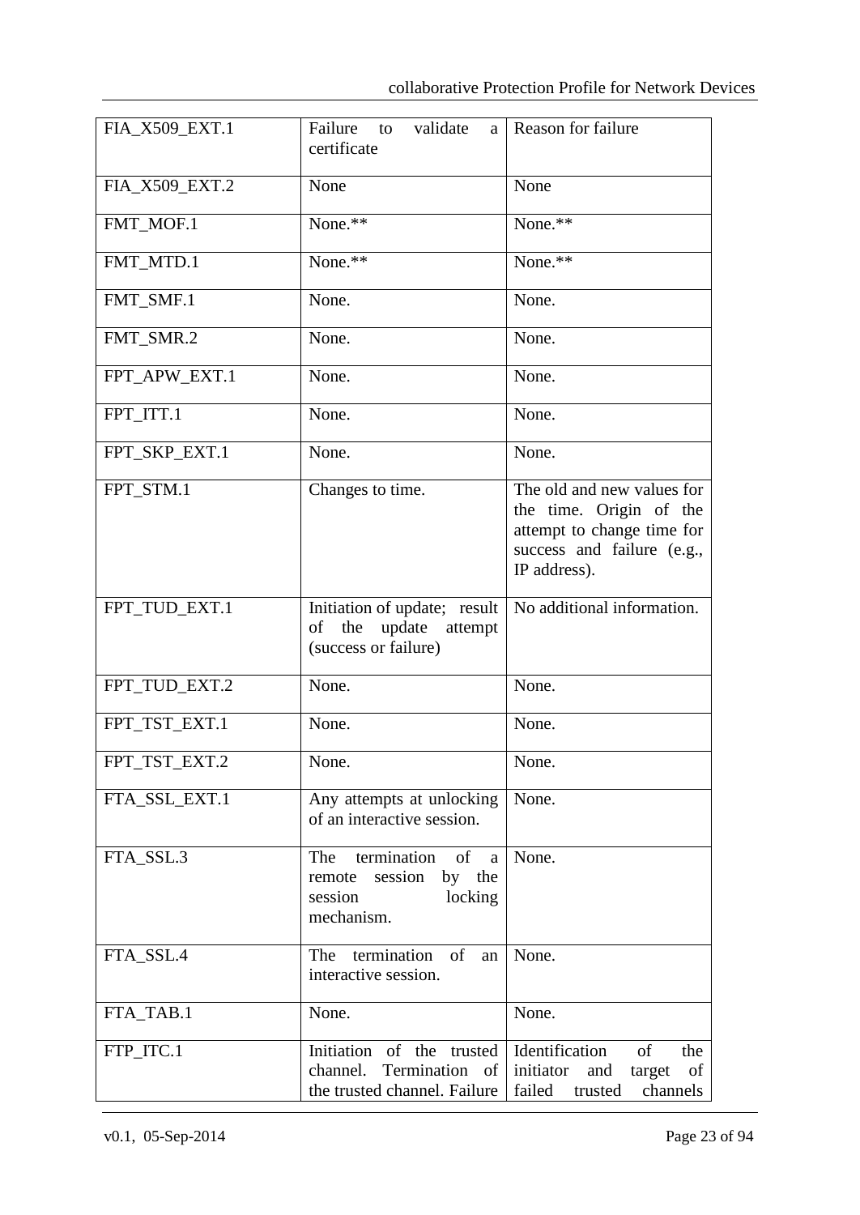| | | |
|---|---|---|
| FIA_X509_EXT.1 | Failure to validate a certificate | Reason for failure |
| FIA_X509_EXT.2 | None | None |
| FMT_MOF.1 | None.** | None.** |
| FMT_MTD.1 | None.** | None.** |
| FMT_SMF.1 | None. | None. |
| FMT_SMR.2 | None. | None. |
| FPT_APW_EXT.1 | None. | None. |
| FPT_ITT.1 | None. | None. |
| FPT_SKP_EXT.1 | None. | None. |
| FPT_STM.1 | Changes to time. | The old and new values for the time. Origin of the attempt to change time for success and failure (e.g., IP address). |
| FPT_TUD_EXT.1 | Initiation of update; result of the update attempt (success or failure) | No additional information. |
| FPT_TUD_EXT.2 | None. | None. |
| FPT_TST_EXT.1 | None. | None. |
| FPT_TST_EXT.2 | None. | None. |
| FTA_SSL_EXT.1 | Any attempts at unlocking of an interactive session. | None. |
| FTA_SSL.3 | The termination of a remote session by the session locking mechanism. | None. |
| FTA_SSL.4 | The termination of an interactive session. | None. |
| FTA_TAB.1 | None. | None. |
| FTP_ITC.1 | Initiation of the trusted channel. Termination of the trusted channel. Failure | Identification of the initiator and target of failed trusted channels |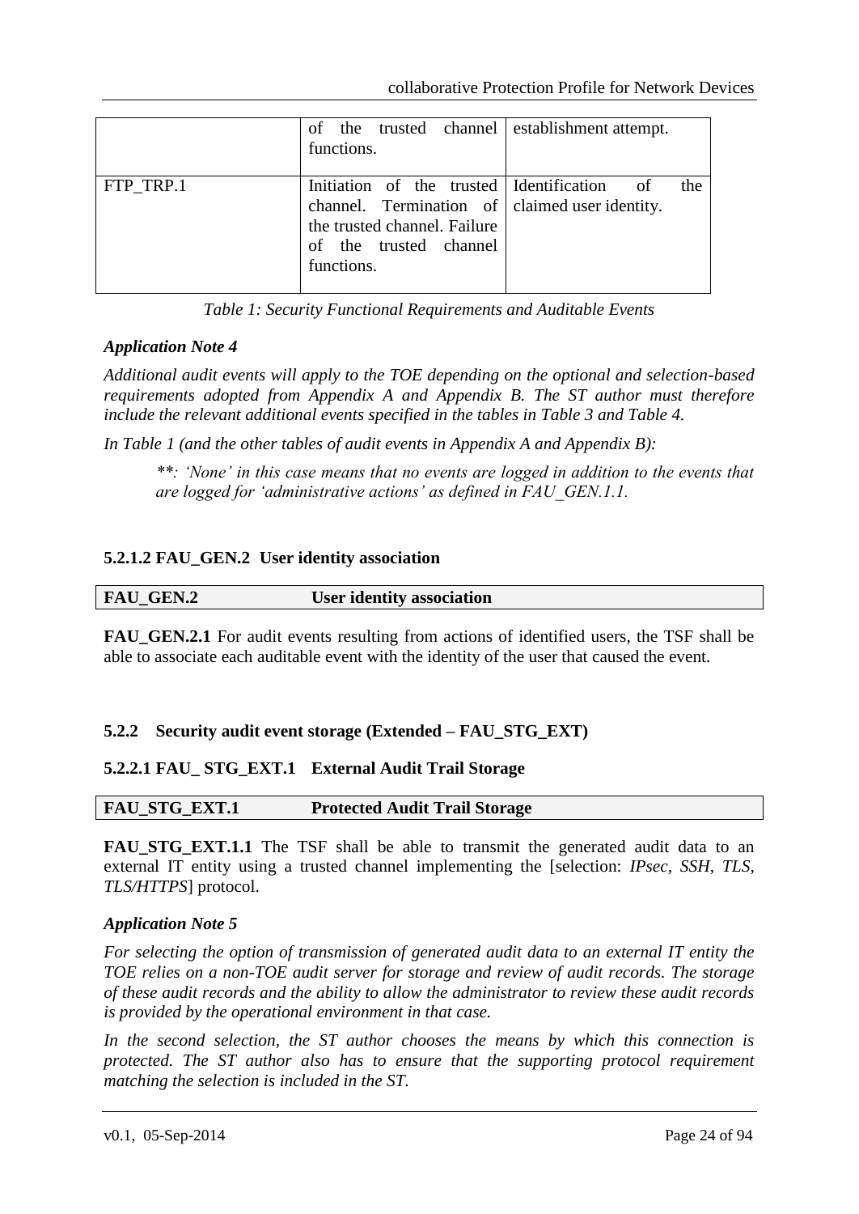| | | |
|---|---|---|
| | of the trusted channel functions. | establishment attempt. |
| FTP_TRP.1 | Initiation of the trusted channel. Termination of the trusted channel. Failure of the trusted channel functions. | Identification of the claimed user identity. |

*Table 1: Security Functional Requirements and Auditable Events*

***Application Note 4***

*Additional audit events will apply to the TOE depending on the optional and selection-based requirements adopted from Appendix A and Appendix B. The ST author must therefore include the relevant additional events specified in the tables in Table 3 and Table 4.*

*In Table 1 (and the other tables of audit events in Appendix A and Appendix B):*

> *\*\*: 'None' in this case means that no events are logged in addition to the events that are logged for 'administrative actions' as defined in FAU_GEN.1.1.*

#### 5.2.1.2 FAU_GEN.2 User identity association

| **FAU_GEN.2** | **User identity association** |
|---|---|

**FAU_GEN.2.1** For audit events resulting from actions of identified users, the TSF shall be able to associate each auditable event with the identity of the user that caused the event.

### 5.2.2 Security audit event storage (Extended – FAU_STG_EXT)

#### 5.2.2.1 FAU_ STG_EXT.1 External Audit Trail Storage

| **FAU_STG_EXT.1** | **Protected Audit Trail Storage** |
|---|---|

**FAU_STG_EXT.1.1** The TSF shall be able to transmit the generated audit data to an external IT entity using a trusted channel implementing the [selection: *IPsec, SSH, TLS, TLS/HTTPS*] protocol.

***Application Note 5***

*For selecting the option of transmission of generated audit data to an external IT entity the TOE relies on a non-TOE audit server for storage and review of audit records. The storage of these audit records and the ability to allow the administrator to review these audit records is provided by the operational environment in that case.*

*In the second selection, the ST author chooses the means by which this connection is protected. The ST author also has to ensure that the supporting protocol requirement matching the selection is included in the ST.*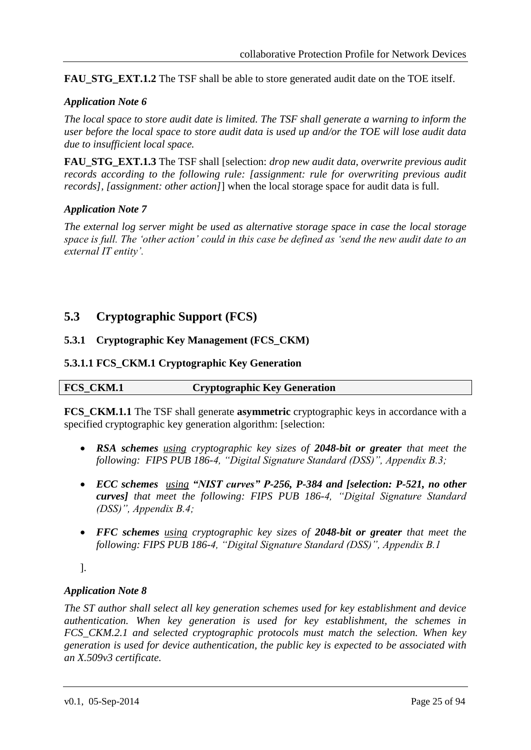**FAU_STG_EXT.1.2** The TSF shall be able to store generated audit date on the TOE itself.

***Application Note 6***

*The local space to store audit date is limited. The TSF shall generate a warning to inform the user before the local space to store audit data is used up and/or the TOE will lose audit data due to insufficient local space.*

**FAU_STG_EXT.1.3** The TSF shall [selection: *drop new audit data, overwrite previous audit records according to the following rule: [assignment: rule for overwriting previous audit records], [assignment: other action]*] when the local storage space for audit data is full.

***Application Note 7***

*The external log server might be used as alternative storage space in case the local storage space is full. The 'other action' could in this case be defined as 'send the new audit date to an external IT entity'.*

## 5.3 Cryptographic Support (FCS)

### 5.3.1 Cryptographic Key Management (FCS_CKM)

#### 5.3.1.1 FCS_CKM.1 Cryptographic Key Generation

| FCS_CKM.1 | Cryptographic Key Generation |
|---|---|

**FCS_CKM.1.1** The TSF shall generate **asymmetric** cryptographic keys in accordance with a specified cryptographic key generation algorithm: [selection:

- ***RSA schemes*** *using cryptographic key sizes of **2048-bit or greater** that meet the following: FIPS PUB 186-4, "Digital Signature Standard (DSS)", Appendix B.3;*
- ***ECC schemes*** *using **"NIST curves" P-256, P-384 and [selection: P-521, no other curves]** that meet the following: FIPS PUB 186-4, "Digital Signature Standard (DSS)", Appendix B.4;*
- ***FFC schemes*** *using cryptographic key sizes of **2048-bit or greater** that meet the following: FIPS PUB 186-4, "Digital Signature Standard (DSS)", Appendix B.1*

].

***Application Note 8***

*The ST author shall select all key generation schemes used for key establishment and device authentication. When key generation is used for key establishment, the schemes in FCS_CKM.2.1 and selected cryptographic protocols must match the selection. When key generation is used for device authentication, the public key is expected to be associated with an X.509v3 certificate.*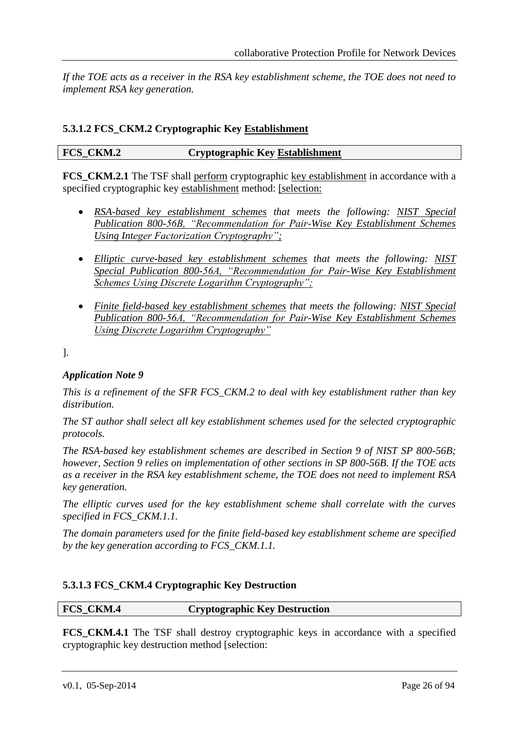*If the TOE acts as a receiver in the RSA key establishment scheme, the TOE does not need to implement RSA key generation.*

### 5.3.1.2 FCS_CKM.2 Cryptographic Key <u>Establishment</u>

| **FCS_CKM.2** | **Cryptographic Key <u>Establishment</u>** |
|---|---|

**FCS_CKM.2.1** The TSF shall <u>perform</u> cryptographic <u>key establishment</u> in accordance with a specified cryptographic key <u>establishment</u> method: <u>[selection:</u>

- *<u>RSA-based key establishment schemes</u> that meets the following: <u>NIST Special Publication 800-56B, "Recommendation for Pair-Wise Key Establishment Schemes Using Integer Factorization Cryptography";</u>*
- *<u>Elliptic curve-based key establishment schemes</u> that meets the following: <u>NIST Special Publication 800-56A, "Recommendation for Pair-Wise Key Establishment Schemes Using Discrete Logarithm Cryptography";</u>*
- *<u>Finite field-based key establishment schemes</u> that meets the following: <u>NIST Special Publication 800-56A, "Recommendation for Pair-Wise Key Establishment Schemes Using Discrete Logarithm Cryptography"</u>*

].

***Application Note 9***

*This is a refinement of the SFR FCS_CKM.2 to deal with key establishment rather than key distribution.*

*The ST author shall select all key establishment schemes used for the selected cryptographic protocols.*

*The RSA-based key establishment schemes are described in Section 9 of NIST SP 800-56B; however, Section 9 relies on implementation of other sections in SP 800-56B. If the TOE acts as a receiver in the RSA key establishment scheme, the TOE does not need to implement RSA key generation.*

*The elliptic curves used for the key establishment scheme shall correlate with the curves specified in FCS_CKM.1.1.*

*The domain parameters used for the finite field-based key establishment scheme are specified by the key generation according to FCS_CKM.1.1.*

### 5.3.1.3 FCS_CKM.4 Cryptographic Key Destruction

| **FCS_CKM.4** | **Cryptographic Key Destruction** |
|---|---|

**FCS_CKM.4.1** The TSF shall destroy cryptographic keys in accordance with a specified cryptographic key destruction method [selection: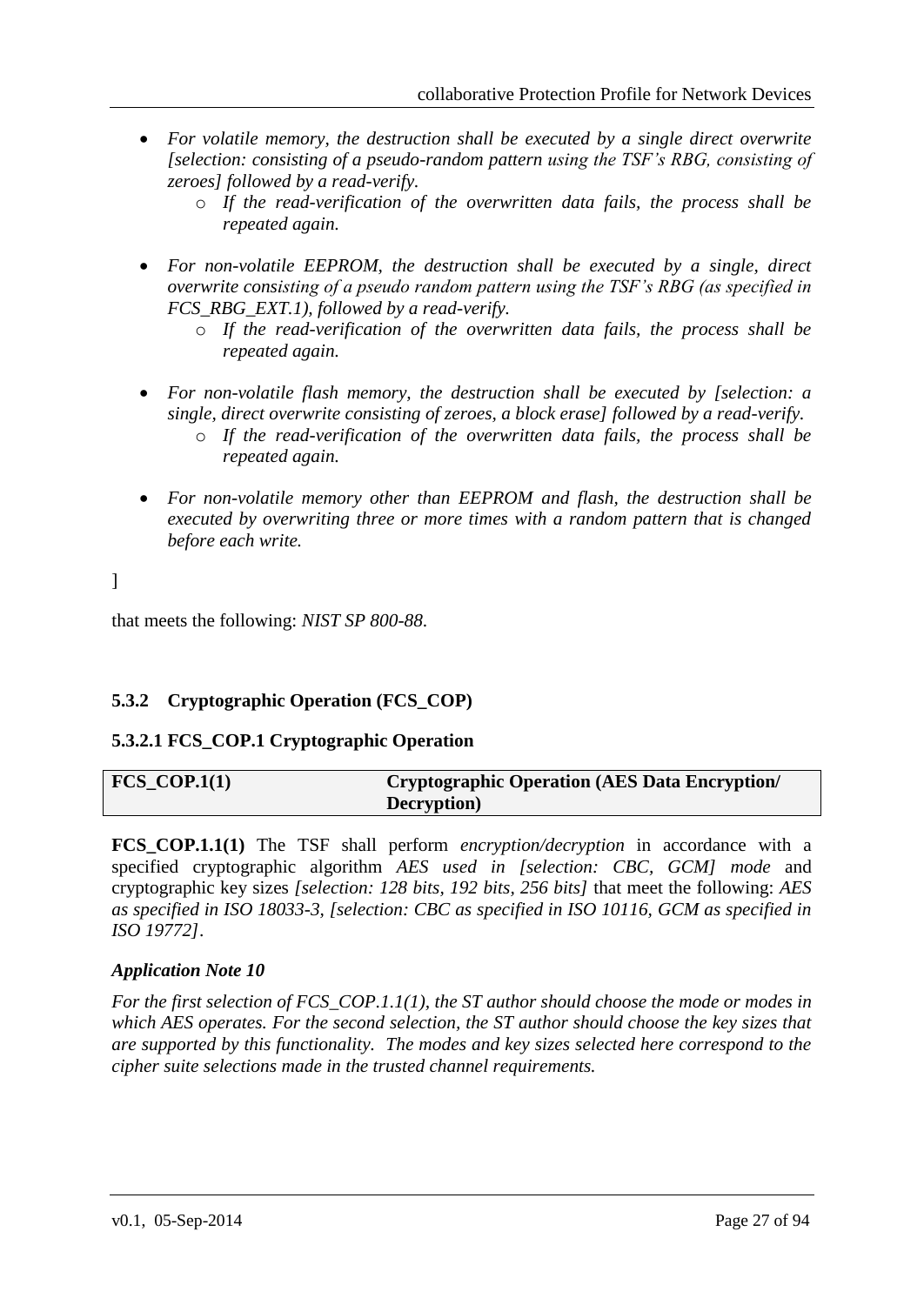- *For volatile memory, the destruction shall be executed by a single direct overwrite [selection: consisting of a pseudo-random pattern using the TSF's RBG, consisting of zeroes] followed by a read-verify.*
  - *If the read-verification of the overwritten data fails, the process shall be repeated again.*

- *For non-volatile EEPROM, the destruction shall be executed by a single, direct overwrite consisting of a pseudo random pattern using the TSF's RBG (as specified in FCS_RBG_EXT.1), followed by a read-verify.*
  - *If the read-verification of the overwritten data fails, the process shall be repeated again.*

- *For non-volatile flash memory, the destruction shall be executed by [selection: a single, direct overwrite consisting of zeroes, a block erase] followed by a read-verify.*
  - *If the read-verification of the overwritten data fails, the process shall be repeated again.*

- *For non-volatile memory other than EEPROM and flash, the destruction shall be executed by overwriting three or more times with a random pattern that is changed before each write.*

]

that meets the following: *NIST SP 800-88*.

### 5.3.2 Cryptographic Operation (FCS_COP)

#### 5.3.2.1 FCS_COP.1 Cryptographic Operation

| **FCS_COP.1(1)** | **Cryptographic Operation (AES Data Encryption/ Decryption)** |
|---|---|

**FCS_COP.1.1(1)** The TSF shall perform *encryption/decryption* in accordance with a specified cryptographic algorithm *AES used in [selection: CBC, GCM] mode* and cryptographic key sizes *[selection: 128 bits, 192 bits, 256 bits]* that meet the following: *AES as specified in ISO 18033-3, [selection: CBC as specified in ISO 10116, GCM as specified in ISO 19772]*.

***Application Note 10***

*For the first selection of FCS_COP.1.1(1), the ST author should choose the mode or modes in which AES operates. For the second selection, the ST author should choose the key sizes that are supported by this functionality. The modes and key sizes selected here correspond to the cipher suite selections made in the trusted channel requirements.*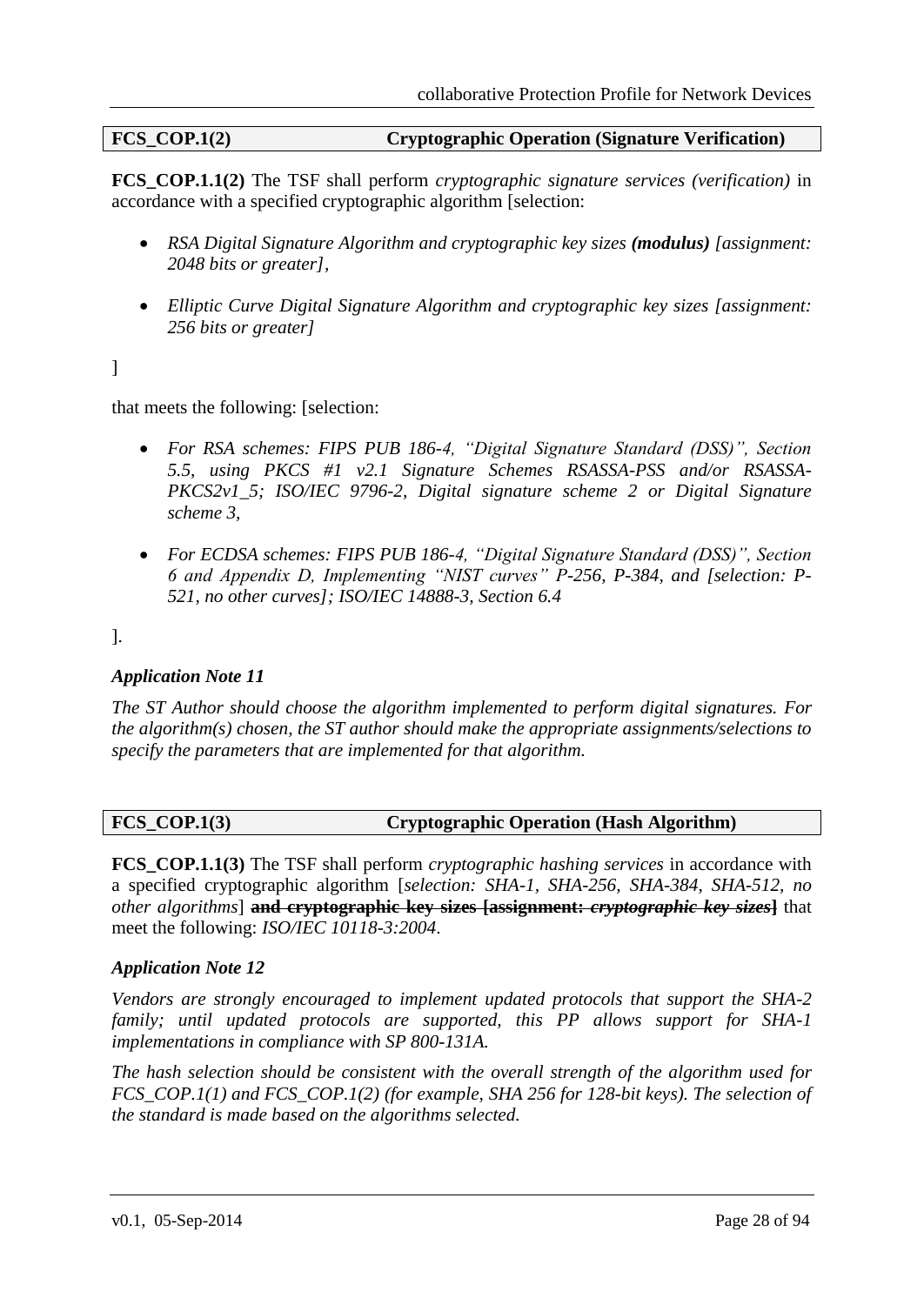| FCS_COP.1(2) | Cryptographic Operation (Signature Verification) |
|---|---|

**FCS_COP.1.1(2)** The TSF shall perform *cryptographic signature services (verification)* in accordance with a specified cryptographic algorithm [selection:

- *RSA Digital Signature Algorithm and cryptographic key sizes **(modulus)** [assignment: 2048 bits or greater],*
- *Elliptic Curve Digital Signature Algorithm and cryptographic key sizes [assignment: 256 bits or greater]*

]

that meets the following: [selection:

- *For RSA schemes: FIPS PUB 186-4, "Digital Signature Standard (DSS)", Section 5.5, using PKCS #1 v2.1 Signature Schemes RSASSA-PSS and/or RSASSA-PKCS2v1_5; ISO/IEC 9796-2, Digital signature scheme 2 or Digital Signature scheme 3,*
- *For ECDSA schemes: FIPS PUB 186-4, "Digital Signature Standard (DSS)", Section 6 and Appendix D, Implementing "NIST curves" P-256, P-384, and [selection: P-521, no other curves]; ISO/IEC 14888-3, Section 6.4*

].

***Application Note 11***

*The ST Author should choose the algorithm implemented to perform digital signatures. For the algorithm(s) chosen, the ST author should make the appropriate assignments/selections to specify the parameters that are implemented for that algorithm.*

| FCS_COP.1(3) | Cryptographic Operation (Hash Algorithm) |
|---|---|

**FCS_COP.1.1(3)** The TSF shall perform *cryptographic hashing services* in accordance with a specified cryptographic algorithm [*selection: SHA-1, SHA-256, SHA-384, SHA-512, no other algorithms*] ~~**and cryptographic key sizes [assignment: *cryptographic key sizes*]**~~ that meet the following: *ISO/IEC 10118-3:2004*.

***Application Note 12***

*Vendors are strongly encouraged to implement updated protocols that support the SHA-2 family; until updated protocols are supported, this PP allows support for SHA-1 implementations in compliance with SP 800-131A.*

*The hash selection should be consistent with the overall strength of the algorithm used for FCS_COP.1(1) and FCS_COP.1(2) (for example, SHA 256 for 128-bit keys). The selection of the standard is made based on the algorithms selected.*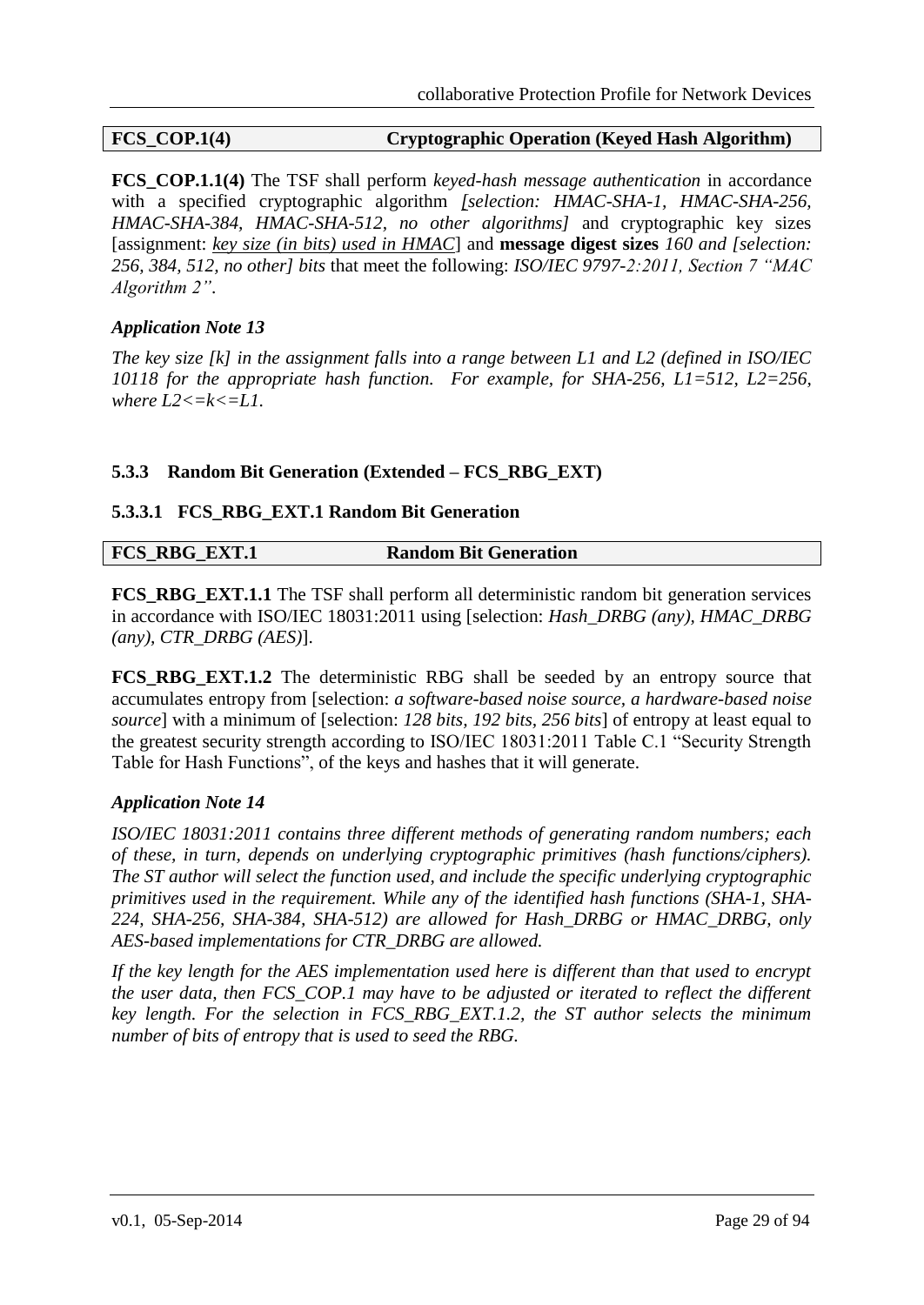| FCS_COP.1(4) | Cryptographic Operation (Keyed Hash Algorithm) |
| --- | --- |

**FCS_COP.1.1(4)** The TSF shall perform *keyed-hash message authentication* in accordance with a specified cryptographic algorithm *[selection: HMAC-SHA-1, HMAC-SHA-256, HMAC-SHA-384, HMAC-SHA-512, no other algorithms]* and cryptographic key sizes [assignment: *key size (in bits) used in HMAC*] and **message digest sizes** *160 and [selection: 256, 384, 512, no other] bits* that meet the following: *ISO/IEC 9797-2:2011, Section 7 "MAC Algorithm 2"*.

***Application Note 13***

*The key size [k] in the assignment falls into a range between L1 and L2 (defined in ISO/IEC 10118 for the appropriate hash function. For example, for SHA-256, L1=512, L2=256, where L2<=k<=L1.*

### 5.3.3 Random Bit Generation (Extended – FCS_RBG_EXT)

#### 5.3.3.1 FCS_RBG_EXT.1 Random Bit Generation

| FCS_RBG_EXT.1 | Random Bit Generation |
| --- | --- |

**FCS_RBG_EXT.1.1** The TSF shall perform all deterministic random bit generation services in accordance with ISO/IEC 18031:2011 using [selection: *Hash_DRBG (any), HMAC_DRBG (any), CTR_DRBG (AES)*].

**FCS_RBG_EXT.1.2** The deterministic RBG shall be seeded by an entropy source that accumulates entropy from [selection: *a software-based noise source, a hardware-based noise source*] with a minimum of [selection: *128 bits, 192 bits, 256 bits*] of entropy at least equal to the greatest security strength according to ISO/IEC 18031:2011 Table C.1 "Security Strength Table for Hash Functions", of the keys and hashes that it will generate.

***Application Note 14***

*ISO/IEC 18031:2011 contains three different methods of generating random numbers; each of these, in turn, depends on underlying cryptographic primitives (hash functions/ciphers). The ST author will select the function used, and include the specific underlying cryptographic primitives used in the requirement. While any of the identified hash functions (SHA-1, SHA-224, SHA-256, SHA-384, SHA-512) are allowed for Hash_DRBG or HMAC_DRBG, only AES-based implementations for CTR_DRBG are allowed.*

*If the key length for the AES implementation used here is different than that used to encrypt the user data, then FCS_COP.1 may have to be adjusted or iterated to reflect the different key length. For the selection in FCS_RBG_EXT.1.2, the ST author selects the minimum number of bits of entropy that is used to seed the RBG.*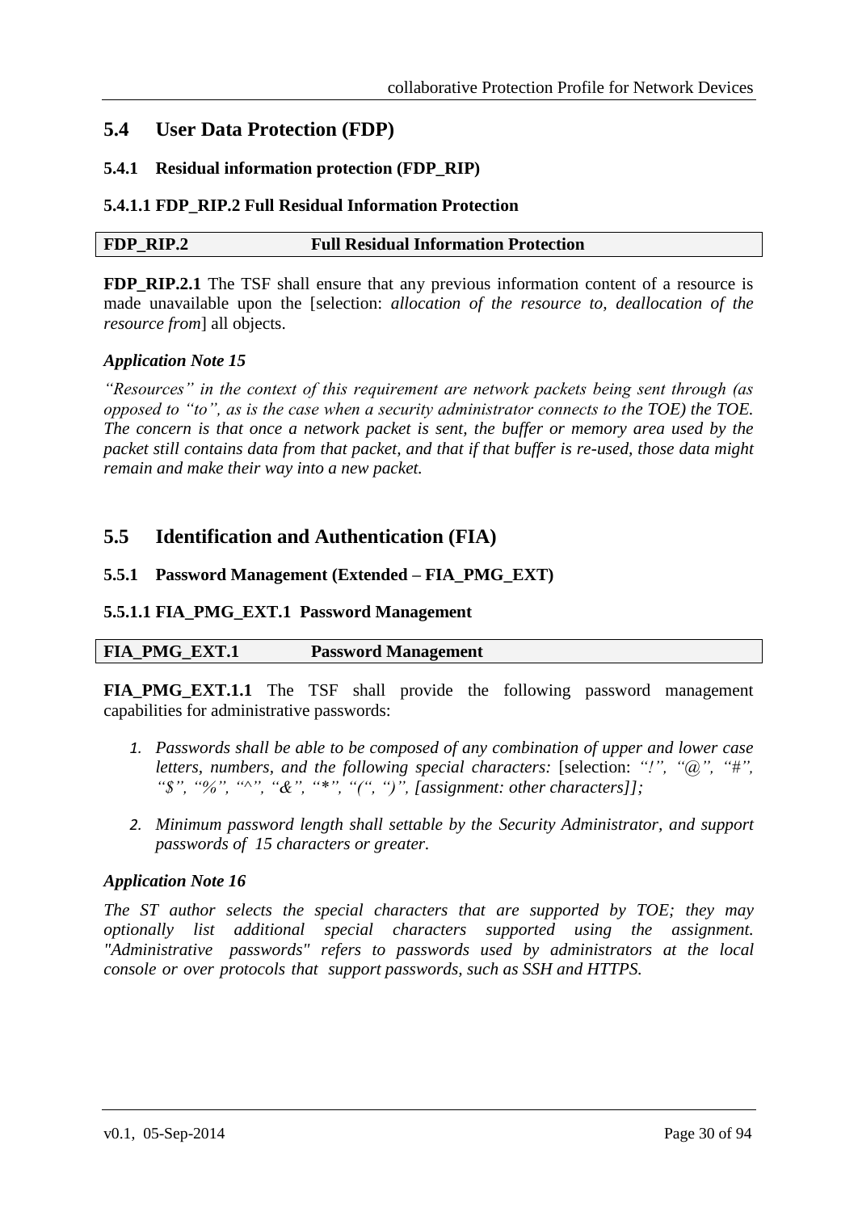## 5.4 User Data Protection (FDP)

### 5.4.1 Residual information protection (FDP_RIP)

#### 5.4.1.1 FDP_RIP.2 Full Residual Information Protection

| FDP_RIP.2 | Full Residual Information Protection |
|---|---|

**FDP_RIP.2.1** The TSF shall ensure that any previous information content of a resource is made unavailable upon the [selection: *allocation of the resource to, deallocation of the resource from*] all objects.

***Application Note 15***

*"Resources" in the context of this requirement are network packets being sent through (as opposed to "to", as is the case when a security administrator connects to the TOE) the TOE. The concern is that once a network packet is sent, the buffer or memory area used by the packet still contains data from that packet, and that if that buffer is re-used, those data might remain and make their way into a new packet.*

## 5.5 Identification and Authentication (FIA)

### 5.5.1 Password Management (Extended – FIA_PMG_EXT)

#### 5.5.1.1 FIA_PMG_EXT.1 Password Management

| FIA_PMG_EXT.1 | Password Management |
|---|---|

**FIA_PMG_EXT.1.1** The TSF shall provide the following password management capabilities for administrative passwords:

1. *Passwords shall be able to be composed of any combination of upper and lower case letters, numbers, and the following special characters:* [selection: *"!", "@", "#", "$", "%", "^", "&", "*", "(", ")", [assignment: other characters]];*
2. *Minimum password length shall settable by the Security Administrator, and support passwords of 15 characters or greater.*

***Application Note 16***

*The ST author selects the special characters that are supported by TOE; they may optionally list additional special characters supported using the assignment. "Administrative passwords" refers to passwords used by administrators at the local console or over protocols that support passwords, such as SSH and HTTPS.*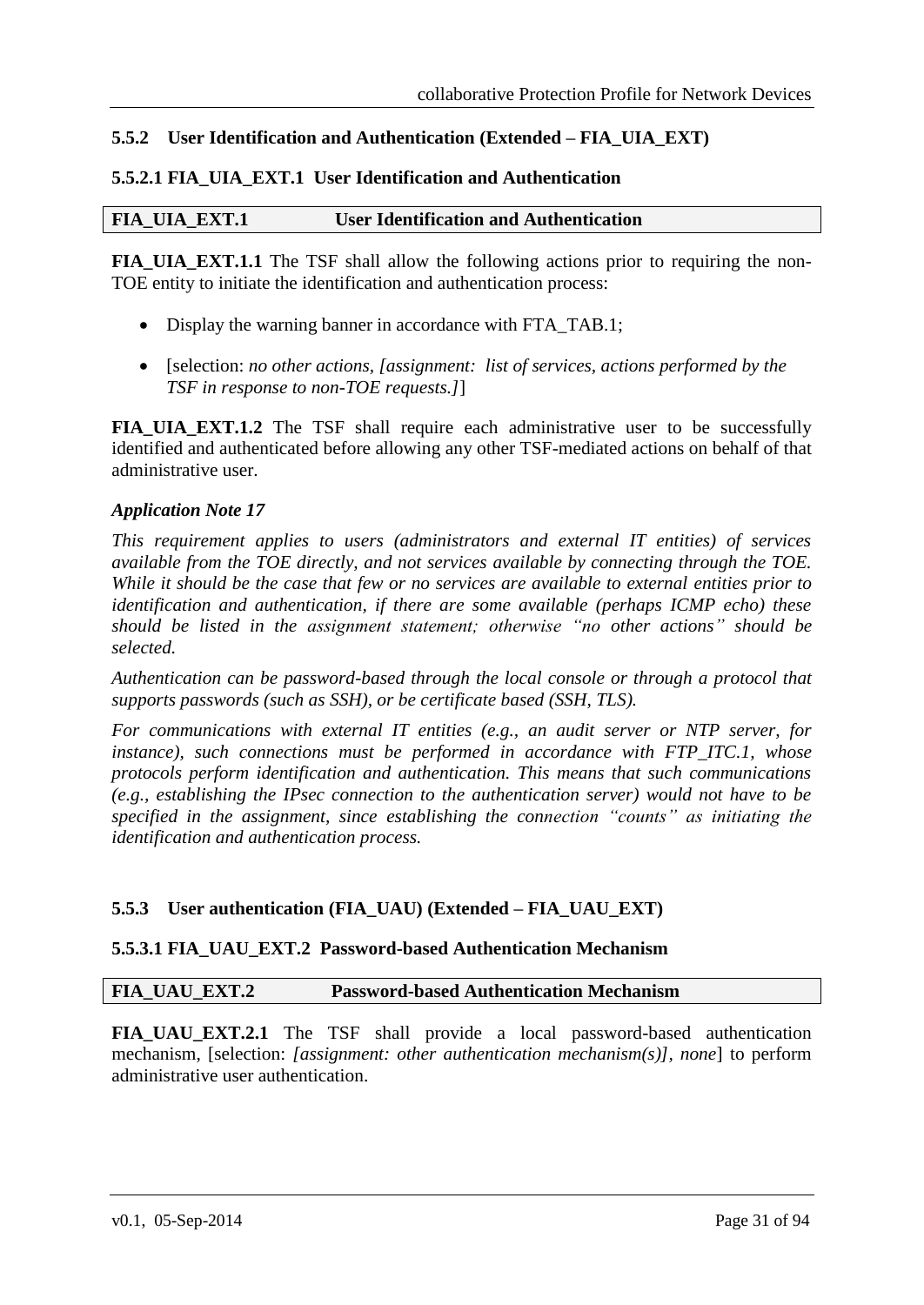### 5.5.2 User Identification and Authentication (Extended – FIA_UIA_EXT)

#### 5.5.2.1 FIA_UIA_EXT.1 User Identification and Authentication

| FIA_UIA_EXT.1 | User Identification and Authentication |
|---|---|

**FIA_UIA_EXT.1.1** The TSF shall allow the following actions prior to requiring the non-TOE entity to initiate the identification and authentication process:

- Display the warning banner in accordance with FTA_TAB.1;
- [selection: *no other actions, [assignment: list of services, actions performed by the TSF in response to non-TOE requests.]*]

**FIA_UIA_EXT.1.2** The TSF shall require each administrative user to be successfully identified and authenticated before allowing any other TSF-mediated actions on behalf of that administrative user.

***Application Note 17***

*This requirement applies to users (administrators and external IT entities) of services available from the TOE directly, and not services available by connecting through the TOE. While it should be the case that few or no services are available to external entities prior to identification and authentication, if there are some available (perhaps ICMP echo) these should be listed in the assignment statement; otherwise "no other actions" should be selected.*

*Authentication can be password-based through the local console or through a protocol that supports passwords (such as SSH), or be certificate based (SSH, TLS).*

*For communications with external IT entities (e.g., an audit server or NTP server, for instance), such connections must be performed in accordance with FTP_ITC.1, whose protocols perform identification and authentication. This means that such communications (e.g., establishing the IPsec connection to the authentication server) would not have to be specified in the assignment, since establishing the connection "counts" as initiating the identification and authentication process.*

### 5.5.3 User authentication (FIA_UAU) (Extended – FIA_UAU_EXT)

#### 5.5.3.1 FIA_UAU_EXT.2 Password-based Authentication Mechanism

| FIA_UAU_EXT.2 | Password-based Authentication Mechanism |
|---|---|

**FIA_UAU_EXT.2.1** The TSF shall provide a local password-based authentication mechanism, [selection: *[assignment: other authentication mechanism(s)], none*] to perform administrative user authentication.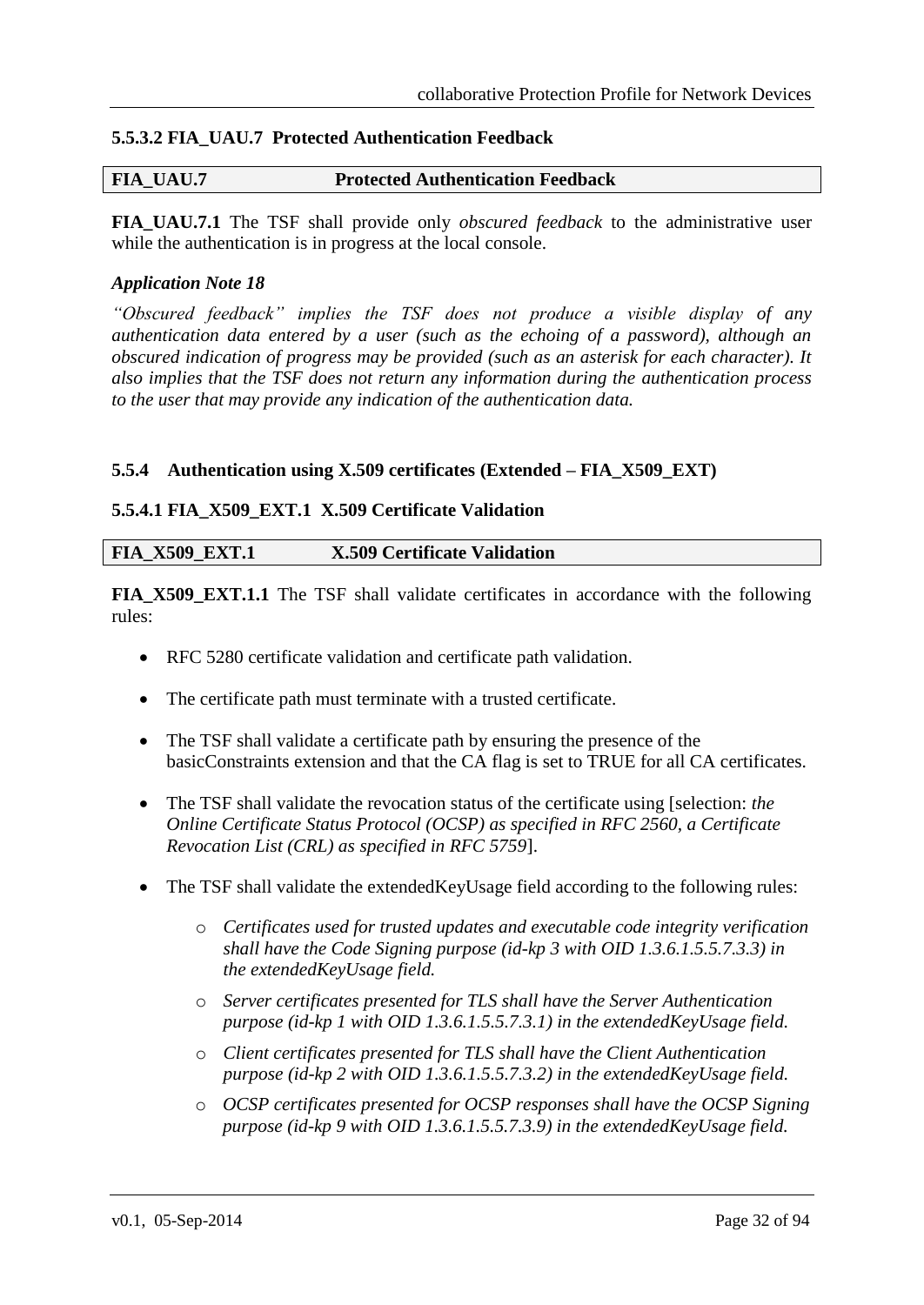#### 5.5.3.2 FIA_UAU.7 Protected Authentication Feedback

| FIA_UAU.7 | Protected Authentication Feedback |
|---|---|

**FIA_UAU.7.1** The TSF shall provide only *obscured feedback* to the administrative user while the authentication is in progress at the local console.

***Application Note 18***

*"Obscured feedback" implies the TSF does not produce a visible display of any authentication data entered by a user (such as the echoing of a password), although an obscured indication of progress may be provided (such as an asterisk for each character). It also implies that the TSF does not return any information during the authentication process to the user that may provide any indication of the authentication data.*

### 5.5.4 Authentication using X.509 certificates (Extended – FIA_X509_EXT)

#### 5.5.4.1 FIA_X509_EXT.1 X.509 Certificate Validation

| FIA_X509_EXT.1 | X.509 Certificate Validation |
|---|---|

**FIA_X509_EXT.1.1** The TSF shall validate certificates in accordance with the following rules:

- RFC 5280 certificate validation and certificate path validation.
- The certificate path must terminate with a trusted certificate.
- The TSF shall validate a certificate path by ensuring the presence of the basicConstraints extension and that the CA flag is set to TRUE for all CA certificates.
- The TSF shall validate the revocation status of the certificate using [selection: *the Online Certificate Status Protocol (OCSP) as specified in RFC 2560, a Certificate Revocation List (CRL) as specified in RFC 5759*].
- The TSF shall validate the extendedKeyUsage field according to the following rules:
    - *Certificates used for trusted updates and executable code integrity verification shall have the Code Signing purpose (id-kp 3 with OID 1.3.6.1.5.5.7.3.3) in the extendedKeyUsage field.*
    - *Server certificates presented for TLS shall have the Server Authentication purpose (id-kp 1 with OID 1.3.6.1.5.5.7.3.1) in the extendedKeyUsage field.*
    - *Client certificates presented for TLS shall have the Client Authentication purpose (id-kp 2 with OID 1.3.6.1.5.5.7.3.2) in the extendedKeyUsage field.*
    - *OCSP certificates presented for OCSP responses shall have the OCSP Signing purpose (id-kp 9 with OID 1.3.6.1.5.5.7.3.9) in the extendedKeyUsage field.*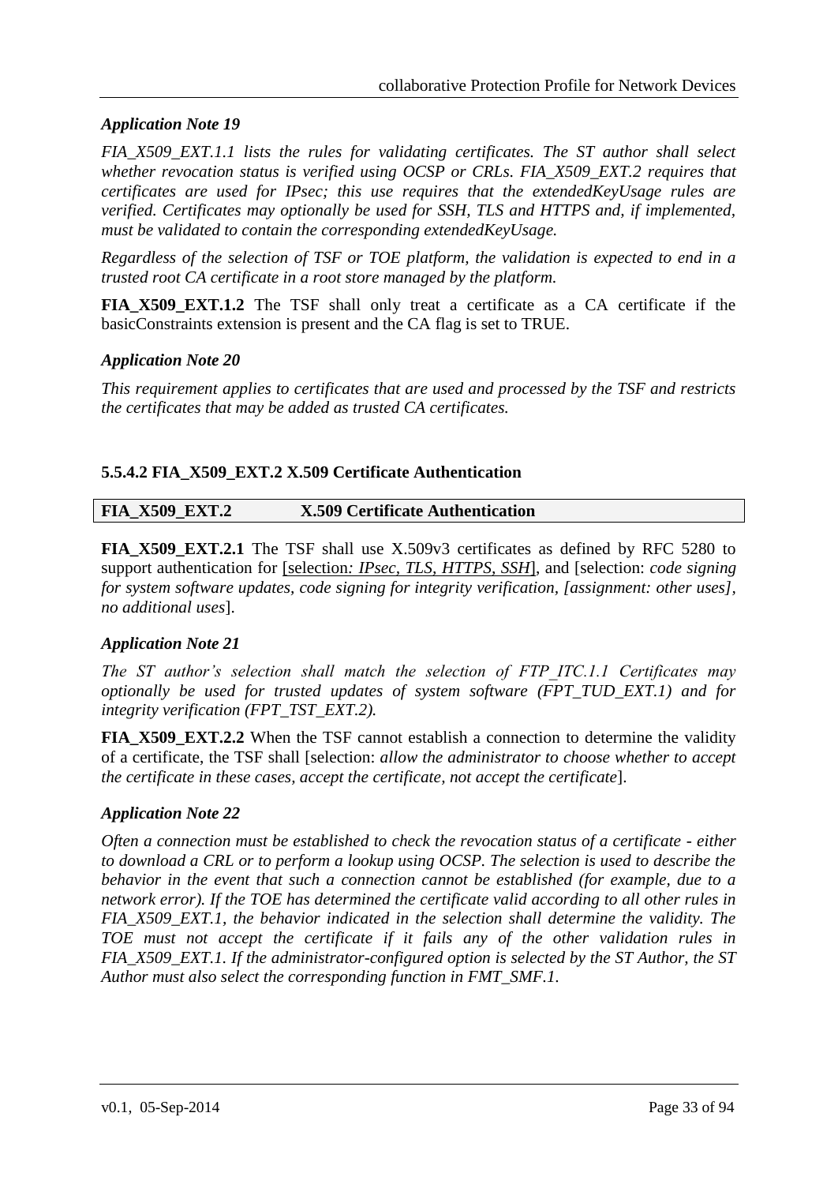*Application Note 19*

*FIA_X509_EXT.1.1 lists the rules for validating certificates. The ST author shall select whether revocation status is verified using OCSP or CRLs. FIA_X509_EXT.2 requires that certificates are used for IPsec; this use requires that the extendedKeyUsage rules are verified. Certificates may optionally be used for SSH, TLS and HTTPS and, if implemented, must be validated to contain the corresponding extendedKeyUsage.*

*Regardless of the selection of TSF or TOE platform, the validation is expected to end in a trusted root CA certificate in a root store managed by the platform.*

**FIA_X509_EXT.1.2** The TSF shall only treat a certificate as a CA certificate if the basicConstraints extension is present and the CA flag is set to TRUE.

*Application Note 20*

*This requirement applies to certificates that are used and processed by the TSF and restricts the certificates that may be added as trusted CA certificates.*

### 5.5.4.2 FIA_X509_EXT.2 X.509 Certificate Authentication

| FIA_X509_EXT.2 | X.509 Certificate Authentication |
|---|---|

**FIA_X509_EXT.2.1** The TSF shall use X.509v3 certificates as defined by RFC 5280 to support authentication for [selection*: IPsec, TLS, HTTPS, SSH*], and [selection: *code signing for system software updates, code signing for integrity verification, [assignment: other uses], no additional uses*].

*Application Note 21*

*The ST author's selection shall match the selection of FTP_ITC.1.1 Certificates may optionally be used for trusted updates of system software (FPT_TUD_EXT.1) and for integrity verification (FPT_TST_EXT.2).*

**FIA_X509_EXT.2.2** When the TSF cannot establish a connection to determine the validity of a certificate, the TSF shall [selection: *allow the administrator to choose whether to accept the certificate in these cases, accept the certificate, not accept the certificate*].

*Application Note 22*

*Often a connection must be established to check the revocation status of a certificate - either to download a CRL or to perform a lookup using OCSP. The selection is used to describe the behavior in the event that such a connection cannot be established (for example, due to a network error). If the TOE has determined the certificate valid according to all other rules in FIA_X509_EXT.1, the behavior indicated in the selection shall determine the validity. The TOE must not accept the certificate if it fails any of the other validation rules in FIA_X509_EXT.1. If the administrator-configured option is selected by the ST Author, the ST Author must also select the corresponding function in FMT_SMF.1.*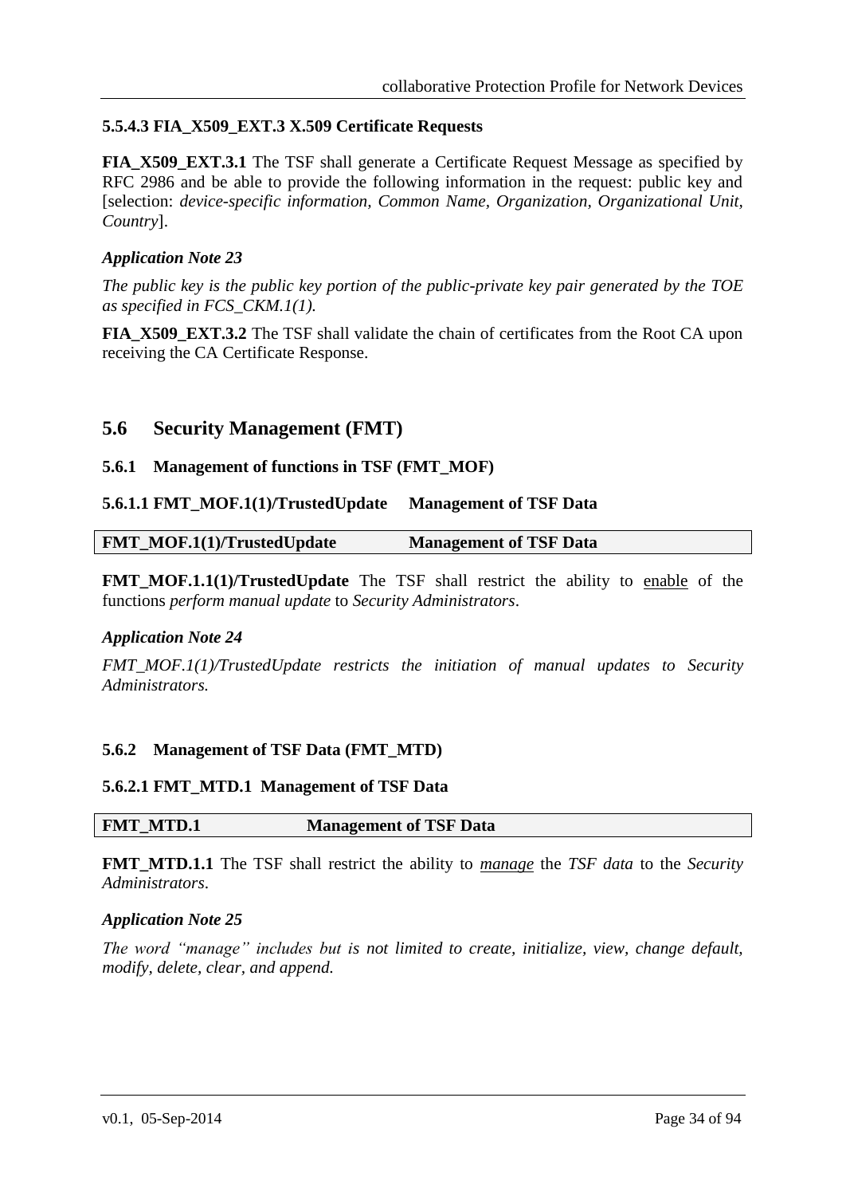#### 5.5.4.3 FIA_X509_EXT.3 X.509 Certificate Requests

**FIA_X509_EXT.3.1** The TSF shall generate a Certificate Request Message as specified by RFC 2986 and be able to provide the following information in the request: public key and [selection: *device-specific information, Common Name, Organization, Organizational Unit, Country*].

***Application Note 23***

*The public key is the public key portion of the public-private key pair generated by the TOE as specified in FCS_CKM.1(1).*

**FIA_X509_EXT.3.2** The TSF shall validate the chain of certificates from the Root CA upon receiving the CA Certificate Response.

## 5.6 Security Management (FMT)

### 5.6.1 Management of functions in TSF (FMT_MOF)

#### 5.6.1.1 FMT_MOF.1(1)/TrustedUpdate Management of TSF Data

| FMT_MOF.1(1)/TrustedUpdate | Management of TSF Data |
|---|---|

**FMT_MOF.1.1(1)/TrustedUpdate** The TSF shall restrict the ability to enable of the functions *perform manual update* to *Security Administrators*.

***Application Note 24***

*FMT_MOF.1(1)/TrustedUpdate restricts the initiation of manual updates to Security Administrators.*

### 5.6.2 Management of TSF Data (FMT_MTD)

#### 5.6.2.1 FMT_MTD.1 Management of TSF Data

| FMT_MTD.1 | Management of TSF Data |
|---|---|

**FMT_MTD.1.1** The TSF shall restrict the ability to *manage* the *TSF data* to the *Security Administrators*.

***Application Note 25***

*The word "manage" includes but is not limited to create, initialize, view, change default, modify, delete, clear, and append.*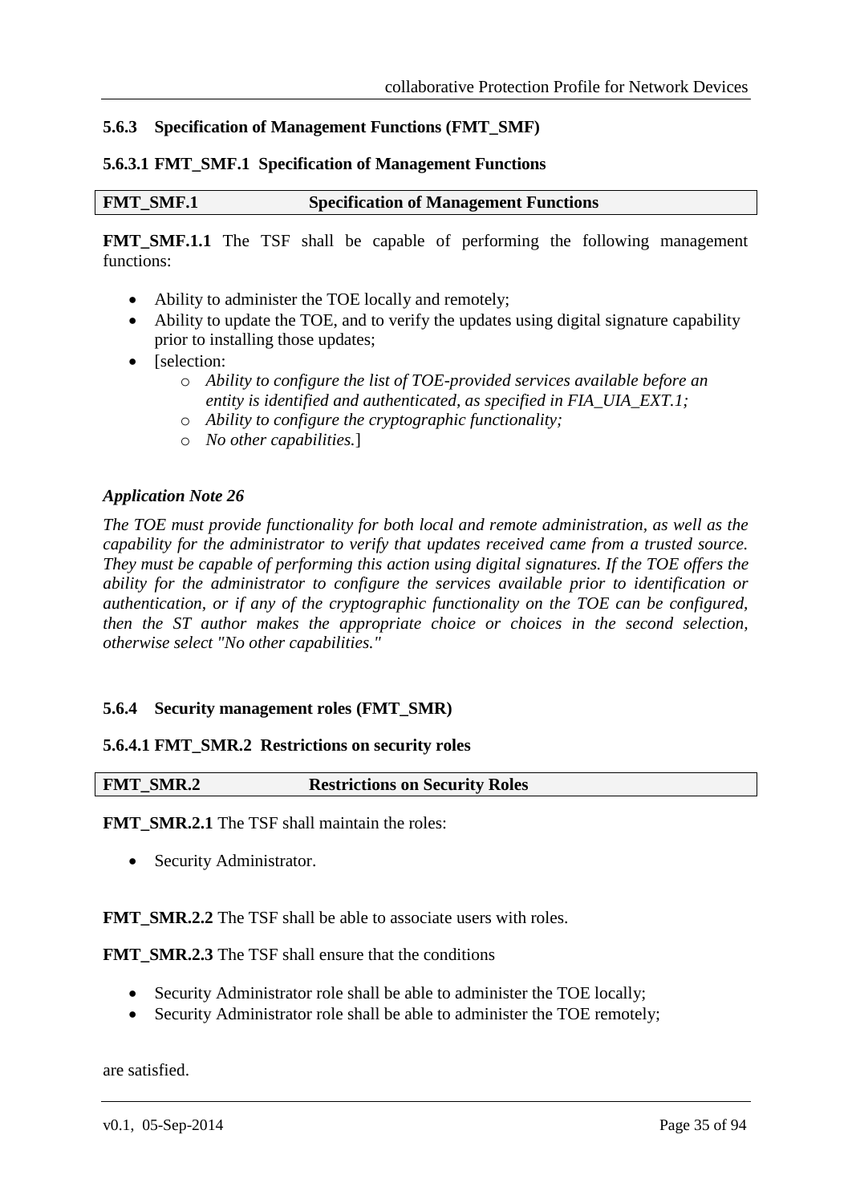### 5.6.3 Specification of Management Functions (FMT_SMF)

#### 5.6.3.1 FMT_SMF.1 Specification of Management Functions

| FMT_SMF.1 | Specification of Management Functions |
| --- | --- |

**FMT_SMF.1.1** The TSF shall be capable of performing the following management functions:

- Ability to administer the TOE locally and remotely;
- Ability to update the TOE, and to verify the updates using digital signature capability prior to installing those updates;
- [selection:
  - *Ability to configure the list of TOE-provided services available before an entity is identified and authenticated, as specified in FIA_UIA_EXT.1;*
  - *Ability to configure the cryptographic functionality;*
  - *No other capabilities.*]

***Application Note 26***

*The TOE must provide functionality for both local and remote administration, as well as the capability for the administrator to verify that updates received came from a trusted source. They must be capable of performing this action using digital signatures. If the TOE offers the ability for the administrator to configure the services available prior to identification or authentication, or if any of the cryptographic functionality on the TOE can be configured, then the ST author makes the appropriate choice or choices in the second selection, otherwise select "No other capabilities."*

### 5.6.4 Security management roles (FMT_SMR)

#### 5.6.4.1 FMT_SMR.2 Restrictions on security roles

| FMT_SMR.2 | Restrictions on Security Roles |
| --- | --- |

**FMT_SMR.2.1** The TSF shall maintain the roles:

- Security Administrator.

**FMT_SMR.2.2** The TSF shall be able to associate users with roles.

**FMT_SMR.2.3** The TSF shall ensure that the conditions

- Security Administrator role shall be able to administer the TOE locally;
- Security Administrator role shall be able to administer the TOE remotely;

are satisfied.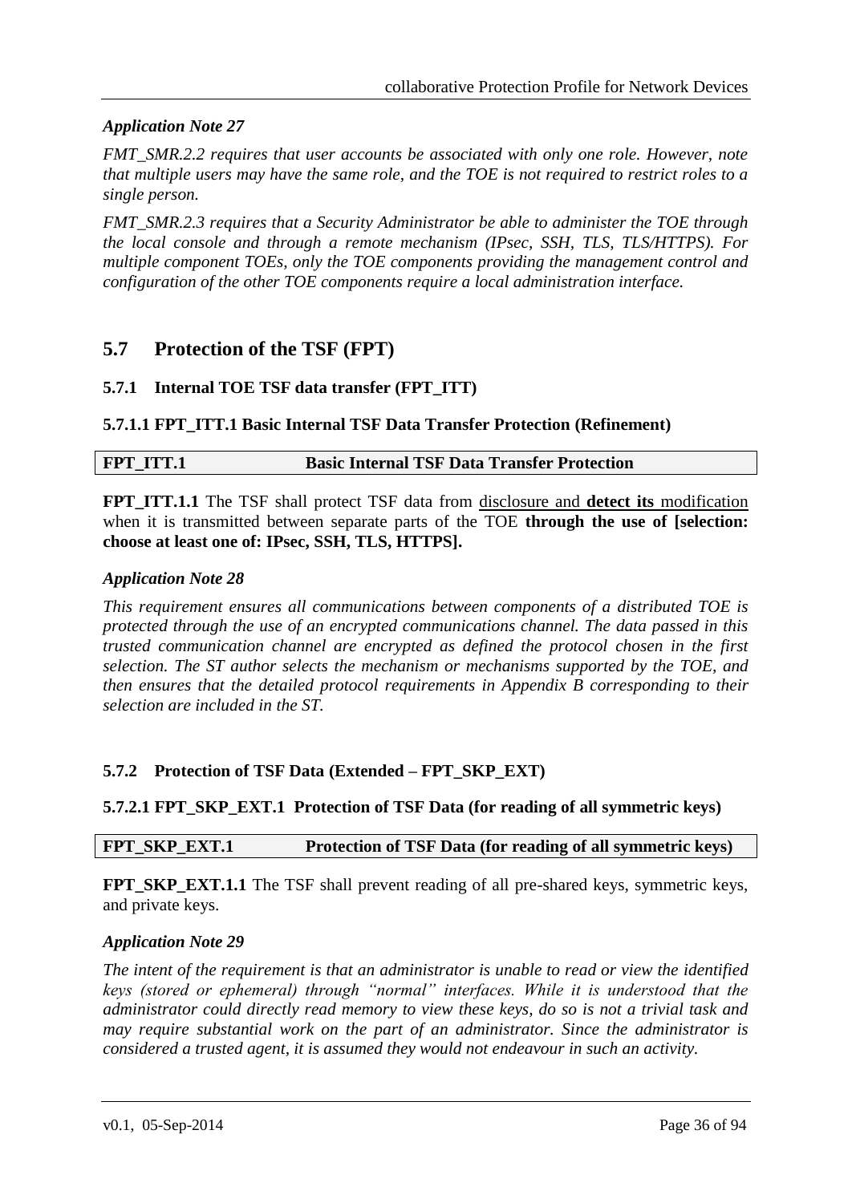*Application Note 27*

*FMT_SMR.2.2 requires that user accounts be associated with only one role. However, note that multiple users may have the same role, and the TOE is not required to restrict roles to a single person.*

*FMT_SMR.2.3 requires that a Security Administrator be able to administer the TOE through the local console and through a remote mechanism (IPsec, SSH, TLS, TLS/HTTPS). For multiple component TOEs, only the TOE components providing the management control and configuration of the other TOE components require a local administration interface.*

## 5.7 Protection of the TSF (FPT)

### 5.7.1 Internal TOE TSF data transfer (FPT_ITT)

#### 5.7.1.1 FPT_ITT.1 Basic Internal TSF Data Transfer Protection (Refinement)

| **FPT_ITT.1** | **Basic Internal TSF Data Transfer Protection** |
|---|---|

**FPT_ITT.1.1** The TSF shall protect TSF data from disclosure and **detect its** modification when it is transmitted between separate parts of the TOE **through the use of [selection: choose at least one of: IPsec, SSH, TLS, HTTPS].**

*Application Note 28*

*This requirement ensures all communications between components of a distributed TOE is protected through the use of an encrypted communications channel. The data passed in this trusted communication channel are encrypted as defined the protocol chosen in the first selection. The ST author selects the mechanism or mechanisms supported by the TOE, and then ensures that the detailed protocol requirements in Appendix B corresponding to their selection are included in the ST.*

### 5.7.2 Protection of TSF Data (Extended – FPT_SKP_EXT)

#### 5.7.2.1 FPT_SKP_EXT.1 Protection of TSF Data (for reading of all symmetric keys)

| **FPT_SKP_EXT.1** | **Protection of TSF Data (for reading of all symmetric keys)** |
|---|---|

**FPT_SKP_EXT.1.1** The TSF shall prevent reading of all pre-shared keys, symmetric keys, and private keys.

*Application Note 29*

*The intent of the requirement is that an administrator is unable to read or view the identified keys (stored or ephemeral) through "normal" interfaces. While it is understood that the administrator could directly read memory to view these keys, do so is not a trivial task and may require substantial work on the part of an administrator. Since the administrator is considered a trusted agent, it is assumed they would not endeavour in such an activity.*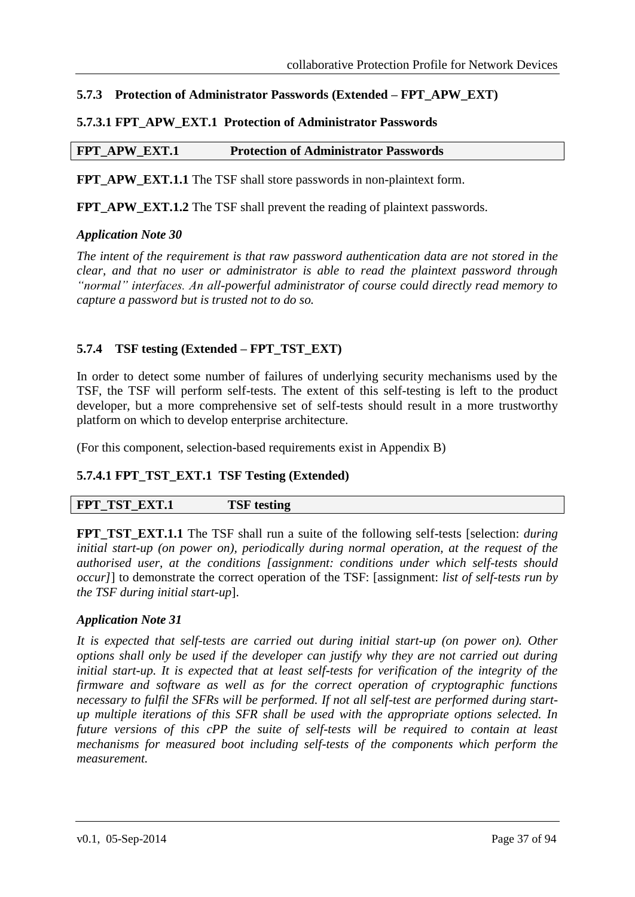### 5.7.3 Protection of Administrator Passwords (Extended – FPT_APW_EXT)

#### 5.7.3.1 FPT_APW_EXT.1 Protection of Administrator Passwords

| **FPT_APW_EXT.1** | **Protection of Administrator Passwords** |
|---|---|

**FPT_APW_EXT.1.1** The TSF shall store passwords in non-plaintext form.

**FPT_APW_EXT.1.2** The TSF shall prevent the reading of plaintext passwords.

***Application Note 30***

*The intent of the requirement is that raw password authentication data are not stored in the clear, and that no user or administrator is able to read the plaintext password through "normal" interfaces. An all-powerful administrator of course could directly read memory to capture a password but is trusted not to do so.*

### 5.7.4 TSF testing (Extended – FPT_TST_EXT)

In order to detect some number of failures of underlying security mechanisms used by the TSF, the TSF will perform self-tests. The extent of this self-testing is left to the product developer, but a more comprehensive set of self-tests should result in a more trustworthy platform on which to develop enterprise architecture.

(For this component, selection-based requirements exist in Appendix B)

#### 5.7.4.1 FPT_TST_EXT.1 TSF Testing (Extended)

| **FPT_TST_EXT.1** | **TSF testing** |
|---|---|

**FPT_TST_EXT.1.1** The TSF shall run a suite of the following self-tests [selection: *during initial start-up (on power on), periodically during normal operation, at the request of the authorised user, at the conditions [assignment: conditions under which self-tests should occur]*] to demonstrate the correct operation of the TSF: [assignment: *list of self-tests run by the TSF during initial start-up*].

***Application Note 31***

*It is expected that self-tests are carried out during initial start-up (on power on). Other options shall only be used if the developer can justify why they are not carried out during initial start-up. It is expected that at least self-tests for verification of the integrity of the firmware and software as well as for the correct operation of cryptographic functions necessary to fulfil the SFRs will be performed. If not all self-test are performed during start-up multiple iterations of this SFR shall be used with the appropriate options selected. In future versions of this cPP the suite of self-tests will be required to contain at least mechanisms for measured boot including self-tests of the components which perform the measurement.*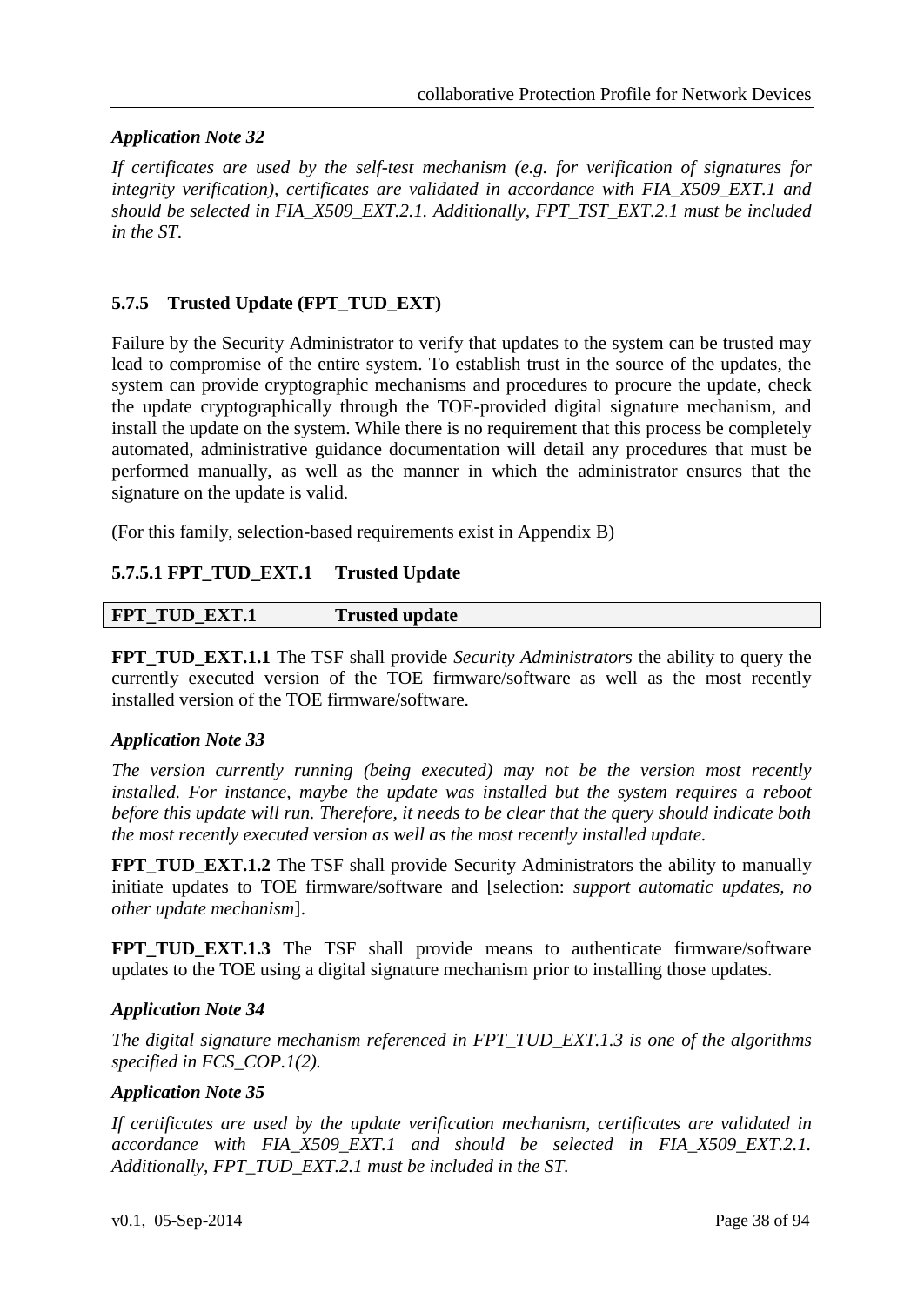***Application Note 32***

*If certificates are used by the self-test mechanism (e.g. for verification of signatures for integrity verification), certificates are validated in accordance with FIA_X509_EXT.1 and should be selected in FIA_X509_EXT.2.1. Additionally, FPT_TST_EXT.2.1 must be included in the ST.*

### 5.7.5 Trusted Update (FPT_TUD_EXT)

Failure by the Security Administrator to verify that updates to the system can be trusted may lead to compromise of the entire system. To establish trust in the source of the updates, the system can provide cryptographic mechanisms and procedures to procure the update, check the update cryptographically through the TOE-provided digital signature mechanism, and install the update on the system. While there is no requirement that this process be completely automated, administrative guidance documentation will detail any procedures that must be performed manually, as well as the manner in which the administrator ensures that the signature on the update is valid.

(For this family, selection-based requirements exist in Appendix B)

#### 5.7.5.1 FPT_TUD_EXT.1 Trusted Update

| FPT_TUD_EXT.1 | Trusted update |
|---|---|

**FPT_TUD_EXT.1.1** The TSF shall provide <u>*Security Administrators*</u> the ability to query the currently executed version of the TOE firmware/software as well as the most recently installed version of the TOE firmware/software.

***Application Note 33***

*The version currently running (being executed) may not be the version most recently installed. For instance, maybe the update was installed but the system requires a reboot before this update will run. Therefore, it needs to be clear that the query should indicate both the most recently executed version as well as the most recently installed update.*

**FPT_TUD_EXT.1.2** The TSF shall provide Security Administrators the ability to manually initiate updates to TOE firmware/software and [selection: *support automatic updates, no other update mechanism*].

**FPT_TUD_EXT.1.3** The TSF shall provide means to authenticate firmware/software updates to the TOE using a digital signature mechanism prior to installing those updates.

***Application Note 34***

*The digital signature mechanism referenced in FPT_TUD_EXT.1.3 is one of the algorithms specified in FCS_COP.1(2).*

***Application Note 35***

*If certificates are used by the update verification mechanism, certificates are validated in accordance with FIA_X509_EXT.1 and should be selected in FIA_X509_EXT.2.1. Additionally, FPT_TUD_EXT.2.1 must be included in the ST.*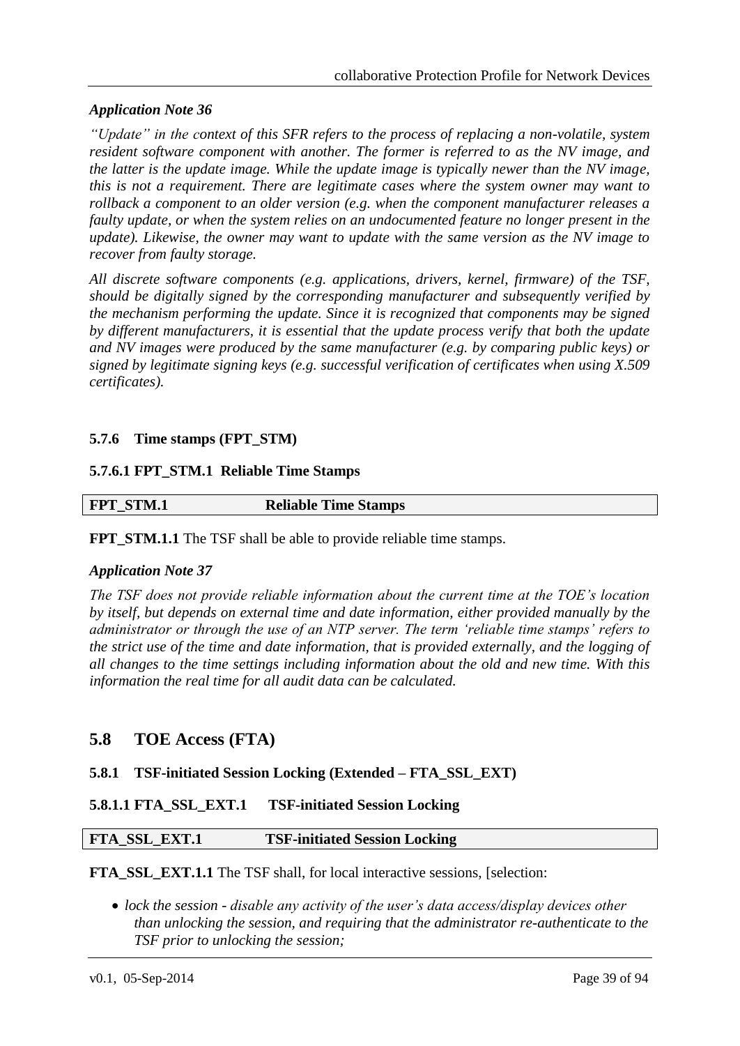*Application Note 36*

*"Update" in the context of this SFR refers to the process of replacing a non-volatile, system resident software component with another. The former is referred to as the NV image, and the latter is the update image. While the update image is typically newer than the NV image, this is not a requirement. There are legitimate cases where the system owner may want to rollback a component to an older version (e.g. when the component manufacturer releases a faulty update, or when the system relies on an undocumented feature no longer present in the update). Likewise, the owner may want to update with the same version as the NV image to recover from faulty storage.*

*All discrete software components (e.g. applications, drivers, kernel, firmware) of the TSF, should be digitally signed by the corresponding manufacturer and subsequently verified by the mechanism performing the update. Since it is recognized that components may be signed by different manufacturers, it is essential that the update process verify that both the update and NV images were produced by the same manufacturer (e.g. by comparing public keys) or signed by legitimate signing keys (e.g. successful verification of certificates when using X.509 certificates).*

### 5.7.6 Time stamps (FPT_STM)

#### 5.7.6.1 FPT_STM.1 Reliable Time Stamps

| FPT_STM.1 | Reliable Time Stamps |
|---|---|

**FPT_STM.1.1** The TSF shall be able to provide reliable time stamps.

*Application Note 37*

*The TSF does not provide reliable information about the current time at the TOE's location by itself, but depends on external time and date information, either provided manually by the administrator or through the use of an NTP server. The term 'reliable time stamps' refers to the strict use of the time and date information, that is provided externally, and the logging of all changes to the time settings including information about the old and new time. With this information the real time for all audit data can be calculated.*

## 5.8 TOE Access (FTA)

### 5.8.1 TSF-initiated Session Locking (Extended – FTA_SSL_EXT)

#### 5.8.1.1 FTA_SSL_EXT.1 TSF-initiated Session Locking

| FTA_SSL_EXT.1 | TSF-initiated Session Locking |
|---|---|

**FTA_SSL_EXT.1.1** The TSF shall, for local interactive sessions, [selection:

- *lock the session - disable any activity of the user's data access/display devices other than unlocking the session, and requiring that the administrator re-authenticate to the TSF prior to unlocking the session;*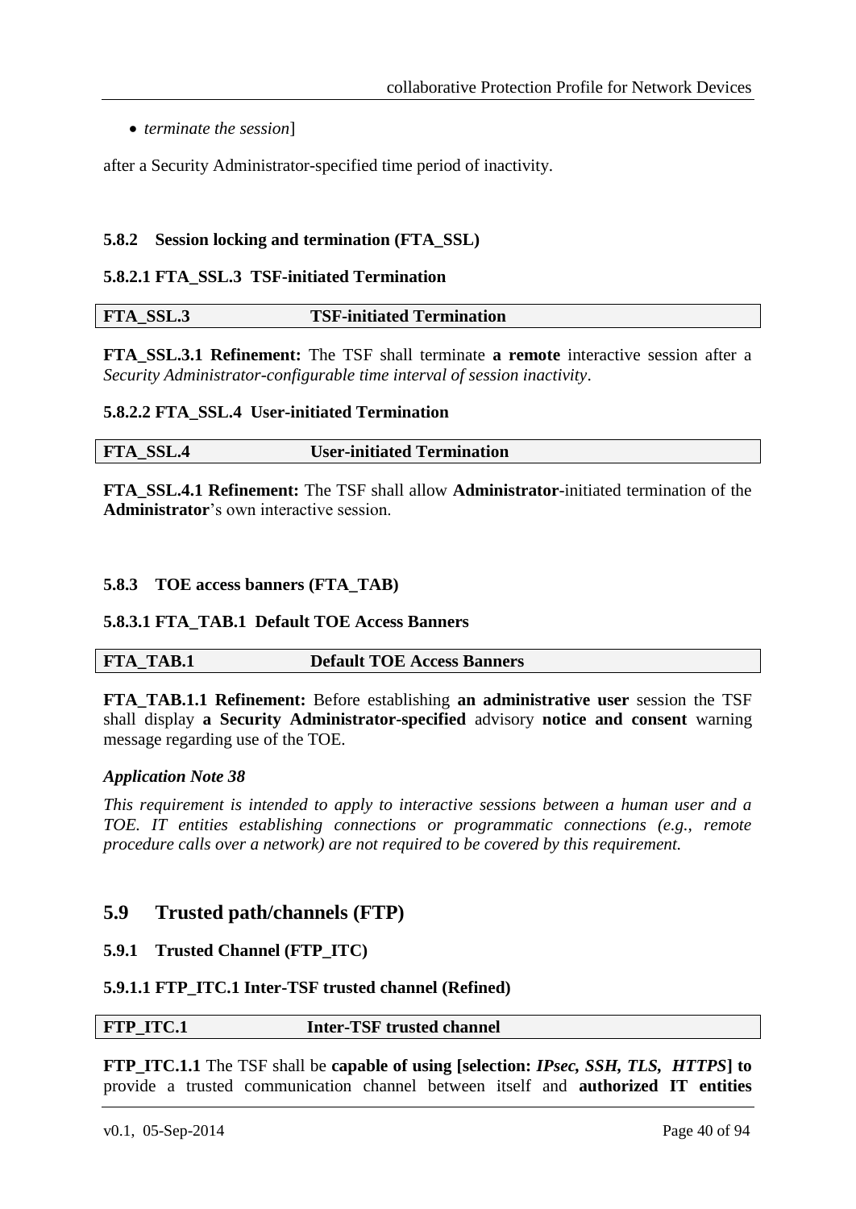- *terminate the session*]

after a Security Administrator-specified time period of inactivity.

#### 5.8.2 Session locking and termination (FTA_SSL)

##### 5.8.2.1 FTA_SSL.3 TSF-initiated Termination

| **FTA_SSL.3** | **TSF-initiated Termination** |
|---|---|

**FTA_SSL.3.1 Refinement:** The TSF shall terminate **a remote** interactive session after a *Security Administrator-configurable time interval of session inactivity*.

##### 5.8.2.2 FTA_SSL.4 User-initiated Termination

| **FTA_SSL.4** | **User-initiated Termination** |
|---|---|

**FTA_SSL.4.1 Refinement:** The TSF shall allow **Administrator**-initiated termination of the **Administrator**'s own interactive session.

#### 5.8.3 TOE access banners (FTA_TAB)

##### 5.8.3.1 FTA_TAB.1 Default TOE Access Banners

| **FTA_TAB.1** | **Default TOE Access Banners** |
|---|---|

**FTA_TAB.1.1 Refinement:** Before establishing **an administrative user** session the TSF shall display **a Security Administrator-specified** advisory **notice and consent** warning message regarding use of the TOE.

***Application Note 38***

*This requirement is intended to apply to interactive sessions between a human user and a TOE. IT entities establishing connections or programmatic connections (e.g., remote procedure calls over a network) are not required to be covered by this requirement.*

## 5.9 Trusted path/channels (FTP)

#### 5.9.1 Trusted Channel (FTP_ITC)

##### 5.9.1.1 FTP_ITC.1 Inter-TSF trusted channel (Refined)

| **FTP_ITC.1** | **Inter-TSF trusted channel** |
|---|---|

**FTP_ITC.1.1** The TSF shall be **capable of using [selection: *IPsec, SSH, TLS, HTTPS*] to** provide a trusted communication channel between itself and **authorized IT entities**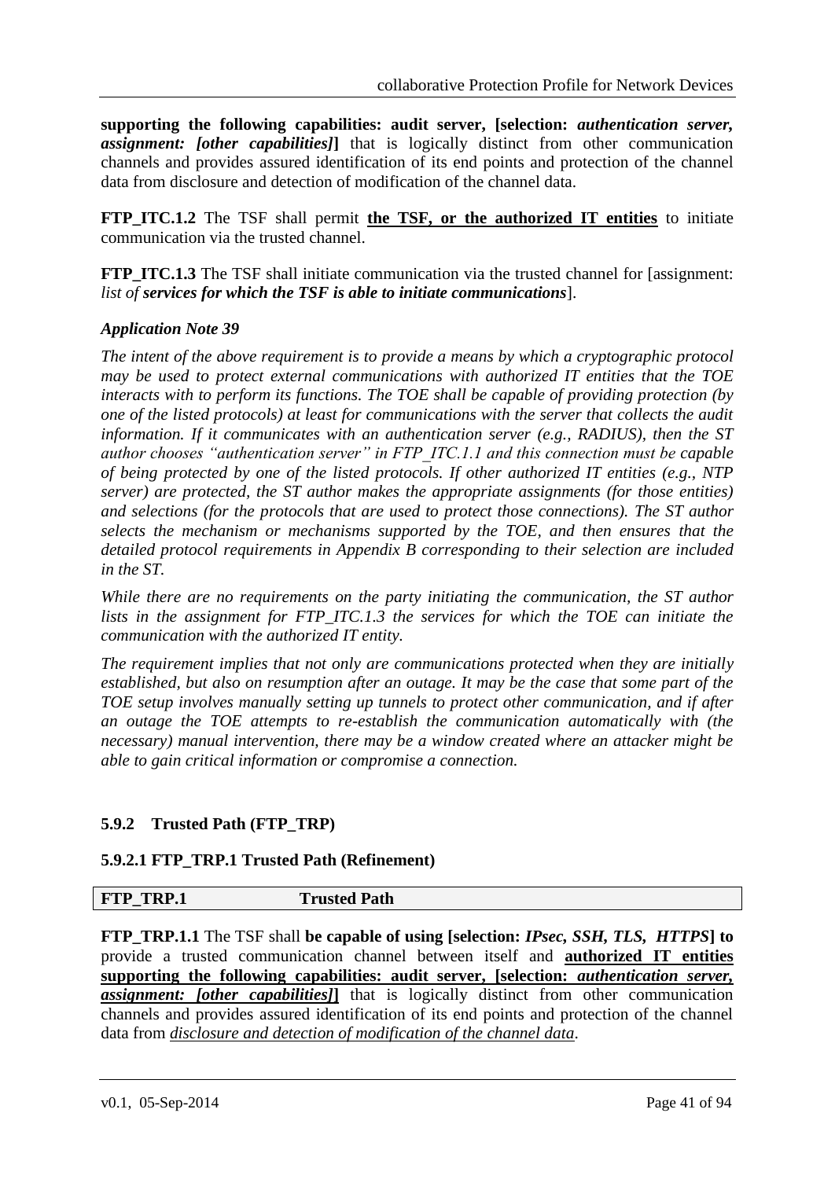**supporting the following capabilities: audit server, [selection:** ***authentication server, assignment: [other capabilities]*****]** that is logically distinct from other communication channels and provides assured identification of its end points and protection of the channel data from disclosure and detection of modification of the channel data.

**FTP_ITC.1.2** The TSF shall permit **the TSF, or the authorized IT entities** to initiate communication via the trusted channel.

**FTP_ITC.1.3** The TSF shall initiate communication via the trusted channel for [assignment: *list of* ***services for which the TSF is able to initiate communications***].

***Application Note 39***

*The intent of the above requirement is to provide a means by which a cryptographic protocol may be used to protect external communications with authorized IT entities that the TOE interacts with to perform its functions. The TOE shall be capable of providing protection (by one of the listed protocols) at least for communications with the server that collects the audit information. If it communicates with an authentication server (e.g., RADIUS), then the ST author chooses "authentication server" in FTP_ITC.1.1 and this connection must be capable of being protected by one of the listed protocols. If other authorized IT entities (e.g., NTP server) are protected, the ST author makes the appropriate assignments (for those entities) and selections (for the protocols that are used to protect those connections). The ST author selects the mechanism or mechanisms supported by the TOE, and then ensures that the detailed protocol requirements in Appendix B corresponding to their selection are included in the ST.*

*While there are no requirements on the party initiating the communication, the ST author lists in the assignment for FTP_ITC.1.3 the services for which the TOE can initiate the communication with the authorized IT entity.*

*The requirement implies that not only are communications protected when they are initially established, but also on resumption after an outage. It may be the case that some part of the TOE setup involves manually setting up tunnels to protect other communication, and if after an outage the TOE attempts to re-establish the communication automatically with (the necessary) manual intervention, there may be a window created where an attacker might be able to gain critical information or compromise a connection.*

### 5.9.2 Trusted Path (FTP_TRP)

#### 5.9.2.1 FTP_TRP.1 Trusted Path (Refinement)

| **FTP_TRP.1** | **Trusted Path** |
|---|---|

**FTP_TRP.1.1** The TSF shall **be capable of using [selection:** ***IPsec, SSH, TLS, HTTPS*****] to** provide a trusted communication channel between itself and **authorized IT entities supporting the following capabilities: audit server, [selection:** ***authentication server, assignment: [other capabilities]*****]** that is logically distinct from other communication channels and provides assured identification of its end points and protection of the channel data from *disclosure and detection of modification of the channel data*.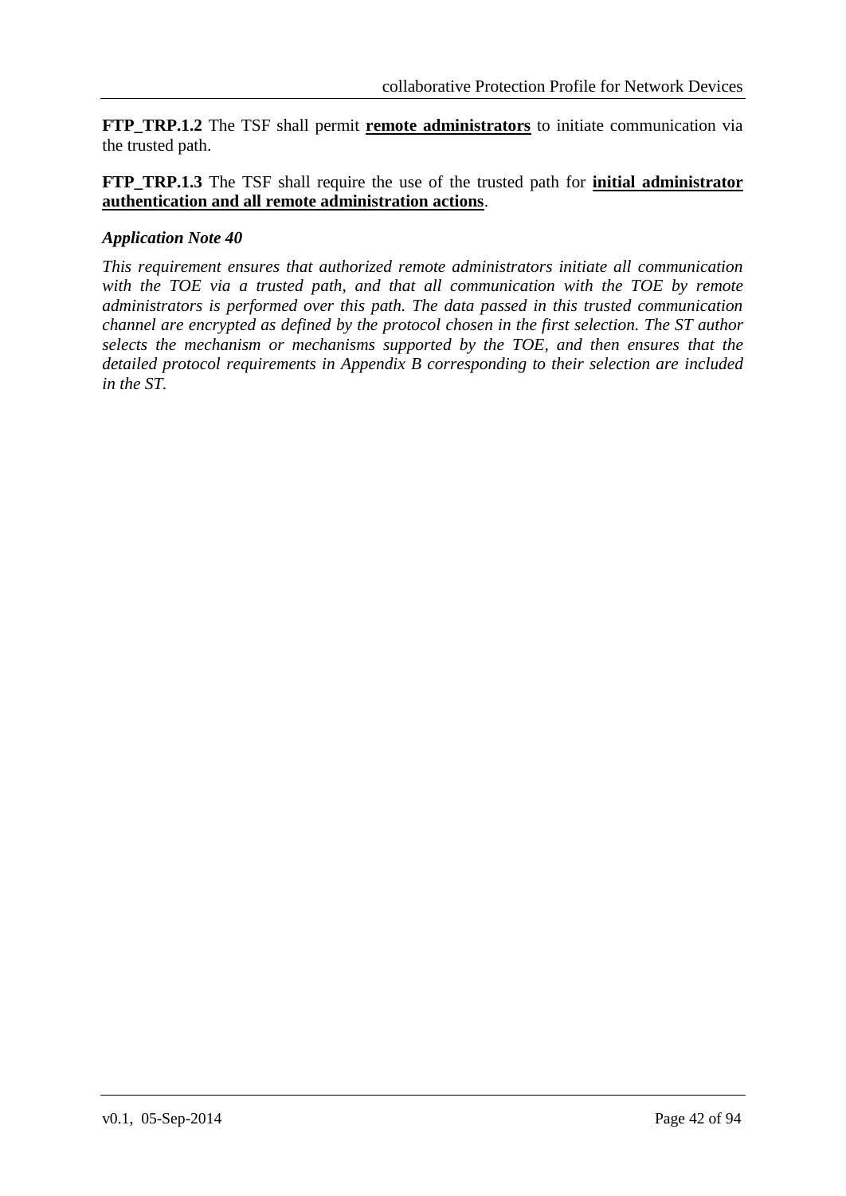**FTP_TRP.1.2** The TSF shall permit **remote administrators** to initiate communication via the trusted path.

**FTP_TRP.1.3** The TSF shall require the use of the trusted path for **initial administrator authentication and all remote administration actions**.

***Application Note 40***

*This requirement ensures that authorized remote administrators initiate all communication with the TOE via a trusted path, and that all communication with the TOE by remote administrators is performed over this path. The data passed in this trusted communication channel are encrypted as defined by the protocol chosen in the first selection. The ST author selects the mechanism or mechanisms supported by the TOE, and then ensures that the detailed protocol requirements in Appendix B corresponding to their selection are included in the ST.*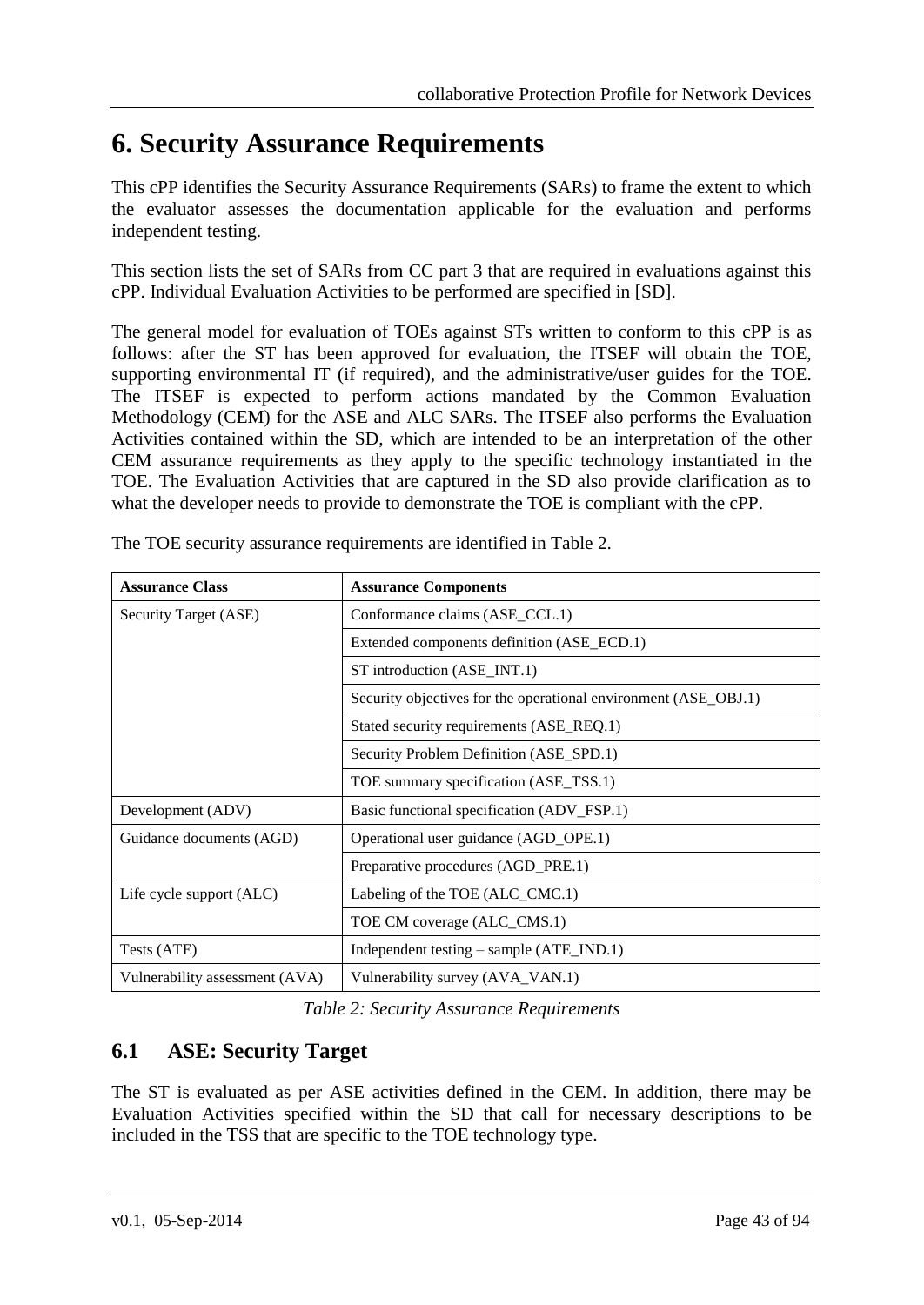# 6. Security Assurance Requirements

This cPP identifies the Security Assurance Requirements (SARs) to frame the extent to which the evaluator assesses the documentation applicable for the evaluation and performs independent testing.

This section lists the set of SARs from CC part 3 that are required in evaluations against this cPP. Individual Evaluation Activities to be performed are specified in [SD].

The general model for evaluation of TOEs against STs written to conform to this cPP is as follows: after the ST has been approved for evaluation, the ITSEF will obtain the TOE, supporting environmental IT (if required), and the administrative/user guides for the TOE. The ITSEF is expected to perform actions mandated by the Common Evaluation Methodology (CEM) for the ASE and ALC SARs. The ITSEF also performs the Evaluation Activities contained within the SD, which are intended to be an interpretation of the other CEM assurance requirements as they apply to the specific technology instantiated in the TOE. The Evaluation Activities that are captured in the SD also provide clarification as to what the developer needs to provide to demonstrate the TOE is compliant with the cPP.

The TOE security assurance requirements are identified in Table 2.

| **Assurance Class** | **Assurance Components** |
|---|---|
| Security Target (ASE) | Conformance claims (ASE_CCL.1) |
| | Extended components definition (ASE_ECD.1) |
| | ST introduction (ASE_INT.1) |
| | Security objectives for the operational environment (ASE_OBJ.1) |
| | Stated security requirements (ASE_REQ.1) |
| | Security Problem Definition (ASE_SPD.1) |
| | TOE summary specification (ASE_TSS.1) |
| Development (ADV) | Basic functional specification (ADV_FSP.1) |
| Guidance documents (AGD) | Operational user guidance (AGD_OPE.1) |
| | Preparative procedures (AGD_PRE.1) |
| Life cycle support (ALC) | Labeling of the TOE (ALC_CMC.1) |
| | TOE CM coverage (ALC_CMS.1) |
| Tests (ATE) | Independent testing – sample (ATE_IND.1) |
| Vulnerability assessment (AVA) | Vulnerability survey (AVA_VAN.1) |

*Table 2: Security Assurance Requirements*

## 6.1 ASE: Security Target

The ST is evaluated as per ASE activities defined in the CEM. In addition, there may be Evaluation Activities specified within the SD that call for necessary descriptions to be included in the TSS that are specific to the TOE technology type.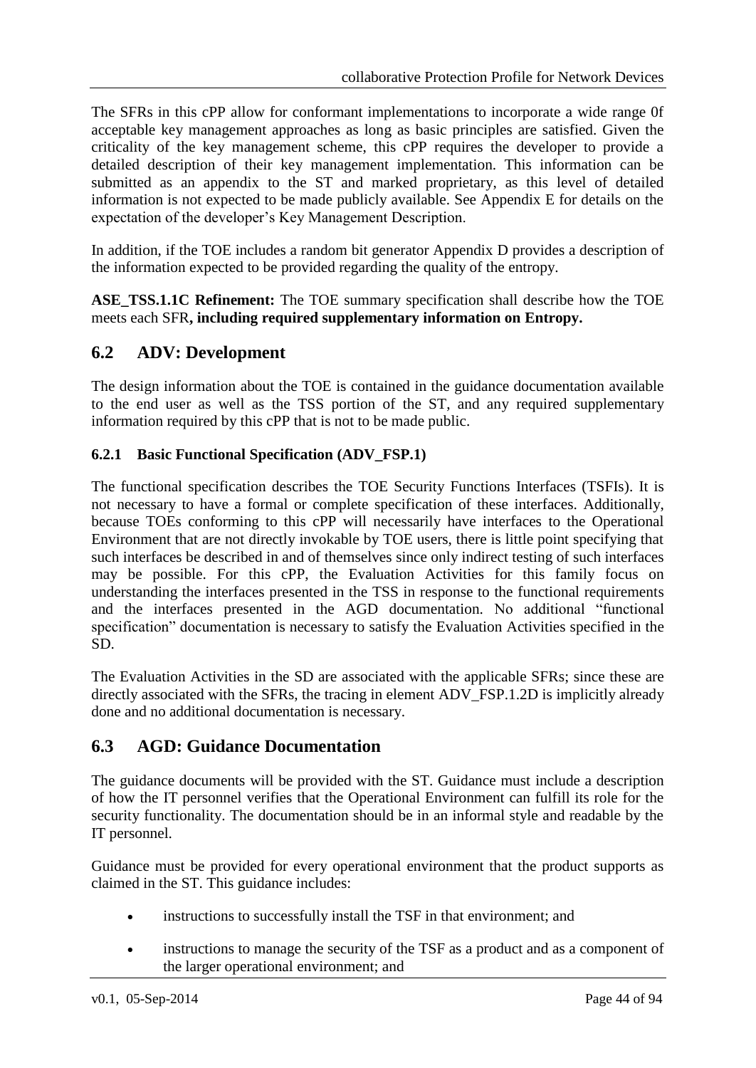The SFRs in this cPP allow for conformant implementations to incorporate a wide range 0f acceptable key management approaches as long as basic principles are satisfied. Given the criticality of the key management scheme, this cPP requires the developer to provide a detailed description of their key management implementation. This information can be submitted as an appendix to the ST and marked proprietary, as this level of detailed information is not expected to be made publicly available. See Appendix E for details on the expectation of the developer's Key Management Description.

In addition, if the TOE includes a random bit generator Appendix D provides a description of the information expected to be provided regarding the quality of the entropy.

**ASE_TSS.1.1C Refinement:** The TOE summary specification shall describe how the TOE meets each SFR**, including required supplementary information on Entropy.**

## 6.2 ADV: Development

The design information about the TOE is contained in the guidance documentation available to the end user as well as the TSS portion of the ST, and any required supplementary information required by this cPP that is not to be made public.

### 6.2.1 Basic Functional Specification (ADV_FSP.1)

The functional specification describes the TOE Security Functions Interfaces (TSFIs). It is not necessary to have a formal or complete specification of these interfaces. Additionally, because TOEs conforming to this cPP will necessarily have interfaces to the Operational Environment that are not directly invokable by TOE users, there is little point specifying that such interfaces be described in and of themselves since only indirect testing of such interfaces may be possible. For this cPP, the Evaluation Activities for this family focus on understanding the interfaces presented in the TSS in response to the functional requirements and the interfaces presented in the AGD documentation. No additional "functional specification" documentation is necessary to satisfy the Evaluation Activities specified in the SD.

The Evaluation Activities in the SD are associated with the applicable SFRs; since these are directly associated with the SFRs, the tracing in element ADV_FSP.1.2D is implicitly already done and no additional documentation is necessary.

## 6.3 AGD: Guidance Documentation

The guidance documents will be provided with the ST. Guidance must include a description of how the IT personnel verifies that the Operational Environment can fulfill its role for the security functionality. The documentation should be in an informal style and readable by the IT personnel.

Guidance must be provided for every operational environment that the product supports as claimed in the ST. This guidance includes:

- instructions to successfully install the TSF in that environment; and
- instructions to manage the security of the TSF as a product and as a component of the larger operational environment; and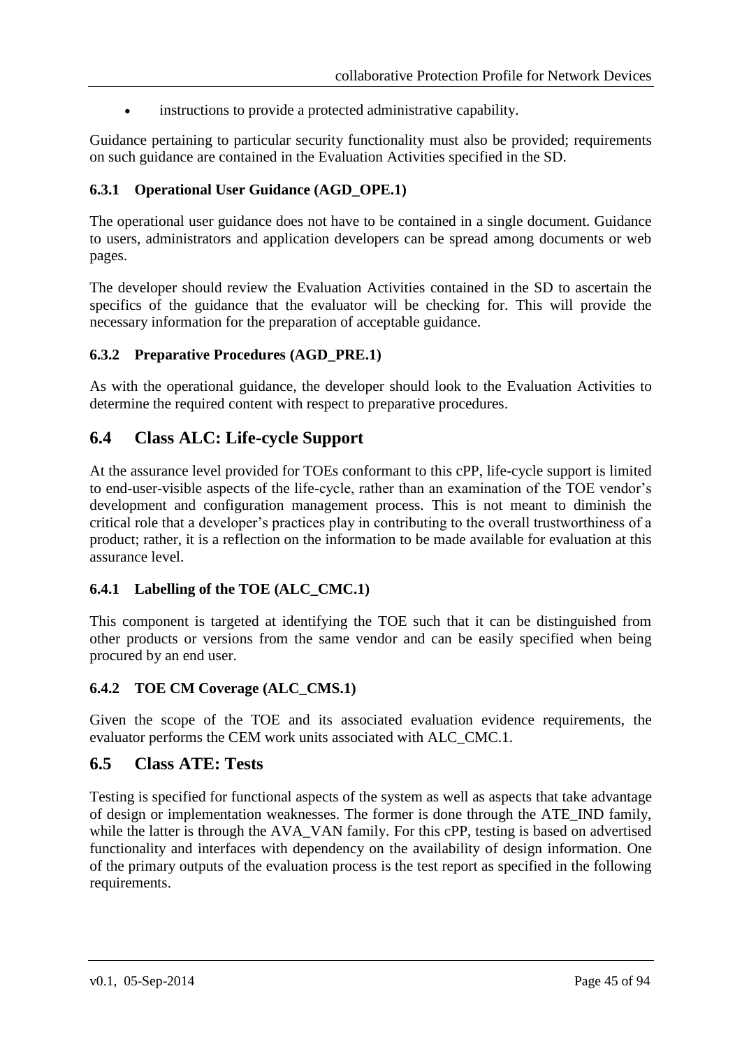- instructions to provide a protected administrative capability.

Guidance pertaining to particular security functionality must also be provided; requirements on such guidance are contained in the Evaluation Activities specified in the SD.

### 6.3.1 Operational User Guidance (AGD_OPE.1)

The operational user guidance does not have to be contained in a single document. Guidance to users, administrators and application developers can be spread among documents or web pages.

The developer should review the Evaluation Activities contained in the SD to ascertain the specifics of the guidance that the evaluator will be checking for. This will provide the necessary information for the preparation of acceptable guidance.

### 6.3.2 Preparative Procedures (AGD_PRE.1)

As with the operational guidance, the developer should look to the Evaluation Activities to determine the required content with respect to preparative procedures.

## 6.4 Class ALC: Life-cycle Support

At the assurance level provided for TOEs conformant to this cPP, life-cycle support is limited to end-user-visible aspects of the life-cycle, rather than an examination of the TOE vendor's development and configuration management process. This is not meant to diminish the critical role that a developer's practices play in contributing to the overall trustworthiness of a product; rather, it is a reflection on the information to be made available for evaluation at this assurance level.

### 6.4.1 Labelling of the TOE (ALC_CMC.1)

This component is targeted at identifying the TOE such that it can be distinguished from other products or versions from the same vendor and can be easily specified when being procured by an end user.

### 6.4.2 TOE CM Coverage (ALC_CMS.1)

Given the scope of the TOE and its associated evaluation evidence requirements, the evaluator performs the CEM work units associated with ALC_CMC.1.

## 6.5 Class ATE: Tests

Testing is specified for functional aspects of the system as well as aspects that take advantage of design or implementation weaknesses. The former is done through the ATE_IND family, while the latter is through the AVA_VAN family. For this cPP, testing is based on advertised functionality and interfaces with dependency on the availability of design information. One of the primary outputs of the evaluation process is the test report as specified in the following requirements.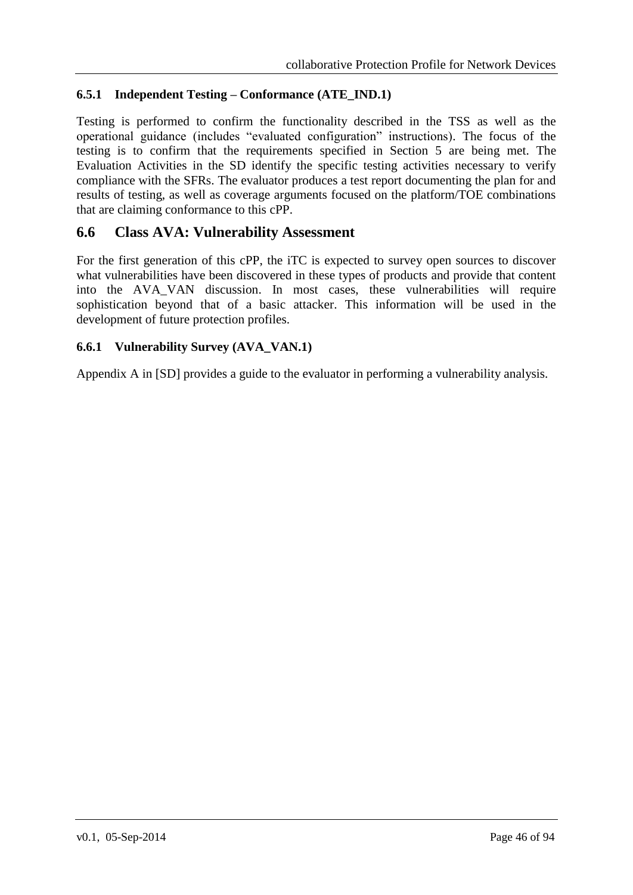### 6.5.1 Independent Testing – Conformance (ATE_IND.1)

Testing is performed to confirm the functionality described in the TSS as well as the operational guidance (includes "evaluated configuration" instructions). The focus of the testing is to confirm that the requirements specified in Section 5 are being met. The Evaluation Activities in the SD identify the specific testing activities necessary to verify compliance with the SFRs. The evaluator produces a test report documenting the plan for and results of testing, as well as coverage arguments focused on the platform/TOE combinations that are claiming conformance to this cPP.

## 6.6 Class AVA: Vulnerability Assessment

For the first generation of this cPP, the iTC is expected to survey open sources to discover what vulnerabilities have been discovered in these types of products and provide that content into the AVA_VAN discussion. In most cases, these vulnerabilities will require sophistication beyond that of a basic attacker. This information will be used in the development of future protection profiles.

### 6.6.1 Vulnerability Survey (AVA_VAN.1)

Appendix A in [SD] provides a guide to the evaluator in performing a vulnerability analysis.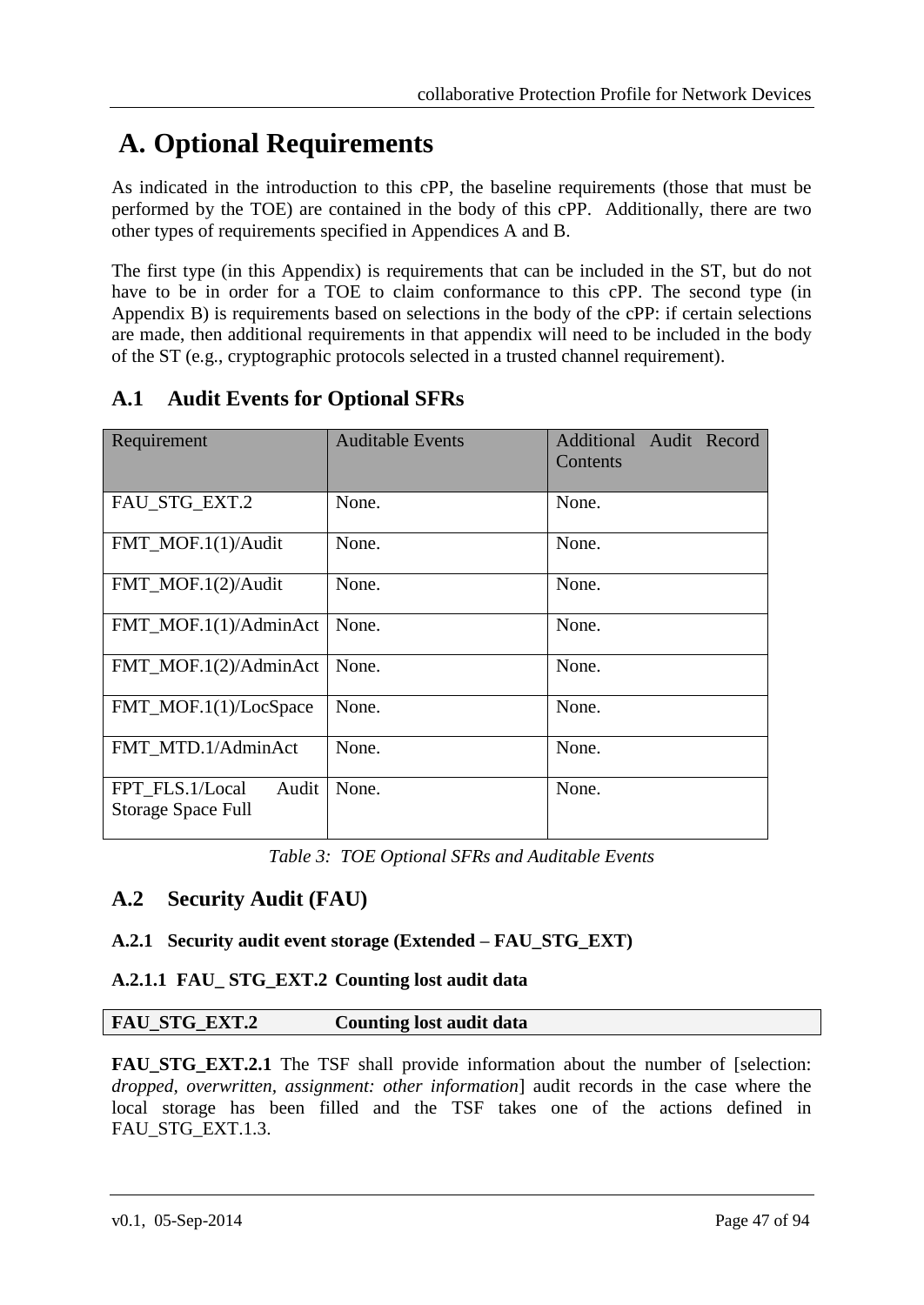# A. Optional Requirements

As indicated in the introduction to this cPP, the baseline requirements (those that must be performed by the TOE) are contained in the body of this cPP. Additionally, there are two other types of requirements specified in Appendices A and B.

The first type (in this Appendix) is requirements that can be included in the ST, but do not have to be in order for a TOE to claim conformance to this cPP. The second type (in Appendix B) is requirements based on selections in the body of the cPP: if certain selections are made, then additional requirements in that appendix will need to be included in the body of the ST (e.g., cryptographic protocols selected in a trusted channel requirement).

## A.1 Audit Events for Optional SFRs

| Requirement | Auditable Events | Additional Audit Record Contents |
|---|---|---|
| FAU_STG_EXT.2 | None. | None. |
| FMT_MOF.1(1)/Audit | None. | None. |
| FMT_MOF.1(2)/Audit | None. | None. |
| FMT_MOF.1(1)/AdminAct | None. | None. |
| FMT_MOF.1(2)/AdminAct | None. | None. |
| FMT_MOF.1(1)/LocSpace | None. | None. |
| FMT_MTD.1/AdminAct | None. | None. |
| FPT_FLS.1/Local Audit Storage Space Full | None. | None. |

*Table 3: TOE Optional SFRs and Auditable Events*

## A.2 Security Audit (FAU)

### A.2.1 Security audit event storage (Extended – FAU_STG_EXT)

#### A.2.1.1 FAU_ STG_EXT.2 Counting lost audit data

| **FAU_STG_EXT.2** | **Counting lost audit data** |
|---|---|

**FAU_STG_EXT.2.1** The TSF shall provide information about the number of [selection: *dropped, overwritten, assignment: other information*] audit records in the case where the local storage has been filled and the TSF takes one of the actions defined in FAU_STG_EXT.1.3.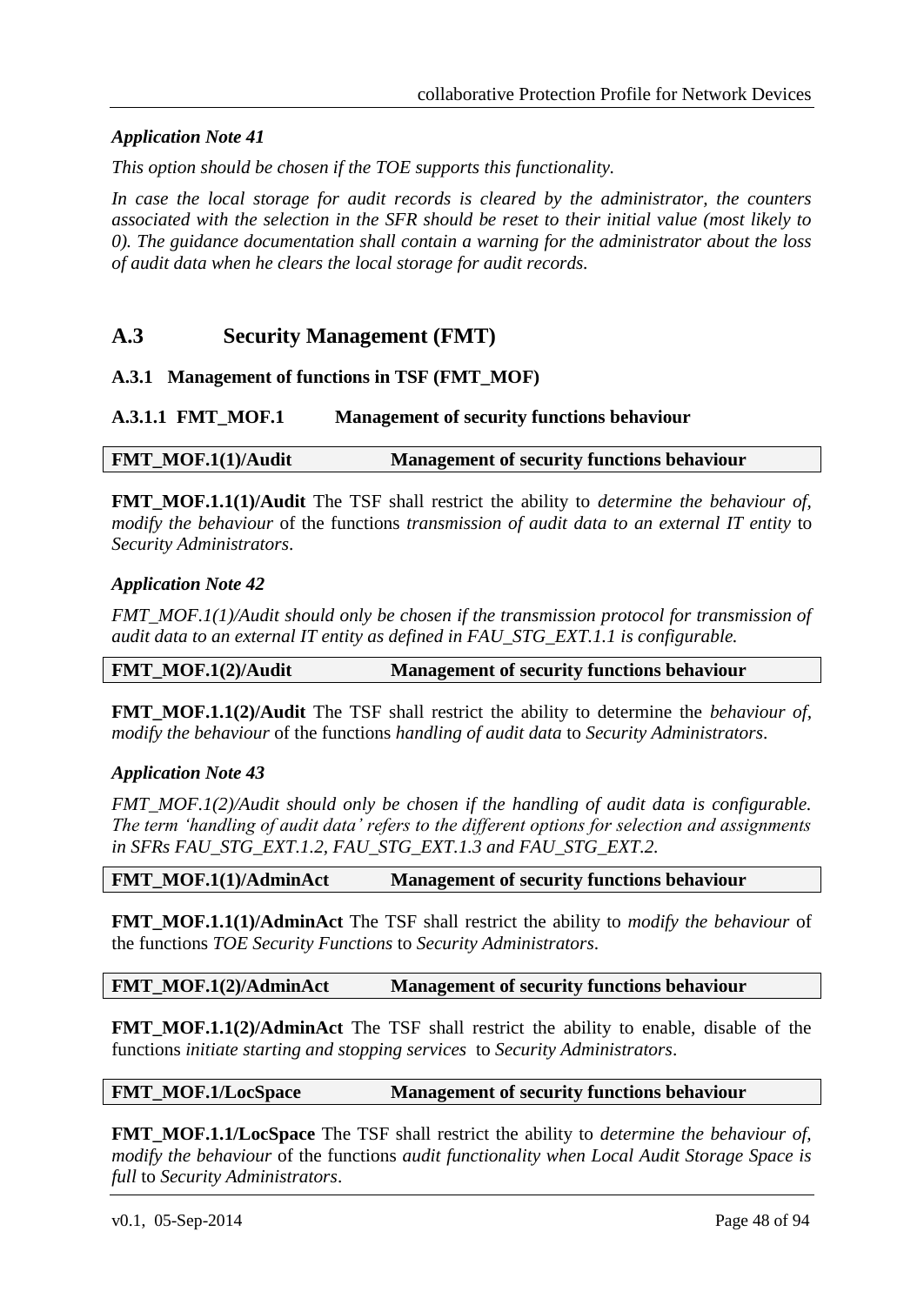*Application Note 41*

*This option should be chosen if the TOE supports this functionality.*

*In case the local storage for audit records is cleared by the administrator, the counters associated with the selection in the SFR should be reset to their initial value (most likely to 0). The guidance documentation shall contain a warning for the administrator about the loss of audit data when he clears the local storage for audit records.*

## A.3 Security Management (FMT)

### A.3.1 Management of functions in TSF (FMT_MOF)

#### A.3.1.1 FMT_MOF.1 Management of security functions behaviour

| **FMT_MOF.1(1)/Audit** | **Management of security functions behaviour** |
|---|---|

**FMT_MOF.1.1(1)/Audit** The TSF shall restrict the ability to *determine the behaviour of, modify the behaviour* of the functions *transmission of audit data to an external IT entity* to *Security Administrators*.

*Application Note 42*

*FMT_MOF.1(1)/Audit should only be chosen if the transmission protocol for transmission of audit data to an external IT entity as defined in FAU_STG_EXT.1.1 is configurable.*

| **FMT_MOF.1(2)/Audit** | **Management of security functions behaviour** |
|---|---|

**FMT_MOF.1.1(2)/Audit** The TSF shall restrict the ability to determine the *behaviour of, modify the behaviour* of the functions *handling of audit data* to *Security Administrators*.

*Application Note 43*

*FMT_MOF.1(2)/Audit should only be chosen if the handling of audit data is configurable. The term 'handling of audit data' refers to the different options for selection and assignments in SFRs FAU_STG_EXT.1.2, FAU_STG_EXT.1.3 and FAU_STG_EXT.2.*

| **FMT_MOF.1(1)/AdminAct** | **Management of security functions behaviour** |
|---|---|

**FMT_MOF.1.1(1)/AdminAct** The TSF shall restrict the ability to *modify the behaviour* of the functions *TOE Security Functions* to *Security Administrators*.

| **FMT_MOF.1(2)/AdminAct** | **Management of security functions behaviour** |
|---|---|

**FMT_MOF.1.1(2)/AdminAct** The TSF shall restrict the ability to enable, disable of the functions *initiate starting and stopping services* to *Security Administrators*.

| **FMT_MOF.1/LocSpace** | **Management of security functions behaviour** |
|---|---|

**FMT_MOF.1.1/LocSpace** The TSF shall restrict the ability to *determine the behaviour of, modify the behaviour* of the functions *audit functionality when Local Audit Storage Space is full* to *Security Administrators*.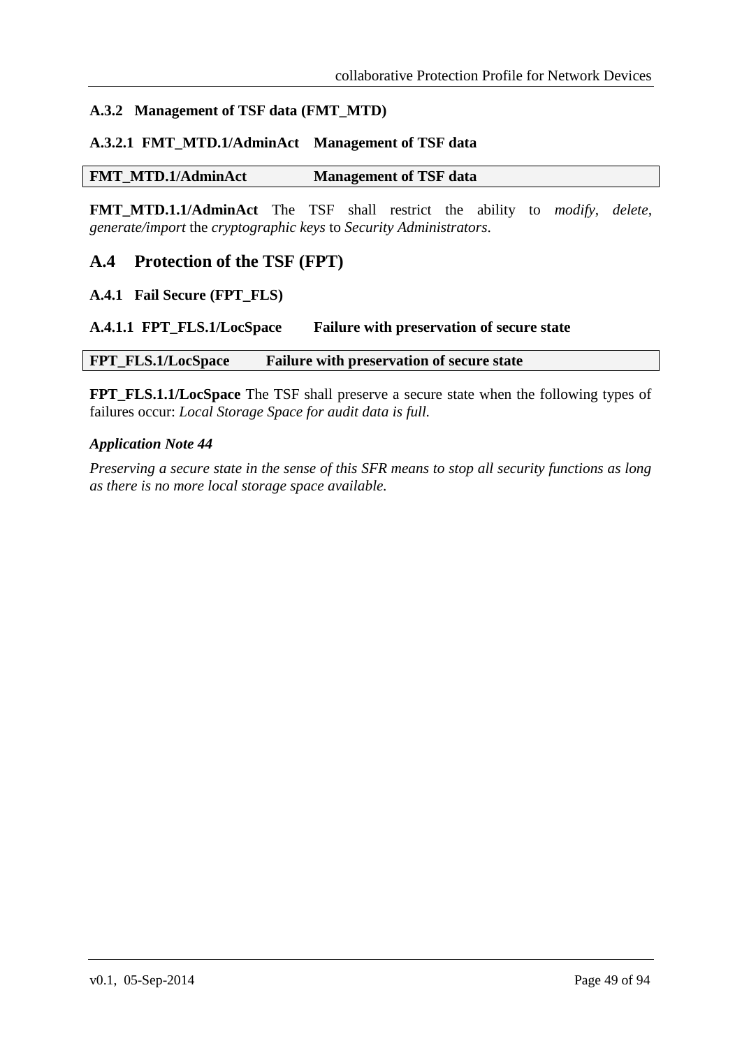### A.3.2 Management of TSF data (FMT_MTD)

#### A.3.2.1 FMT_MTD.1/AdminAct Management of TSF data

| FMT_MTD.1/AdminAct | Management of TSF data |
|---|---|

**FMT_MTD.1.1/AdminAct** The TSF shall restrict the ability to *modify*, *delete*, *generate/import* the *cryptographic keys* to *Security Administrators*.

## A.4 Protection of the TSF (FPT)

### A.4.1 Fail Secure (FPT_FLS)

#### A.4.1.1 FPT_FLS.1/LocSpace Failure with preservation of secure state

| FPT_FLS.1/LocSpace | Failure with preservation of secure state |
|---|---|

**FPT_FLS.1.1/LocSpace** The TSF shall preserve a secure state when the following types of failures occur: *Local Storage Space for audit data is full.*

***Application Note 44***

*Preserving a secure state in the sense of this SFR means to stop all security functions as long as there is no more local storage space available.*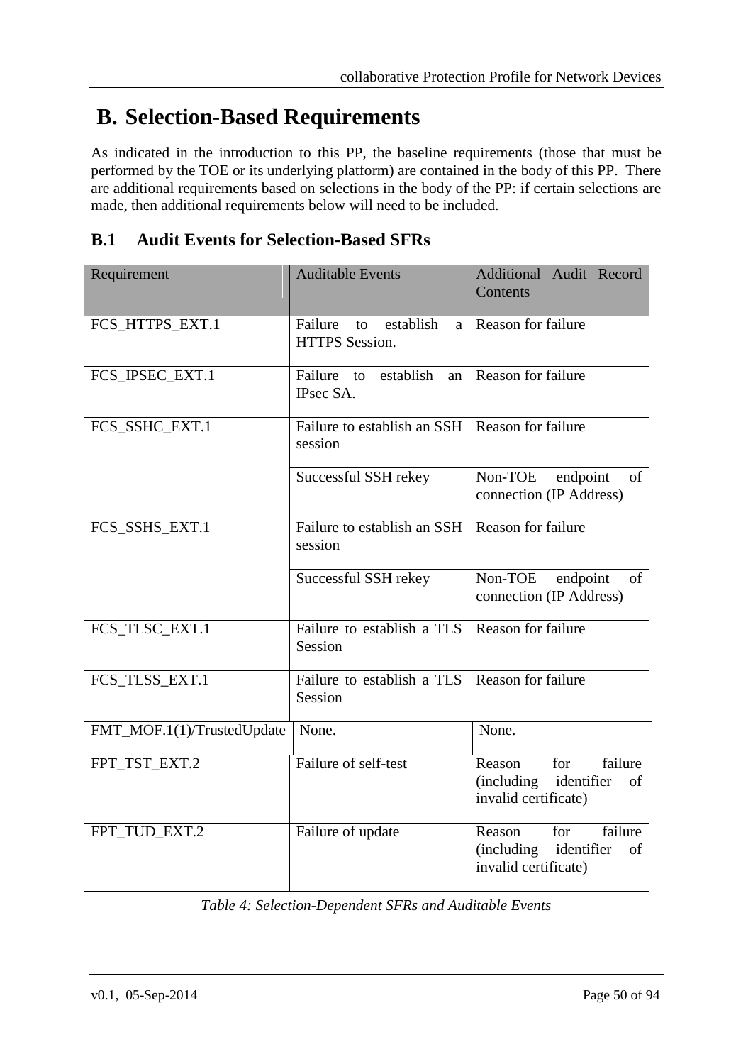# B. Selection-Based Requirements

As indicated in the introduction to this PP, the baseline requirements (those that must be performed by the TOE or its underlying platform) are contained in the body of this PP. There are additional requirements based on selections in the body of the PP: if certain selections are made, then additional requirements below will need to be included.

## B.1 Audit Events for Selection-Based SFRs

| Requirement | Auditable Events | Additional Audit Record Contents |
|---|---|---|
| FCS_HTTPS_EXT.1 | Failure to establish a HTTPS Session. | Reason for failure |
| FCS_IPSEC_EXT.1 | Failure to establish an IPsec SA. | Reason for failure |
| FCS_SSHC_EXT.1 | Failure to establish an SSH session | Reason for failure |
| | Successful SSH rekey | Non-TOE endpoint of connection (IP Address) |
| FCS_SSHS_EXT.1 | Failure to establish an SSH session | Reason for failure |
| | Successful SSH rekey | Non-TOE endpoint of connection (IP Address) |
| FCS_TLSC_EXT.1 | Failure to establish a TLS Session | Reason for failure |
| FCS_TLSS_EXT.1 | Failure to establish a TLS Session | Reason for failure |
| FMT_MOF.1(1)/TrustedUpdate | None. | None. |
| FPT_TST_EXT.2 | Failure of self-test | Reason for failure (including identifier of invalid certificate) |
| FPT_TUD_EXT.2 | Failure of update | Reason for failure (including identifier of invalid certificate) |

*Table 4: Selection-Dependent SFRs and Auditable Events*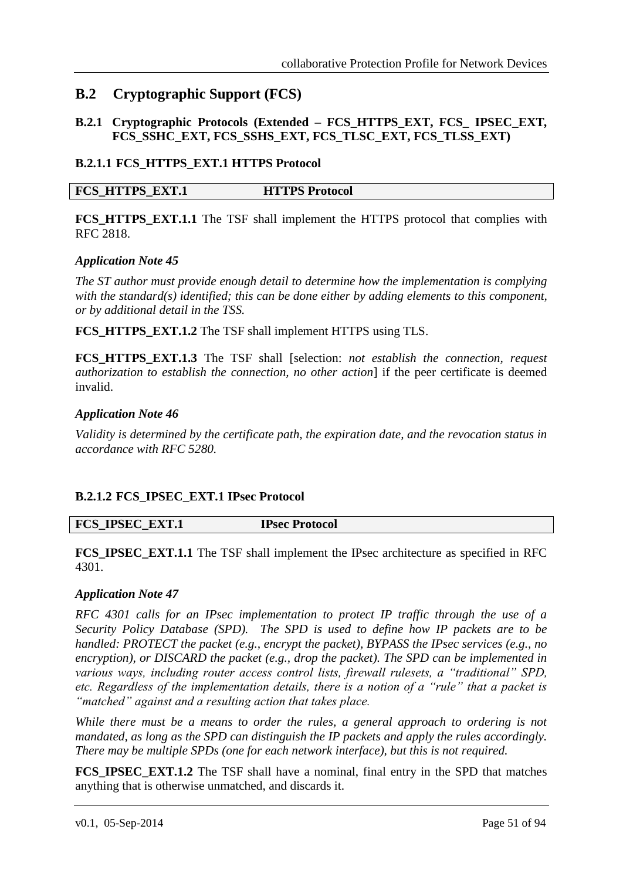## B.2 Cryptographic Support (FCS)

### B.2.1 Cryptographic Protocols (Extended – FCS_HTTPS_EXT, FCS_ IPSEC_EXT, FCS_SSHC_EXT, FCS_SSHS_EXT, FCS_TLSC_EXT, FCS_TLSS_EXT)

#### B.2.1.1 FCS_HTTPS_EXT.1 HTTPS Protocol

| FCS_HTTPS_EXT.1 | HTTPS Protocol |
|---|---|

**FCS_HTTPS_EXT.1.1** The TSF shall implement the HTTPS protocol that complies with RFC 2818.

***Application Note 45***

*The ST author must provide enough detail to determine how the implementation is complying with the standard(s) identified; this can be done either by adding elements to this component, or by additional detail in the TSS.*

**FCS_HTTPS_EXT.1.2** The TSF shall implement HTTPS using TLS.

**FCS_HTTPS_EXT.1.3** The TSF shall [selection: *not establish the connection, request authorization to establish the connection, no other action*] if the peer certificate is deemed invalid.

***Application Note 46***

*Validity is determined by the certificate path, the expiration date, and the revocation status in accordance with RFC 5280.*

#### B.2.1.2 FCS_IPSEC_EXT.1 IPsec Protocol

| FCS_IPSEC_EXT.1 | IPsec Protocol |
|---|---|

**FCS_IPSEC_EXT.1.1** The TSF shall implement the IPsec architecture as specified in RFC 4301.

***Application Note 47***

*RFC 4301 calls for an IPsec implementation to protect IP traffic through the use of a Security Policy Database (SPD). The SPD is used to define how IP packets are to be handled: PROTECT the packet (e.g., encrypt the packet), BYPASS the IPsec services (e.g., no encryption), or DISCARD the packet (e.g., drop the packet). The SPD can be implemented in various ways, including router access control lists, firewall rulesets, a "traditional" SPD, etc. Regardless of the implementation details, there is a notion of a "rule" that a packet is "matched" against and a resulting action that takes place.*

*While there must be a means to order the rules, a general approach to ordering is not mandated, as long as the SPD can distinguish the IP packets and apply the rules accordingly. There may be multiple SPDs (one for each network interface), but this is not required.*

**FCS_IPSEC_EXT.1.2** The TSF shall have a nominal, final entry in the SPD that matches anything that is otherwise unmatched, and discards it.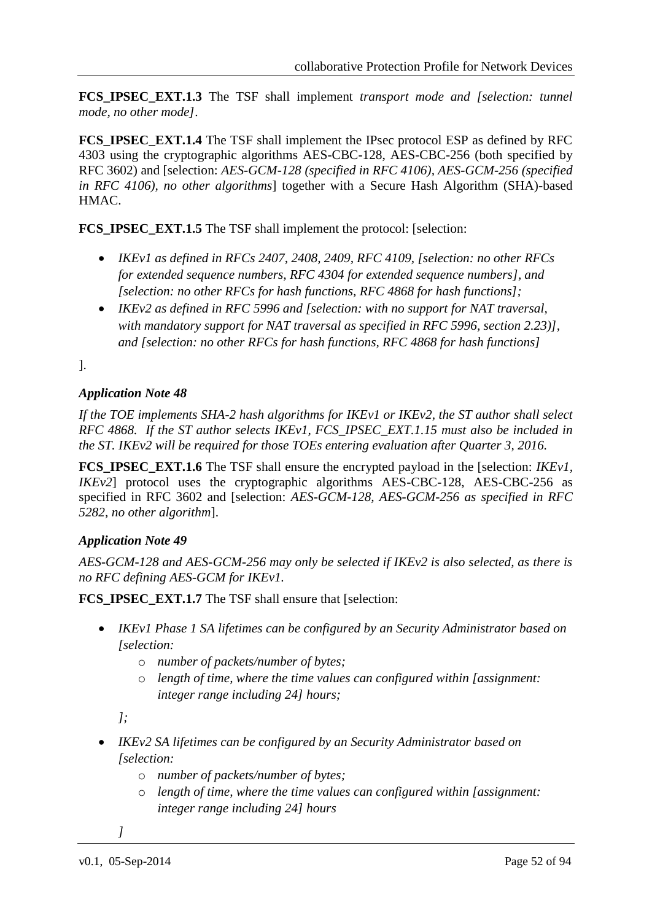**FCS_IPSEC_EXT.1.3** The TSF shall implement *transport mode and [selection: tunnel mode, no other mode]*.

**FCS_IPSEC_EXT.1.4** The TSF shall implement the IPsec protocol ESP as defined by RFC 4303 using the cryptographic algorithms AES-CBC-128, AES-CBC-256 (both specified by RFC 3602) and [selection: *AES-GCM-128 (specified in RFC 4106), AES-GCM-256 (specified in RFC 4106), no other algorithms*] together with a Secure Hash Algorithm (SHA)-based HMAC.

**FCS_IPSEC_EXT.1.5** The TSF shall implement the protocol: [selection:

- *IKEv1 as defined in RFCs 2407, 2408, 2409, RFC 4109, [selection: no other RFCs for extended sequence numbers, RFC 4304 for extended sequence numbers], and [selection: no other RFCs for hash functions, RFC 4868 for hash functions];*
- *IKEv2 as defined in RFC 5996 and [selection: with no support for NAT traversal, with mandatory support for NAT traversal as specified in RFC 5996, section 2.23)], and [selection: no other RFCs for hash functions, RFC 4868 for hash functions]*

].

***Application Note 48***

*If the TOE implements SHA-2 hash algorithms for IKEv1 or IKEv2, the ST author shall select RFC 4868. If the ST author selects IKEv1, FCS_IPSEC_EXT.1.15 must also be included in the ST. IKEv2 will be required for those TOEs entering evaluation after Quarter 3, 2016.*

**FCS_IPSEC_EXT.1.6** The TSF shall ensure the encrypted payload in the [selection: *IKEv1, IKEv2*] protocol uses the cryptographic algorithms AES-CBC-128, AES-CBC-256 as specified in RFC 3602 and [selection: *AES-GCM-128, AES-GCM-256 as specified in RFC 5282, no other algorithm*].

***Application Note 49***

*AES-GCM-128 and AES-GCM-256 may only be selected if IKEv2 is also selected, as there is no RFC defining AES-GCM for IKEv1.*

**FCS_IPSEC_EXT.1.7** The TSF shall ensure that [selection:

- *IKEv1 Phase 1 SA lifetimes can be configured by an Security Administrator based on [selection:*
  - *number of packets/number of bytes;*
  - *length of time, where the time values can configured within [assignment: integer range including 24] hours;*

  *];*
- *IKEv2 SA lifetimes can be configured by an Security Administrator based on [selection:*
  - *number of packets/number of bytes;*
  - *length of time, where the time values can configured within [assignment: integer range including 24] hours*

  *]*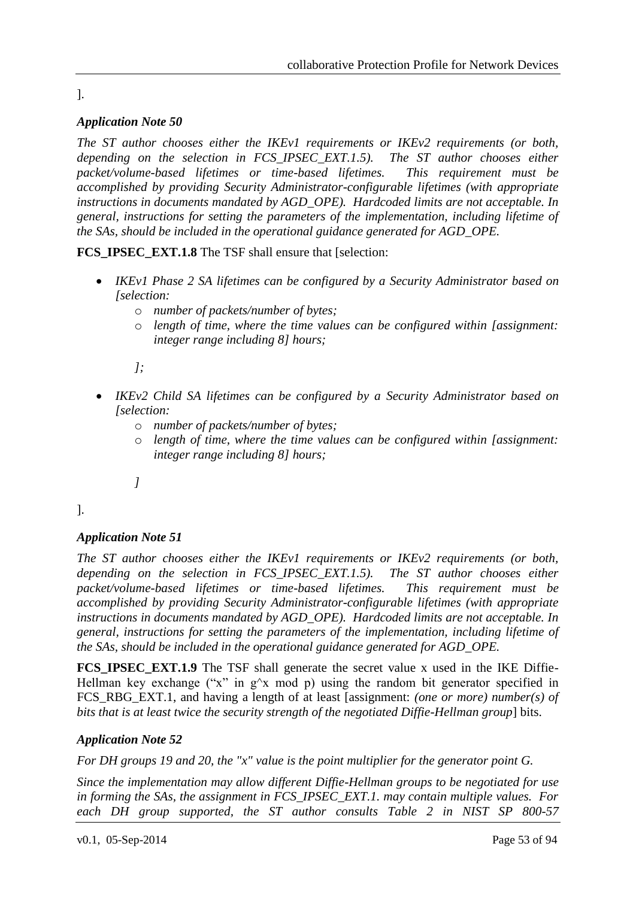].

### *Application Note 50*

*The ST author chooses either the IKEv1 requirements or IKEv2 requirements (or both, depending on the selection in FCS_IPSEC_EXT.1.5). The ST author chooses either packet/volume-based lifetimes or time-based lifetimes. This requirement must be accomplished by providing Security Administrator-configurable lifetimes (with appropriate instructions in documents mandated by AGD_OPE). Hardcoded limits are not acceptable. In general, instructions for setting the parameters of the implementation, including lifetime of the SAs, should be included in the operational guidance generated for AGD_OPE.*

**FCS_IPSEC_EXT.1.8** The TSF shall ensure that [selection:

- *IKEv1 Phase 2 SA lifetimes can be configured by a Security Administrator based on [selection:*
  - *number of packets/number of bytes;*
  - *length of time, where the time values can be configured within [assignment: integer range including 8] hours;*

  *];*

- *IKEv2 Child SA lifetimes can be configured by a Security Administrator based on [selection:*
  - *number of packets/number of bytes;*
  - *length of time, where the time values can be configured within [assignment: integer range including 8] hours;*

  *]*

].

### *Application Note 51*

*The ST author chooses either the IKEv1 requirements or IKEv2 requirements (or both, depending on the selection in FCS_IPSEC_EXT.1.5). The ST author chooses either packet/volume-based lifetimes or time-based lifetimes. This requirement must be accomplished by providing Security Administrator-configurable lifetimes (with appropriate instructions in documents mandated by AGD_OPE). Hardcoded limits are not acceptable. In general, instructions for setting the parameters of the implementation, including lifetime of the SAs, should be included in the operational guidance generated for AGD_OPE.*

**FCS_IPSEC_EXT.1.9** The TSF shall generate the secret value x used in the IKE Diffie-Hellman key exchange ("x" in g^x mod p) using the random bit generator specified in FCS_RBG_EXT.1, and having a length of at least [assignment: *(one or more) number(s) of bits that is at least twice the security strength of the negotiated Diffie-Hellman group*] bits.

### *Application Note 52*

*For DH groups 19 and 20, the "x" value is the point multiplier for the generator point G.*

*Since the implementation may allow different Diffie-Hellman groups to be negotiated for use in forming the SAs, the assignment in FCS_IPSEC_EXT.1. may contain multiple values. For each DH group supported, the ST author consults Table 2 in NIST SP 800-57*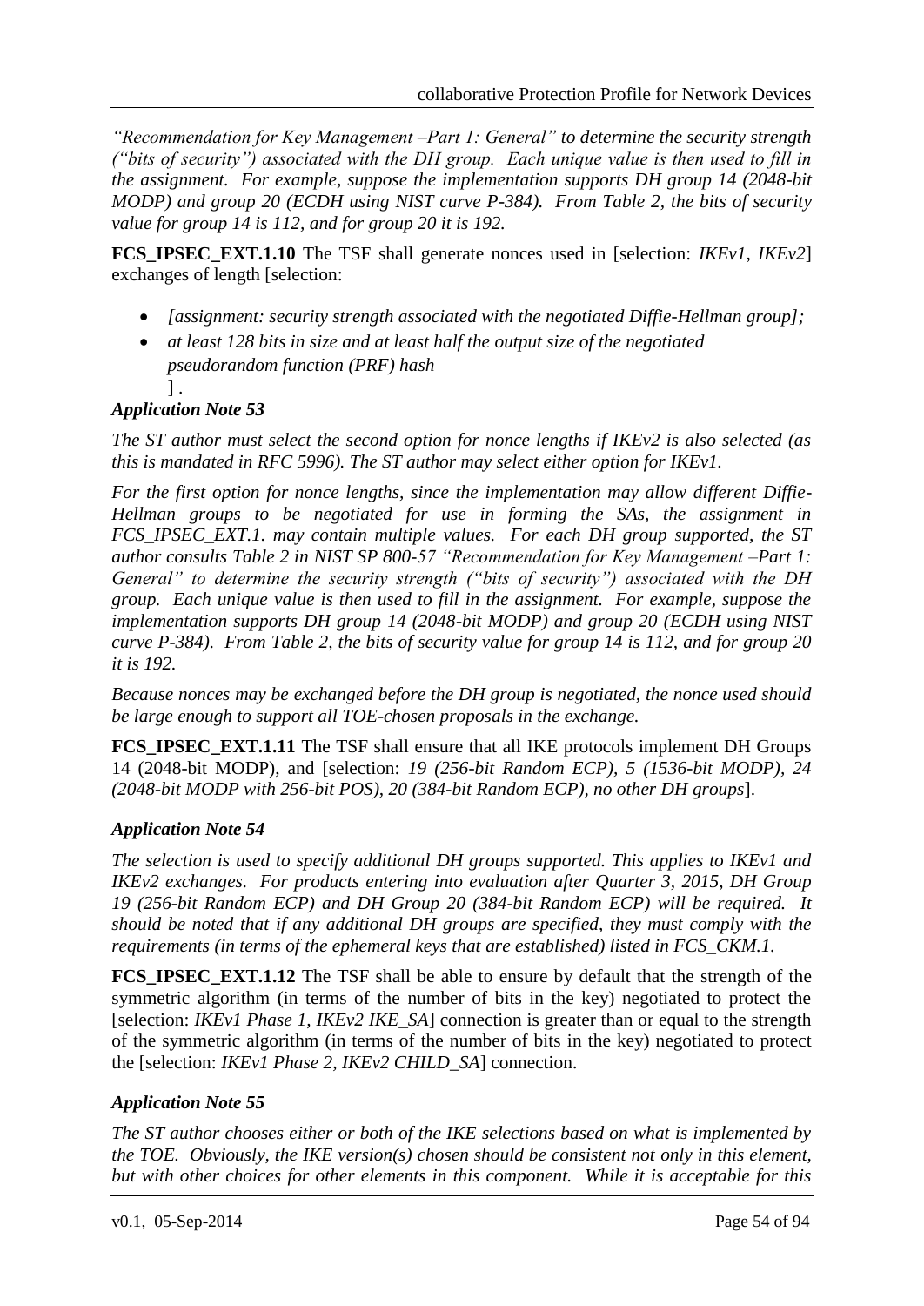*"Recommendation for Key Management –Part 1: General" to determine the security strength ("bits of security") associated with the DH group. Each unique value is then used to fill in the assignment. For example, suppose the implementation supports DH group 14 (2048-bit MODP) and group 20 (ECDH using NIST curve P-384). From Table 2, the bits of security value for group 14 is 112, and for group 20 it is 192.*

**FCS_IPSEC_EXT.1.10** The TSF shall generate nonces used in [selection: *IKEv1, IKEv2*] exchanges of length [selection:

- *[assignment: security strength associated with the negotiated Diffie-Hellman group];*
- *at least 128 bits in size and at least half the output size of the negotiated pseudorandom function (PRF) hash*

] .

***Application Note 53***

*The ST author must select the second option for nonce lengths if IKEv2 is also selected (as this is mandated in RFC 5996). The ST author may select either option for IKEv1.*

*For the first option for nonce lengths, since the implementation may allow different Diffie-Hellman groups to be negotiated for use in forming the SAs, the assignment in FCS_IPSEC_EXT.1. may contain multiple values. For each DH group supported, the ST author consults Table 2 in NIST SP 800-57 "Recommendation for Key Management –Part 1: General" to determine the security strength ("bits of security") associated with the DH group. Each unique value is then used to fill in the assignment. For example, suppose the implementation supports DH group 14 (2048-bit MODP) and group 20 (ECDH using NIST curve P-384). From Table 2, the bits of security value for group 14 is 112, and for group 20 it is 192.*

*Because nonces may be exchanged before the DH group is negotiated, the nonce used should be large enough to support all TOE-chosen proposals in the exchange.*

**FCS_IPSEC_EXT.1.11** The TSF shall ensure that all IKE protocols implement DH Groups 14 (2048-bit MODP), and [selection: *19 (256-bit Random ECP), 5 (1536-bit MODP), 24 (2048-bit MODP with 256-bit POS), 20 (384-bit Random ECP), no other DH groups*].

***Application Note 54***

*The selection is used to specify additional DH groups supported. This applies to IKEv1 and IKEv2 exchanges. For products entering into evaluation after Quarter 3, 2015, DH Group 19 (256-bit Random ECP) and DH Group 20 (384-bit Random ECP) will be required. It should be noted that if any additional DH groups are specified, they must comply with the requirements (in terms of the ephemeral keys that are established) listed in FCS_CKM.1.*

**FCS_IPSEC_EXT.1.12** The TSF shall be able to ensure by default that the strength of the symmetric algorithm (in terms of the number of bits in the key) negotiated to protect the [selection: *IKEv1 Phase 1, IKEv2 IKE_SA*] connection is greater than or equal to the strength of the symmetric algorithm (in terms of the number of bits in the key) negotiated to protect the [selection: *IKEv1 Phase 2, IKEv2 CHILD_SA*] connection.

***Application Note 55***

*The ST author chooses either or both of the IKE selections based on what is implemented by the TOE. Obviously, the IKE version(s) chosen should be consistent not only in this element, but with other choices for other elements in this component. While it is acceptable for this*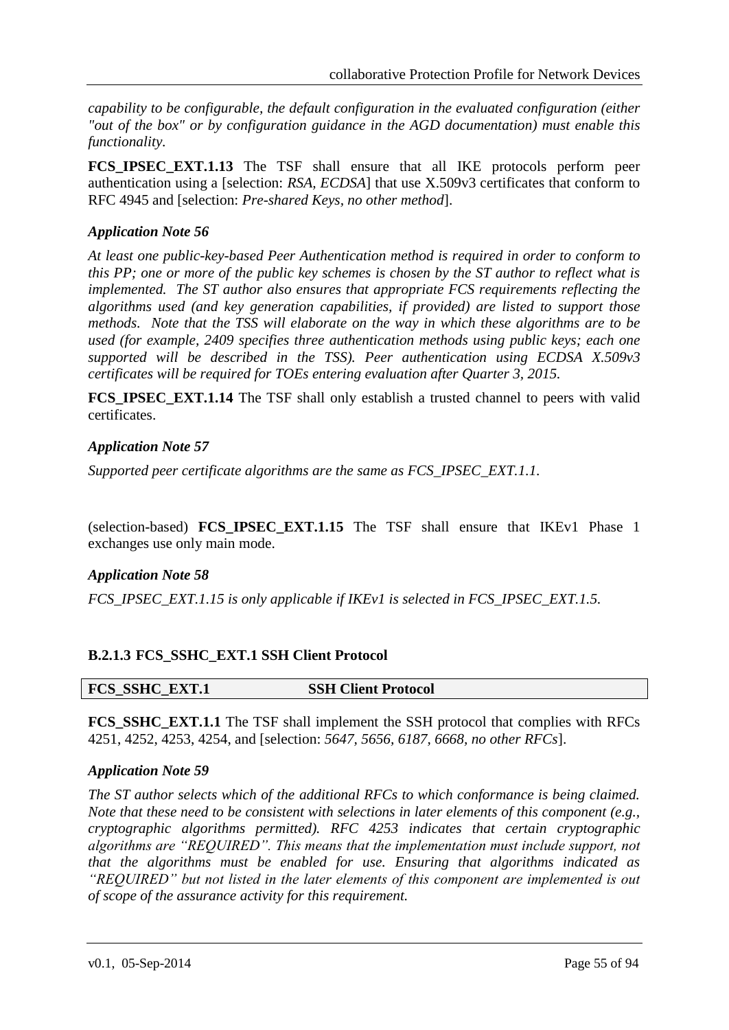*capability to be configurable, the default configuration in the evaluated configuration (either "out of the box" or by configuration guidance in the AGD documentation) must enable this functionality.*

**FCS_IPSEC_EXT.1.13** The TSF shall ensure that all IKE protocols perform peer authentication using a [selection: *RSA, ECDSA*] that use X.509v3 certificates that conform to RFC 4945 and [selection: *Pre-shared Keys, no other method*].

***Application Note 56***

*At least one public-key-based Peer Authentication method is required in order to conform to this PP; one or more of the public key schemes is chosen by the ST author to reflect what is implemented. The ST author also ensures that appropriate FCS requirements reflecting the algorithms used (and key generation capabilities, if provided) are listed to support those methods. Note that the TSS will elaborate on the way in which these algorithms are to be used (for example, 2409 specifies three authentication methods using public keys; each one supported will be described in the TSS). Peer authentication using ECDSA X.509v3 certificates will be required for TOEs entering evaluation after Quarter 3, 2015.*

**FCS_IPSEC_EXT.1.14** The TSF shall only establish a trusted channel to peers with valid certificates.

***Application Note 57***

*Supported peer certificate algorithms are the same as FCS_IPSEC_EXT.1.1.*

(selection-based) **FCS_IPSEC_EXT.1.15** The TSF shall ensure that IKEv1 Phase 1 exchanges use only main mode.

***Application Note 58***

*FCS_IPSEC_EXT.1.15 is only applicable if IKEv1 is selected in FCS_IPSEC_EXT.1.5.*

### B.2.1.3 FCS_SSHC_EXT.1 SSH Client Protocol

| FCS_SSHC_EXT.1 | SSH Client Protocol |
|---|---|

**FCS_SSHC_EXT.1.1** The TSF shall implement the SSH protocol that complies with RFCs 4251, 4252, 4253, 4254, and [selection: *5647, 5656, 6187, 6668, no other RFCs*].

***Application Note 59***

*The ST author selects which of the additional RFCs to which conformance is being claimed. Note that these need to be consistent with selections in later elements of this component (e.g., cryptographic algorithms permitted). RFC 4253 indicates that certain cryptographic algorithms are "REQUIRED". This means that the implementation must include support, not that the algorithms must be enabled for use. Ensuring that algorithms indicated as "REQUIRED" but not listed in the later elements of this component are implemented is out of scope of the assurance activity for this requirement.*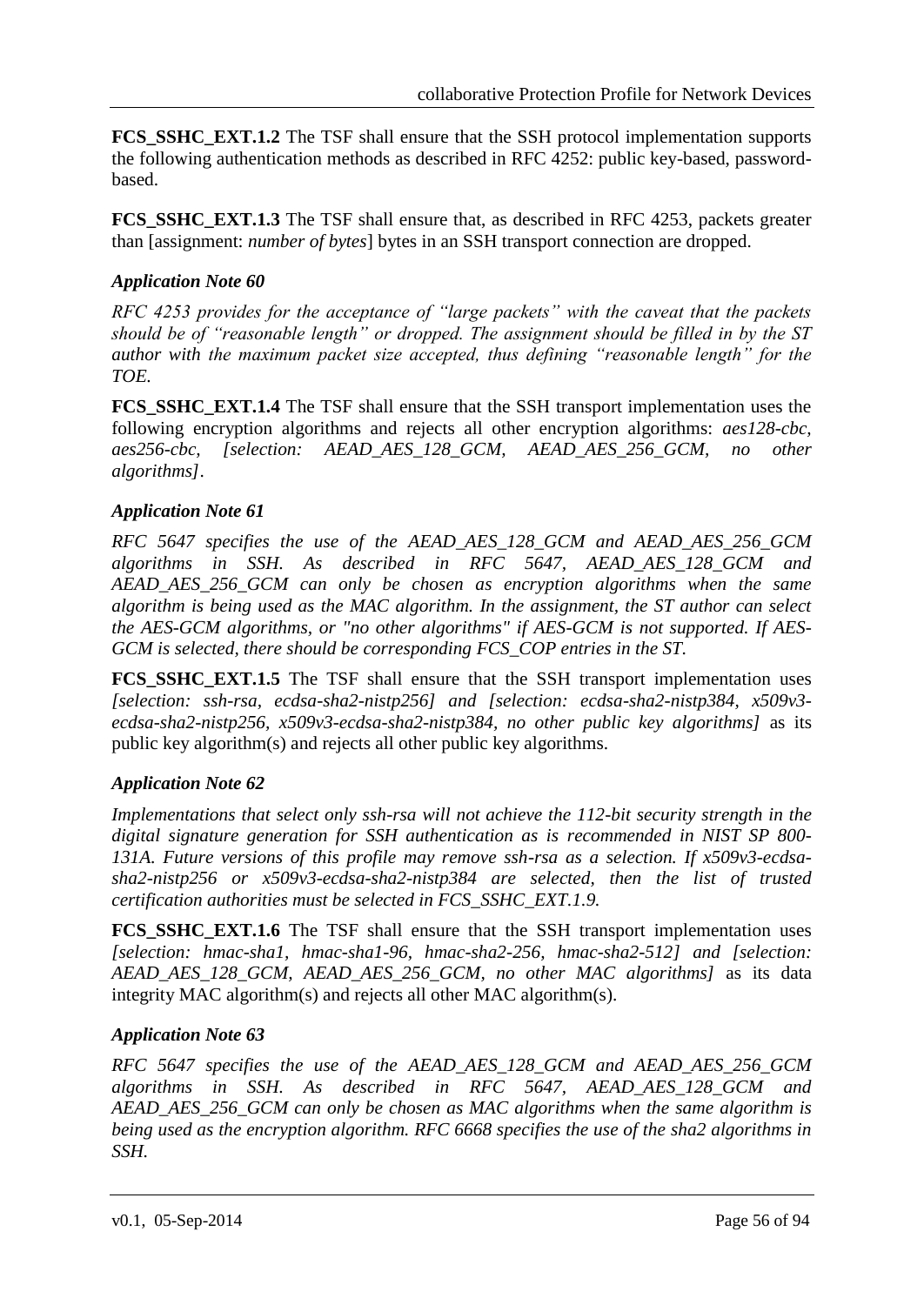**FCS_SSHC_EXT.1.2** The TSF shall ensure that the SSH protocol implementation supports the following authentication methods as described in RFC 4252: public key-based, password-based.

**FCS_SSHC_EXT.1.3** The TSF shall ensure that, as described in RFC 4253, packets greater than [assignment: *number of bytes*] bytes in an SSH transport connection are dropped.

### *Application Note 60*

*RFC 4253 provides for the acceptance of "large packets" with the caveat that the packets should be of "reasonable length" or dropped. The assignment should be filled in by the ST author with the maximum packet size accepted, thus defining "reasonable length" for the TOE.*

**FCS_SSHC_EXT.1.4** The TSF shall ensure that the SSH transport implementation uses the following encryption algorithms and rejects all other encryption algorithms: *aes128-cbc, aes256-cbc, [selection: AEAD_AES_128_GCM, AEAD_AES_256_GCM, no other algorithms]*.

### *Application Note 61*

*RFC 5647 specifies the use of the AEAD_AES_128_GCM and AEAD_AES_256_GCM algorithms in SSH. As described in RFC 5647, AEAD_AES_128_GCM and AEAD_AES_256_GCM can only be chosen as encryption algorithms when the same algorithm is being used as the MAC algorithm. In the assignment, the ST author can select the AES-GCM algorithms, or "no other algorithms" if AES-GCM is not supported. If AES-GCM is selected, there should be corresponding FCS_COP entries in the ST.*

**FCS_SSHC_EXT.1.5** The TSF shall ensure that the SSH transport implementation uses *[selection: ssh-rsa, ecdsa-sha2-nistp256] and [selection: ecdsa-sha2-nistp384, x509v3-ecdsa-sha2-nistp256, x509v3-ecdsa-sha2-nistp384, no other public key algorithms]* as its public key algorithm(s) and rejects all other public key algorithms.

### *Application Note 62*

*Implementations that select only ssh-rsa will not achieve the 112-bit security strength in the digital signature generation for SSH authentication as is recommended in NIST SP 800-131A. Future versions of this profile may remove ssh-rsa as a selection. If x509v3-ecdsa-sha2-nistp256 or x509v3-ecdsa-sha2-nistp384 are selected, then the list of trusted certification authorities must be selected in FCS_SSHC_EXT.1.9.*

**FCS_SSHC_EXT.1.6** The TSF shall ensure that the SSH transport implementation uses *[selection: hmac-sha1, hmac-sha1-96, hmac-sha2-256, hmac-sha2-512] and [selection: AEAD_AES_128_GCM, AEAD_AES_256_GCM, no other MAC algorithms]* as its data integrity MAC algorithm(s) and rejects all other MAC algorithm(s).

### *Application Note 63*

*RFC 5647 specifies the use of the AEAD_AES_128_GCM and AEAD_AES_256_GCM algorithms in SSH. As described in RFC 5647, AEAD_AES_128_GCM and AEAD_AES_256_GCM can only be chosen as MAC algorithms when the same algorithm is being used as the encryption algorithm. RFC 6668 specifies the use of the sha2 algorithms in SSH.*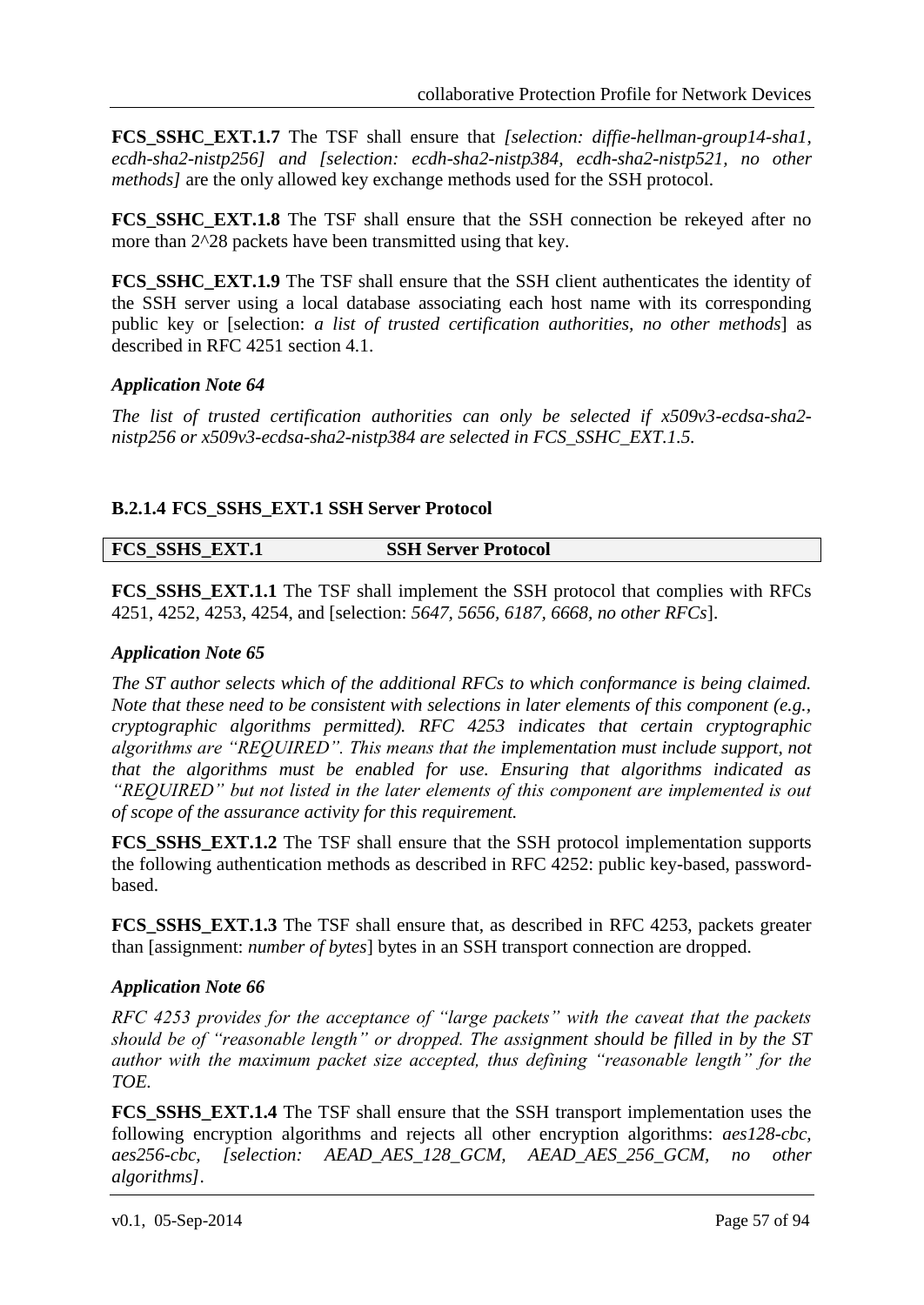**FCS_SSHC_EXT.1.7** The TSF shall ensure that *[selection: diffie-hellman-group14-sha1, ecdh-sha2-nistp256] and [selection: ecdh-sha2-nistp384, ecdh-sha2-nistp521, no other methods]* are the only allowed key exchange methods used for the SSH protocol.

**FCS_SSHC_EXT.1.8** The TSF shall ensure that the SSH connection be rekeyed after no more than 2^28 packets have been transmitted using that key.

**FCS_SSHC_EXT.1.9** The TSF shall ensure that the SSH client authenticates the identity of the SSH server using a local database associating each host name with its corresponding public key or [selection: *a list of trusted certification authorities, no other methods*] as described in RFC 4251 section 4.1.

### *Application Note 64*

*The list of trusted certification authorities can only be selected if x509v3-ecdsa-sha2-nistp256 or x509v3-ecdsa-sha2-nistp384 are selected in FCS_SSHC_EXT.1.5.*

### B.2.1.4 FCS_SSHS_EXT.1 SSH Server Protocol

| **FCS_SSHS_EXT.1** | **SSH Server Protocol** |
|---|---|

**FCS_SSHS_EXT.1.1** The TSF shall implement the SSH protocol that complies with RFCs 4251, 4252, 4253, 4254, and [selection: *5647, 5656, 6187, 6668, no other RFCs*].

### *Application Note 65*

*The ST author selects which of the additional RFCs to which conformance is being claimed. Note that these need to be consistent with selections in later elements of this component (e.g., cryptographic algorithms permitted). RFC 4253 indicates that certain cryptographic algorithms are "REQUIRED". This means that the implementation must include support, not that the algorithms must be enabled for use. Ensuring that algorithms indicated as "REQUIRED" but not listed in the later elements of this component are implemented is out of scope of the assurance activity for this requirement.*

**FCS_SSHS_EXT.1.2** The TSF shall ensure that the SSH protocol implementation supports the following authentication methods as described in RFC 4252: public key-based, password-based.

**FCS_SSHS_EXT.1.3** The TSF shall ensure that, as described in RFC 4253, packets greater than [assignment: *number of bytes*] bytes in an SSH transport connection are dropped.

### *Application Note 66*

*RFC 4253 provides for the acceptance of "large packets" with the caveat that the packets should be of "reasonable length" or dropped. The assignment should be filled in by the ST author with the maximum packet size accepted, thus defining "reasonable length" for the TOE.*

**FCS_SSHS_EXT.1.4** The TSF shall ensure that the SSH transport implementation uses the following encryption algorithms and rejects all other encryption algorithms: *aes128-cbc, aes256-cbc, [selection: AEAD_AES_128_GCM, AEAD_AES_256_GCM, no other algorithms]*.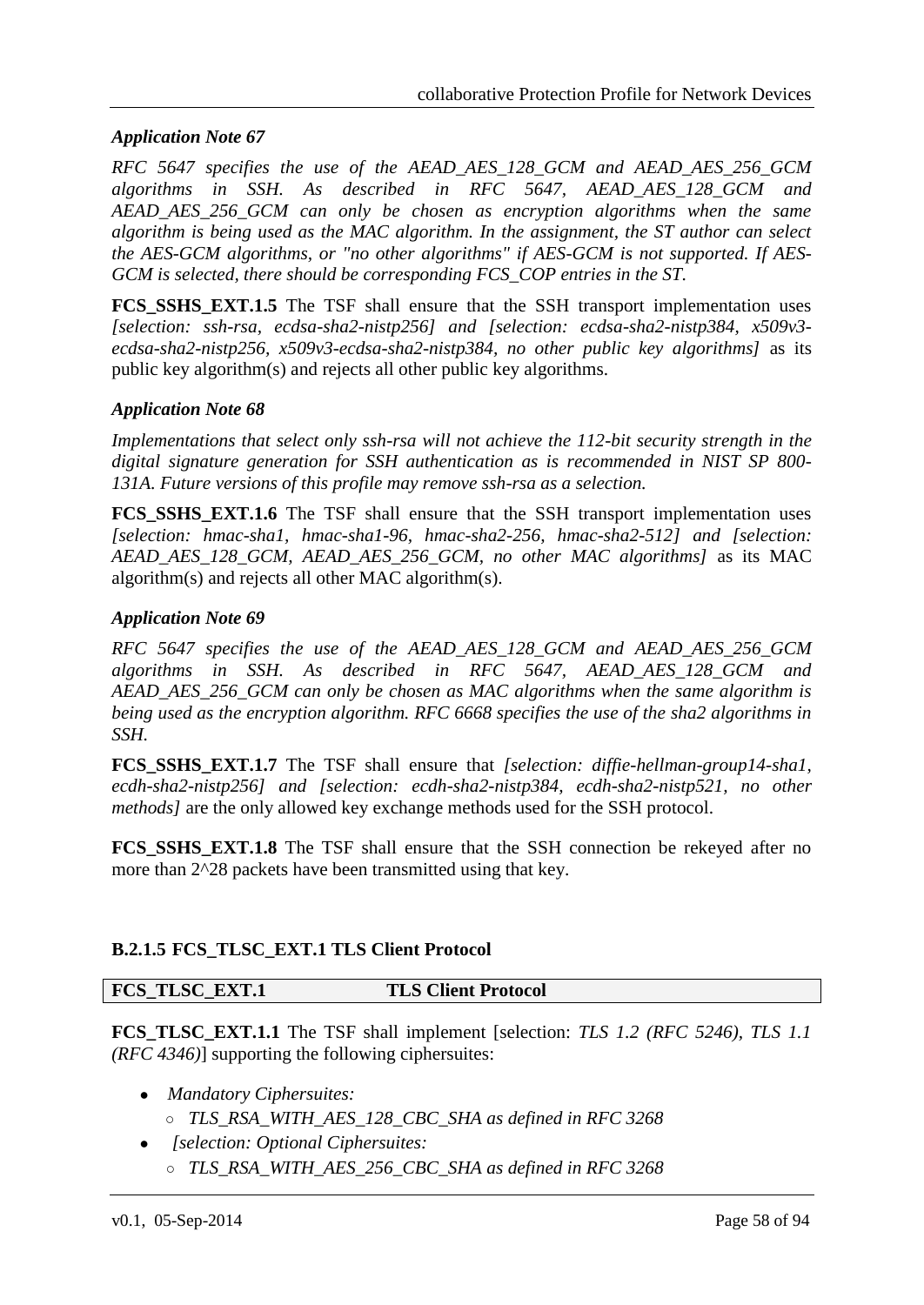***Application Note 67***

*RFC 5647 specifies the use of the AEAD_AES_128_GCM and AEAD_AES_256_GCM algorithms in SSH. As described in RFC 5647, AEAD_AES_128_GCM and AEAD_AES_256_GCM can only be chosen as encryption algorithms when the same algorithm is being used as the MAC algorithm. In the assignment, the ST author can select the AES-GCM algorithms, or "no other algorithms" if AES-GCM is not supported. If AES-GCM is selected, there should be corresponding FCS_COP entries in the ST.*

**FCS_SSHS_EXT.1.5** The TSF shall ensure that the SSH transport implementation uses *[selection: ssh-rsa, ecdsa-sha2-nistp256] and [selection: ecdsa-sha2-nistp384, x509v3-ecdsa-sha2-nistp256, x509v3-ecdsa-sha2-nistp384, no other public key algorithms]* as its public key algorithm(s) and rejects all other public key algorithms.

***Application Note 68***

*Implementations that select only ssh-rsa will not achieve the 112-bit security strength in the digital signature generation for SSH authentication as is recommended in NIST SP 800-131A. Future versions of this profile may remove ssh-rsa as a selection.*

**FCS_SSHS_EXT.1.6** The TSF shall ensure that the SSH transport implementation uses *[selection: hmac-sha1, hmac-sha1-96, hmac-sha2-256, hmac-sha2-512] and [selection: AEAD_AES_128_GCM, AEAD_AES_256_GCM, no other MAC algorithms]* as its MAC algorithm(s) and rejects all other MAC algorithm(s).

***Application Note 69***

*RFC 5647 specifies the use of the AEAD_AES_128_GCM and AEAD_AES_256_GCM algorithms in SSH. As described in RFC 5647, AEAD_AES_128_GCM and AEAD_AES_256_GCM can only be chosen as MAC algorithms when the same algorithm is being used as the encryption algorithm. RFC 6668 specifies the use of the sha2 algorithms in SSH.*

**FCS_SSHS_EXT.1.7** The TSF shall ensure that *[selection: diffie-hellman-group14-sha1, ecdh-sha2-nistp256] and [selection: ecdh-sha2-nistp384, ecdh-sha2-nistp521, no other methods]* are the only allowed key exchange methods used for the SSH protocol.

**FCS_SSHS_EXT.1.8** The TSF shall ensure that the SSH connection be rekeyed after no more than 2^28 packets have been transmitted using that key.

#### B.2.1.5 FCS_TLSC_EXT.1 TLS Client Protocol

| **FCS_TLSC_EXT.1** | **TLS Client Protocol** |
|---|---|

**FCS_TLSC_EXT.1.1** The TSF shall implement [selection: *TLS 1.2 (RFC 5246), TLS 1.1 (RFC 4346)*] supporting the following ciphersuites:

- *Mandatory Ciphersuites:*
  - *TLS_RSA_WITH_AES_128_CBC_SHA as defined in RFC 3268*
- *[selection: Optional Ciphersuites:*
  - *TLS_RSA_WITH_AES_256_CBC_SHA as defined in RFC 3268*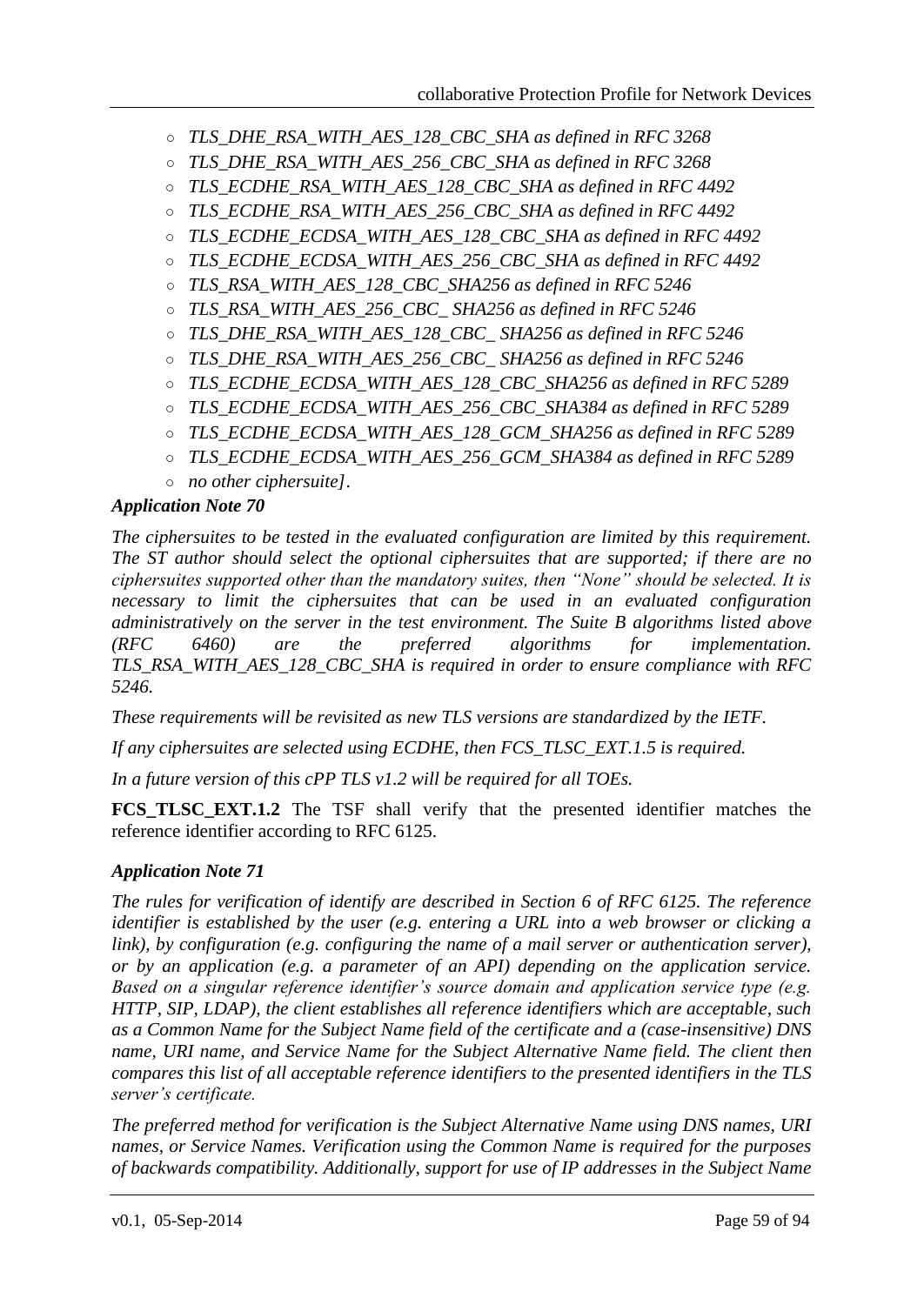- *TLS_DHE_RSA_WITH_AES_128_CBC_SHA as defined in RFC 3268*
- *TLS_DHE_RSA_WITH_AES_256_CBC_SHA as defined in RFC 3268*
- *TLS_ECDHE_RSA_WITH_AES_128_CBC_SHA as defined in RFC 4492*
- *TLS_ECDHE_RSA_WITH_AES_256_CBC_SHA as defined in RFC 4492*
- *TLS_ECDHE_ECDSA_WITH_AES_128_CBC_SHA as defined in RFC 4492*
- *TLS_ECDHE_ECDSA_WITH_AES_256_CBC_SHA as defined in RFC 4492*
- *TLS_RSA_WITH_AES_128_CBC_SHA256 as defined in RFC 5246*
- *TLS_RSA_WITH_AES_256_CBC_ SHA256 as defined in RFC 5246*
- *TLS_DHE_RSA_WITH_AES_128_CBC_ SHA256 as defined in RFC 5246*
- *TLS_DHE_RSA_WITH_AES_256_CBC_ SHA256 as defined in RFC 5246*
- *TLS_ECDHE_ECDSA_WITH_AES_128_CBC_SHA256 as defined in RFC 5289*
- *TLS_ECDHE_ECDSA_WITH_AES_256_CBC_SHA384 as defined in RFC 5289*
- *TLS_ECDHE_ECDSA_WITH_AES_128_GCM_SHA256 as defined in RFC 5289*
- *TLS_ECDHE_ECDSA_WITH_AES_256_GCM_SHA384 as defined in RFC 5289*
- *no other ciphersuite]*.

***Application Note 70***

*The ciphersuites to be tested in the evaluated configuration are limited by this requirement. The ST author should select the optional ciphersuites that are supported; if there are no ciphersuites supported other than the mandatory suites, then "None" should be selected. It is necessary to limit the ciphersuites that can be used in an evaluated configuration administratively on the server in the test environment. The Suite B algorithms listed above (RFC 6460) are the preferred algorithms for implementation. TLS_RSA_WITH_AES_128_CBC_SHA is required in order to ensure compliance with RFC 5246.*

*These requirements will be revisited as new TLS versions are standardized by the IETF.*

*If any ciphersuites are selected using ECDHE, then FCS_TLSC_EXT.1.5 is required.*

*In a future version of this cPP TLS v1.2 will be required for all TOEs.*

**FCS_TLSC_EXT.1.2** The TSF shall verify that the presented identifier matches the reference identifier according to RFC 6125.

***Application Note 71***

*The rules for verification of identify are described in Section 6 of RFC 6125. The reference identifier is established by the user (e.g. entering a URL into a web browser or clicking a link), by configuration (e.g. configuring the name of a mail server or authentication server), or by an application (e.g. a parameter of an API) depending on the application service. Based on a singular reference identifier's source domain and application service type (e.g. HTTP, SIP, LDAP), the client establishes all reference identifiers which are acceptable, such as a Common Name for the Subject Name field of the certificate and a (case-insensitive) DNS name, URI name, and Service Name for the Subject Alternative Name field. The client then compares this list of all acceptable reference identifiers to the presented identifiers in the TLS server's certificate.*

*The preferred method for verification is the Subject Alternative Name using DNS names, URI names, or Service Names. Verification using the Common Name is required for the purposes of backwards compatibility. Additionally, support for use of IP addresses in the Subject Name*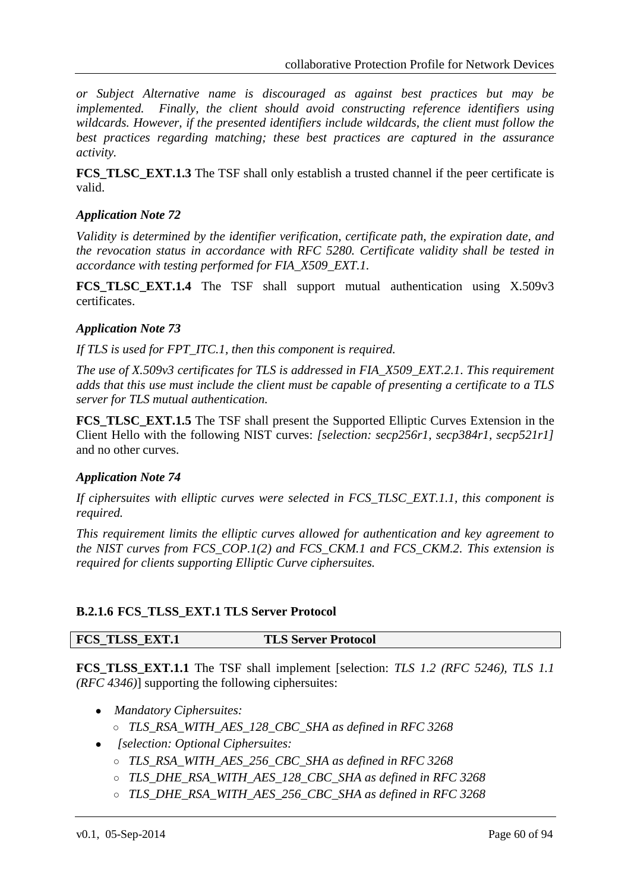*or Subject Alternative name is discouraged as against best practices but may be implemented. Finally, the client should avoid constructing reference identifiers using wildcards. However, if the presented identifiers include wildcards, the client must follow the best practices regarding matching; these best practices are captured in the assurance activity.*

**FCS_TLSC_EXT.1.3** The TSF shall only establish a trusted channel if the peer certificate is valid.

***Application Note 72***

*Validity is determined by the identifier verification, certificate path, the expiration date, and the revocation status in accordance with RFC 5280. Certificate validity shall be tested in accordance with testing performed for FIA_X509_EXT.1.*

**FCS_TLSC_EXT.1.4** The TSF shall support mutual authentication using X.509v3 certificates.

***Application Note 73***

*If TLS is used for FPT_ITC.1, then this component is required.*

*The use of X.509v3 certificates for TLS is addressed in FIA_X509_EXT.2.1. This requirement adds that this use must include the client must be capable of presenting a certificate to a TLS server for TLS mutual authentication.*

**FCS_TLSC_EXT.1.5** The TSF shall present the Supported Elliptic Curves Extension in the Client Hello with the following NIST curves: *[selection: secp256r1, secp384r1, secp521r1]* and no other curves.

***Application Note 74***

*If ciphersuites with elliptic curves were selected in FCS_TLSC_EXT.1.1, this component is required.*

*This requirement limits the elliptic curves allowed for authentication and key agreement to the NIST curves from FCS_COP.1(2) and FCS_CKM.1 and FCS_CKM.2. This extension is required for clients supporting Elliptic Curve ciphersuites.*

#### B.2.1.6 FCS_TLSS_EXT.1 TLS Server Protocol

| **FCS_TLSS_EXT.1** | **TLS Server Protocol** |
|---|---|

**FCS_TLSS_EXT.1.1** The TSF shall implement [selection: *TLS 1.2 (RFC 5246), TLS 1.1 (RFC 4346)*] supporting the following ciphersuites:

- *Mandatory Ciphersuites:*
  - *TLS_RSA_WITH_AES_128_CBC_SHA as defined in RFC 3268*
- *[selection: Optional Ciphersuites:*
  - *TLS_RSA_WITH_AES_256_CBC_SHA as defined in RFC 3268*
  - *TLS_DHE_RSA_WITH_AES_128_CBC_SHA as defined in RFC 3268*
  - *TLS_DHE_RSA_WITH_AES_256_CBC_SHA as defined in RFC 3268*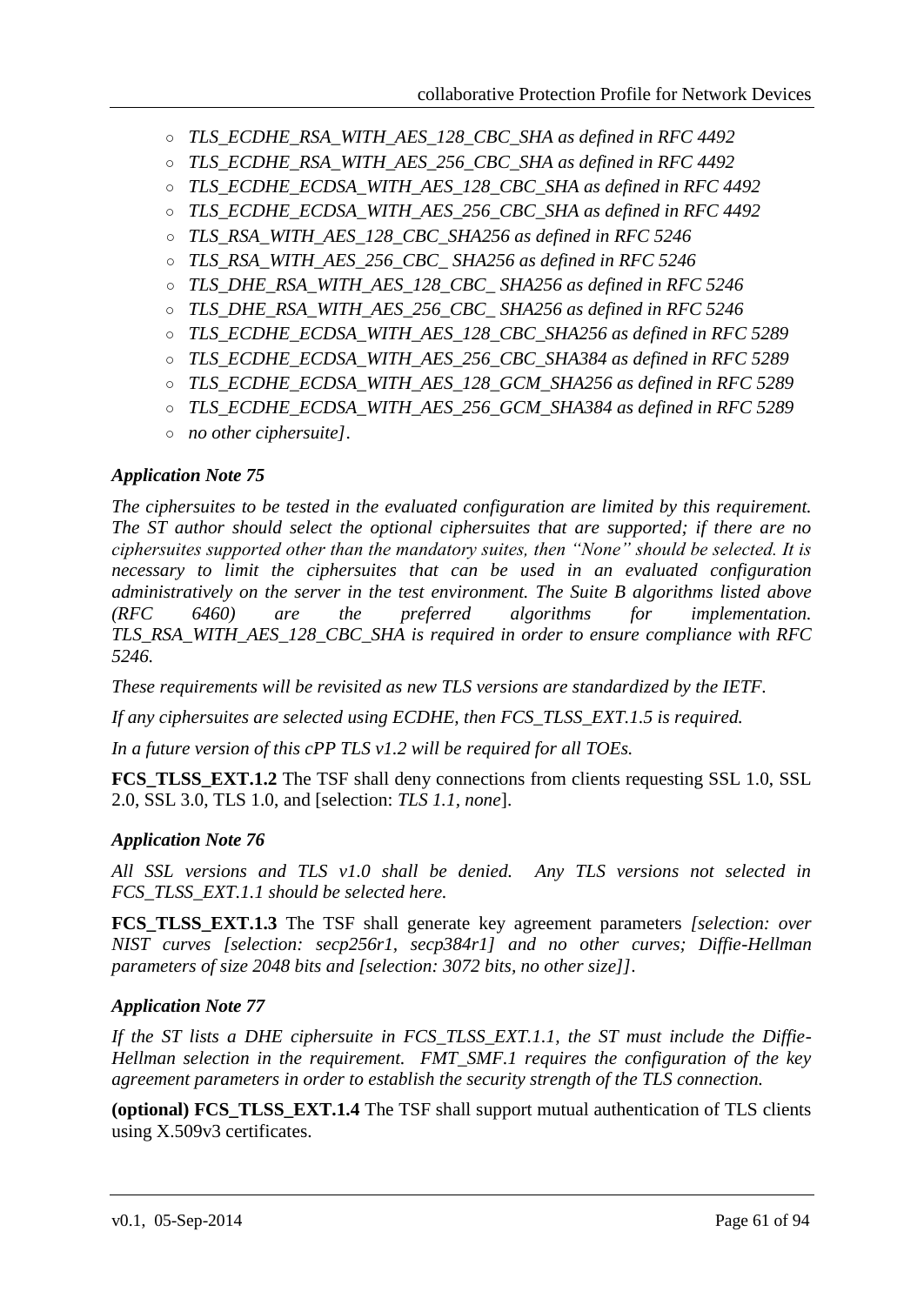- *TLS_ECDHE_RSA_WITH_AES_128_CBC_SHA as defined in RFC 4492*
- *TLS_ECDHE_RSA_WITH_AES_256_CBC_SHA as defined in RFC 4492*
- *TLS_ECDHE_ECDSA_WITH_AES_128_CBC_SHA as defined in RFC 4492*
- *TLS_ECDHE_ECDSA_WITH_AES_256_CBC_SHA as defined in RFC 4492*
- *TLS_RSA_WITH_AES_128_CBC_SHA256 as defined in RFC 5246*
- *TLS_RSA_WITH_AES_256_CBC_ SHA256 as defined in RFC 5246*
- *TLS_DHE_RSA_WITH_AES_128_CBC_ SHA256 as defined in RFC 5246*
- *TLS_DHE_RSA_WITH_AES_256_CBC_ SHA256 as defined in RFC 5246*
- *TLS_ECDHE_ECDSA_WITH_AES_128_CBC_SHA256 as defined in RFC 5289*
- *TLS_ECDHE_ECDSA_WITH_AES_256_CBC_SHA384 as defined in RFC 5289*
- *TLS_ECDHE_ECDSA_WITH_AES_128_GCM_SHA256 as defined in RFC 5289*
- *TLS_ECDHE_ECDSA_WITH_AES_256_GCM_SHA384 as defined in RFC 5289*
- *no other ciphersuite]*.

### *Application Note 75*

*The ciphersuites to be tested in the evaluated configuration are limited by this requirement. The ST author should select the optional ciphersuites that are supported; if there are no ciphersuites supported other than the mandatory suites, then "None" should be selected. It is necessary to limit the ciphersuites that can be used in an evaluated configuration administratively on the server in the test environment. The Suite B algorithms listed above (RFC 6460) are the preferred algorithms for implementation. TLS_RSA_WITH_AES_128_CBC_SHA is required in order to ensure compliance with RFC 5246.*

*These requirements will be revisited as new TLS versions are standardized by the IETF.*

*If any ciphersuites are selected using ECDHE, then FCS_TLSS_EXT.1.5 is required.*

*In a future version of this cPP TLS v1.2 will be required for all TOEs.*

**FCS_TLSS_EXT.1.2** The TSF shall deny connections from clients requesting SSL 1.0, SSL 2.0, SSL 3.0, TLS 1.0, and [selection: *TLS 1.1*, *none*].

### *Application Note 76*

*All SSL versions and TLS v1.0 shall be denied. Any TLS versions not selected in FCS_TLSS_EXT.1.1 should be selected here.*

**FCS_TLSS_EXT.1.3** The TSF shall generate key agreement parameters *[selection: over NIST curves [selection: secp256r1, secp384r1] and no other curves; Diffie-Hellman parameters of size 2048 bits and [selection: 3072 bits, no other size]]*.

### *Application Note 77*

*If the ST lists a DHE ciphersuite in FCS_TLSS_EXT.1.1, the ST must include the Diffie-Hellman selection in the requirement. FMT_SMF.1 requires the configuration of the key agreement parameters in order to establish the security strength of the TLS connection.*

**(optional) FCS_TLSS_EXT.1.4** The TSF shall support mutual authentication of TLS clients using X.509v3 certificates.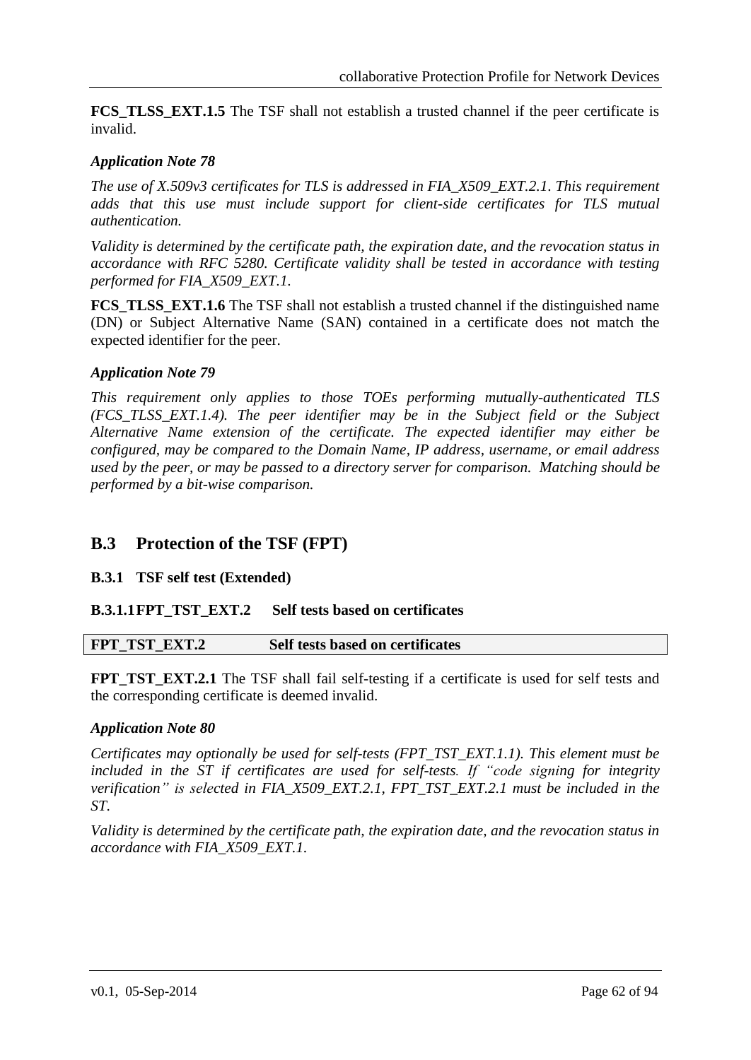**FCS_TLSS_EXT.1.5** The TSF shall not establish a trusted channel if the peer certificate is invalid.

***Application Note 78***

*The use of X.509v3 certificates for TLS is addressed in FIA_X509_EXT.2.1. This requirement adds that this use must include support for client-side certificates for TLS mutual authentication.*

*Validity is determined by the certificate path, the expiration date, and the revocation status in accordance with RFC 5280. Certificate validity shall be tested in accordance with testing performed for FIA_X509_EXT.1.*

**FCS_TLSS_EXT.1.6** The TSF shall not establish a trusted channel if the distinguished name (DN) or Subject Alternative Name (SAN) contained in a certificate does not match the expected identifier for the peer.

***Application Note 79***

*This requirement only applies to those TOEs performing mutually-authenticated TLS (FCS_TLSS_EXT.1.4). The peer identifier may be in the Subject field or the Subject Alternative Name extension of the certificate. The expected identifier may either be configured, may be compared to the Domain Name, IP address, username, or email address used by the peer, or may be passed to a directory server for comparison. Matching should be performed by a bit-wise comparison.*

## B.3 Protection of the TSF (FPT)

### B.3.1 TSF self test (Extended)

#### B.3.1.1 FPT_TST_EXT.2 Self tests based on certificates

| FPT_TST_EXT.2 | Self tests based on certificates |
|---|---|

**FPT_TST_EXT.2.1** The TSF shall fail self-testing if a certificate is used for self tests and the corresponding certificate is deemed invalid.

***Application Note 80***

*Certificates may optionally be used for self-tests (FPT_TST_EXT.1.1). This element must be included in the ST if certificates are used for self-tests. If "code signing for integrity verification" is selected in FIA_X509_EXT.2.1, FPT_TST_EXT.2.1 must be included in the ST.*

*Validity is determined by the certificate path, the expiration date, and the revocation status in accordance with FIA_X509_EXT.1.*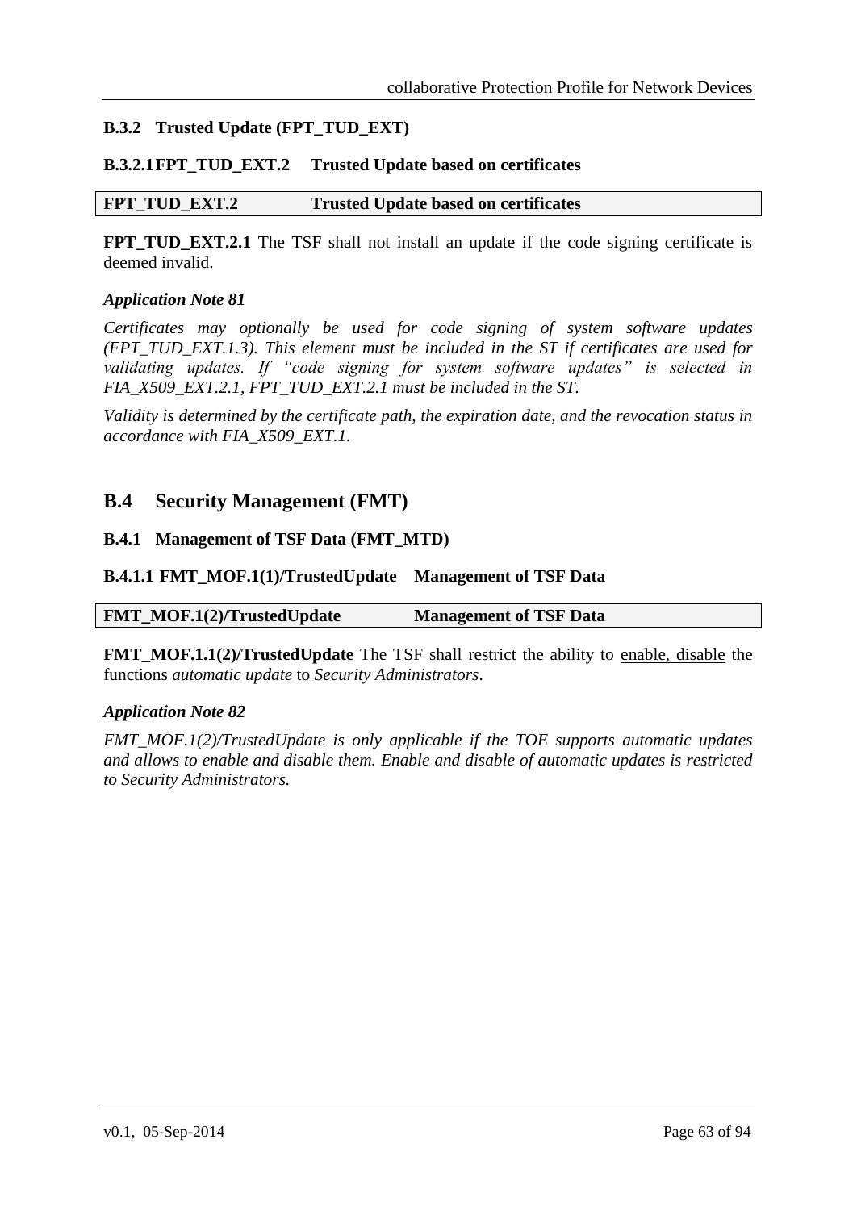### B.3.2 Trusted Update (FPT_TUD_EXT)

#### B.3.2.1 FPT_TUD_EXT.2 Trusted Update based on certificates

| FPT_TUD_EXT.2 | Trusted Update based on certificates |
|---|---|

**FPT_TUD_EXT.2.1** The TSF shall not install an update if the code signing certificate is deemed invalid.

***Application Note 81***

*Certificates may optionally be used for code signing of system software updates (FPT_TUD_EXT.1.3). This element must be included in the ST if certificates are used for validating updates. If "code signing for system software updates" is selected in FIA_X509_EXT.2.1, FPT_TUD_EXT.2.1 must be included in the ST.*

*Validity is determined by the certificate path, the expiration date, and the revocation status in accordance with FIA_X509_EXT.1.*

## B.4 Security Management (FMT)

### B.4.1 Management of TSF Data (FMT_MTD)

#### B.4.1.1 FMT_MOF.1(1)/TrustedUpdate Management of TSF Data

| FMT_MOF.1(2)/TrustedUpdate | Management of TSF Data |
|---|---|

**FMT_MOF.1.1(2)/TrustedUpdate** The TSF shall restrict the ability to enable, disable the functions *automatic update* to *Security Administrators*.

***Application Note 82***

*FMT_MOF.1(2)/TrustedUpdate is only applicable if the TOE supports automatic updates and allows to enable and disable them. Enable and disable of automatic updates is restricted to Security Administrators.*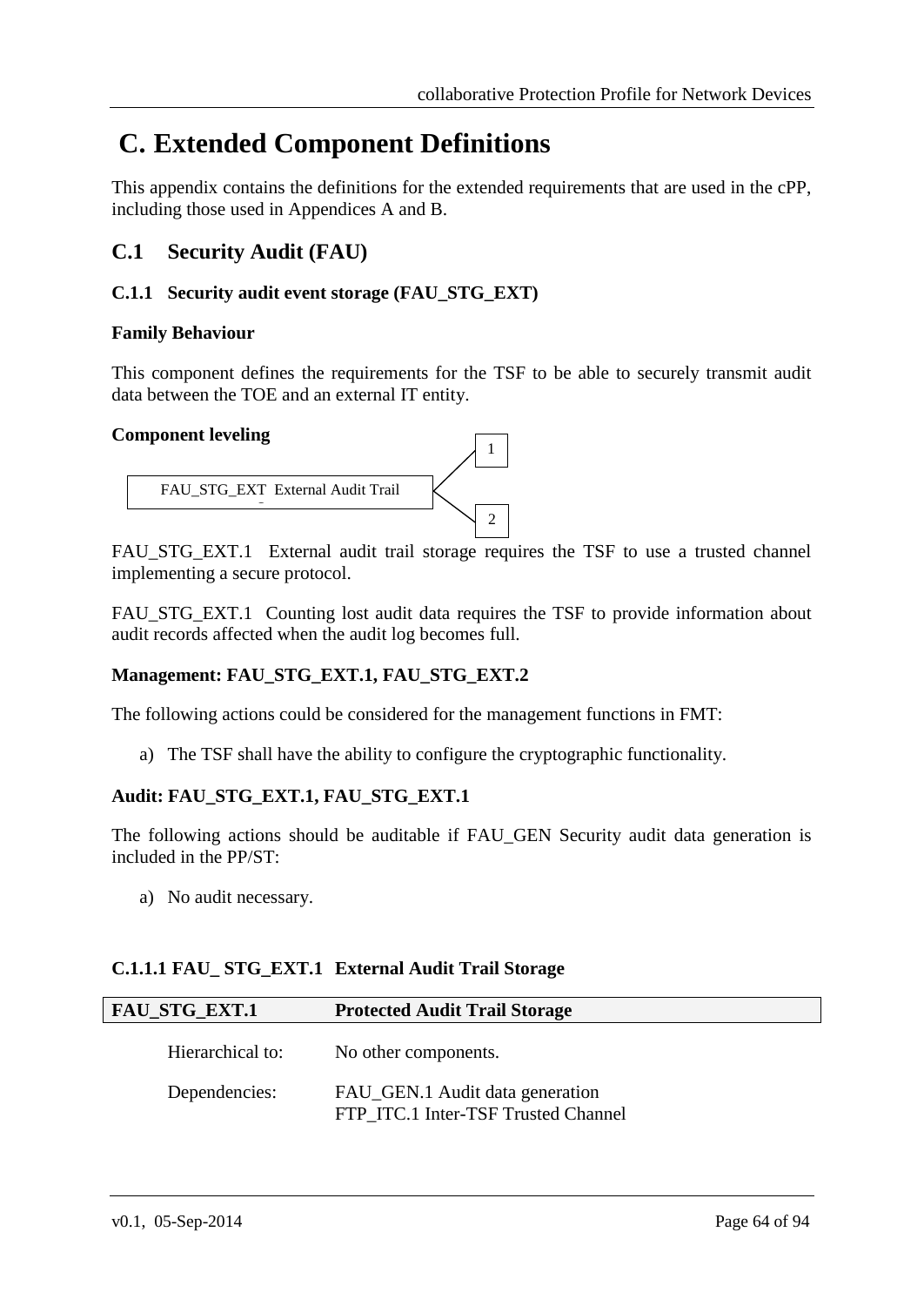# C. Extended Component Definitions

This appendix contains the definitions for the extended requirements that are used in the cPP, including those used in Appendices A and B.

## C.1 Security Audit (FAU)

### C.1.1 Security audit event storage (FAU_STG_EXT)

**Family Behaviour**

This component defines the requirements for the TSF to be able to securely transmit audit data between the TOE and an external IT entity.

**Component leveling**

FAU_STG_EXT External Audit Trail → 1, 2

FAU_STG_EXT.1 External audit trail storage requires the TSF to use a trusted channel implementing a secure protocol.

FAU_STG_EXT.1 Counting lost audit data requires the TSF to provide information about audit records affected when the audit log becomes full.

**Management: FAU_STG_EXT.1, FAU_STG_EXT.2**

The following actions could be considered for the management functions in FMT:

a) The TSF shall have the ability to configure the cryptographic functionality.

**Audit: FAU_STG_EXT.1, FAU_STG_EXT.1**

The following actions should be auditable if FAU_GEN Security audit data generation is included in the PP/ST:

a) No audit necessary.

#### C.1.1.1 FAU_ STG_EXT.1 External Audit Trail Storage

| **FAU_STG_EXT.1** | **Protected Audit Trail Storage** |
|---|---|
| Hierarchical to: | No other components. |
| Dependencies: | FAU_GEN.1 Audit data generation<br>FTP_ITC.1 Inter-TSF Trusted Channel |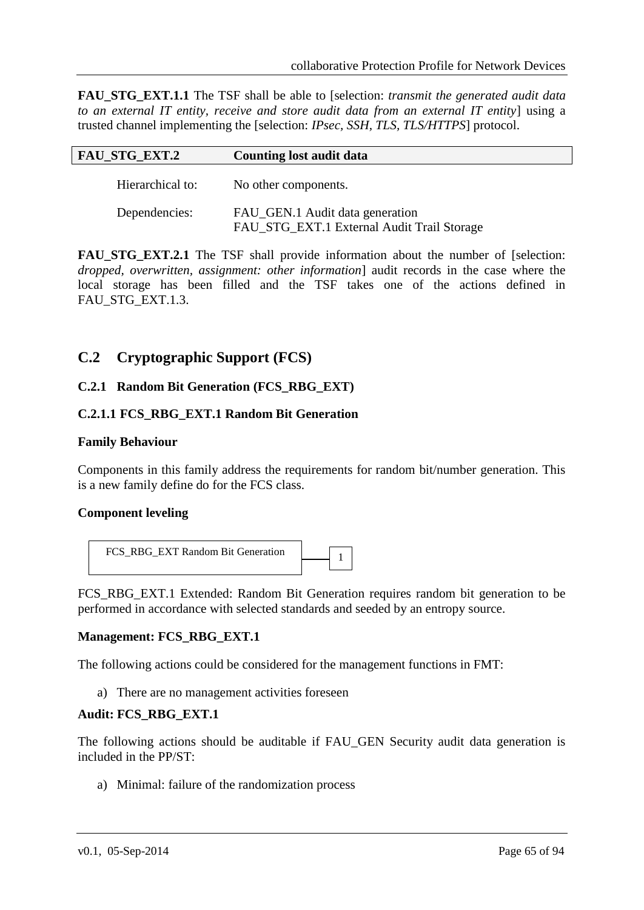**FAU_STG_EXT.1.1** The TSF shall be able to [selection: *transmit the generated audit data to an external IT entity*, *receive and store audit data from an external IT entity*] using a trusted channel implementing the [selection: *IPsec*, *SSH*, *TLS*, *TLS/HTTPS*] protocol.

| **FAU_STG_EXT.2** | **Counting lost audit data** |
|---|---|
| Hierarchical to: | No other components. |
| Dependencies: | FAU_GEN.1 Audit data generation<br>FAU_STG_EXT.1 External Audit Trail Storage |

**FAU_STG_EXT.2.1** The TSF shall provide information about the number of [selection: *dropped*, *overwritten*, *assignment: other information*] audit records in the case where the local storage has been filled and the TSF takes one of the actions defined in FAU_STG_EXT.1.3.

## C.2 Cryptographic Support (FCS)

### C.2.1 Random Bit Generation (FCS_RBG_EXT)

#### C.2.1.1 FCS_RBG_EXT.1 Random Bit Generation

**Family Behaviour**

Components in this family address the requirements for random bit/number generation. This is a new family define do for the FCS class.

**Component leveling**

FCS_RBG_EXT Random Bit Generation — 1

FCS_RBG_EXT.1 Extended: Random Bit Generation requires random bit generation to be performed in accordance with selected standards and seeded by an entropy source.

**Management: FCS_RBG_EXT.1**

The following actions could be considered for the management functions in FMT:

a) There are no management activities foreseen

**Audit: FCS_RBG_EXT.1**

The following actions should be auditable if FAU_GEN Security audit data generation is included in the PP/ST:

a) Minimal: failure of the randomization process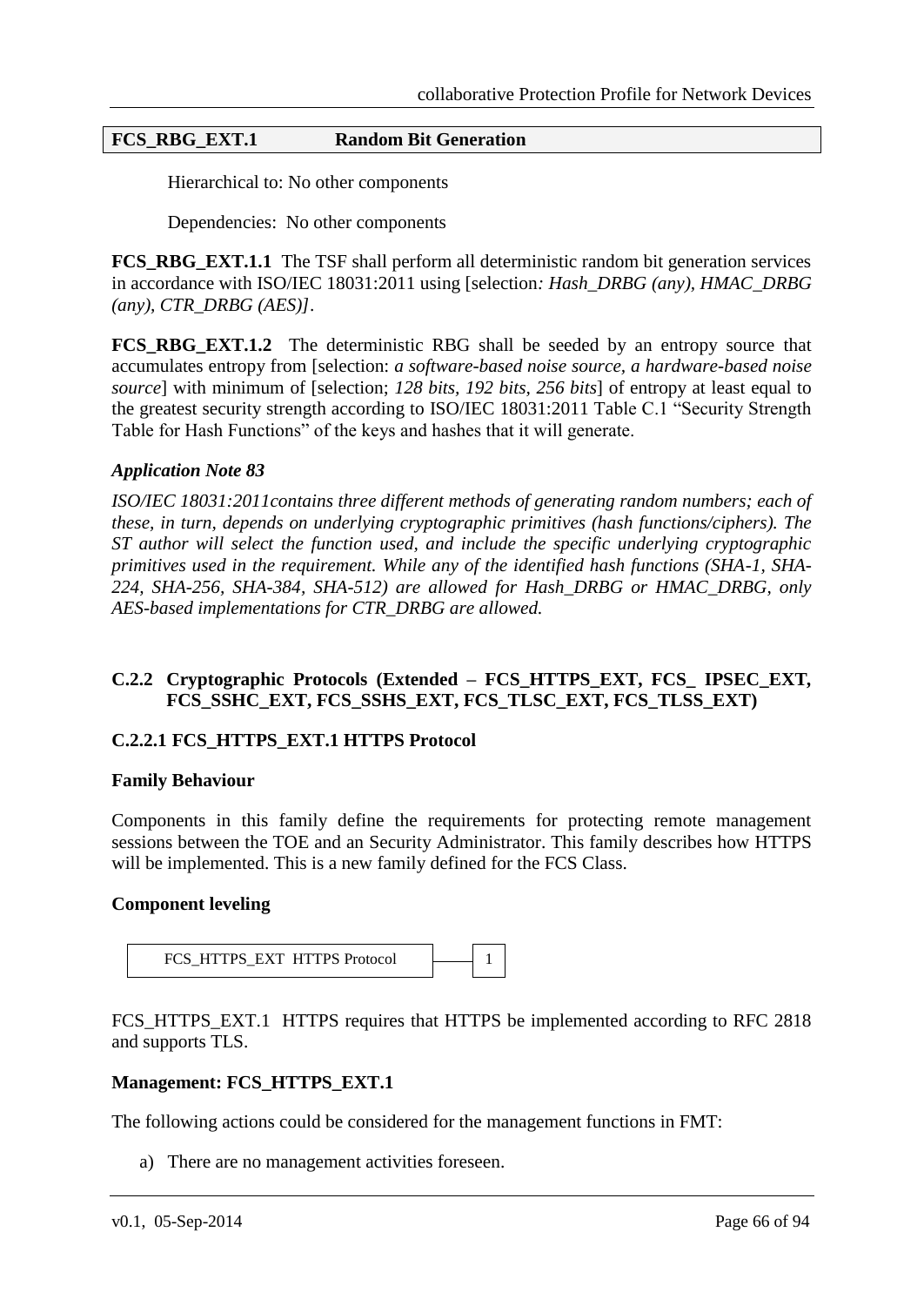**FCS_RBG_EXT.1 Random Bit Generation**

Hierarchical to: No other components

Dependencies: No other components

**FCS_RBG_EXT.1.1** The TSF shall perform all deterministic random bit generation services in accordance with ISO/IEC 18031:2011 using [selection*: Hash_DRBG (any), HMAC_DRBG (any), CTR_DRBG (AES)]*.

**FCS_RBG_EXT.1.2** The deterministic RBG shall be seeded by an entropy source that accumulates entropy from [selection: *a software-based noise source, a hardware-based noise source*] with minimum of [selection; *128 bits, 192 bits, 256 bits*] of entropy at least equal to the greatest security strength according to ISO/IEC 18031:2011 Table C.1 "Security Strength Table for Hash Functions" of the keys and hashes that it will generate.

***Application Note 83***

*ISO/IEC 18031:2011contains three different methods of generating random numbers; each of these, in turn, depends on underlying cryptographic primitives (hash functions/ciphers). The ST author will select the function used, and include the specific underlying cryptographic primitives used in the requirement. While any of the identified hash functions (SHA-1, SHA-224, SHA-256, SHA-384, SHA-512) are allowed for Hash_DRBG or HMAC_DRBG, only AES-based implementations for CTR_DRBG are allowed.*

### C.2.2 Cryptographic Protocols (Extended – FCS_HTTPS_EXT, FCS_ IPSEC_EXT, FCS_SSHC_EXT, FCS_SSHS_EXT, FCS_TLSC_EXT, FCS_TLSS_EXT)

#### C.2.2.1 FCS_HTTPS_EXT.1 HTTPS Protocol

**Family Behaviour**

Components in this family define the requirements for protecting remote management sessions between the TOE and an Security Administrator. This family describes how HTTPS will be implemented. This is a new family defined for the FCS Class.

**Component leveling**

FCS_HTTPS_EXT HTTPS Protocol — 1

FCS_HTTPS_EXT.1 HTTPS requires that HTTPS be implemented according to RFC 2818 and supports TLS.

**Management: FCS_HTTPS_EXT.1**

The following actions could be considered for the management functions in FMT:

a) There are no management activities foreseen.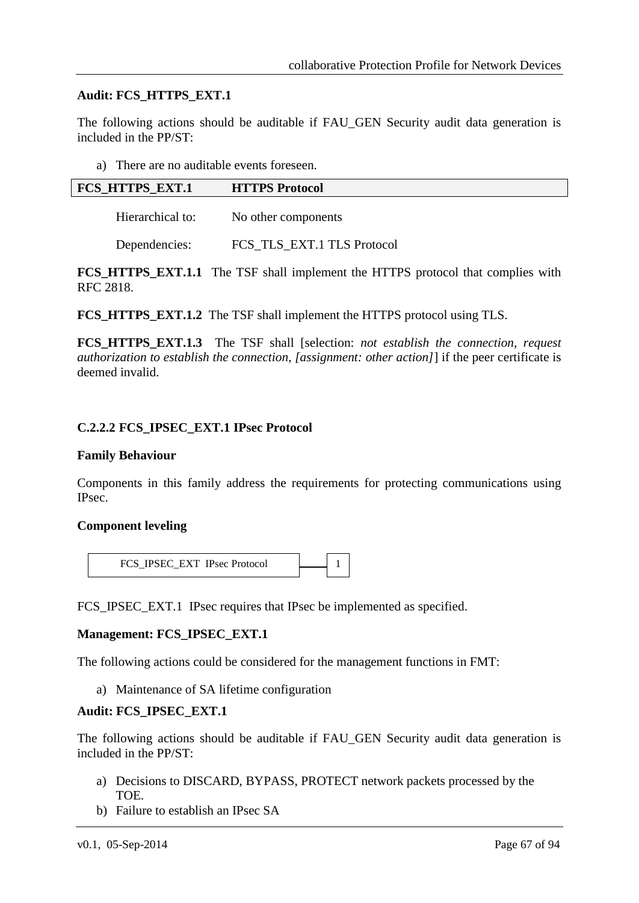**Audit: FCS_HTTPS_EXT.1**

The following actions should be auditable if FAU_GEN Security audit data generation is included in the PP/ST:

a) There are no auditable events foreseen.

| **FCS_HTTPS_EXT.1** | **HTTPS Protocol** |
|---|---|

Hierarchical to: No other components

Dependencies: FCS_TLS_EXT.1 TLS Protocol

**FCS_HTTPS_EXT.1.1** The TSF shall implement the HTTPS protocol that complies with RFC 2818.

**FCS_HTTPS_EXT.1.2** The TSF shall implement the HTTPS protocol using TLS.

**FCS_HTTPS_EXT.1.3** The TSF shall [selection: *not establish the connection, request authorization to establish the connection, [assignment: other action]*] if the peer certificate is deemed invalid.

### C.2.2.2 FCS_IPSEC_EXT.1 IPsec Protocol

**Family Behaviour**

Components in this family address the requirements for protecting communications using IPsec.

**Component leveling**

FCS_IPSEC_EXT IPsec Protocol — 1

FCS_IPSEC_EXT.1 IPsec requires that IPsec be implemented as specified.

**Management: FCS_IPSEC_EXT.1**

The following actions could be considered for the management functions in FMT:

a) Maintenance of SA lifetime configuration

**Audit: FCS_IPSEC_EXT.1**

The following actions should be auditable if FAU_GEN Security audit data generation is included in the PP/ST:

a) Decisions to DISCARD, BYPASS, PROTECT network packets processed by the TOE.
b) Failure to establish an IPsec SA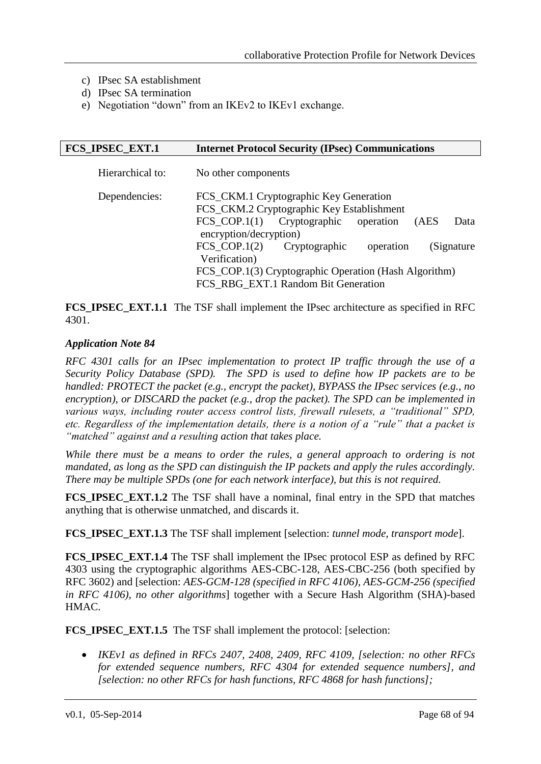c) IPsec SA establishment
d) IPsec SA termination
e) Negotiation “down” from an IKEv2 to IKEv1 exchange.

| **FCS_IPSEC_EXT.1** | **Internet Protocol Security (IPsec) Communications** |
|---|---|

Hierarchical to: No other components

Dependencies: FCS_CKM.1 Cryptographic Key Generation
FCS_CKM.2 Cryptographic Key Establishment
FCS_COP.1(1) Cryptographic operation (AES Data encryption/decryption)
FCS_COP.1(2) Cryptographic operation (Signature Verification)
FCS_COP.1(3) Cryptographic Operation (Hash Algorithm)
FCS_RBG_EXT.1 Random Bit Generation

**FCS_IPSEC_EXT.1.1** The TSF shall implement the IPsec architecture as specified in RFC 4301.

***Application Note 84***

*RFC 4301 calls for an IPsec implementation to protect IP traffic through the use of a Security Policy Database (SPD). The SPD is used to define how IP packets are to be handled: PROTECT the packet (e.g., encrypt the packet), BYPASS the IPsec services (e.g., no encryption), or DISCARD the packet (e.g., drop the packet). The SPD can be implemented in various ways, including router access control lists, firewall rulesets, a “traditional” SPD, etc. Regardless of the implementation details, there is a notion of a “rule” that a packet is “matched” against and a resulting action that takes place.*

*While there must be a means to order the rules, a general approach to ordering is not mandated, as long as the SPD can distinguish the IP packets and apply the rules accordingly. There may be multiple SPDs (one for each network interface), but this is not required.*

**FCS_IPSEC_EXT.1.2** The TSF shall have a nominal, final entry in the SPD that matches anything that is otherwise unmatched, and discards it.

**FCS_IPSEC_EXT.1.3** The TSF shall implement [selection: *tunnel mode, transport mode*].

**FCS_IPSEC_EXT.1.4** The TSF shall implement the IPsec protocol ESP as defined by RFC 4303 using the cryptographic algorithms AES-CBC-128, AES-CBC-256 (both specified by RFC 3602) and [selection: *AES-GCM-128 (specified in RFC 4106), AES-GCM-256 (specified in RFC 4106), no other algorithms*] together with a Secure Hash Algorithm (SHA)-based HMAC.

**FCS_IPSEC_EXT.1.5** The TSF shall implement the protocol: [selection:

- *IKEv1 as defined in RFCs 2407, 2408, 2409, RFC 4109, [selection: no other RFCs for extended sequence numbers, RFC 4304 for extended sequence numbers], and [selection: no other RFCs for hash functions, RFC 4868 for hash functions];*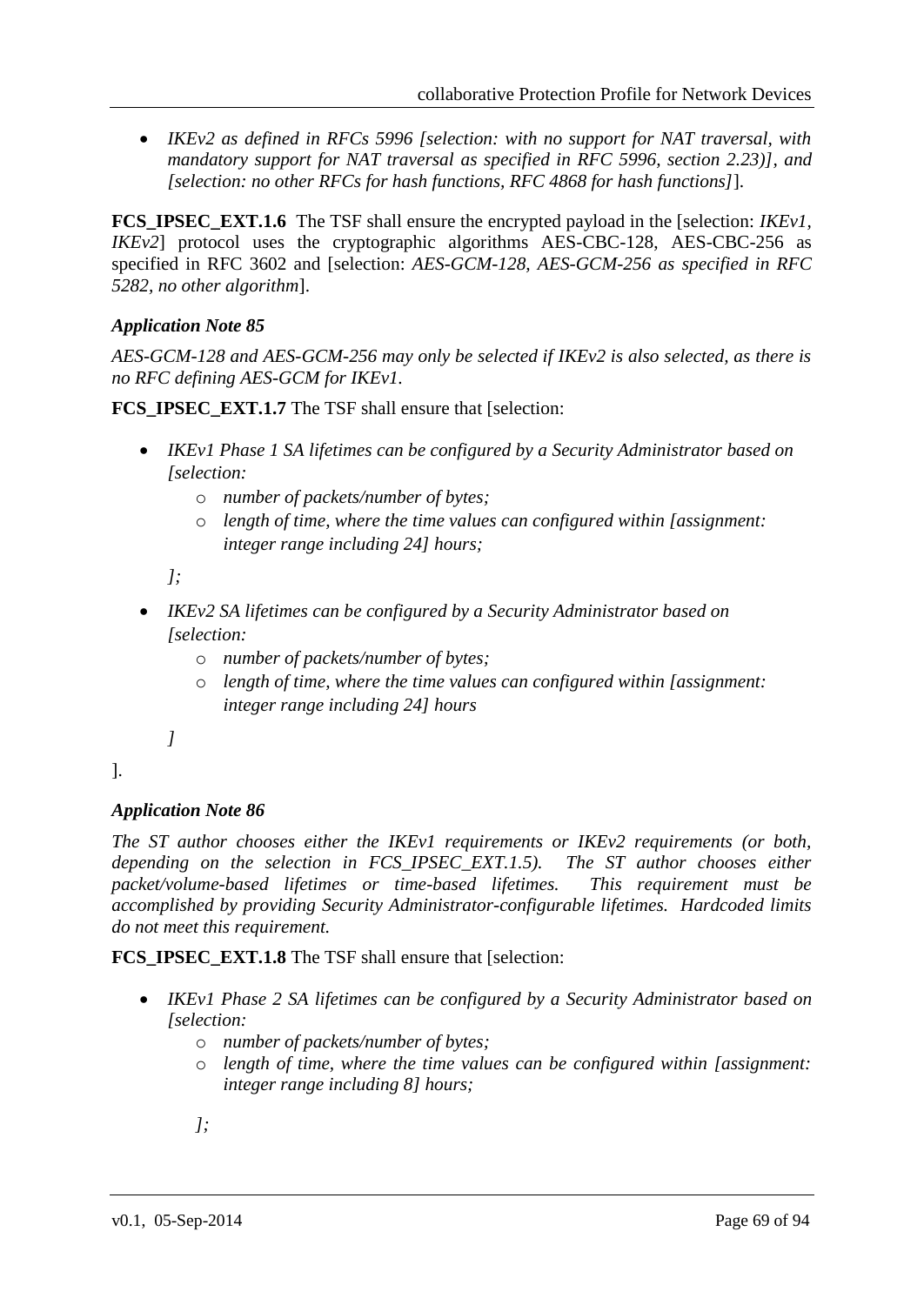- *IKEv2 as defined in RFCs 5996 [selection: with no support for NAT traversal, with mandatory support for NAT traversal as specified in RFC 5996, section 2.23)], and [selection: no other RFCs for hash functions, RFC 4868 for hash functions]*].

**FCS_IPSEC_EXT.1.6** The TSF shall ensure the encrypted payload in the [selection: *IKEv1*, *IKEv2*] protocol uses the cryptographic algorithms AES-CBC-128, AES-CBC-256 as specified in RFC 3602 and [selection: *AES-GCM-128, AES-GCM-256 as specified in RFC 5282, no other algorithm*].

***Application Note 85***

*AES-GCM-128 and AES-GCM-256 may only be selected if IKEv2 is also selected, as there is no RFC defining AES-GCM for IKEv1.*

**FCS_IPSEC_EXT.1.7** The TSF shall ensure that [selection:

- *IKEv1 Phase 1 SA lifetimes can be configured by a Security Administrator based on [selection:*
    - *number of packets/number of bytes;*
    - *length of time, where the time values can configured within [assignment: integer range including 24] hours;*

    *];*
- *IKEv2 SA lifetimes can be configured by a Security Administrator based on [selection:*
    - *number of packets/number of bytes;*
    - *length of time, where the time values can configured within [assignment: integer range including 24] hours*

    *]*

].

***Application Note 86***

*The ST author chooses either the IKEv1 requirements or IKEv2 requirements (or both, depending on the selection in FCS_IPSEC_EXT.1.5). The ST author chooses either packet/volume-based lifetimes or time-based lifetimes. This requirement must be accomplished by providing Security Administrator-configurable lifetimes. Hardcoded limits do not meet this requirement.*

**FCS_IPSEC_EXT.1.8** The TSF shall ensure that [selection:

- *IKEv1 Phase 2 SA lifetimes can be configured by a Security Administrator based on [selection:*
    - *number of packets/number of bytes;*
    - *length of time, where the time values can be configured within [assignment: integer range including 8] hours;*

    *];*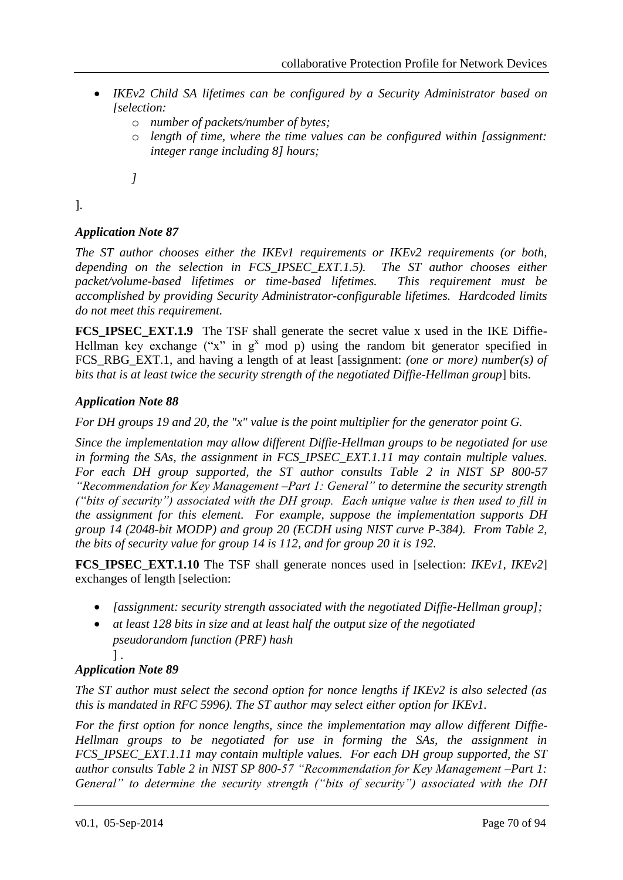- *IKEv2 Child SA lifetimes can be configured by a Security Administrator based on [selection:*
  - *number of packets/number of bytes;*
  - *length of time, where the time values can be configured within [assignment: integer range including 8] hours;*

  *]*

].

### *Application Note 87*

*The ST author chooses either the IKEv1 requirements or IKEv2 requirements (or both, depending on the selection in FCS_IPSEC_EXT.1.5). The ST author chooses either packet/volume-based lifetimes or time-based lifetimes. This requirement must be accomplished by providing Security Administrator-configurable lifetimes. Hardcoded limits do not meet this requirement.*

**FCS_IPSEC_EXT.1.9** The TSF shall generate the secret value x used in the IKE Diffie-Hellman key exchange ("x" in $g^x$ mod p) using the random bit generator specified in FCS_RBG_EXT.1, and having a length of at least [assignment: *(one or more) number(s) of bits that is at least twice the security strength of the negotiated Diffie-Hellman group*] bits.

### *Application Note 88*

*For DH groups 19 and 20, the "x" value is the point multiplier for the generator point G.*

*Since the implementation may allow different Diffie-Hellman groups to be negotiated for use in forming the SAs, the assignment in FCS_IPSEC_EXT.1.11 may contain multiple values. For each DH group supported, the ST author consults Table 2 in NIST SP 800-57 "Recommendation for Key Management –Part 1: General" to determine the security strength ("bits of security") associated with the DH group. Each unique value is then used to fill in the assignment for this element. For example, suppose the implementation supports DH group 14 (2048-bit MODP) and group 20 (ECDH using NIST curve P-384). From Table 2, the bits of security value for group 14 is 112, and for group 20 it is 192.*

**FCS_IPSEC_EXT.1.10** The TSF shall generate nonces used in [selection: *IKEv1, IKEv2*] exchanges of length [selection:

- *[assignment: security strength associated with the negotiated Diffie-Hellman group];*
- *at least 128 bits in size and at least half the output size of the negotiated pseudorandom function (PRF) hash*

  ] .

### *Application Note 89*

*The ST author must select the second option for nonce lengths if IKEv2 is also selected (as this is mandated in RFC 5996). The ST author may select either option for IKEv1.*

*For the first option for nonce lengths, since the implementation may allow different Diffie-Hellman groups to be negotiated for use in forming the SAs, the assignment in FCS_IPSEC_EXT.1.11 may contain multiple values. For each DH group supported, the ST author consults Table 2 in NIST SP 800-57 "Recommendation for Key Management –Part 1: General" to determine the security strength ("bits of security") associated with the DH*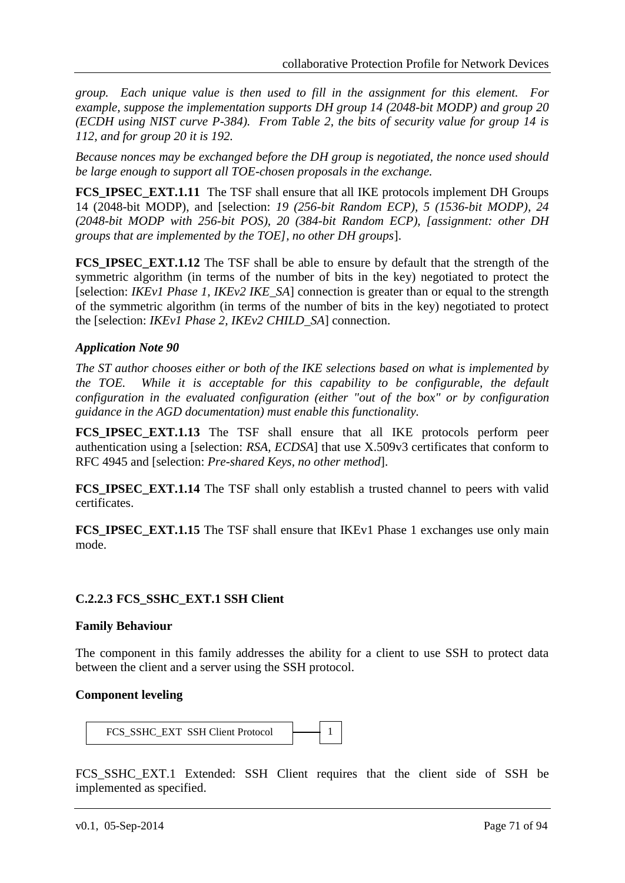*group. Each unique value is then used to fill in the assignment for this element. For example, suppose the implementation supports DH group 14 (2048-bit MODP) and group 20 (ECDH using NIST curve P-384). From Table 2, the bits of security value for group 14 is 112, and for group 20 it is 192.*

*Because nonces may be exchanged before the DH group is negotiated, the nonce used should be large enough to support all TOE-chosen proposals in the exchange.*

**FCS_IPSEC_EXT.1.11** The TSF shall ensure that all IKE protocols implement DH Groups 14 (2048-bit MODP), and [selection: *19 (256-bit Random ECP), 5 (1536-bit MODP), 24 (2048-bit MODP with 256-bit POS), 20 (384-bit Random ECP), [assignment: other DH groups that are implemented by the TOE], no other DH groups*].

**FCS_IPSEC_EXT.1.12** The TSF shall be able to ensure by default that the strength of the symmetric algorithm (in terms of the number of bits in the key) negotiated to protect the [selection: *IKEv1 Phase 1, IKEv2 IKE_SA*] connection is greater than or equal to the strength of the symmetric algorithm (in terms of the number of bits in the key) negotiated to protect the [selection: *IKEv1 Phase 2, IKEv2 CHILD_SA*] connection.

***Application Note 90***

*The ST author chooses either or both of the IKE selections based on what is implemented by the TOE. While it is acceptable for this capability to be configurable, the default configuration in the evaluated configuration (either "out of the box" or by configuration guidance in the AGD documentation) must enable this functionality.*

**FCS_IPSEC_EXT.1.13** The TSF shall ensure that all IKE protocols perform peer authentication using a [selection: *RSA, ECDSA*] that use X.509v3 certificates that conform to RFC 4945 and [selection: *Pre-shared Keys, no other method*].

**FCS_IPSEC_EXT.1.14** The TSF shall only establish a trusted channel to peers with valid certificates.

**FCS_IPSEC_EXT.1.15** The TSF shall ensure that IKEv1 Phase 1 exchanges use only main mode.

#### C.2.2.3 FCS_SSHC_EXT.1 SSH Client

**Family Behaviour**

The component in this family addresses the ability for a client to use SSH to protect data between the client and a server using the SSH protocol.

**Component leveling**

FCS_SSHC_EXT SSH Client Protocol — 1

FCS_SSHC_EXT.1 Extended: SSH Client requires that the client side of SSH be implemented as specified.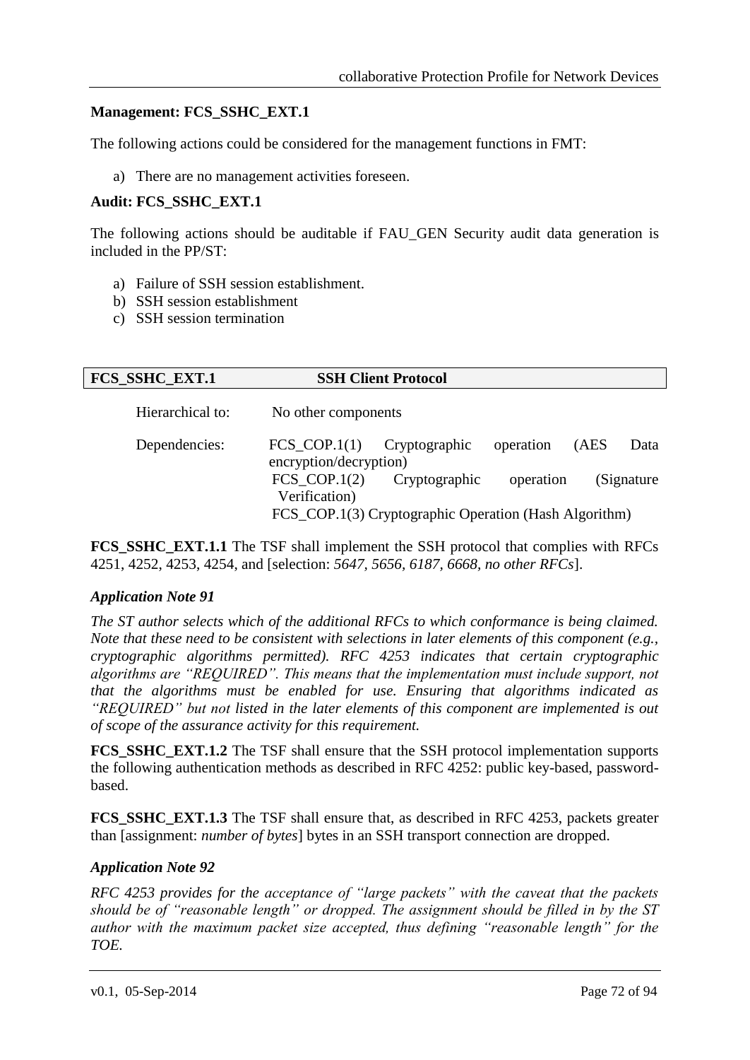**Management: FCS_SSHC_EXT.1**

The following actions could be considered for the management functions in FMT:

a) There are no management activities foreseen.

**Audit: FCS_SSHC_EXT.1**

The following actions should be auditable if FAU_GEN Security audit data generation is included in the PP/ST:

a) Failure of SSH session establishment.
b) SSH session establishment
c) SSH session termination

| **FCS_SSHC_EXT.1** | **SSH Client Protocol** |
|---|---|

Hierarchical to: No other components

Dependencies: FCS_COP.1(1) Cryptographic operation (AES Data encryption/decryption)
FCS_COP.1(2) Cryptographic operation (Signature Verification)
FCS_COP.1(3) Cryptographic Operation (Hash Algorithm)

**FCS_SSHC_EXT.1.1** The TSF shall implement the SSH protocol that complies with RFCs 4251, 4252, 4253, 4254, and [selection: *5647, 5656, 6187, 6668, no other RFCs*].

***Application Note 91***

*The ST author selects which of the additional RFCs to which conformance is being claimed. Note that these need to be consistent with selections in later elements of this component (e.g., cryptographic algorithms permitted). RFC 4253 indicates that certain cryptographic algorithms are "REQUIRED". This means that the implementation must include support, not that the algorithms must be enabled for use. Ensuring that algorithms indicated as "REQUIRED" but not listed in the later elements of this component are implemented is out of scope of the assurance activity for this requirement.*

**FCS_SSHC_EXT.1.2** The TSF shall ensure that the SSH protocol implementation supports the following authentication methods as described in RFC 4252: public key-based, password-based.

**FCS_SSHC_EXT.1.3** The TSF shall ensure that, as described in RFC 4253, packets greater than [assignment: *number of bytes*] bytes in an SSH transport connection are dropped.

***Application Note 92***

*RFC 4253 provides for the acceptance of "large packets" with the caveat that the packets should be of "reasonable length" or dropped. The assignment should be filled in by the ST author with the maximum packet size accepted, thus defining "reasonable length" for the TOE.*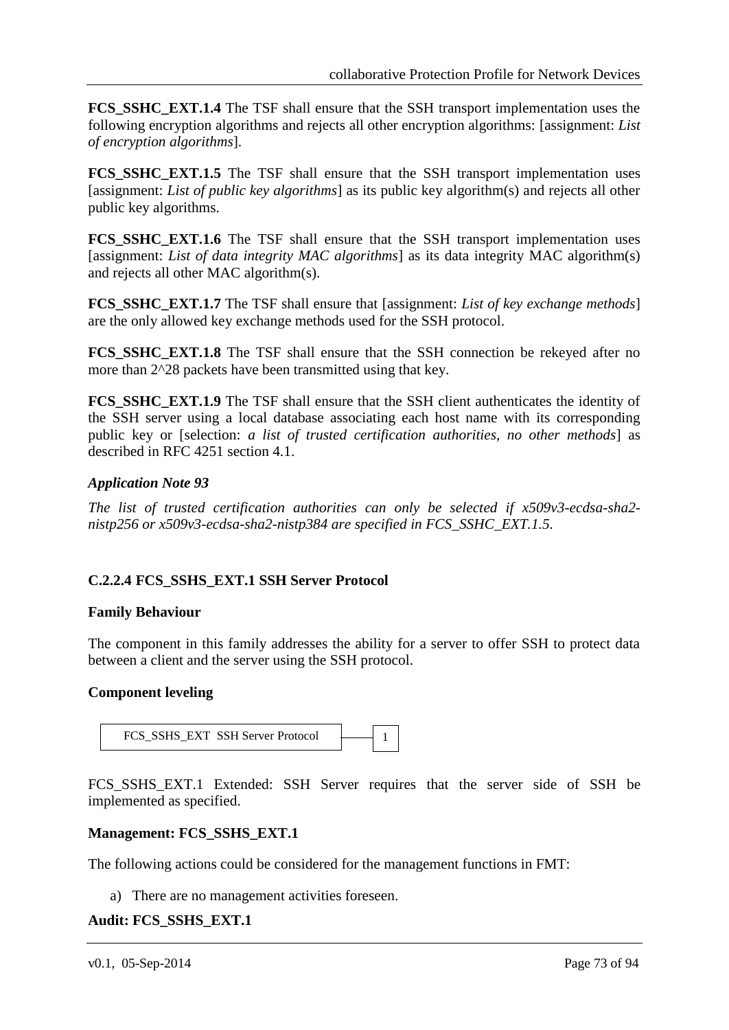**FCS_SSHC_EXT.1.4** The TSF shall ensure that the SSH transport implementation uses the following encryption algorithms and rejects all other encryption algorithms: [assignment: *List of encryption algorithms*].

**FCS_SSHC_EXT.1.5** The TSF shall ensure that the SSH transport implementation uses [assignment: *List of public key algorithms*] as its public key algorithm(s) and rejects all other public key algorithms.

**FCS_SSHC_EXT.1.6** The TSF shall ensure that the SSH transport implementation uses [assignment: *List of data integrity MAC algorithms*] as its data integrity MAC algorithm(s) and rejects all other MAC algorithm(s).

**FCS_SSHC_EXT.1.7** The TSF shall ensure that [assignment: *List of key exchange methods*] are the only allowed key exchange methods used for the SSH protocol.

**FCS_SSHC_EXT.1.8** The TSF shall ensure that the SSH connection be rekeyed after no more than 2^28 packets have been transmitted using that key.

**FCS_SSHC_EXT.1.9** The TSF shall ensure that the SSH client authenticates the identity of the SSH server using a local database associating each host name with its corresponding public key or [selection: *a list of trusted certification authorities, no other methods*] as described in RFC 4251 section 4.1.

***Application Note 93***

*The list of trusted certification authorities can only be selected if x509v3-ecdsa-sha2-nistp256 or x509v3-ecdsa-sha2-nistp384 are specified in FCS_SSHC_EXT.1.5.*

### C.2.2.4 FCS_SSHS_EXT.1 SSH Server Protocol

**Family Behaviour**

The component in this family addresses the ability for a server to offer SSH to protect data between a client and the server using the SSH protocol.

**Component leveling**

| FCS_SSHS_EXT SSH Server Protocol | 1 |
|---|---|

FCS_SSHS_EXT.1 Extended: SSH Server requires that the server side of SSH be implemented as specified.

**Management: FCS_SSHS_EXT.1**

The following actions could be considered for the management functions in FMT:

a) There are no management activities foreseen.

**Audit: FCS_SSHS_EXT.1**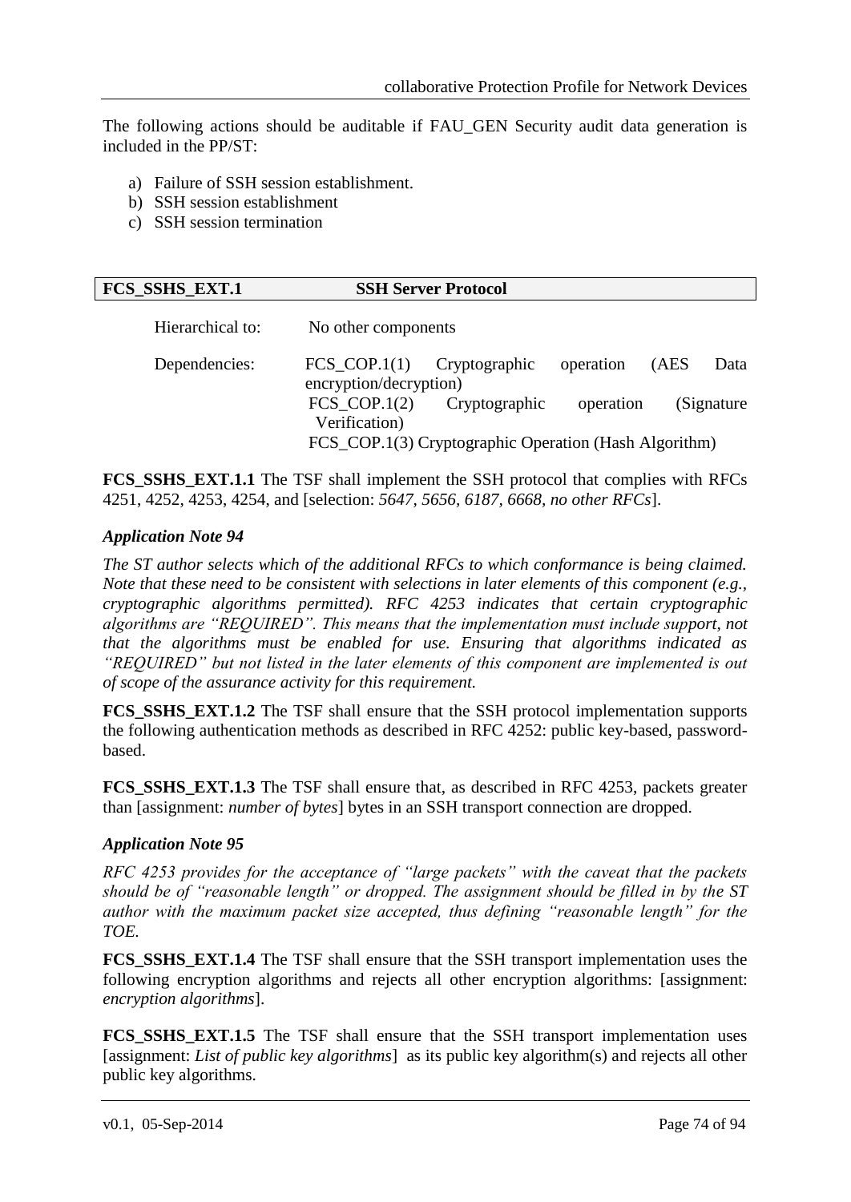The following actions should be auditable if FAU_GEN Security audit data generation is included in the PP/ST:

a) Failure of SSH session establishment.
b) SSH session establishment
c) SSH session termination

| **FCS_SSHS_EXT.1** | **SSH Server Protocol** |
|---|---|

Hierarchical to: No other components

Dependencies: FCS_COP.1(1) Cryptographic operation (AES Data encryption/decryption)
FCS_COP.1(2) Cryptographic operation (Signature Verification)
FCS_COP.1(3) Cryptographic Operation (Hash Algorithm)

**FCS_SSHS_EXT.1.1** The TSF shall implement the SSH protocol that complies with RFCs 4251, 4252, 4253, 4254, and [selection: *5647, 5656, 6187, 6668, no other RFCs*].

### *Application Note 94*

*The ST author selects which of the additional RFCs to which conformance is being claimed. Note that these need to be consistent with selections in later elements of this component (e.g., cryptographic algorithms permitted). RFC 4253 indicates that certain cryptographic algorithms are "REQUIRED". This means that the implementation must include support, not that the algorithms must be enabled for use. Ensuring that algorithms indicated as "REQUIRED" but not listed in the later elements of this component are implemented is out of scope of the assurance activity for this requirement.*

**FCS_SSHS_EXT.1.2** The TSF shall ensure that the SSH protocol implementation supports the following authentication methods as described in RFC 4252: public key-based, password-based.

**FCS_SSHS_EXT.1.3** The TSF shall ensure that, as described in RFC 4253, packets greater than [assignment: *number of bytes*] bytes in an SSH transport connection are dropped.

### *Application Note 95*

*RFC 4253 provides for the acceptance of "large packets" with the caveat that the packets should be of "reasonable length" or dropped. The assignment should be filled in by the ST author with the maximum packet size accepted, thus defining "reasonable length" for the TOE.*

**FCS_SSHS_EXT.1.4** The TSF shall ensure that the SSH transport implementation uses the following encryption algorithms and rejects all other encryption algorithms: [assignment: *encryption algorithms*].

**FCS_SSHS_EXT.1.5** The TSF shall ensure that the SSH transport implementation uses [assignment: *List of public key algorithms*] as its public key algorithm(s) and rejects all other public key algorithms.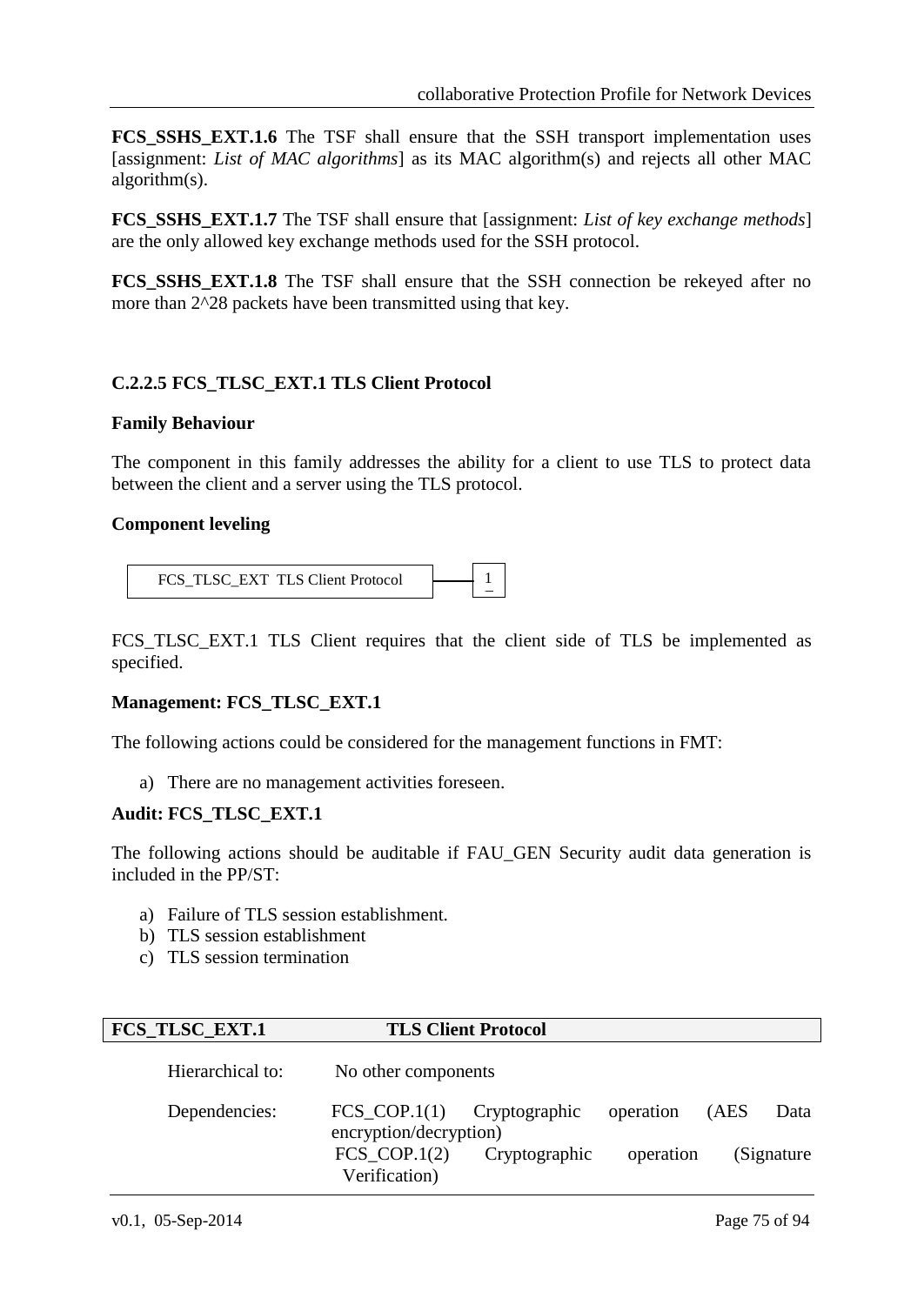**FCS_SSHS_EXT.1.6** The TSF shall ensure that the SSH transport implementation uses [assignment: *List of MAC algorithms*] as its MAC algorithm(s) and rejects all other MAC algorithm(s).

**FCS_SSHS_EXT.1.7** The TSF shall ensure that [assignment: *List of key exchange methods*] are the only allowed key exchange methods used for the SSH protocol.

**FCS_SSHS_EXT.1.8** The TSF shall ensure that the SSH connection be rekeyed after no more than 2^28 packets have been transmitted using that key.

### C.2.2.5 FCS_TLSC_EXT.1 TLS Client Protocol

**Family Behaviour**

The component in this family addresses the ability for a client to use TLS to protect data between the client and a server using the TLS protocol.

**Component leveling**

FCS_TLSC_EXT TLS Client Protocol —— 1

FCS_TLSC_EXT.1 TLS Client requires that the client side of TLS be implemented as specified.

**Management: FCS_TLSC_EXT.1**

The following actions could be considered for the management functions in FMT:

a) There are no management activities foreseen.

**Audit: FCS_TLSC_EXT.1**

The following actions should be auditable if FAU_GEN Security audit data generation is included in the PP/ST:

a) Failure of TLS session establishment.
b) TLS session establishment
c) TLS session termination

| **FCS_TLSC_EXT.1** | **TLS Client Protocol** |
|---|---|
| Hierarchical to: | No other components |
| Dependencies: | FCS_COP.1(1) Cryptographic operation (AES Data encryption/decryption)<br>FCS_COP.1(2) Cryptographic operation (Signature Verification) |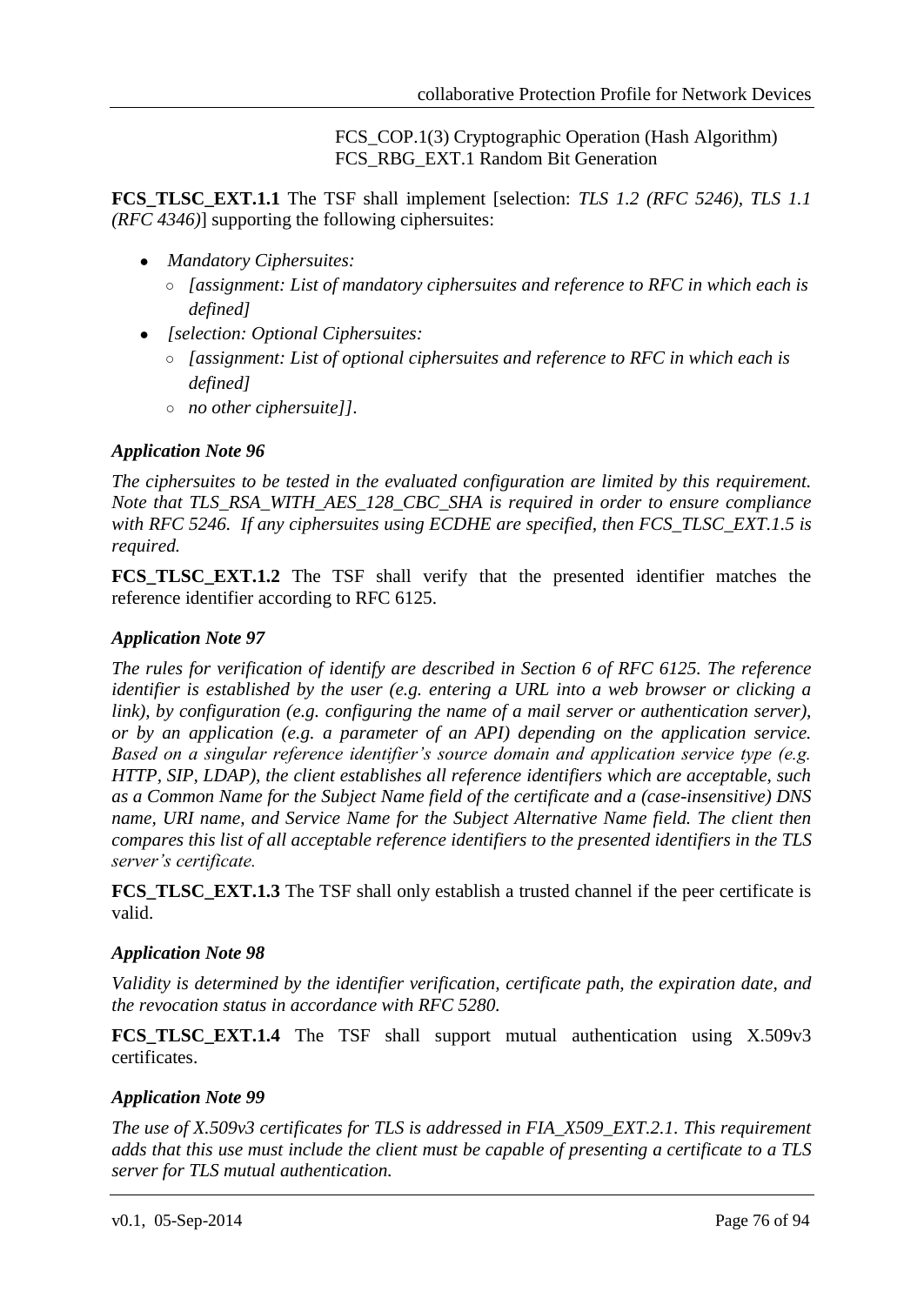FCS_COP.1(3) Cryptographic Operation (Hash Algorithm)
FCS_RBG_EXT.1 Random Bit Generation

**FCS_TLSC_EXT.1.1** The TSF shall implement [selection: *TLS 1.2 (RFC 5246), TLS 1.1 (RFC 4346)*] supporting the following ciphersuites:

- *Mandatory Ciphersuites:*
  - *[assignment: List of mandatory ciphersuites and reference to RFC in which each is defined]*
- *[selection: Optional Ciphersuites:*
  - *[assignment: List of optional ciphersuites and reference to RFC in which each is defined]*
  - *no other ciphersuite]]*.

***Application Note 96***

*The ciphersuites to be tested in the evaluated configuration are limited by this requirement. Note that TLS_RSA_WITH_AES_128_CBC_SHA is required in order to ensure compliance with RFC 5246. If any ciphersuites using ECDHE are specified, then FCS_TLSC_EXT.1.5 is required.*

**FCS_TLSC_EXT.1.2** The TSF shall verify that the presented identifier matches the reference identifier according to RFC 6125.

***Application Note 97***

*The rules for verification of identify are described in Section 6 of RFC 6125. The reference identifier is established by the user (e.g. entering a URL into a web browser or clicking a link), by configuration (e.g. configuring the name of a mail server or authentication server), or by an application (e.g. a parameter of an API) depending on the application service. Based on a singular reference identifier's source domain and application service type (e.g. HTTP, SIP, LDAP), the client establishes all reference identifiers which are acceptable, such as a Common Name for the Subject Name field of the certificate and a (case-insensitive) DNS name, URI name, and Service Name for the Subject Alternative Name field. The client then compares this list of all acceptable reference identifiers to the presented identifiers in the TLS server's certificate.*

**FCS_TLSC_EXT.1.3** The TSF shall only establish a trusted channel if the peer certificate is valid.

***Application Note 98***

*Validity is determined by the identifier verification, certificate path, the expiration date, and the revocation status in accordance with RFC 5280.*

**FCS_TLSC_EXT.1.4** The TSF shall support mutual authentication using X.509v3 certificates.

***Application Note 99***

*The use of X.509v3 certificates for TLS is addressed in FIA_X509_EXT.2.1. This requirement adds that this use must include the client must be capable of presenting a certificate to a TLS server for TLS mutual authentication.*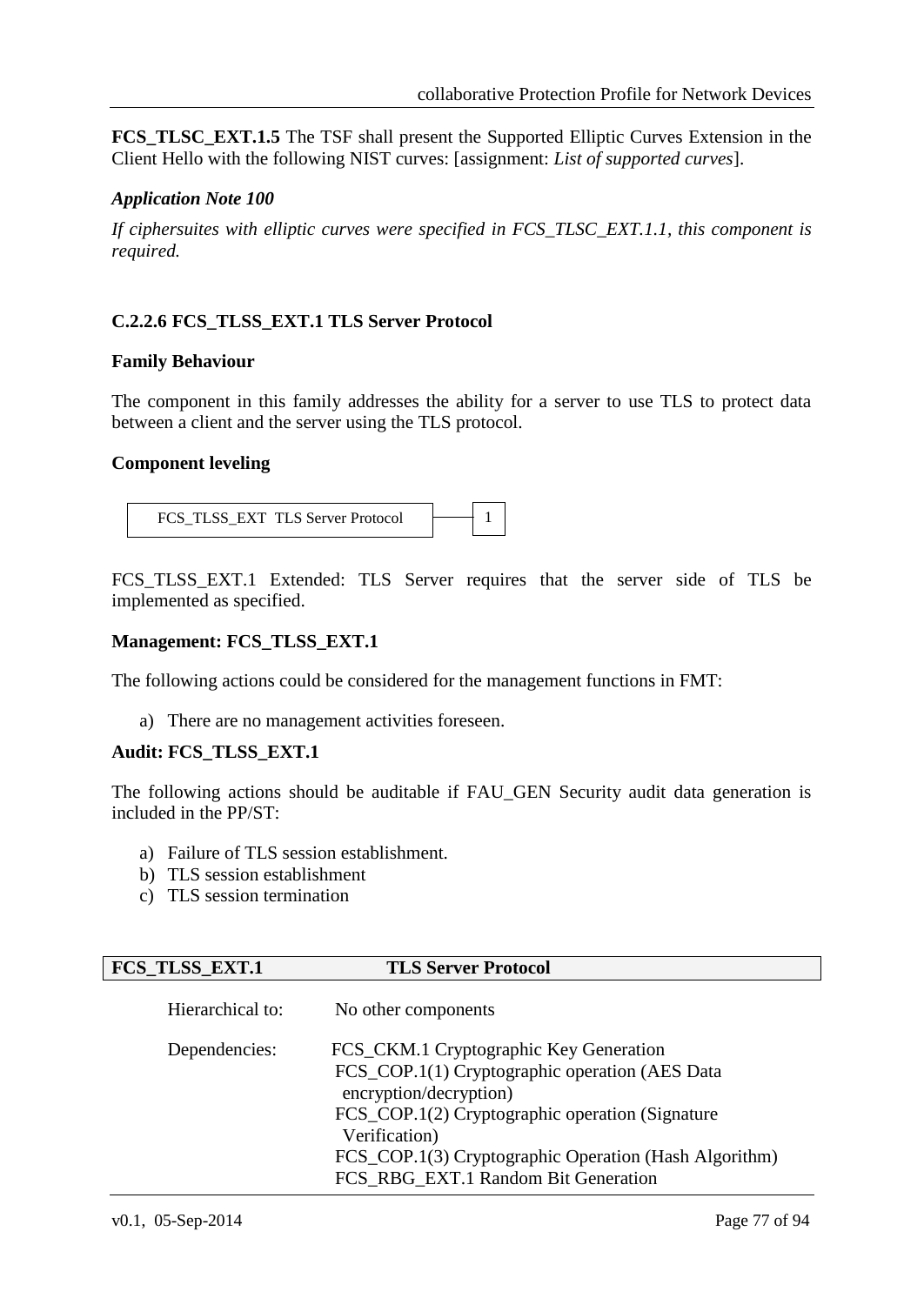**FCS_TLSC_EXT.1.5** The TSF shall present the Supported Elliptic Curves Extension in the Client Hello with the following NIST curves: [assignment: *List of supported curves*].

***Application Note 100***

*If ciphersuites with elliptic curves were specified in FCS_TLSC_EXT.1.1, this component is required.*

### C.2.2.6 FCS_TLSS_EXT.1 TLS Server Protocol

**Family Behaviour**

The component in this family addresses the ability for a server to use TLS to protect data between a client and the server using the TLS protocol.

**Component leveling**

FCS_TLSS_EXT TLS Server Protocol — 1

FCS_TLSS_EXT.1 Extended: TLS Server requires that the server side of TLS be implemented as specified.

**Management: FCS_TLSS_EXT.1**

The following actions could be considered for the management functions in FMT:

a) There are no management activities foreseen.

**Audit: FCS_TLSS_EXT.1**

The following actions should be auditable if FAU_GEN Security audit data generation is included in the PP/ST:

a) Failure of TLS session establishment.
b) TLS session establishment
c) TLS session termination

| **FCS_TLSS_EXT.1** | **TLS Server Protocol** |
|---|---|
| Hierarchical to: | No other components |
| Dependencies: | FCS_CKM.1 Cryptographic Key Generation<br>FCS_COP.1(1) Cryptographic operation (AES Data encryption/decryption)<br>FCS_COP.1(2) Cryptographic operation (Signature Verification)<br>FCS_COP.1(3) Cryptographic Operation (Hash Algorithm)<br>FCS_RBG_EXT.1 Random Bit Generation |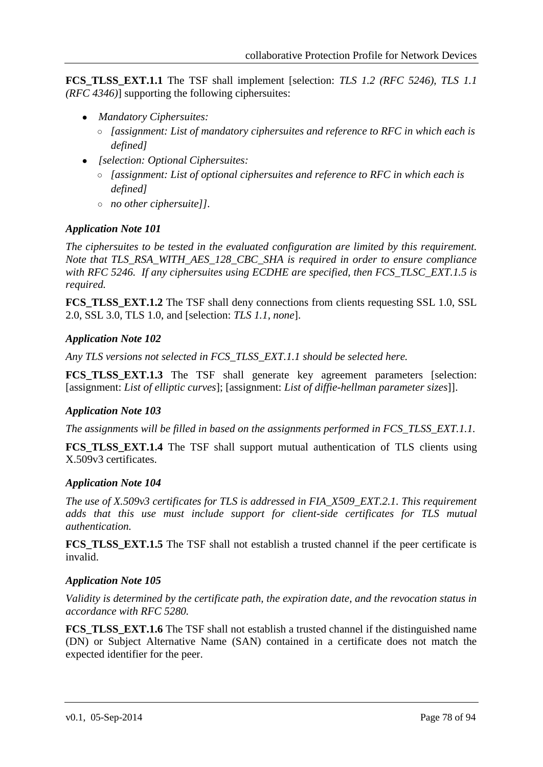**FCS_TLSS_EXT.1.1** The TSF shall implement [selection: *TLS 1.2 (RFC 5246), TLS 1.1 (RFC 4346)*] supporting the following ciphersuites:

- *Mandatory Ciphersuites:*
  - *[assignment: List of mandatory ciphersuites and reference to RFC in which each is defined]*
- *[selection: Optional Ciphersuites:*
  - *[assignment: List of optional ciphersuites and reference to RFC in which each is defined]*
  - *no other ciphersuite]]*.

***Application Note 101***

*The ciphersuites to be tested in the evaluated configuration are limited by this requirement. Note that TLS_RSA_WITH_AES_128_CBC_SHA is required in order to ensure compliance with RFC 5246. If any ciphersuites using ECDHE are specified, then FCS_TLSC_EXT.1.5 is required.*

**FCS_TLSS_EXT.1.2** The TSF shall deny connections from clients requesting SSL 1.0, SSL 2.0, SSL 3.0, TLS 1.0, and [selection: *TLS 1.1*, *none*].

***Application Note 102***

*Any TLS versions not selected in FCS_TLSS_EXT.1.1 should be selected here.*

**FCS_TLSS_EXT.1.3** The TSF shall generate key agreement parameters [selection: [assignment: *List of elliptic curves*]; [assignment: *List of diffie-hellman parameter sizes*]].

***Application Note 103***

*The assignments will be filled in based on the assignments performed in FCS_TLSS_EXT.1.1.*

**FCS_TLSS_EXT.1.4** The TSF shall support mutual authentication of TLS clients using X.509v3 certificates.

***Application Note 104***

*The use of X.509v3 certificates for TLS is addressed in FIA_X509_EXT.2.1. This requirement adds that this use must include support for client-side certificates for TLS mutual authentication.*

**FCS_TLSS_EXT.1.5** The TSF shall not establish a trusted channel if the peer certificate is invalid.

***Application Note 105***

*Validity is determined by the certificate path, the expiration date, and the revocation status in accordance with RFC 5280.*

**FCS_TLSS_EXT.1.6** The TSF shall not establish a trusted channel if the distinguished name (DN) or Subject Alternative Name (SAN) contained in a certificate does not match the expected identifier for the peer.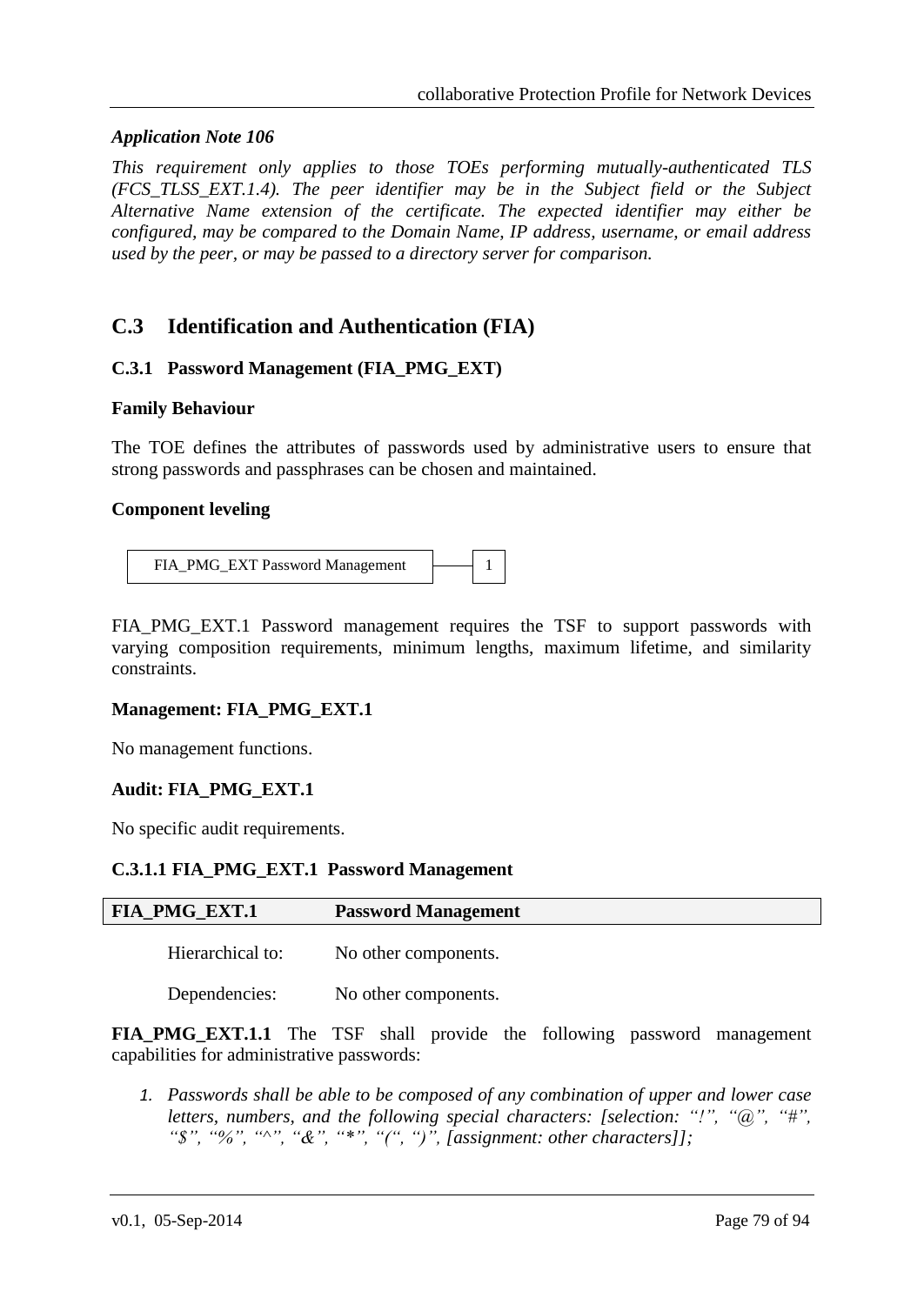*Application Note 106*

*This requirement only applies to those TOEs performing mutually-authenticated TLS (FCS_TLSS_EXT.1.4). The peer identifier may be in the Subject field or the Subject Alternative Name extension of the certificate. The expected identifier may either be configured, may be compared to the Domain Name, IP address, username, or email address used by the peer, or may be passed to a directory server for comparison.*

## C.3 Identification and Authentication (FIA)

### C.3.1 Password Management (FIA_PMG_EXT)

**Family Behaviour**

The TOE defines the attributes of passwords used by administrative users to ensure that strong passwords and passphrases can be chosen and maintained.

**Component leveling**

| FIA_PMG_EXT Password Management | 1 |
|---|---|

FIA_PMG_EXT.1 Password management requires the TSF to support passwords with varying composition requirements, minimum lengths, maximum lifetime, and similarity constraints.

**Management: FIA_PMG_EXT.1**

No management functions.

**Audit: FIA_PMG_EXT.1**

No specific audit requirements.

#### C.3.1.1 FIA_PMG_EXT.1 Password Management

| **FIA_PMG_EXT.1** | **Password Management** |
|---|---|
| Hierarchical to: | No other components. |
| Dependencies: | No other components. |

**FIA_PMG_EXT.1.1** The TSF shall provide the following password management capabilities for administrative passwords:

1. *Passwords shall be able to be composed of any combination of upper and lower case letters, numbers, and the following special characters: [selection: "!", "@", "#", "$", "%", "^", "&", "*", "(", ")", [assignment: other characters]];*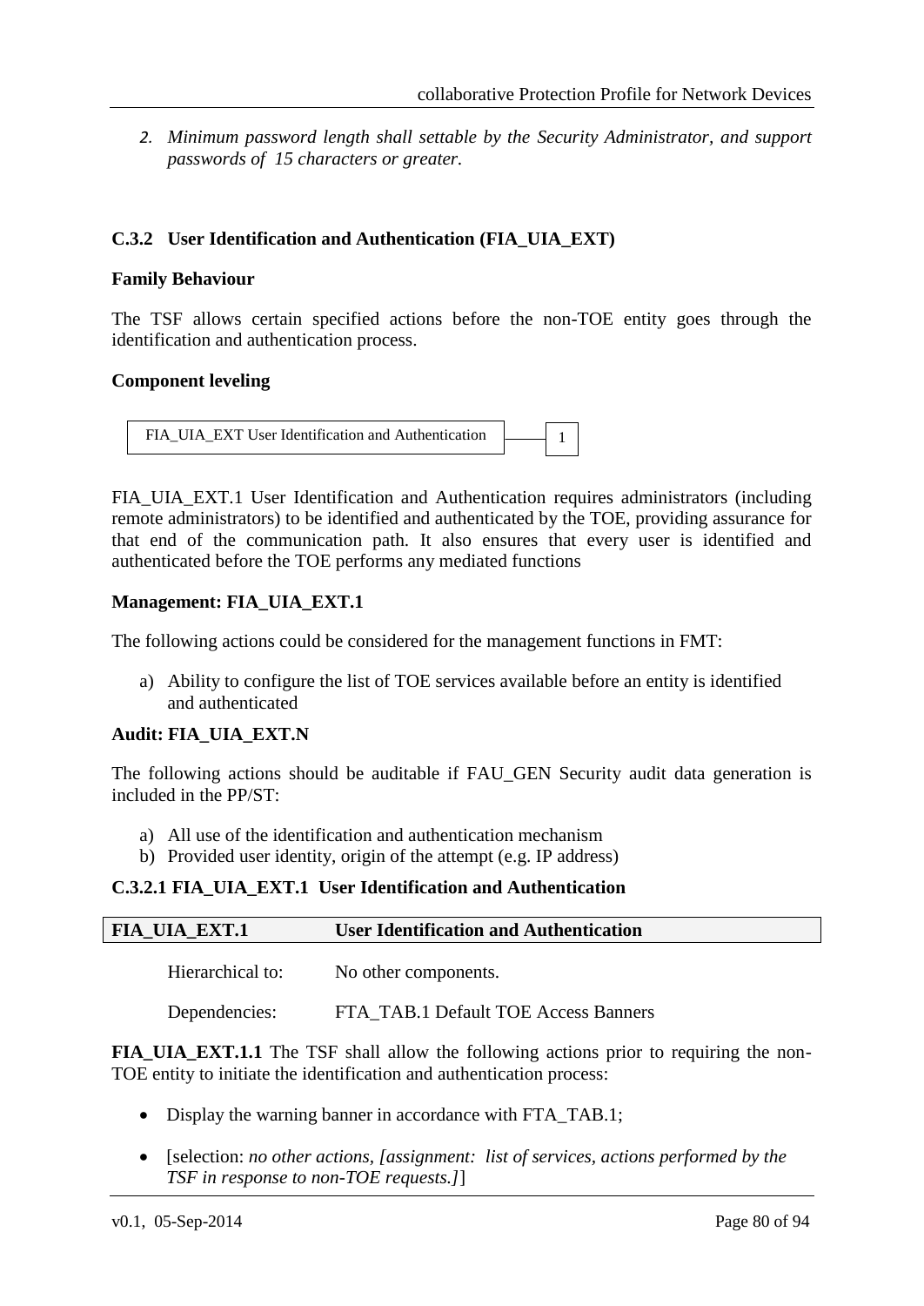2. *Minimum password length shall settable by the Security Administrator, and support passwords of 15 characters or greater.*

### C.3.2 User Identification and Authentication (FIA_UIA_EXT)

**Family Behaviour**

The TSF allows certain specified actions before the non-TOE entity goes through the identification and authentication process.

**Component leveling**

| FIA_UIA_EXT User Identification and Authentication | — | 1 |
|---|---|---|

FIA_UIA_EXT.1 User Identification and Authentication requires administrators (including remote administrators) to be identified and authenticated by the TOE, providing assurance for that end of the communication path. It also ensures that every user is identified and authenticated before the TOE performs any mediated functions

**Management: FIA_UIA_EXT.1**

The following actions could be considered for the management functions in FMT:

a) Ability to configure the list of TOE services available before an entity is identified and authenticated

**Audit: FIA_UIA_EXT.N**

The following actions should be auditable if FAU_GEN Security audit data generation is included in the PP/ST:

a) All use of the identification and authentication mechanism
b) Provided user identity, origin of the attempt (e.g. IP address)

#### C.3.2.1 FIA_UIA_EXT.1 User Identification and Authentication

| FIA_UIA_EXT.1 | User Identification and Authentication |
|---|---|

Hierarchical to: No other components.

Dependencies: FTA_TAB.1 Default TOE Access Banners

**FIA_UIA_EXT.1.1** The TSF shall allow the following actions prior to requiring the non-TOE entity to initiate the identification and authentication process:

- Display the warning banner in accordance with FTA_TAB.1;
- [selection: *no other actions, [assignment: list of services, actions performed by the TSF in response to non-TOE requests.]*]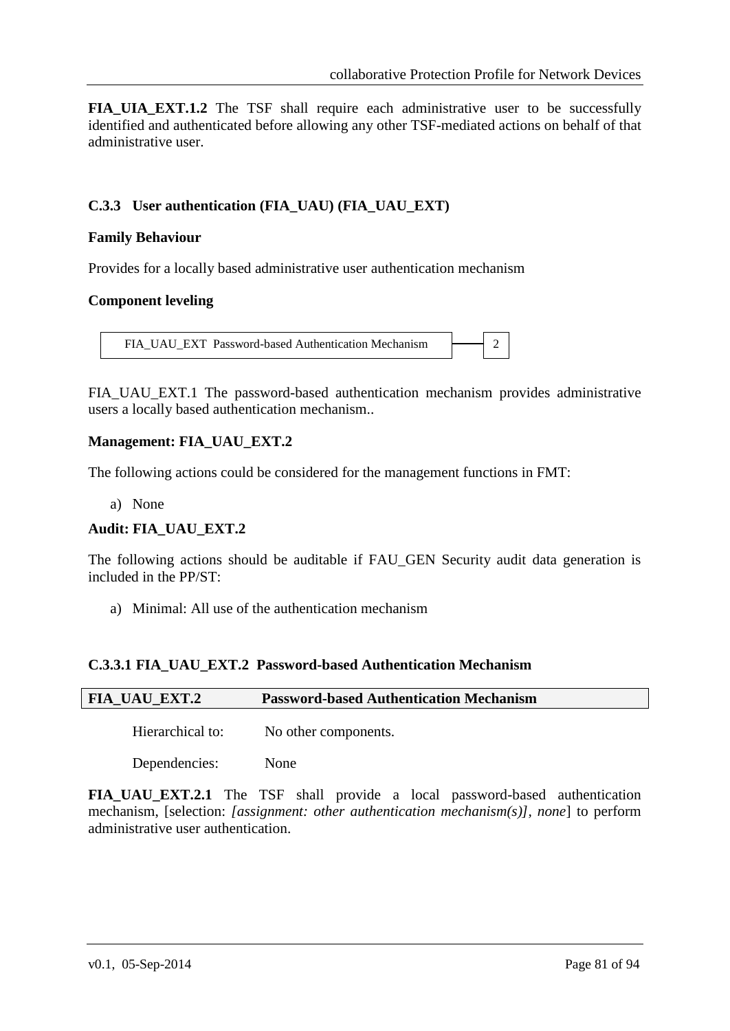**FIA_UIA_EXT.1.2** The TSF shall require each administrative user to be successfully identified and authenticated before allowing any other TSF-mediated actions on behalf of that administrative user.

### C.3.3 User authentication (FIA_UAU) (FIA_UAU_EXT)

**Family Behaviour**

Provides for a locally based administrative user authentication mechanism

**Component leveling**

| FIA_UAU_EXT Password-based Authentication Mechanism | 2 |
|---|---|

FIA_UAU_EXT.1 The password-based authentication mechanism provides administrative users a locally based authentication mechanism..

**Management: FIA_UAU_EXT.2**

The following actions could be considered for the management functions in FMT:

a) None

**Audit: FIA_UAU_EXT.2**

The following actions should be auditable if FAU_GEN Security audit data generation is included in the PP/ST:

a) Minimal: All use of the authentication mechanism

#### C.3.3.1 FIA_UAU_EXT.2 Password-based Authentication Mechanism

| **FIA_UAU_EXT.2** | **Password-based Authentication Mechanism** |
|---|---|

Hierarchical to: No other components.

Dependencies: None

**FIA_UAU_EXT.2.1** The TSF shall provide a local password-based authentication mechanism, [selection: *[assignment: other authentication mechanism(s)]*, *none*] to perform administrative user authentication.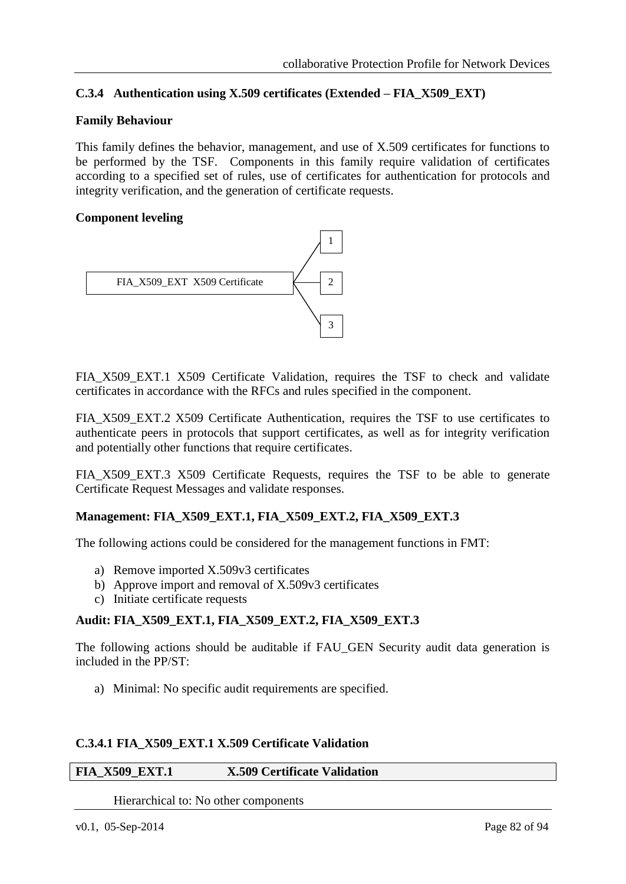### C.3.4 Authentication using X.509 certificates (Extended – FIA_X509_EXT)

**Family Behaviour**

This family defines the behavior, management, and use of X.509 certificates for functions to be performed by the TSF. Components in this family require validation of certificates according to a specified set of rules, use of certificates for authentication for protocols and integrity verification, and the generation of certificate requests.

**Component leveling**

FIA_X509_EXT X509 Certificate → 1, 2, 3

FIA_X509_EXT.1 X509 Certificate Validation, requires the TSF to check and validate certificates in accordance with the RFCs and rules specified in the component.

FIA_X509_EXT.2 X509 Certificate Authentication, requires the TSF to use certificates to authenticate peers in protocols that support certificates, as well as for integrity verification and potentially other functions that require certificates.

FIA_X509_EXT.3 X509 Certificate Requests, requires the TSF to be able to generate Certificate Request Messages and validate responses.

**Management: FIA_X509_EXT.1, FIA_X509_EXT.2, FIA_X509_EXT.3**

The following actions could be considered for the management functions in FMT:

a) Remove imported X.509v3 certificates
b) Approve import and removal of X.509v3 certificates
c) Initiate certificate requests

**Audit: FIA_X509_EXT.1, FIA_X509_EXT.2, FIA_X509_EXT.3**

The following actions should be auditable if FAU_GEN Security audit data generation is included in the PP/ST:

a) Minimal: No specific audit requirements are specified.

#### C.3.4.1 FIA_X509_EXT.1 X.509 Certificate Validation

| FIA_X509_EXT.1 | X.509 Certificate Validation |
|---|---|

Hierarchical to: No other components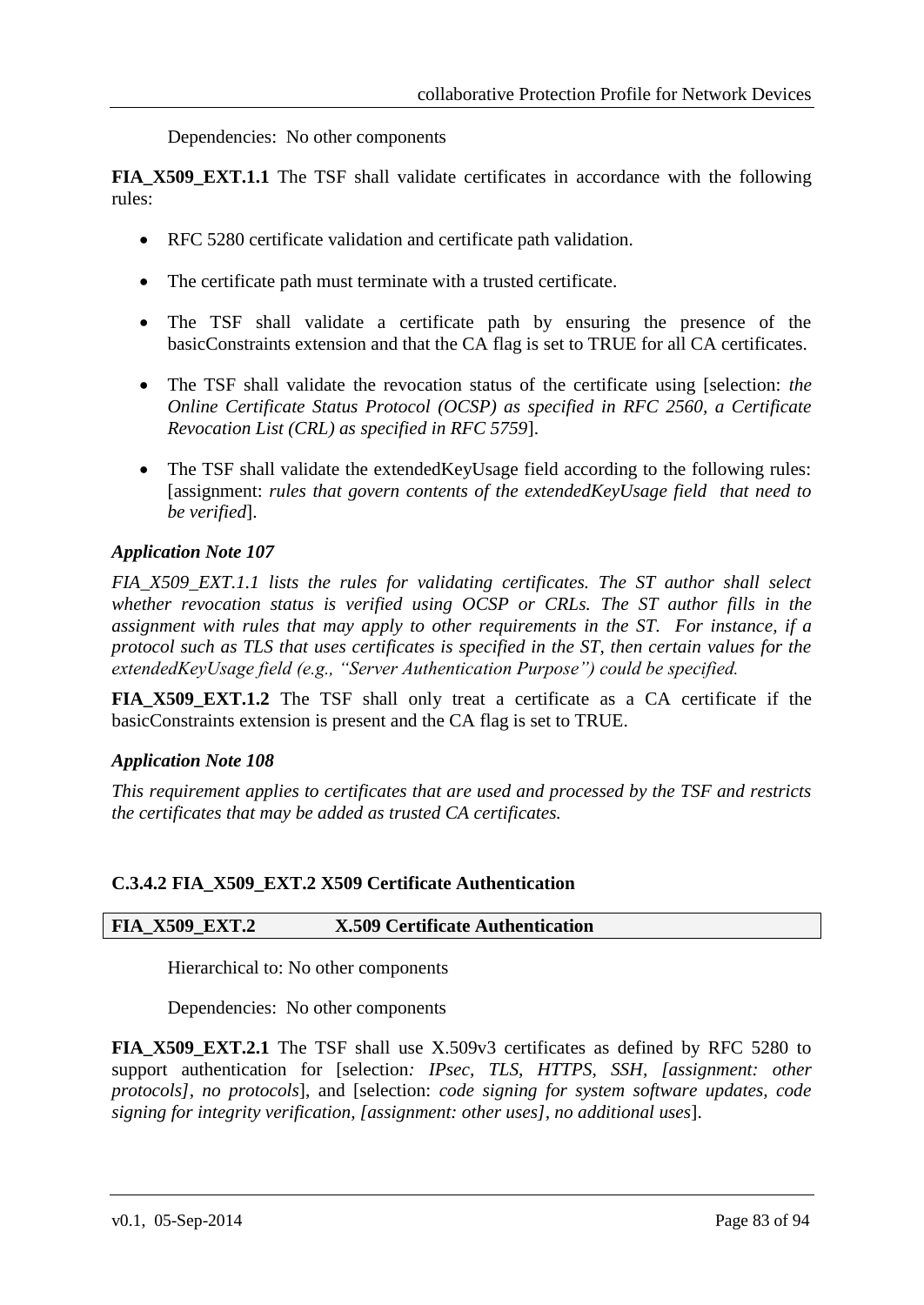Dependencies: No other components

**FIA_X509_EXT.1.1** The TSF shall validate certificates in accordance with the following rules:

- RFC 5280 certificate validation and certificate path validation.
- The certificate path must terminate with a trusted certificate.
- The TSF shall validate a certificate path by ensuring the presence of the basicConstraints extension and that the CA flag is set to TRUE for all CA certificates.
- The TSF shall validate the revocation status of the certificate using [selection: *the Online Certificate Status Protocol (OCSP) as specified in RFC 2560, a Certificate Revocation List (CRL) as specified in RFC 5759*].
- The TSF shall validate the extendedKeyUsage field according to the following rules: [assignment: *rules that govern contents of the extendedKeyUsage field that need to be verified*].

***Application Note 107***

*FIA_X509_EXT.1.1 lists the rules for validating certificates. The ST author shall select whether revocation status is verified using OCSP or CRLs. The ST author fills in the assignment with rules that may apply to other requirements in the ST. For instance, if a protocol such as TLS that uses certificates is specified in the ST, then certain values for the extendedKeyUsage field (e.g., "Server Authentication Purpose") could be specified.*

**FIA_X509_EXT.1.2** The TSF shall only treat a certificate as a CA certificate if the basicConstraints extension is present and the CA flag is set to TRUE.

***Application Note 108***

*This requirement applies to certificates that are used and processed by the TSF and restricts the certificates that may be added as trusted CA certificates.*

### C.3.4.2 FIA_X509_EXT.2 X509 Certificate Authentication

| **FIA_X509_EXT.2** | **X.509 Certificate Authentication** |
|---|---|

Hierarchical to: No other components

Dependencies: No other components

**FIA_X509_EXT.2.1** The TSF shall use X.509v3 certificates as defined by RFC 5280 to support authentication for [selection*: IPsec, TLS, HTTPS, SSH, [assignment: other protocols], no protocols*], and [selection: *code signing for system software updates, code signing for integrity verification, [assignment: other uses], no additional uses*].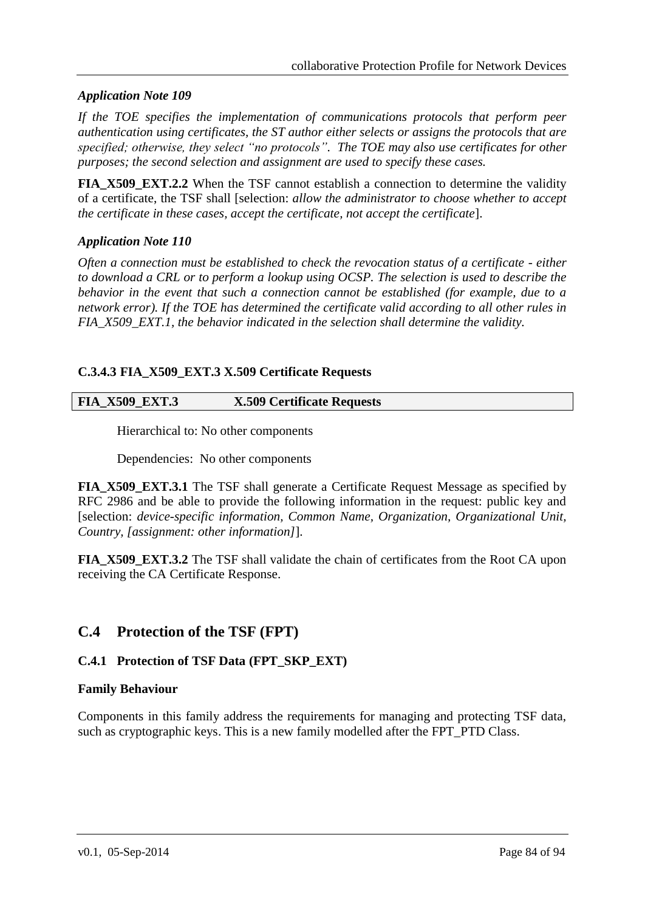*Application Note 109*

*If the TOE specifies the implementation of communications protocols that perform peer authentication using certificates, the ST author either selects or assigns the protocols that are specified; otherwise, they select "no protocols". The TOE may also use certificates for other purposes; the second selection and assignment are used to specify these cases.*

**FIA_X509_EXT.2.2** When the TSF cannot establish a connection to determine the validity of a certificate, the TSF shall [selection: *allow the administrator to choose whether to accept the certificate in these cases, accept the certificate, not accept the certificate*].

*Application Note 110*

*Often a connection must be established to check the revocation status of a certificate - either to download a CRL or to perform a lookup using OCSP. The selection is used to describe the behavior in the event that such a connection cannot be established (for example, due to a network error). If the TOE has determined the certificate valid according to all other rules in FIA_X509_EXT.1, the behavior indicated in the selection shall determine the validity.*

#### C.3.4.3 FIA_X509_EXT.3 X.509 Certificate Requests

| FIA_X509_EXT.3 | X.509 Certificate Requests |
|---|---|

Hierarchical to: No other components

Dependencies: No other components

**FIA_X509_EXT.3.1** The TSF shall generate a Certificate Request Message as specified by RFC 2986 and be able to provide the following information in the request: public key and [selection: *device-specific information, Common Name, Organization, Organizational Unit, Country, [assignment: other information]*].

**FIA_X509_EXT.3.2** The TSF shall validate the chain of certificates from the Root CA upon receiving the CA Certificate Response.

## C.4 Protection of the TSF (FPT)

### C.4.1 Protection of TSF Data (FPT_SKP_EXT)

**Family Behaviour**

Components in this family address the requirements for managing and protecting TSF data, such as cryptographic keys. This is a new family modelled after the FPT_PTD Class.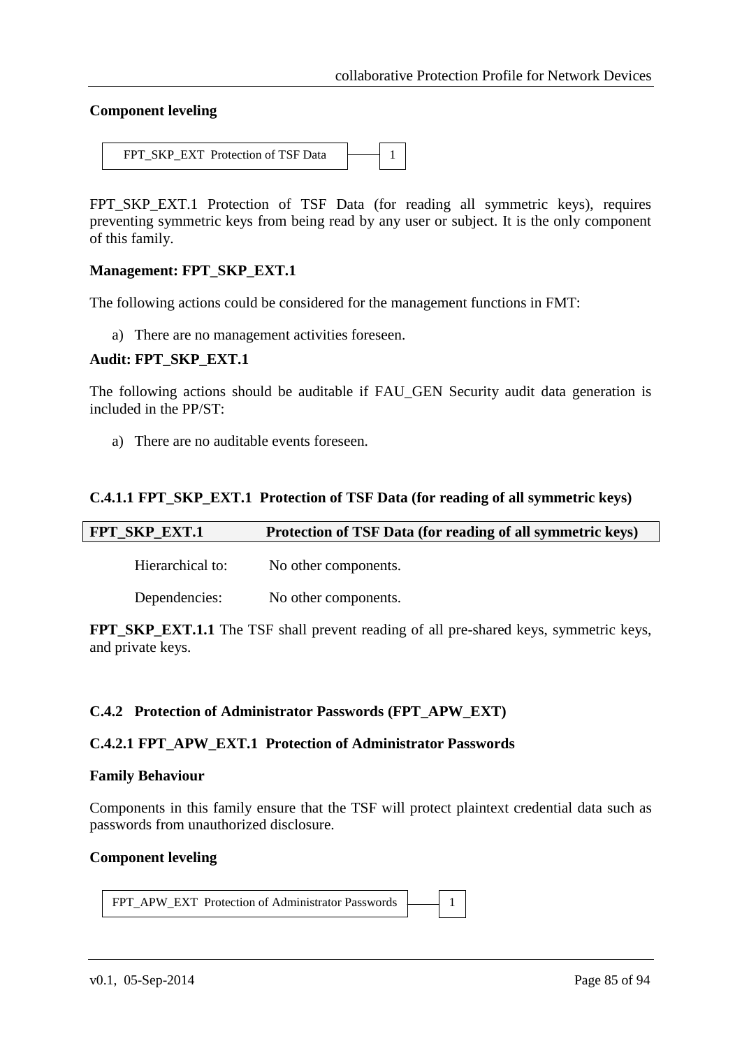**Component leveling**

| FPT_SKP_EXT Protection of TSF Data | 1 |
|---|---|

FPT_SKP_EXT.1 Protection of TSF Data (for reading all symmetric keys), requires preventing symmetric keys from being read by any user or subject. It is the only component of this family.

**Management: FPT_SKP_EXT.1**

The following actions could be considered for the management functions in FMT:

a) There are no management activities foreseen.

**Audit: FPT_SKP_EXT.1**

The following actions should be auditable if FAU_GEN Security audit data generation is included in the PP/ST:

a) There are no auditable events foreseen.

#### C.4.1.1 FPT_SKP_EXT.1 Protection of TSF Data (for reading of all symmetric keys)

| **FPT_SKP_EXT.1** | **Protection of TSF Data (for reading of all symmetric keys)** |
|---|---|
| Hierarchical to: | No other components. |
| Dependencies: | No other components. |

**FPT_SKP_EXT.1.1** The TSF shall prevent reading of all pre-shared keys, symmetric keys, and private keys.

### C.4.2 Protection of Administrator Passwords (FPT_APW_EXT)

#### C.4.2.1 FPT_APW_EXT.1 Protection of Administrator Passwords

**Family Behaviour**

Components in this family ensure that the TSF will protect plaintext credential data such as passwords from unauthorized disclosure.

**Component leveling**

| FPT_APW_EXT Protection of Administrator Passwords | 1 |
|---|---|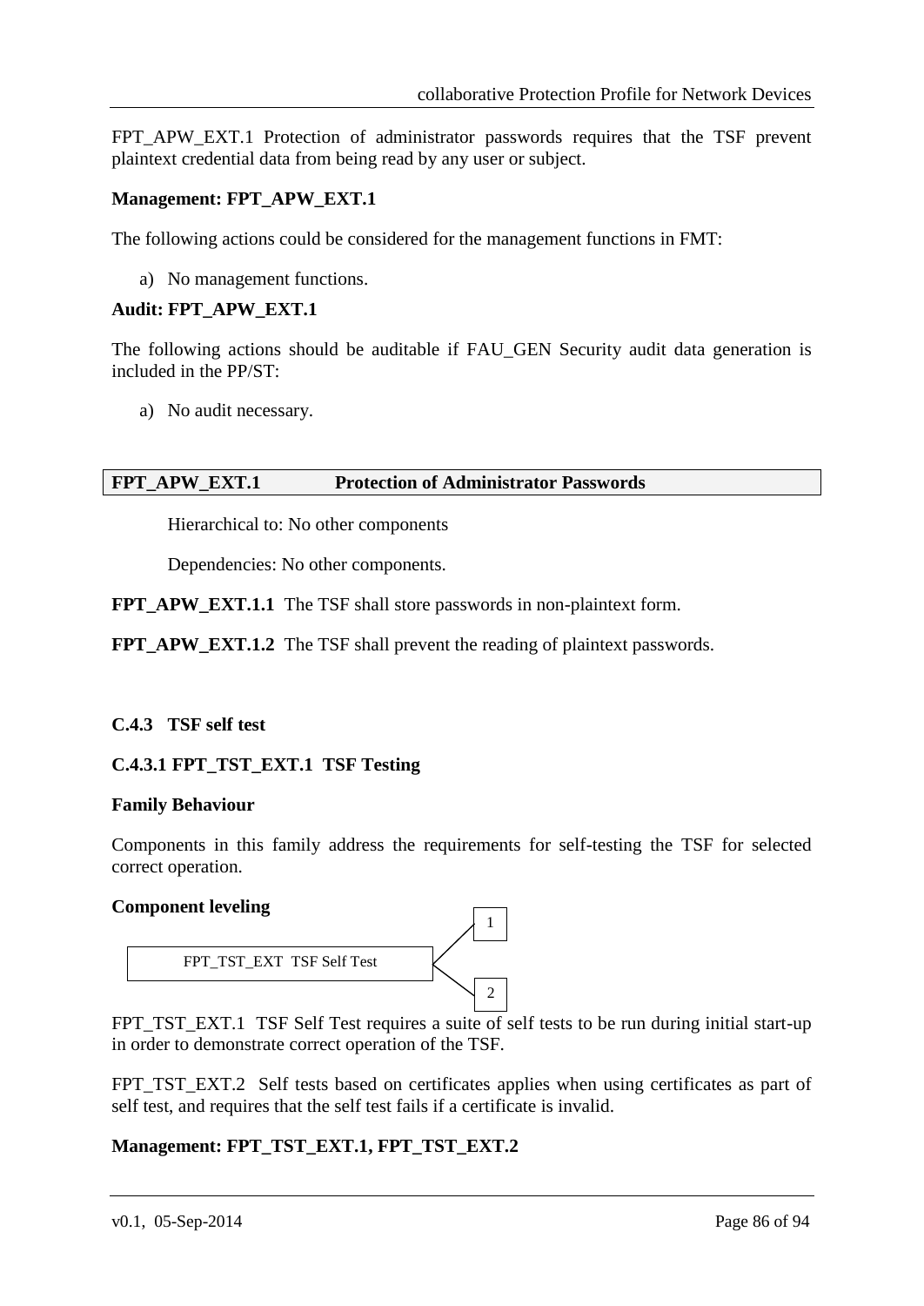FPT_APW_EXT.1 Protection of administrator passwords requires that the TSF prevent plaintext credential data from being read by any user or subject.

**Management: FPT_APW_EXT.1**

The following actions could be considered for the management functions in FMT:

a) No management functions.

**Audit: FPT_APW_EXT.1**

The following actions should be auditable if FAU_GEN Security audit data generation is included in the PP/ST:

a) No audit necessary.

| **FPT_APW_EXT.1** | **Protection of Administrator Passwords** |
|---|---|

Hierarchical to: No other components

Dependencies: No other components.

**FPT_APW_EXT.1.1** The TSF shall store passwords in non-plaintext form.

**FPT_APW_EXT.1.2** The TSF shall prevent the reading of plaintext passwords.

### C.4.3 TSF self test

#### C.4.3.1 FPT_TST_EXT.1 TSF Testing

**Family Behaviour**

Components in this family address the requirements for self-testing the TSF for selected correct operation.

**Component leveling**

FPT_TST_EXT TSF Self Test → 1, 2

FPT_TST_EXT.1 TSF Self Test requires a suite of self tests to be run during initial start-up in order to demonstrate correct operation of the TSF.

FPT_TST_EXT.2 Self tests based on certificates applies when using certificates as part of self test, and requires that the self test fails if a certificate is invalid.

**Management: FPT_TST_EXT.1, FPT_TST_EXT.2**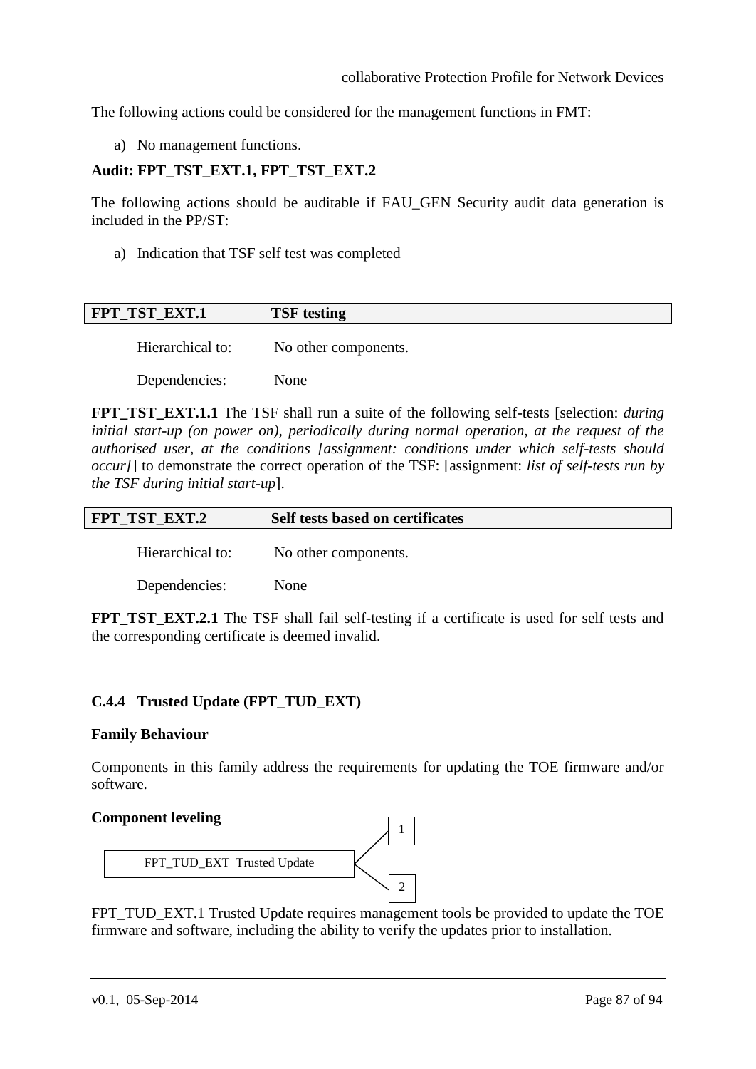The following actions could be considered for the management functions in FMT:

a) No management functions.

**Audit: FPT_TST_EXT.1, FPT_TST_EXT.2**

The following actions should be auditable if FAU_GEN Security audit data generation is included in the PP/ST:

a) Indication that TSF self test was completed

| **FPT_TST_EXT.1** | **TSF testing** |
|---|---|

Hierarchical to: No other components.

Dependencies: None

**FPT_TST_EXT.1.1** The TSF shall run a suite of the following self-tests [selection: *during initial start-up (on power on), periodically during normal operation, at the request of the authorised user, at the conditions [assignment: conditions under which self-tests should occur]*] to demonstrate the correct operation of the TSF: [assignment: *list of self-tests run by the TSF during initial start-up*].

| **FPT_TST_EXT.2** | **Self tests based on certificates** |
|---|---|

Hierarchical to: No other components.

Dependencies: None

**FPT_TST_EXT.2.1** The TSF shall fail self-testing if a certificate is used for self tests and the corresponding certificate is deemed invalid.

### C.4.4 Trusted Update (FPT_TUD_EXT)

**Family Behaviour**

Components in this family address the requirements for updating the TOE firmware and/or software.

**Component leveling**

FPT_TUD_EXT Trusted Update — 1, 2

FPT_TUD_EXT.1 Trusted Update requires management tools be provided to update the TOE firmware and software, including the ability to verify the updates prior to installation.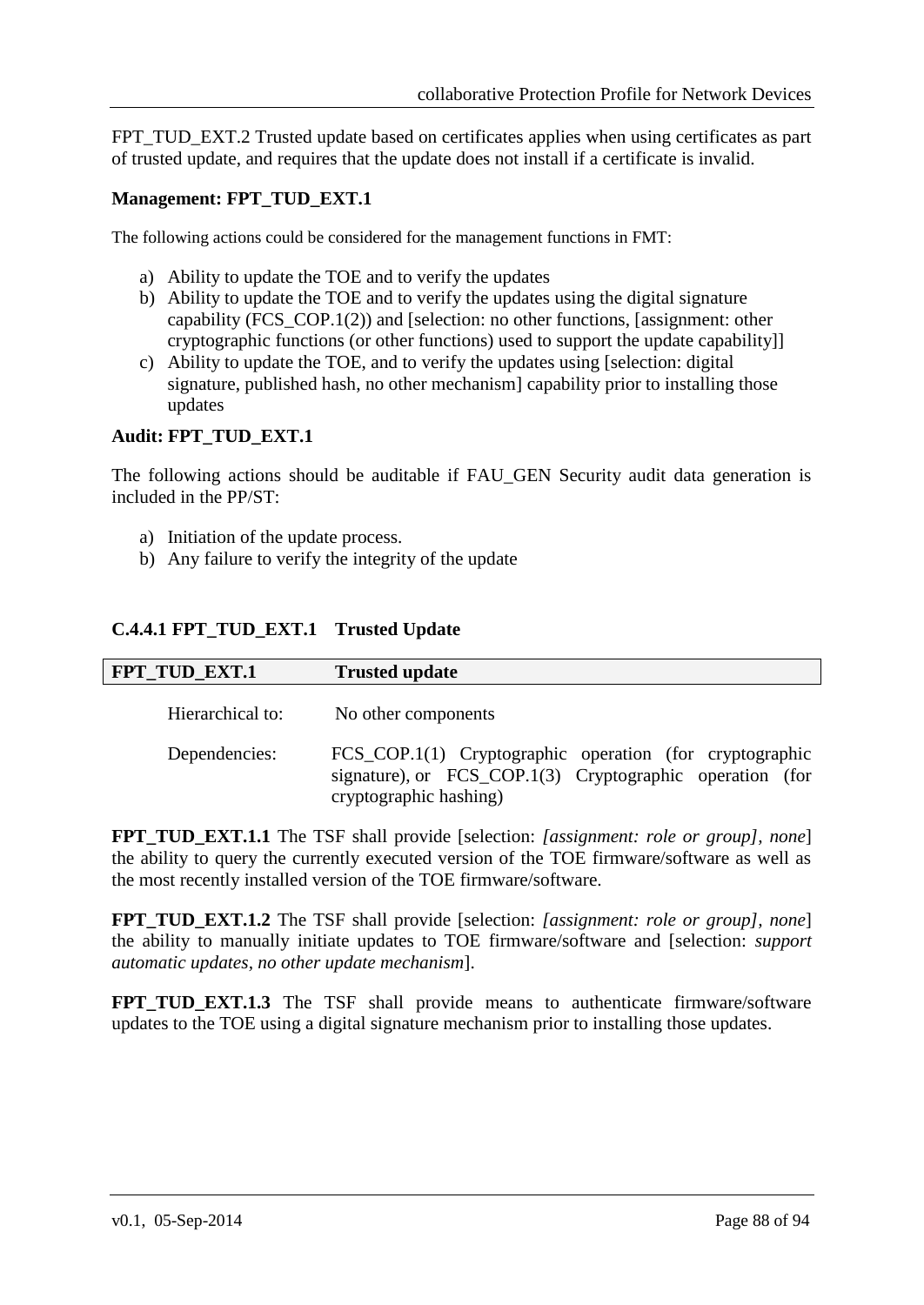FPT_TUD_EXT.2 Trusted update based on certificates applies when using certificates as part of trusted update, and requires that the update does not install if a certificate is invalid.

**Management: FPT_TUD_EXT.1**

The following actions could be considered for the management functions in FMT:

a) Ability to update the TOE and to verify the updates
b) Ability to update the TOE and to verify the updates using the digital signature capability (FCS_COP.1(2)) and [selection: no other functions, [assignment: other cryptographic functions (or other functions) used to support the update capability]]
c) Ability to update the TOE, and to verify the updates using [selection: digital signature, published hash, no other mechanism] capability prior to installing those updates

**Audit: FPT_TUD_EXT.1**

The following actions should be auditable if FAU_GEN Security audit data generation is included in the PP/ST:

a) Initiation of the update process.
b) Any failure to verify the integrity of the update

### C.4.4.1 FPT_TUD_EXT.1 Trusted Update

| **FPT_TUD_EXT.1** | **Trusted update** |
|---|---|

Hierarchical to: No other components

Dependencies: FCS_COP.1(1) Cryptographic operation (for cryptographic signature), or FCS_COP.1(3) Cryptographic operation (for cryptographic hashing)

**FPT_TUD_EXT.1.1** The TSF shall provide [selection: *[assignment: role or group]*, *none*] the ability to query the currently executed version of the TOE firmware/software as well as the most recently installed version of the TOE firmware/software.

**FPT_TUD_EXT.1.2** The TSF shall provide [selection: *[assignment: role or group]*, *none*] the ability to manually initiate updates to TOE firmware/software and [selection: *support automatic updates*, *no other update mechanism*].

**FPT_TUD_EXT.1.3** The TSF shall provide means to authenticate firmware/software updates to the TOE using a digital signature mechanism prior to installing those updates.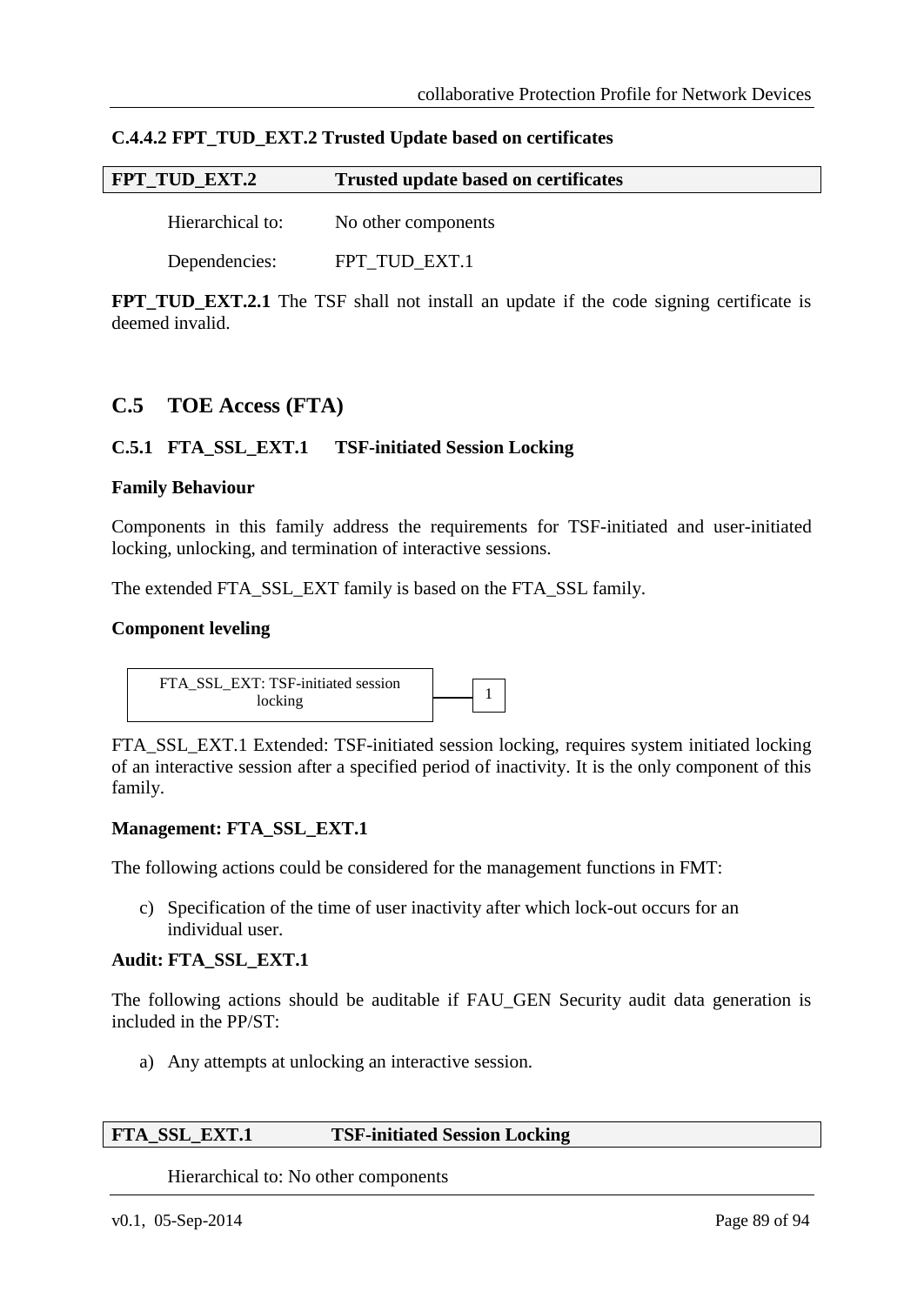### C.4.4.2 FPT_TUD_EXT.2 Trusted Update based on certificates

| FPT_TUD_EXT.2 | Trusted update based on certificates |
|---|---|

Hierarchical to: No other components

Dependencies: FPT_TUD_EXT.1

**FPT_TUD_EXT.2.1** The TSF shall not install an update if the code signing certificate is deemed invalid.

## C.5 TOE Access (FTA)

### C.5.1 FTA_SSL_EXT.1 TSF-initiated Session Locking

**Family Behaviour**

Components in this family address the requirements for TSF-initiated and user-initiated locking, unlocking, and termination of interactive sessions.

The extended FTA_SSL_EXT family is based on the FTA_SSL family.

**Component leveling**

FTA_SSL_EXT: TSF-initiated session locking — 1

FTA_SSL_EXT.1 Extended: TSF-initiated session locking, requires system initiated locking of an interactive session after a specified period of inactivity. It is the only component of this family.

**Management: FTA_SSL_EXT.1**

The following actions could be considered for the management functions in FMT:

c) Specification of the time of user inactivity after which lock-out occurs for an individual user.

**Audit: FTA_SSL_EXT.1**

The following actions should be auditable if FAU_GEN Security audit data generation is included in the PP/ST:

a) Any attempts at unlocking an interactive session.

| FTA_SSL_EXT.1 | TSF-initiated Session Locking |
|---|---|

Hierarchical to: No other components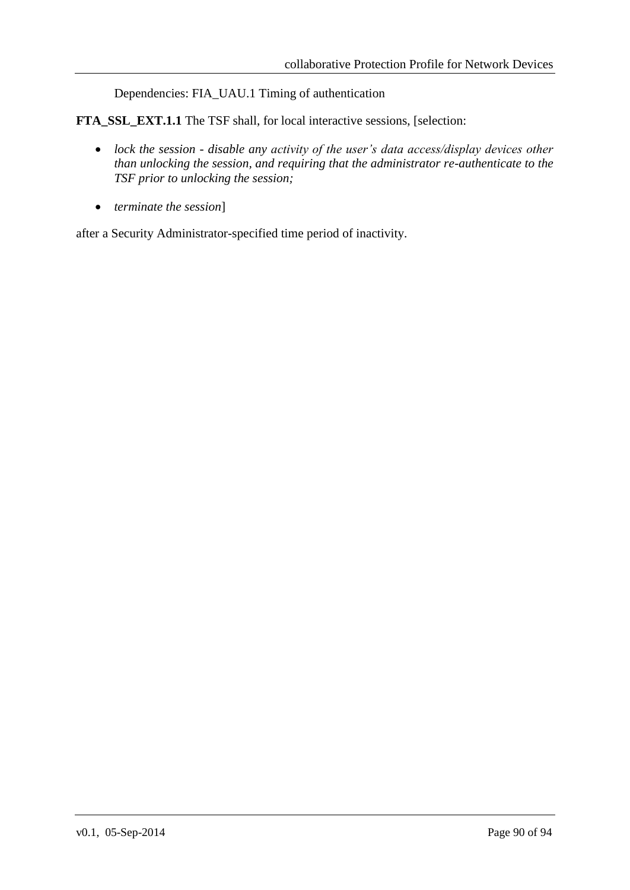Dependencies: FIA_UAU.1 Timing of authentication

**FTA_SSL_EXT.1.1** The TSF shall, for local interactive sessions, [selection:

- *lock the session - disable any activity of the user's data access/display devices other than unlocking the session, and requiring that the administrator re-authenticate to the TSF prior to unlocking the session;*
- *terminate the session*]

after a Security Administrator-specified time period of inactivity.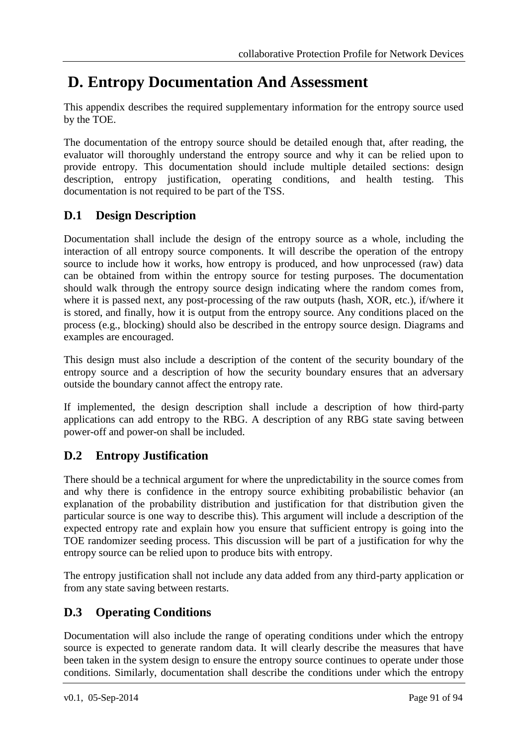# D. Entropy Documentation And Assessment

This appendix describes the required supplementary information for the entropy source used by the TOE.

The documentation of the entropy source should be detailed enough that, after reading, the evaluator will thoroughly understand the entropy source and why it can be relied upon to provide entropy. This documentation should include multiple detailed sections: design description, entropy justification, operating conditions, and health testing. This documentation is not required to be part of the TSS.

## D.1 Design Description

Documentation shall include the design of the entropy source as a whole, including the interaction of all entropy source components. It will describe the operation of the entropy source to include how it works, how entropy is produced, and how unprocessed (raw) data can be obtained from within the entropy source for testing purposes. The documentation should walk through the entropy source design indicating where the random comes from, where it is passed next, any post-processing of the raw outputs (hash, XOR, etc.), if/where it is stored, and finally, how it is output from the entropy source. Any conditions placed on the process (e.g., blocking) should also be described in the entropy source design. Diagrams and examples are encouraged.

This design must also include a description of the content of the security boundary of the entropy source and a description of how the security boundary ensures that an adversary outside the boundary cannot affect the entropy rate.

If implemented, the design description shall include a description of how third-party applications can add entropy to the RBG. A description of any RBG state saving between power-off and power-on shall be included.

## D.2 Entropy Justification

There should be a technical argument for where the unpredictability in the source comes from and why there is confidence in the entropy source exhibiting probabilistic behavior (an explanation of the probability distribution and justification for that distribution given the particular source is one way to describe this). This argument will include a description of the expected entropy rate and explain how you ensure that sufficient entropy is going into the TOE randomizer seeding process. This discussion will be part of a justification for why the entropy source can be relied upon to produce bits with entropy.

The entropy justification shall not include any data added from any third-party application or from any state saving between restarts.

## D.3 Operating Conditions

Documentation will also include the range of operating conditions under which the entropy source is expected to generate random data. It will clearly describe the measures that have been taken in the system design to ensure the entropy source continues to operate under those conditions. Similarly, documentation shall describe the conditions under which the entropy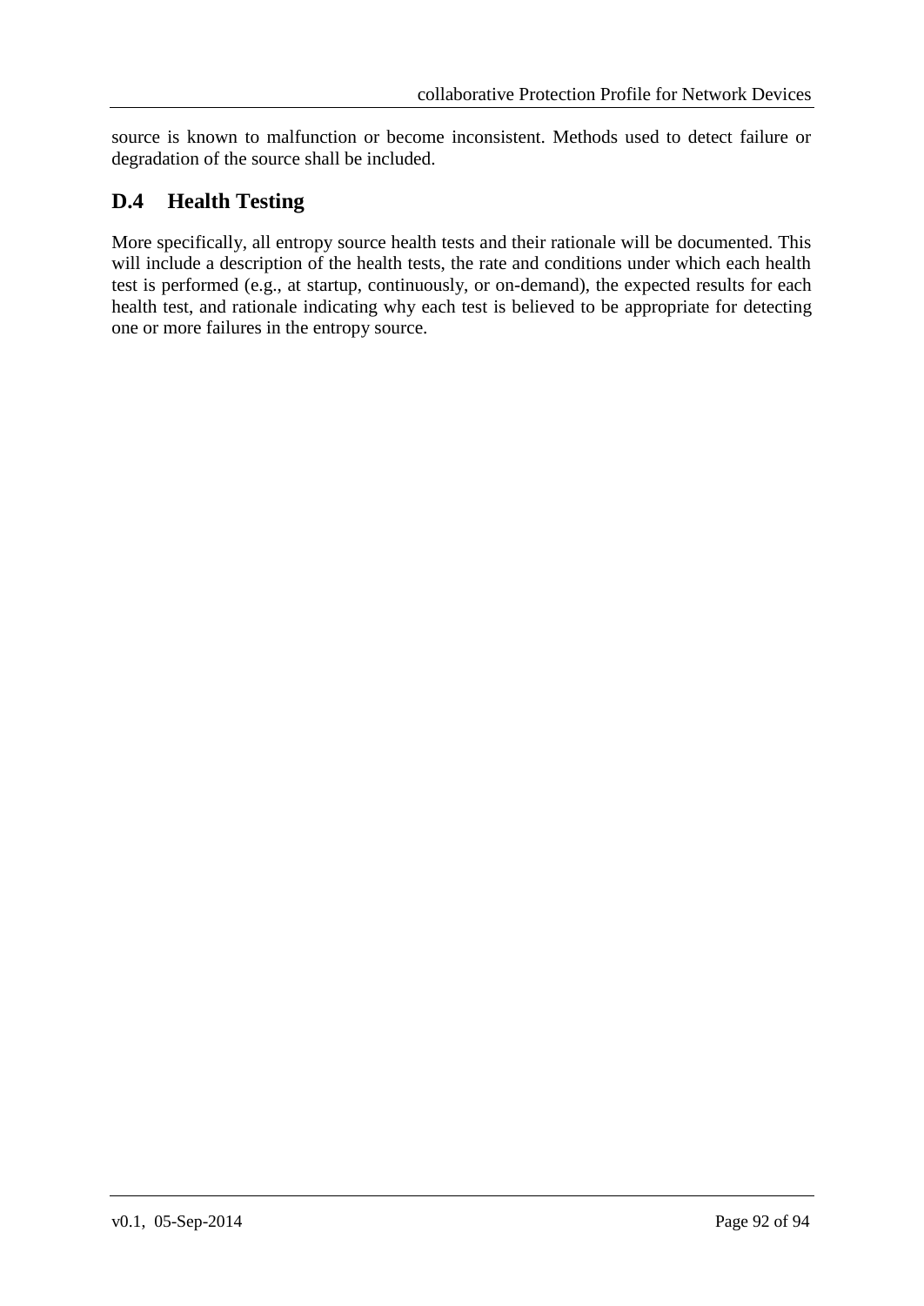source is known to malfunction or become inconsistent. Methods used to detect failure or degradation of the source shall be included.

## D.4 Health Testing

More specifically, all entropy source health tests and their rationale will be documented. This will include a description of the health tests, the rate and conditions under which each health test is performed (e.g., at startup, continuously, or on-demand), the expected results for each health test, and rationale indicating why each test is believed to be appropriate for detecting one or more failures in the entropy source.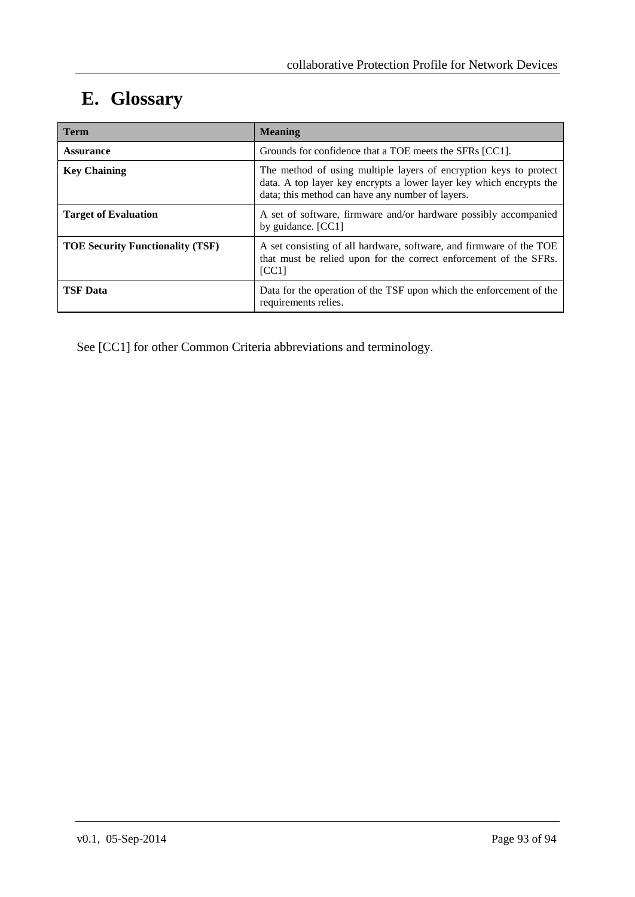# E. Glossary

| Term | Meaning |
|---|---|
| **Assurance** | Grounds for confidence that a TOE meets the SFRs [CC1]. |
| **Key Chaining** | The method of using multiple layers of encryption keys to protect data. A top layer key encrypts a lower layer key which encrypts the data; this method can have any number of layers. |
| **Target of Evaluation** | A set of software, firmware and/or hardware possibly accompanied by guidance. [CC1] |
| **TOE Security Functionality (TSF)** | A set consisting of all hardware, software, and firmware of the TOE that must be relied upon for the correct enforcement of the SFRs. [CC1] |
| **TSF Data** | Data for the operation of the TSF upon which the enforcement of the requirements relies. |

See [CC1] for other Common Criteria abbreviations and terminology.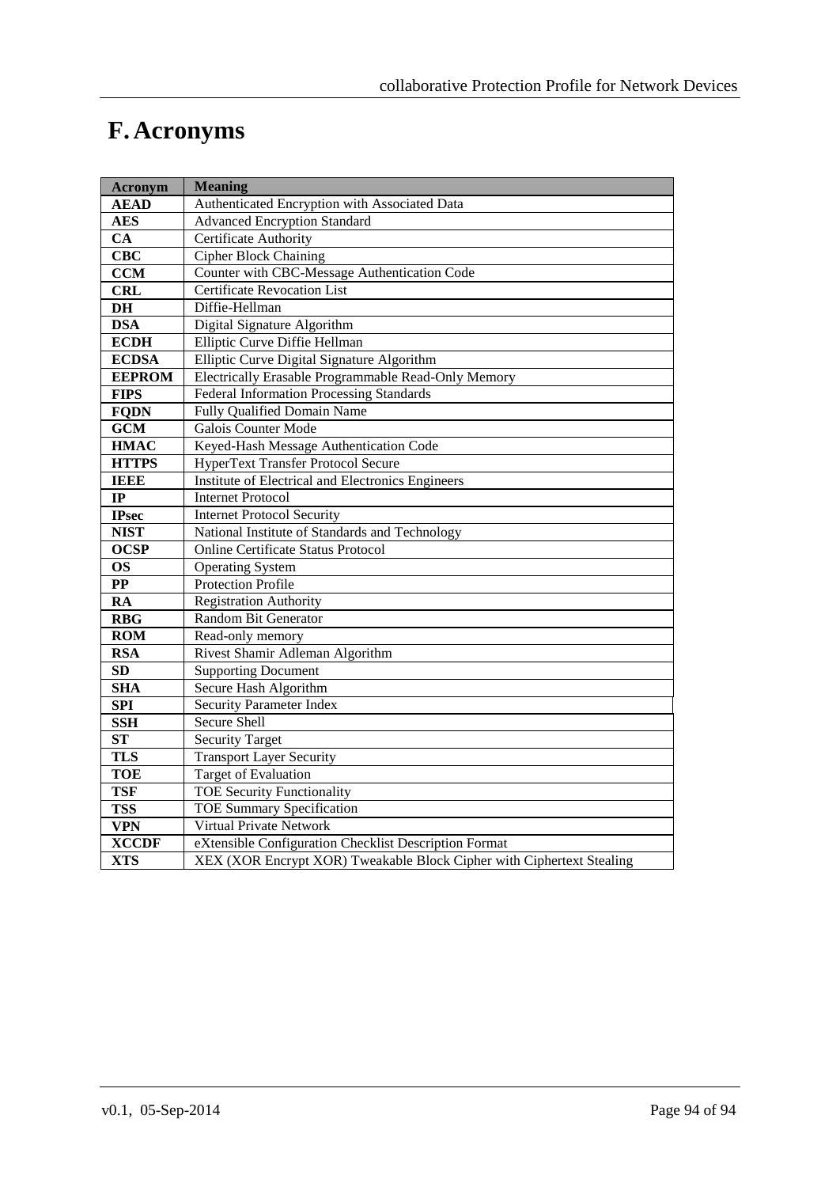# F. Acronyms

| Acronym | Meaning |
|---|---|
| **AEAD** | Authenticated Encryption with Associated Data |
| **AES** | Advanced Encryption Standard |
| **CA** | Certificate Authority |
| **CBC** | Cipher Block Chaining |
| **CCM** | Counter with CBC-Message Authentication Code |
| **CRL** | Certificate Revocation List |
| **DH** | Diffie-Hellman |
| **DSA** | Digital Signature Algorithm |
| **ECDH** | Elliptic Curve Diffie Hellman |
| **ECDSA** | Elliptic Curve Digital Signature Algorithm |
| **EEPROM** | Electrically Erasable Programmable Read-Only Memory |
| **FIPS** | Federal Information Processing Standards |
| **FQDN** | Fully Qualified Domain Name |
| **GCM** | Galois Counter Mode |
| **HMAC** | Keyed-Hash Message Authentication Code |
| **HTTPS** | HyperText Transfer Protocol Secure |
| **IEEE** | Institute of Electrical and Electronics Engineers |
| **IP** | Internet Protocol |
| **IPsec** | Internet Protocol Security |
| **NIST** | National Institute of Standards and Technology |
| **OCSP** | Online Certificate Status Protocol |
| **OS** | Operating System |
| **PP** | Protection Profile |
| **RA** | Registration Authority |
| **RBG** | Random Bit Generator |
| **ROM** | Read-only memory |
| **RSA** | Rivest Shamir Adleman Algorithm |
| **SD** | Supporting Document |
| **SHA** | Secure Hash Algorithm |
| **SPI** | Security Parameter Index |
| **SSH** | Secure Shell |
| **ST** | Security Target |
| **TLS** | Transport Layer Security |
| **TOE** | Target of Evaluation |
| **TSF** | TOE Security Functionality |
| **TSS** | TOE Summary Specification |
| **VPN** | Virtual Private Network |
| **XCCDF** | eXtensible Configuration Checklist Description Format |
| **XTS** | XEX (XOR Encrypt XOR) Tweakable Block Cipher with Ciphertext Stealing |